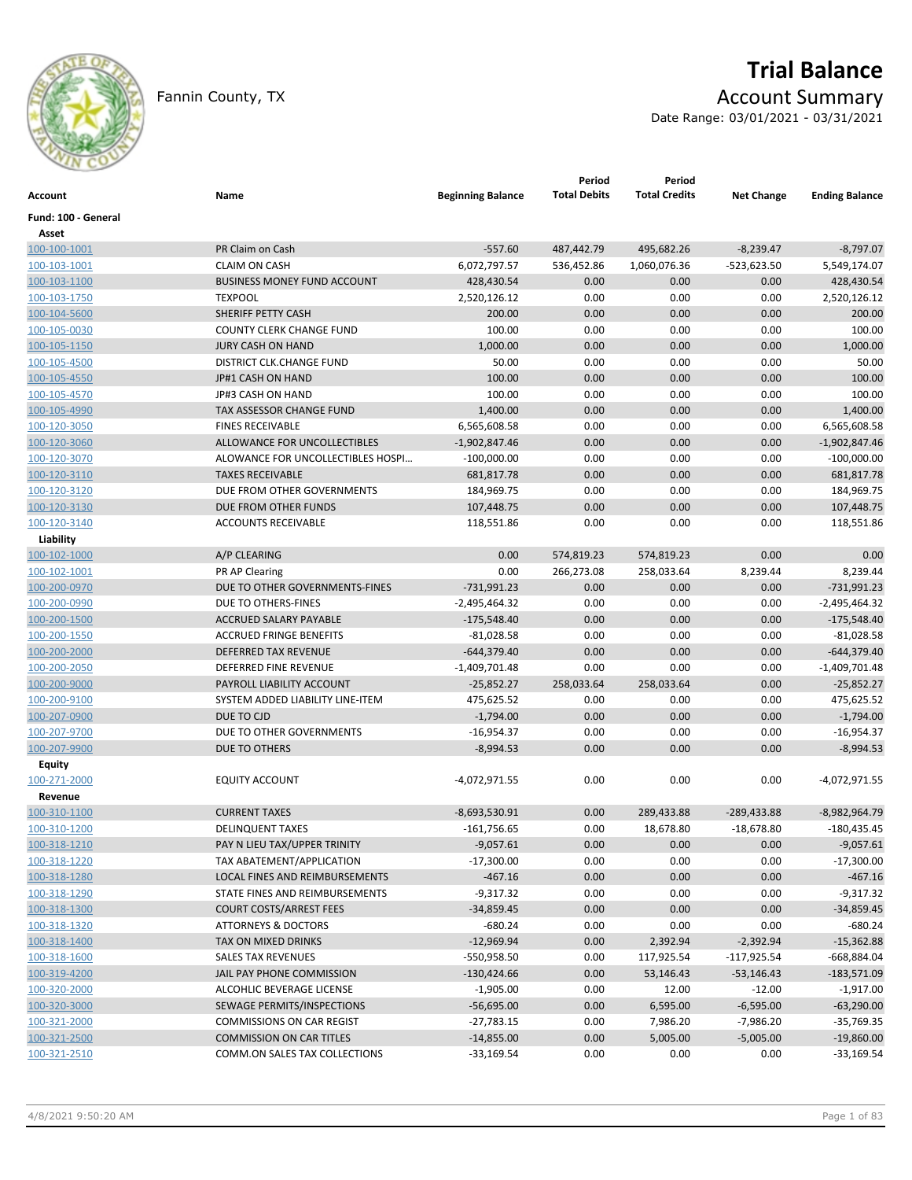Fannin County, TX

# Trial Balance

## Account Summary

Date Range: 03/01/2021 - 03/31/2021

| Account | Name | Beginning Balance | Period Total Debits | Period Total Credits | Net Change | Ending Balance |
|---|---|---|---|---|---|---|
| **Fund: 100 - General** | | | | | | |
| **Asset** | | | | | | |
| 100-100-1001 | PR Claim on Cash | -557.60 | 487,442.79 | 495,682.26 | -8,239.47 | -8,797.07 |
| 100-103-1001 | CLAIM ON CASH | 6,072,797.57 | 536,452.86 | 1,060,076.36 | -523,623.50 | 5,549,174.07 |
| 100-103-1100 | BUSINESS MONEY FUND ACCOUNT | 428,430.54 | 0.00 | 0.00 | 0.00 | 428,430.54 |
| 100-103-1750 | TEXPOOL | 2,520,126.12 | 0.00 | 0.00 | 0.00 | 2,520,126.12 |
| 100-104-5600 | SHERIFF PETTY CASH | 200.00 | 0.00 | 0.00 | 0.00 | 200.00 |
| 100-105-0030 | COUNTY CLERK CHANGE FUND | 100.00 | 0.00 | 0.00 | 0.00 | 100.00 |
| 100-105-1150 | JURY CASH ON HAND | 1,000.00 | 0.00 | 0.00 | 0.00 | 1,000.00 |
| 100-105-4500 | DISTRICT CLK.CHANGE FUND | 50.00 | 0.00 | 0.00 | 0.00 | 50.00 |
| 100-105-4550 | JP#1 CASH ON HAND | 100.00 | 0.00 | 0.00 | 0.00 | 100.00 |
| 100-105-4570 | JP#3 CASH ON HAND | 100.00 | 0.00 | 0.00 | 0.00 | 100.00 |
| 100-105-4990 | TAX ASSESSOR CHANGE FUND | 1,400.00 | 0.00 | 0.00 | 0.00 | 1,400.00 |
| 100-120-3050 | FINES RECEIVABLE | 6,565,608.58 | 0.00 | 0.00 | 0.00 | 6,565,608.58 |
| 100-120-3060 | ALLOWANCE FOR UNCOLLECTIBLES | -1,902,847.46 | 0.00 | 0.00 | 0.00 | -1,902,847.46 |
| 100-120-3070 | ALOWANCE FOR UNCOLLECTIBLES HOSPI… | -100,000.00 | 0.00 | 0.00 | 0.00 | -100,000.00 |
| 100-120-3110 | TAXES RECEIVABLE | 681,817.78 | 0.00 | 0.00 | 0.00 | 681,817.78 |
| 100-120-3120 | DUE FROM OTHER GOVERNMENTS | 184,969.75 | 0.00 | 0.00 | 0.00 | 184,969.75 |
| 100-120-3130 | DUE FROM OTHER FUNDS | 107,448.75 | 0.00 | 0.00 | 0.00 | 107,448.75 |
| 100-120-3140 | ACCOUNTS RECEIVABLE | 118,551.86 | 0.00 | 0.00 | 0.00 | 118,551.86 |
| **Liability** | | | | | | |
| 100-102-1000 | A/P CLEARING | 0.00 | 574,819.23 | 574,819.23 | 0.00 | 0.00 |
| 100-102-1001 | PR AP Clearing | 0.00 | 266,273.08 | 258,033.64 | 8,239.44 | 8,239.44 |
| 100-200-0970 | DUE TO OTHER GOVERNMENTS-FINES | -731,991.23 | 0.00 | 0.00 | 0.00 | -731,991.23 |
| 100-200-0990 | DUE TO OTHERS-FINES | -2,495,464.32 | 0.00 | 0.00 | 0.00 | -2,495,464.32 |
| 100-200-1500 | ACCRUED SALARY PAYABLE | -175,548.40 | 0.00 | 0.00 | 0.00 | -175,548.40 |
| 100-200-1550 | ACCRUED FRINGE BENEFITS | -81,028.58 | 0.00 | 0.00 | 0.00 | -81,028.58 |
| 100-200-2000 | DEFERRED TAX REVENUE | -644,379.40 | 0.00 | 0.00 | 0.00 | -644,379.40 |
| 100-200-2050 | DEFERRED FINE REVENUE | -1,409,701.48 | 0.00 | 0.00 | 0.00 | -1,409,701.48 |
| 100-200-9000 | PAYROLL LIABILITY ACCOUNT | -25,852.27 | 258,033.64 | 258,033.64 | 0.00 | -25,852.27 |
| 100-200-9100 | SYSTEM ADDED LIABILITY LINE-ITEM | 475,625.52 | 0.00 | 0.00 | 0.00 | 475,625.52 |
| 100-207-0900 | DUE TO CJD | -1,794.00 | 0.00 | 0.00 | 0.00 | -1,794.00 |
| 100-207-9700 | DUE TO OTHER GOVERNMENTS | -16,954.37 | 0.00 | 0.00 | 0.00 | -16,954.37 |
| 100-207-9900 | DUE TO OTHERS | -8,994.53 | 0.00 | 0.00 | 0.00 | -8,994.53 |
| **Equity** | | | | | | |
| 100-271-2000 | EQUITY ACCOUNT | -4,072,971.55 | 0.00 | 0.00 | 0.00 | -4,072,971.55 |
| **Revenue** | | | | | | |
| 100-310-1100 | CURRENT TAXES | -8,693,530.91 | 0.00 | 289,433.88 | -289,433.88 | -8,982,964.79 |
| 100-310-1200 | DELINQUENT TAXES | -161,756.65 | 0.00 | 18,678.80 | -18,678.80 | -180,435.45 |
| 100-318-1210 | PAY N LIEU TAX/UPPER TRINITY | -9,057.61 | 0.00 | 0.00 | 0.00 | -9,057.61 |
| 100-318-1220 | TAX ABATEMENT/APPLICATION | -17,300.00 | 0.00 | 0.00 | 0.00 | -17,300.00 |
| 100-318-1280 | LOCAL FINES AND REIMBURSEMENTS | -467.16 | 0.00 | 0.00 | 0.00 | -467.16 |
| 100-318-1290 | STATE FINES AND REIMBURSEMENTS | -9,317.32 | 0.00 | 0.00 | 0.00 | -9,317.32 |
| 100-318-1300 | COURT COSTS/ARREST FEES | -34,859.45 | 0.00 | 0.00 | 0.00 | -34,859.45 |
| 100-318-1320 | ATTORNEYS & DOCTORS | -680.24 | 0.00 | 0.00 | 0.00 | -680.24 |
| 100-318-1400 | TAX ON MIXED DRINKS | -12,969.94 | 0.00 | 2,392.94 | -2,392.94 | -15,362.88 |
| 100-318-1600 | SALES TAX REVENUES | -550,958.50 | 0.00 | 117,925.54 | -117,925.54 | -668,884.04 |
| 100-319-4200 | JAIL PAY PHONE COMMISSION | -130,424.66 | 0.00 | 53,146.43 | -53,146.43 | -183,571.09 |
| 100-320-2000 | ALCOHLIC BEVERAGE LICENSE | -1,905.00 | 0.00 | 12.00 | -12.00 | -1,917.00 |
| 100-320-3000 | SEWAGE PERMITS/INSPECTIONS | -56,695.00 | 0.00 | 6,595.00 | -6,595.00 | -63,290.00 |
| 100-321-2000 | COMMISSIONS ON CAR REGIST | -27,783.15 | 0.00 | 7,986.20 | -7,986.20 | -35,769.35 |
| 100-321-2500 | COMMISSION ON CAR TITLES | -14,855.00 | 0.00 | 5,005.00 | -5,005.00 | -19,860.00 |
| 100-321-2510 | COMM.ON SALES TAX COLLECTIONS | -33,169.54 | 0.00 | 0.00 | 0.00 | -33,169.54 |

4/8/2021 9:50:20 AM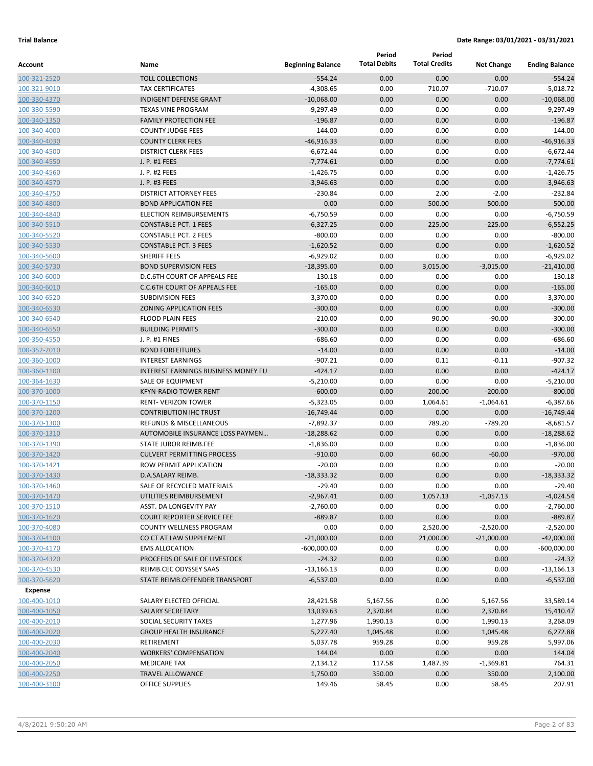**Trial Balance** **Date Range: 03/01/2021 - 03/31/2021**

| Account | Name | Beginning Balance | Period Total Debits | Period Total Credits | Net Change | Ending Balance |
|---|---|---|---|---|---|---|
| 100-321-2520 | TOLL COLLECTIONS | -554.24 | 0.00 | 0.00 | 0.00 | -554.24 |
| 100-321-9010 | TAX CERTIFICATES | -4,308.65 | 0.00 | 710.07 | -710.07 | -5,018.72 |
| 100-330-4370 | INDIGENT DEFENSE GRANT | -10,068.00 | 0.00 | 0.00 | 0.00 | -10,068.00 |
| 100-330-5590 | TEXAS VINE PROGRAM | -9,297.49 | 0.00 | 0.00 | 0.00 | -9,297.49 |
| 100-340-1350 | FAMILY PROTECTION FEE | -196.87 | 0.00 | 0.00 | 0.00 | -196.87 |
| 100-340-4000 | COUNTY JUDGE FEES | -144.00 | 0.00 | 0.00 | 0.00 | -144.00 |
| 100-340-4030 | COUNTY CLERK FEES | -46,916.33 | 0.00 | 0.00 | 0.00 | -46,916.33 |
| 100-340-4500 | DISTRICT CLERK FEES | -6,672.44 | 0.00 | 0.00 | 0.00 | -6,672.44 |
| 100-340-4550 | J. P. #1 FEES | -7,774.61 | 0.00 | 0.00 | 0.00 | -7,774.61 |
| 100-340-4560 | J. P. #2 FEES | -1,426.75 | 0.00 | 0.00 | 0.00 | -1,426.75 |
| 100-340-4570 | J. P. #3 FEES | -3,946.63 | 0.00 | 0.00 | 0.00 | -3,946.63 |
| 100-340-4750 | DISTRICT ATTORNEY FEES | -230.84 | 0.00 | 2.00 | -2.00 | -232.84 |
| 100-340-4800 | BOND APPLICATION FEE | 0.00 | 0.00 | 500.00 | -500.00 | -500.00 |
| 100-340-4840 | ELECTION REIMBURSEMENTS | -6,750.59 | 0.00 | 0.00 | 0.00 | -6,750.59 |
| 100-340-5510 | CONSTABLE PCT. 1 FEES | -6,327.25 | 0.00 | 225.00 | -225.00 | -6,552.25 |
| 100-340-5520 | CONSTABLE PCT. 2 FEES | -800.00 | 0.00 | 0.00 | 0.00 | -800.00 |
| 100-340-5530 | CONSTABLE PCT. 3 FEES | -1,620.52 | 0.00 | 0.00 | 0.00 | -1,620.52 |
| 100-340-5600 | SHERIFF FEES | -6,929.02 | 0.00 | 0.00 | 0.00 | -6,929.02 |
| 100-340-5730 | BOND SUPERVISION FEES | -18,395.00 | 0.00 | 3,015.00 | -3,015.00 | -21,410.00 |
| 100-340-6000 | D.C.6TH COURT OF APPEALS FEE | -130.18 | 0.00 | 0.00 | 0.00 | -130.18 |
| 100-340-6010 | C.C.6TH COURT OF APPEALS FEE | -165.00 | 0.00 | 0.00 | 0.00 | -165.00 |
| 100-340-6520 | SUBDIVISION FEES | -3,370.00 | 0.00 | 0.00 | 0.00 | -3,370.00 |
| 100-340-6530 | ZONING APPLICATION FEES | -300.00 | 0.00 | 0.00 | 0.00 | -300.00 |
| 100-340-6540 | FLOOD PLAIN FEES | -210.00 | 0.00 | 90.00 | -90.00 | -300.00 |
| 100-340-6550 | BUILDING PERMITS | -300.00 | 0.00 | 0.00 | 0.00 | -300.00 |
| 100-350-4550 | J. P. #1 FINES | -686.60 | 0.00 | 0.00 | 0.00 | -686.60 |
| 100-352-2010 | BOND FORFEITURES | -14.00 | 0.00 | 0.00 | 0.00 | -14.00 |
| 100-360-1000 | INTEREST EARNINGS | -907.21 | 0.00 | 0.11 | -0.11 | -907.32 |
| 100-360-1100 | INTEREST EARNINGS BUSINESS MONEY FU | -424.17 | 0.00 | 0.00 | 0.00 | -424.17 |
| 100-364-1630 | SALE OF EQUIPMENT | -5,210.00 | 0.00 | 0.00 | 0.00 | -5,210.00 |
| 100-370-1000 | KFYN-RADIO TOWER RENT | -600.00 | 0.00 | 200.00 | -200.00 | -800.00 |
| 100-370-1150 | RENT- VERIZON TOWER | -5,323.05 | 0.00 | 1,064.61 | -1,064.61 | -6,387.66 |
| 100-370-1200 | CONTRIBUTION IHC TRUST | -16,749.44 | 0.00 | 0.00 | 0.00 | -16,749.44 |
| 100-370-1300 | REFUNDS & MISCELLANEOUS | -7,892.37 | 0.00 | 789.20 | -789.20 | -8,681.57 |
| 100-370-1310 | AUTOMOBILE INSURANCE LOSS PAYMEN... | -18,288.62 | 0.00 | 0.00 | 0.00 | -18,288.62 |
| 100-370-1390 | STATE JUROR REIMB.FEE | -1,836.00 | 0.00 | 0.00 | 0.00 | -1,836.00 |
| 100-370-1420 | CULVERT PERMITTING PROCESS | -910.00 | 0.00 | 60.00 | -60.00 | -970.00 |
| 100-370-1421 | ROW PERMIT APPLICATION | -20.00 | 0.00 | 0.00 | 0.00 | -20.00 |
| 100-370-1430 | D.A.SALARY REIMB. | -18,333.32 | 0.00 | 0.00 | 0.00 | -18,333.32 |
| 100-370-1460 | SALE OF RECYCLED MATERIALS | -29.40 | 0.00 | 0.00 | 0.00 | -29.40 |
| 100-370-1470 | UTILITIES REIMBURSEMENT | -2,967.41 | 0.00 | 1,057.13 | -1,057.13 | -4,024.54 |
| 100-370-1510 | ASST. DA LONGEVITY PAY | -2,760.00 | 0.00 | 0.00 | 0.00 | -2,760.00 |
| 100-370-1620 | COURT REPORTER SERVICE FEE | -889.87 | 0.00 | 0.00 | 0.00 | -889.87 |
| 100-370-4080 | COUNTY WELLNESS PROGRAM | 0.00 | 0.00 | 2,520.00 | -2,520.00 | -2,520.00 |
| 100-370-4100 | CO CT AT LAW SUPPLEMENT | -21,000.00 | 0.00 | 21,000.00 | -21,000.00 | -42,000.00 |
| 100-370-4170 | EMS ALLOCATION | -600,000.00 | 0.00 | 0.00 | 0.00 | -600,000.00 |
| 100-370-4320 | PROCEEDS OF SALE OF LIVESTOCK | -24.32 | 0.00 | 0.00 | 0.00 | -24.32 |
| 100-370-4530 | REIMB.CEC ODYSSEY SAAS | -13,166.13 | 0.00 | 0.00 | 0.00 | -13,166.13 |
| 100-370-5620 | STATE REIMB.OFFENDER TRANSPORT | -6,537.00 | 0.00 | 0.00 | 0.00 | -6,537.00 |
| **Expense** | | | | | | |
| 100-400-1010 | SALARY ELECTED OFFICIAL | 28,421.58 | 5,167.56 | 0.00 | 5,167.56 | 33,589.14 |
| 100-400-1050 | SALARY SECRETARY | 13,039.63 | 2,370.84 | 0.00 | 2,370.84 | 15,410.47 |
| 100-400-2010 | SOCIAL SECURITY TAXES | 1,277.96 | 1,990.13 | 0.00 | 1,990.13 | 3,268.09 |
| 100-400-2020 | GROUP HEALTH INSURANCE | 5,227.40 | 1,045.48 | 0.00 | 1,045.48 | 6,272.88 |
| 100-400-2030 | RETIREMENT | 5,037.78 | 959.28 | 0.00 | 959.28 | 5,997.06 |
| 100-400-2040 | WORKERS' COMPENSATION | 144.04 | 0.00 | 0.00 | 0.00 | 144.04 |
| 100-400-2050 | MEDICARE TAX | 2,134.12 | 117.58 | 1,487.39 | -1,369.81 | 764.31 |
| 100-400-2250 | TRAVEL ALLOWANCE | 1,750.00 | 350.00 | 0.00 | 350.00 | 2,100.00 |
| 100-400-3100 | OFFICE SUPPLIES | 149.46 | 58.45 | 0.00 | 58.45 | 207.91 |

4/8/2021 9:50:20 AM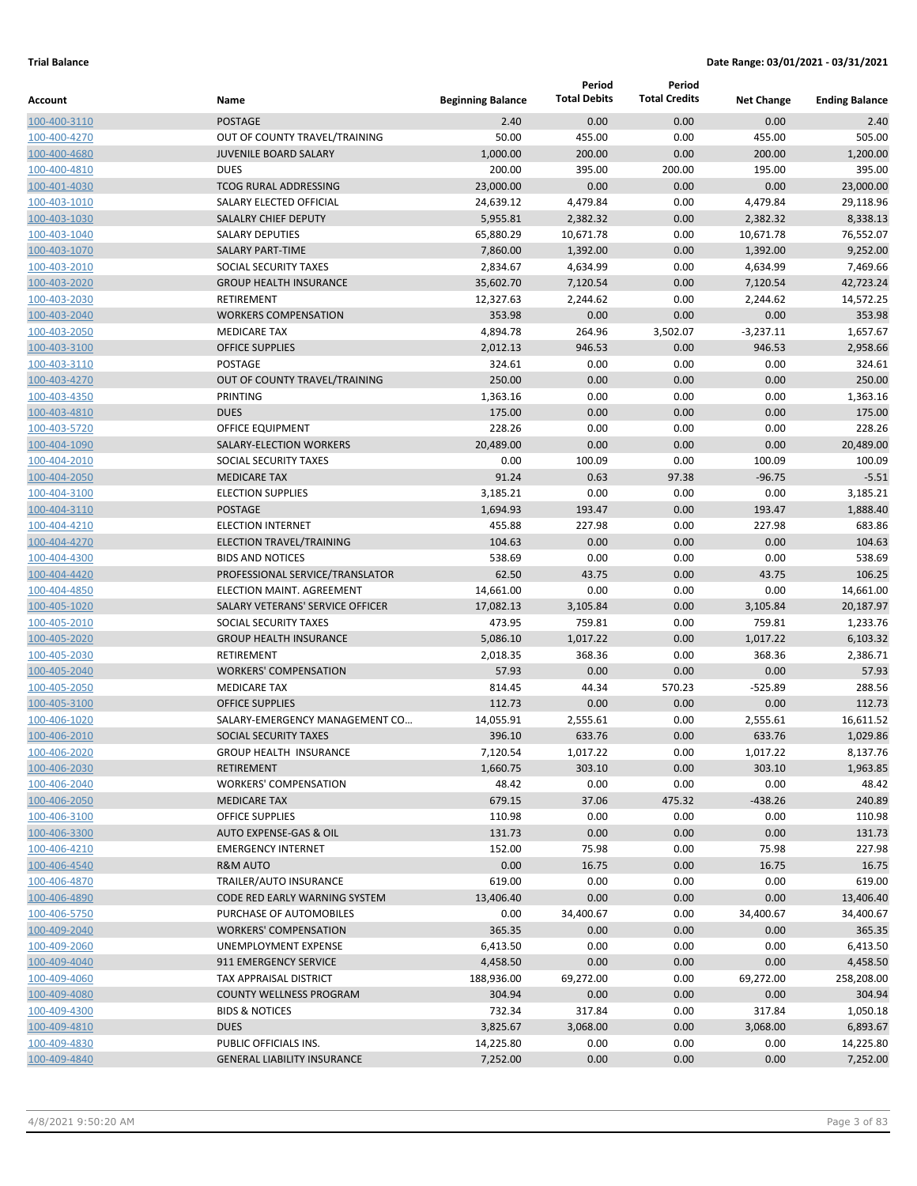**Trial Balance** **Date Range: 03/01/2021 - 03/31/2021**

| Account | Name | Beginning Balance | Period Total Debits | Period Total Credits | Net Change | Ending Balance |
|---|---|---|---|---|---|---|
| 100-400-3110 | POSTAGE | 2.40 | 0.00 | 0.00 | 0.00 | 2.40 |
| 100-400-4270 | OUT OF COUNTY TRAVEL/TRAINING | 50.00 | 455.00 | 0.00 | 455.00 | 505.00 |
| 100-400-4680 | JUVENILE BOARD SALARY | 1,000.00 | 200.00 | 0.00 | 200.00 | 1,200.00 |
| 100-400-4810 | DUES | 200.00 | 395.00 | 200.00 | 195.00 | 395.00 |
| 100-401-4030 | TCOG RURAL ADDRESSING | 23,000.00 | 0.00 | 0.00 | 0.00 | 23,000.00 |
| 100-403-1010 | SALARY ELECTED OFFICIAL | 24,639.12 | 4,479.84 | 0.00 | 4,479.84 | 29,118.96 |
| 100-403-1030 | SALALRY CHIEF DEPUTY | 5,955.81 | 2,382.32 | 0.00 | 2,382.32 | 8,338.13 |
| 100-403-1040 | SALARY DEPUTIES | 65,880.29 | 10,671.78 | 0.00 | 10,671.78 | 76,552.07 |
| 100-403-1070 | SALARY PART-TIME | 7,860.00 | 1,392.00 | 0.00 | 1,392.00 | 9,252.00 |
| 100-403-2010 | SOCIAL SECURITY TAXES | 2,834.67 | 4,634.99 | 0.00 | 4,634.99 | 7,469.66 |
| 100-403-2020 | GROUP HEALTH INSURANCE | 35,602.70 | 7,120.54 | 0.00 | 7,120.54 | 42,723.24 |
| 100-403-2030 | RETIREMENT | 12,327.63 | 2,244.62 | 0.00 | 2,244.62 | 14,572.25 |
| 100-403-2040 | WORKERS COMPENSATION | 353.98 | 0.00 | 0.00 | 0.00 | 353.98 |
| 100-403-2050 | MEDICARE TAX | 4,894.78 | 264.96 | 3,502.07 | -3,237.11 | 1,657.67 |
| 100-403-3100 | OFFICE SUPPLIES | 2,012.13 | 946.53 | 0.00 | 946.53 | 2,958.66 |
| 100-403-3110 | POSTAGE | 324.61 | 0.00 | 0.00 | 0.00 | 324.61 |
| 100-403-4270 | OUT OF COUNTY TRAVEL/TRAINING | 250.00 | 0.00 | 0.00 | 0.00 | 250.00 |
| 100-403-4350 | PRINTING | 1,363.16 | 0.00 | 0.00 | 0.00 | 1,363.16 |
| 100-403-4810 | DUES | 175.00 | 0.00 | 0.00 | 0.00 | 175.00 |
| 100-403-5720 | OFFICE EQUIPMENT | 228.26 | 0.00 | 0.00 | 0.00 | 228.26 |
| 100-404-1090 | SALARY-ELECTION WORKERS | 20,489.00 | 0.00 | 0.00 | 0.00 | 20,489.00 |
| 100-404-2010 | SOCIAL SECURITY TAXES | 0.00 | 100.09 | 0.00 | 100.09 | 100.09 |
| 100-404-2050 | MEDICARE TAX | 91.24 | 0.63 | 97.38 | -96.75 | -5.51 |
| 100-404-3100 | ELECTION SUPPLIES | 3,185.21 | 0.00 | 0.00 | 0.00 | 3,185.21 |
| 100-404-3110 | POSTAGE | 1,694.93 | 193.47 | 0.00 | 193.47 | 1,888.40 |
| 100-404-4210 | ELECTION INTERNET | 455.88 | 227.98 | 0.00 | 227.98 | 683.86 |
| 100-404-4270 | ELECTION TRAVEL/TRAINING | 104.63 | 0.00 | 0.00 | 0.00 | 104.63 |
| 100-404-4300 | BIDS AND NOTICES | 538.69 | 0.00 | 0.00 | 0.00 | 538.69 |
| 100-404-4420 | PROFESSIONAL SERVICE/TRANSLATOR | 62.50 | 43.75 | 0.00 | 43.75 | 106.25 |
| 100-404-4850 | ELECTION MAINT. AGREEMENT | 14,661.00 | 0.00 | 0.00 | 0.00 | 14,661.00 |
| 100-405-1020 | SALARY VETERANS' SERVICE OFFICER | 17,082.13 | 3,105.84 | 0.00 | 3,105.84 | 20,187.97 |
| 100-405-2010 | SOCIAL SECURITY TAXES | 473.95 | 759.81 | 0.00 | 759.81 | 1,233.76 |
| 100-405-2020 | GROUP HEALTH INSURANCE | 5,086.10 | 1,017.22 | 0.00 | 1,017.22 | 6,103.32 |
| 100-405-2030 | RETIREMENT | 2,018.35 | 368.36 | 0.00 | 368.36 | 2,386.71 |
| 100-405-2040 | WORKERS' COMPENSATION | 57.93 | 0.00 | 0.00 | 0.00 | 57.93 |
| 100-405-2050 | MEDICARE TAX | 814.45 | 44.34 | 570.23 | -525.89 | 288.56 |
| 100-405-3100 | OFFICE SUPPLIES | 112.73 | 0.00 | 0.00 | 0.00 | 112.73 |
| 100-406-1020 | SALARY-EMERGENCY MANAGEMENT CO... | 14,055.91 | 2,555.61 | 0.00 | 2,555.61 | 16,611.52 |
| 100-406-2010 | SOCIAL SECURITY TAXES | 396.10 | 633.76 | 0.00 | 633.76 | 1,029.86 |
| 100-406-2020 | GROUP HEALTH INSURANCE | 7,120.54 | 1,017.22 | 0.00 | 1,017.22 | 8,137.76 |
| 100-406-2030 | RETIREMENT | 1,660.75 | 303.10 | 0.00 | 303.10 | 1,963.85 |
| 100-406-2040 | WORKERS' COMPENSATION | 48.42 | 0.00 | 0.00 | 0.00 | 48.42 |
| 100-406-2050 | MEDICARE TAX | 679.15 | 37.06 | 475.32 | -438.26 | 240.89 |
| 100-406-3100 | OFFICE SUPPLIES | 110.98 | 0.00 | 0.00 | 0.00 | 110.98 |
| 100-406-3300 | AUTO EXPENSE-GAS & OIL | 131.73 | 0.00 | 0.00 | 0.00 | 131.73 |
| 100-406-4210 | EMERGENCY INTERNET | 152.00 | 75.98 | 0.00 | 75.98 | 227.98 |
| 100-406-4540 | R&M AUTO | 0.00 | 16.75 | 0.00 | 16.75 | 16.75 |
| 100-406-4870 | TRAILER/AUTO INSURANCE | 619.00 | 0.00 | 0.00 | 0.00 | 619.00 |
| 100-406-4890 | CODE RED EARLY WARNING SYSTEM | 13,406.40 | 0.00 | 0.00 | 0.00 | 13,406.40 |
| 100-406-5750 | PURCHASE OF AUTOMOBILES | 0.00 | 34,400.67 | 0.00 | 34,400.67 | 34,400.67 |
| 100-409-2040 | WORKERS' COMPENSATION | 365.35 | 0.00 | 0.00 | 0.00 | 365.35 |
| 100-409-2060 | UNEMPLOYMENT EXPENSE | 6,413.50 | 0.00 | 0.00 | 0.00 | 6,413.50 |
| 100-409-4040 | 911 EMERGENCY SERVICE | 4,458.50 | 0.00 | 0.00 | 0.00 | 4,458.50 |
| 100-409-4060 | TAX APPRAISAL DISTRICT | 188,936.00 | 69,272.00 | 0.00 | 69,272.00 | 258,208.00 |
| 100-409-4080 | COUNTY WELLNESS PROGRAM | 304.94 | 0.00 | 0.00 | 0.00 | 304.94 |
| 100-409-4300 | BIDS & NOTICES | 732.34 | 317.84 | 0.00 | 317.84 | 1,050.18 |
| 100-409-4810 | DUES | 3,825.67 | 3,068.00 | 0.00 | 3,068.00 | 6,893.67 |
| 100-409-4830 | PUBLIC OFFICIALS INS. | 14,225.80 | 0.00 | 0.00 | 0.00 | 14,225.80 |
| 100-409-4840 | GENERAL LIABILITY INSURANCE | 7,252.00 | 0.00 | 0.00 | 0.00 | 7,252.00 |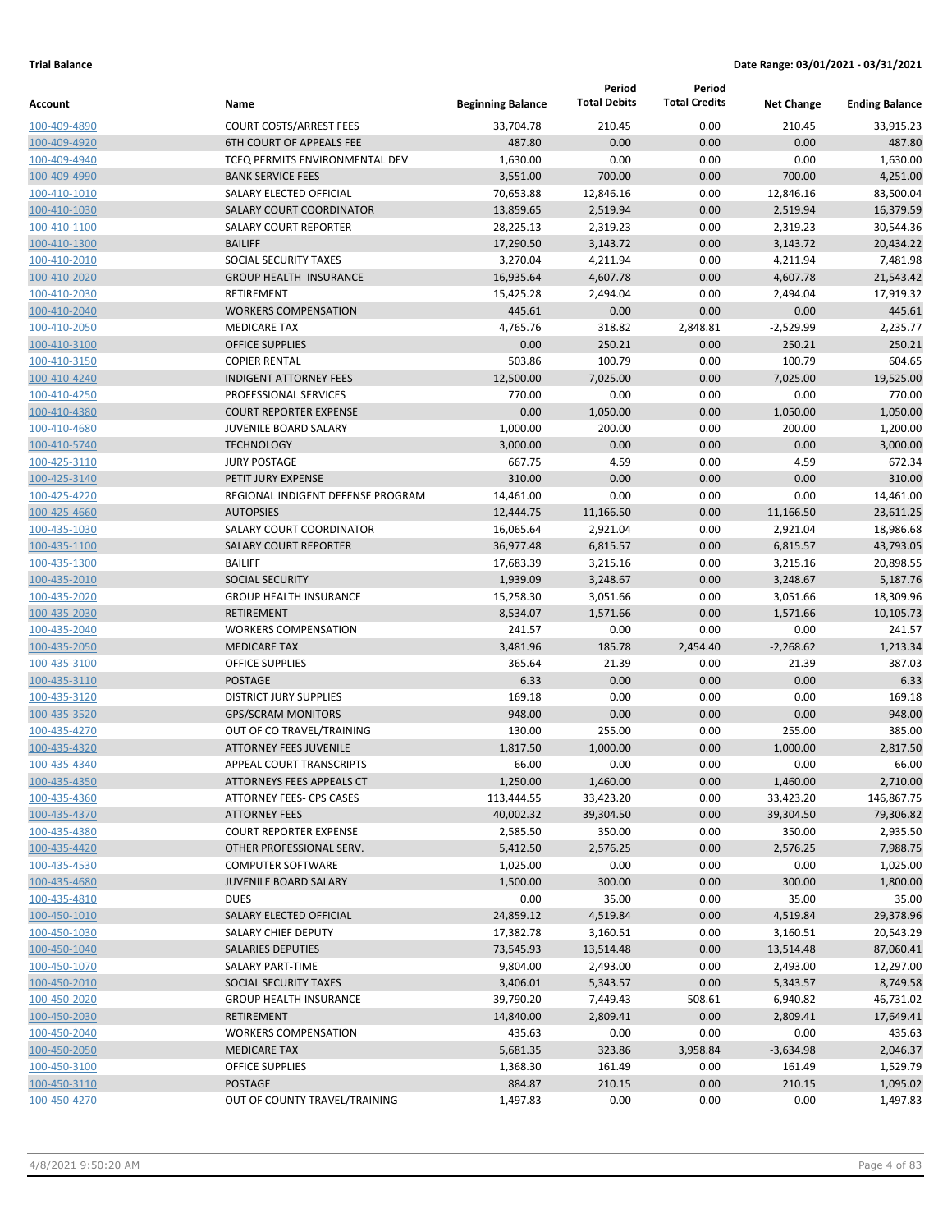**Trial Balance** **Date Range: 03/01/2021 - 03/31/2021**

| Account | Name | Beginning Balance | Period Total Debits | Period Total Credits | Net Change | Ending Balance |
|---|---|---|---|---|---|---|
| 100-409-4890 | COURT COSTS/ARREST FEES | 33,704.78 | 210.45 | 0.00 | 210.45 | 33,915.23 |
| 100-409-4920 | 6TH COURT OF APPEALS FEE | 487.80 | 0.00 | 0.00 | 0.00 | 487.80 |
| 100-409-4940 | TCEQ PERMITS ENVIRONMENTAL DEV | 1,630.00 | 0.00 | 0.00 | 0.00 | 1,630.00 |
| 100-409-4990 | BANK SERVICE FEES | 3,551.00 | 700.00 | 0.00 | 700.00 | 4,251.00 |
| 100-410-1010 | SALARY ELECTED OFFICIAL | 70,653.88 | 12,846.16 | 0.00 | 12,846.16 | 83,500.04 |
| 100-410-1030 | SALARY COURT COORDINATOR | 13,859.65 | 2,519.94 | 0.00 | 2,519.94 | 16,379.59 |
| 100-410-1100 | SALARY COURT REPORTER | 28,225.13 | 2,319.23 | 0.00 | 2,319.23 | 30,544.36 |
| 100-410-1300 | BAILIFF | 17,290.50 | 3,143.72 | 0.00 | 3,143.72 | 20,434.22 |
| 100-410-2010 | SOCIAL SECURITY TAXES | 3,270.04 | 4,211.94 | 0.00 | 4,211.94 | 7,481.98 |
| 100-410-2020 | GROUP HEALTH INSURANCE | 16,935.64 | 4,607.78 | 0.00 | 4,607.78 | 21,543.42 |
| 100-410-2030 | RETIREMENT | 15,425.28 | 2,494.04 | 0.00 | 2,494.04 | 17,919.32 |
| 100-410-2040 | WORKERS COMPENSATION | 445.61 | 0.00 | 0.00 | 0.00 | 445.61 |
| 100-410-2050 | MEDICARE TAX | 4,765.76 | 318.82 | 2,848.81 | -2,529.99 | 2,235.77 |
| 100-410-3100 | OFFICE SUPPLIES | 0.00 | 250.21 | 0.00 | 250.21 | 250.21 |
| 100-410-3150 | COPIER RENTAL | 503.86 | 100.79 | 0.00 | 100.79 | 604.65 |
| 100-410-4240 | INDIGENT ATTORNEY FEES | 12,500.00 | 7,025.00 | 0.00 | 7,025.00 | 19,525.00 |
| 100-410-4250 | PROFESSIONAL SERVICES | 770.00 | 0.00 | 0.00 | 0.00 | 770.00 |
| 100-410-4380 | COURT REPORTER EXPENSE | 0.00 | 1,050.00 | 0.00 | 1,050.00 | 1,050.00 |
| 100-410-4680 | JUVENILE BOARD SALARY | 1,000.00 | 200.00 | 0.00 | 200.00 | 1,200.00 |
| 100-410-5740 | TECHNOLOGY | 3,000.00 | 0.00 | 0.00 | 0.00 | 3,000.00 |
| 100-425-3110 | JURY POSTAGE | 667.75 | 4.59 | 0.00 | 4.59 | 672.34 |
| 100-425-3140 | PETIT JURY EXPENSE | 310.00 | 0.00 | 0.00 | 0.00 | 310.00 |
| 100-425-4220 | REGIONAL INDIGENT DEFENSE PROGRAM | 14,461.00 | 0.00 | 0.00 | 0.00 | 14,461.00 |
| 100-425-4660 | AUTOPSIES | 12,444.75 | 11,166.50 | 0.00 | 11,166.50 | 23,611.25 |
| 100-435-1030 | SALARY COURT COORDINATOR | 16,065.64 | 2,921.04 | 0.00 | 2,921.04 | 18,986.68 |
| 100-435-1100 | SALARY COURT REPORTER | 36,977.48 | 6,815.57 | 0.00 | 6,815.57 | 43,793.05 |
| 100-435-1300 | BAILIFF | 17,683.39 | 3,215.16 | 0.00 | 3,215.16 | 20,898.55 |
| 100-435-2010 | SOCIAL SECURITY | 1,939.09 | 3,248.67 | 0.00 | 3,248.67 | 5,187.76 |
| 100-435-2020 | GROUP HEALTH INSURANCE | 15,258.30 | 3,051.66 | 0.00 | 3,051.66 | 18,309.96 |
| 100-435-2030 | RETIREMENT | 8,534.07 | 1,571.66 | 0.00 | 1,571.66 | 10,105.73 |
| 100-435-2040 | WORKERS COMPENSATION | 241.57 | 0.00 | 0.00 | 0.00 | 241.57 |
| 100-435-2050 | MEDICARE TAX | 3,481.96 | 185.78 | 2,454.40 | -2,268.62 | 1,213.34 |
| 100-435-3100 | OFFICE SUPPLIES | 365.64 | 21.39 | 0.00 | 21.39 | 387.03 |
| 100-435-3110 | POSTAGE | 6.33 | 0.00 | 0.00 | 0.00 | 6.33 |
| 100-435-3120 | DISTRICT JURY SUPPLIES | 169.18 | 0.00 | 0.00 | 0.00 | 169.18 |
| 100-435-3520 | GPS/SCRAM MONITORS | 948.00 | 0.00 | 0.00 | 0.00 | 948.00 |
| 100-435-4270 | OUT OF CO TRAVEL/TRAINING | 130.00 | 255.00 | 0.00 | 255.00 | 385.00 |
| 100-435-4320 | ATTORNEY FEES JUVENILE | 1,817.50 | 1,000.00 | 0.00 | 1,000.00 | 2,817.50 |
| 100-435-4340 | APPEAL COURT TRANSCRIPTS | 66.00 | 0.00 | 0.00 | 0.00 | 66.00 |
| 100-435-4350 | ATTORNEYS FEES APPEALS CT | 1,250.00 | 1,460.00 | 0.00 | 1,460.00 | 2,710.00 |
| 100-435-4360 | ATTORNEY FEES- CPS CASES | 113,444.55 | 33,423.20 | 0.00 | 33,423.20 | 146,867.75 |
| 100-435-4370 | ATTORNEY FEES | 40,002.32 | 39,304.50 | 0.00 | 39,304.50 | 79,306.82 |
| 100-435-4380 | COURT REPORTER EXPENSE | 2,585.50 | 350.00 | 0.00 | 350.00 | 2,935.50 |
| 100-435-4420 | OTHER PROFESSIONAL SERV. | 5,412.50 | 2,576.25 | 0.00 | 2,576.25 | 7,988.75 |
| 100-435-4530 | COMPUTER SOFTWARE | 1,025.00 | 0.00 | 0.00 | 0.00 | 1,025.00 |
| 100-435-4680 | JUVENILE BOARD SALARY | 1,500.00 | 300.00 | 0.00 | 300.00 | 1,800.00 |
| 100-435-4810 | DUES | 0.00 | 35.00 | 0.00 | 35.00 | 35.00 |
| 100-450-1010 | SALARY ELECTED OFFICIAL | 24,859.12 | 4,519.84 | 0.00 | 4,519.84 | 29,378.96 |
| 100-450-1030 | SALARY CHIEF DEPUTY | 17,382.78 | 3,160.51 | 0.00 | 3,160.51 | 20,543.29 |
| 100-450-1040 | SALARIES DEPUTIES | 73,545.93 | 13,514.48 | 0.00 | 13,514.48 | 87,060.41 |
| 100-450-1070 | SALARY PART-TIME | 9,804.00 | 2,493.00 | 0.00 | 2,493.00 | 12,297.00 |
| 100-450-2010 | SOCIAL SECURITY TAXES | 3,406.01 | 5,343.57 | 0.00 | 5,343.57 | 8,749.58 |
| 100-450-2020 | GROUP HEALTH INSURANCE | 39,790.20 | 7,449.43 | 508.61 | 6,940.82 | 46,731.02 |
| 100-450-2030 | RETIREMENT | 14,840.00 | 2,809.41 | 0.00 | 2,809.41 | 17,649.41 |
| 100-450-2040 | WORKERS COMPENSATION | 435.63 | 0.00 | 0.00 | 0.00 | 435.63 |
| 100-450-2050 | MEDICARE TAX | 5,681.35 | 323.86 | 3,958.84 | -3,634.98 | 2,046.37 |
| 100-450-3100 | OFFICE SUPPLIES | 1,368.30 | 161.49 | 0.00 | 161.49 | 1,529.79 |
| 100-450-3110 | POSTAGE | 884.87 | 210.15 | 0.00 | 210.15 | 1,095.02 |
| 100-450-4270 | OUT OF COUNTY TRAVEL/TRAINING | 1,497.83 | 0.00 | 0.00 | 0.00 | 1,497.83 |

4/8/2021 9:50:20 AM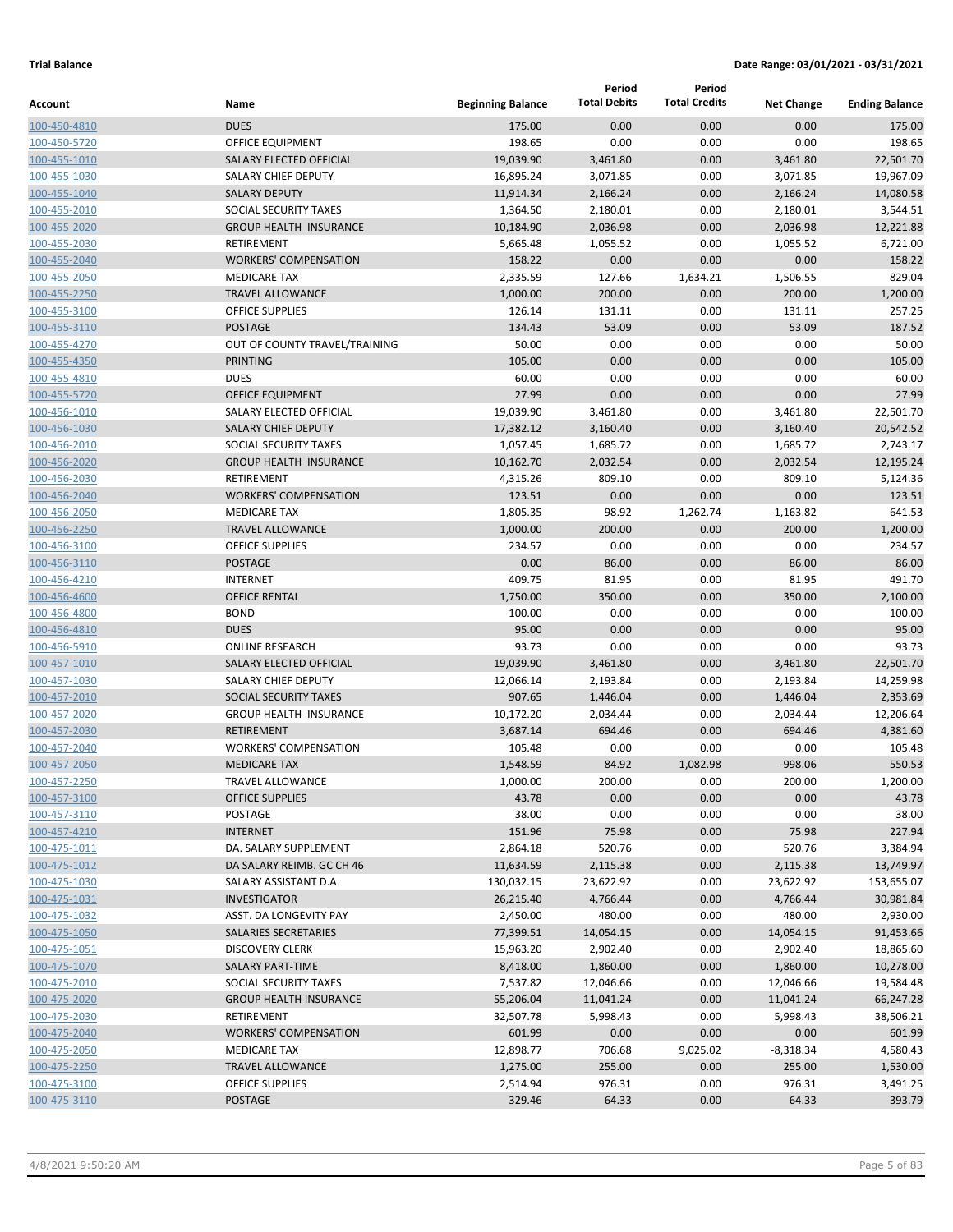**Trial Balance** **Date Range: 03/01/2021 - 03/31/2021**

| Account | Name | Beginning Balance | Period Total Debits | Period Total Credits | Net Change | Ending Balance |
|---|---|---|---|---|---|---|
| 100-450-4810 | DUES | 175.00 | 0.00 | 0.00 | 0.00 | 175.00 |
| 100-450-5720 | OFFICE EQUIPMENT | 198.65 | 0.00 | 0.00 | 0.00 | 198.65 |
| 100-455-1010 | SALARY ELECTED OFFICIAL | 19,039.90 | 3,461.80 | 0.00 | 3,461.80 | 22,501.70 |
| 100-455-1030 | SALARY CHIEF DEPUTY | 16,895.24 | 3,071.85 | 0.00 | 3,071.85 | 19,967.09 |
| 100-455-1040 | SALARY DEPUTY | 11,914.34 | 2,166.24 | 0.00 | 2,166.24 | 14,080.58 |
| 100-455-2010 | SOCIAL SECURITY TAXES | 1,364.50 | 2,180.01 | 0.00 | 2,180.01 | 3,544.51 |
| 100-455-2020 | GROUP HEALTH INSURANCE | 10,184.90 | 2,036.98 | 0.00 | 2,036.98 | 12,221.88 |
| 100-455-2030 | RETIREMENT | 5,665.48 | 1,055.52 | 0.00 | 1,055.52 | 6,721.00 |
| 100-455-2040 | WORKERS' COMPENSATION | 158.22 | 0.00 | 0.00 | 0.00 | 158.22 |
| 100-455-2050 | MEDICARE TAX | 2,335.59 | 127.66 | 1,634.21 | -1,506.55 | 829.04 |
| 100-455-2250 | TRAVEL ALLOWANCE | 1,000.00 | 200.00 | 0.00 | 200.00 | 1,200.00 |
| 100-455-3100 | OFFICE SUPPLIES | 126.14 | 131.11 | 0.00 | 131.11 | 257.25 |
| 100-455-3110 | POSTAGE | 134.43 | 53.09 | 0.00 | 53.09 | 187.52 |
| 100-455-4270 | OUT OF COUNTY TRAVEL/TRAINING | 50.00 | 0.00 | 0.00 | 0.00 | 50.00 |
| 100-455-4350 | PRINTING | 105.00 | 0.00 | 0.00 | 0.00 | 105.00 |
| 100-455-4810 | DUES | 60.00 | 0.00 | 0.00 | 0.00 | 60.00 |
| 100-455-5720 | OFFICE EQUIPMENT | 27.99 | 0.00 | 0.00 | 0.00 | 27.99 |
| 100-456-1010 | SALARY ELECTED OFFICIAL | 19,039.90 | 3,461.80 | 0.00 | 3,461.80 | 22,501.70 |
| 100-456-1030 | SALARY CHIEF DEPUTY | 17,382.12 | 3,160.40 | 0.00 | 3,160.40 | 20,542.52 |
| 100-456-2010 | SOCIAL SECURITY TAXES | 1,057.45 | 1,685.72 | 0.00 | 1,685.72 | 2,743.17 |
| 100-456-2020 | GROUP HEALTH INSURANCE | 10,162.70 | 2,032.54 | 0.00 | 2,032.54 | 12,195.24 |
| 100-456-2030 | RETIREMENT | 4,315.26 | 809.10 | 0.00 | 809.10 | 5,124.36 |
| 100-456-2040 | WORKERS' COMPENSATION | 123.51 | 0.00 | 0.00 | 0.00 | 123.51 |
| 100-456-2050 | MEDICARE TAX | 1,805.35 | 98.92 | 1,262.74 | -1,163.82 | 641.53 |
| 100-456-2250 | TRAVEL ALLOWANCE | 1,000.00 | 200.00 | 0.00 | 200.00 | 1,200.00 |
| 100-456-3100 | OFFICE SUPPLIES | 234.57 | 0.00 | 0.00 | 0.00 | 234.57 |
| 100-456-3110 | POSTAGE | 0.00 | 86.00 | 0.00 | 86.00 | 86.00 |
| 100-456-4210 | INTERNET | 409.75 | 81.95 | 0.00 | 81.95 | 491.70 |
| 100-456-4600 | OFFICE RENTAL | 1,750.00 | 350.00 | 0.00 | 350.00 | 2,100.00 |
| 100-456-4800 | BOND | 100.00 | 0.00 | 0.00 | 0.00 | 100.00 |
| 100-456-4810 | DUES | 95.00 | 0.00 | 0.00 | 0.00 | 95.00 |
| 100-456-5910 | ONLINE RESEARCH | 93.73 | 0.00 | 0.00 | 0.00 | 93.73 |
| 100-457-1010 | SALARY ELECTED OFFICIAL | 19,039.90 | 3,461.80 | 0.00 | 3,461.80 | 22,501.70 |
| 100-457-1030 | SALARY CHIEF DEPUTY | 12,066.14 | 2,193.84 | 0.00 | 2,193.84 | 14,259.98 |
| 100-457-2010 | SOCIAL SECURITY TAXES | 907.65 | 1,446.04 | 0.00 | 1,446.04 | 2,353.69 |
| 100-457-2020 | GROUP HEALTH INSURANCE | 10,172.20 | 2,034.44 | 0.00 | 2,034.44 | 12,206.64 |
| 100-457-2030 | RETIREMENT | 3,687.14 | 694.46 | 0.00 | 694.46 | 4,381.60 |
| 100-457-2040 | WORKERS' COMPENSATION | 105.48 | 0.00 | 0.00 | 0.00 | 105.48 |
| 100-457-2050 | MEDICARE TAX | 1,548.59 | 84.92 | 1,082.98 | -998.06 | 550.53 |
| 100-457-2250 | TRAVEL ALLOWANCE | 1,000.00 | 200.00 | 0.00 | 200.00 | 1,200.00 |
| 100-457-3100 | OFFICE SUPPLIES | 43.78 | 0.00 | 0.00 | 0.00 | 43.78 |
| 100-457-3110 | POSTAGE | 38.00 | 0.00 | 0.00 | 0.00 | 38.00 |
| 100-457-4210 | INTERNET | 151.96 | 75.98 | 0.00 | 75.98 | 227.94 |
| 100-475-1011 | DA. SALARY SUPPLEMENT | 2,864.18 | 520.76 | 0.00 | 520.76 | 3,384.94 |
| 100-475-1012 | DA SALARY REIMB. GC CH 46 | 11,634.59 | 2,115.38 | 0.00 | 2,115.38 | 13,749.97 |
| 100-475-1030 | SALARY ASSISTANT D.A. | 130,032.15 | 23,622.92 | 0.00 | 23,622.92 | 153,655.07 |
| 100-475-1031 | INVESTIGATOR | 26,215.40 | 4,766.44 | 0.00 | 4,766.44 | 30,981.84 |
| 100-475-1032 | ASST. DA LONGEVITY PAY | 2,450.00 | 480.00 | 0.00 | 480.00 | 2,930.00 |
| 100-475-1050 | SALARIES SECRETARIES | 77,399.51 | 14,054.15 | 0.00 | 14,054.15 | 91,453.66 |
| 100-475-1051 | DISCOVERY CLERK | 15,963.20 | 2,902.40 | 0.00 | 2,902.40 | 18,865.60 |
| 100-475-1070 | SALARY PART-TIME | 8,418.00 | 1,860.00 | 0.00 | 1,860.00 | 10,278.00 |
| 100-475-2010 | SOCIAL SECURITY TAXES | 7,537.82 | 12,046.66 | 0.00 | 12,046.66 | 19,584.48 |
| 100-475-2020 | GROUP HEALTH INSURANCE | 55,206.04 | 11,041.24 | 0.00 | 11,041.24 | 66,247.28 |
| 100-475-2030 | RETIREMENT | 32,507.78 | 5,998.43 | 0.00 | 5,998.43 | 38,506.21 |
| 100-475-2040 | WORKERS' COMPENSATION | 601.99 | 0.00 | 0.00 | 0.00 | 601.99 |
| 100-475-2050 | MEDICARE TAX | 12,898.77 | 706.68 | 9,025.02 | -8,318.34 | 4,580.43 |
| 100-475-2250 | TRAVEL ALLOWANCE | 1,275.00 | 255.00 | 0.00 | 255.00 | 1,530.00 |
| 100-475-3100 | OFFICE SUPPLIES | 2,514.94 | 976.31 | 0.00 | 976.31 | 3,491.25 |
| 100-475-3110 | POSTAGE | 329.46 | 64.33 | 0.00 | 64.33 | 393.79 |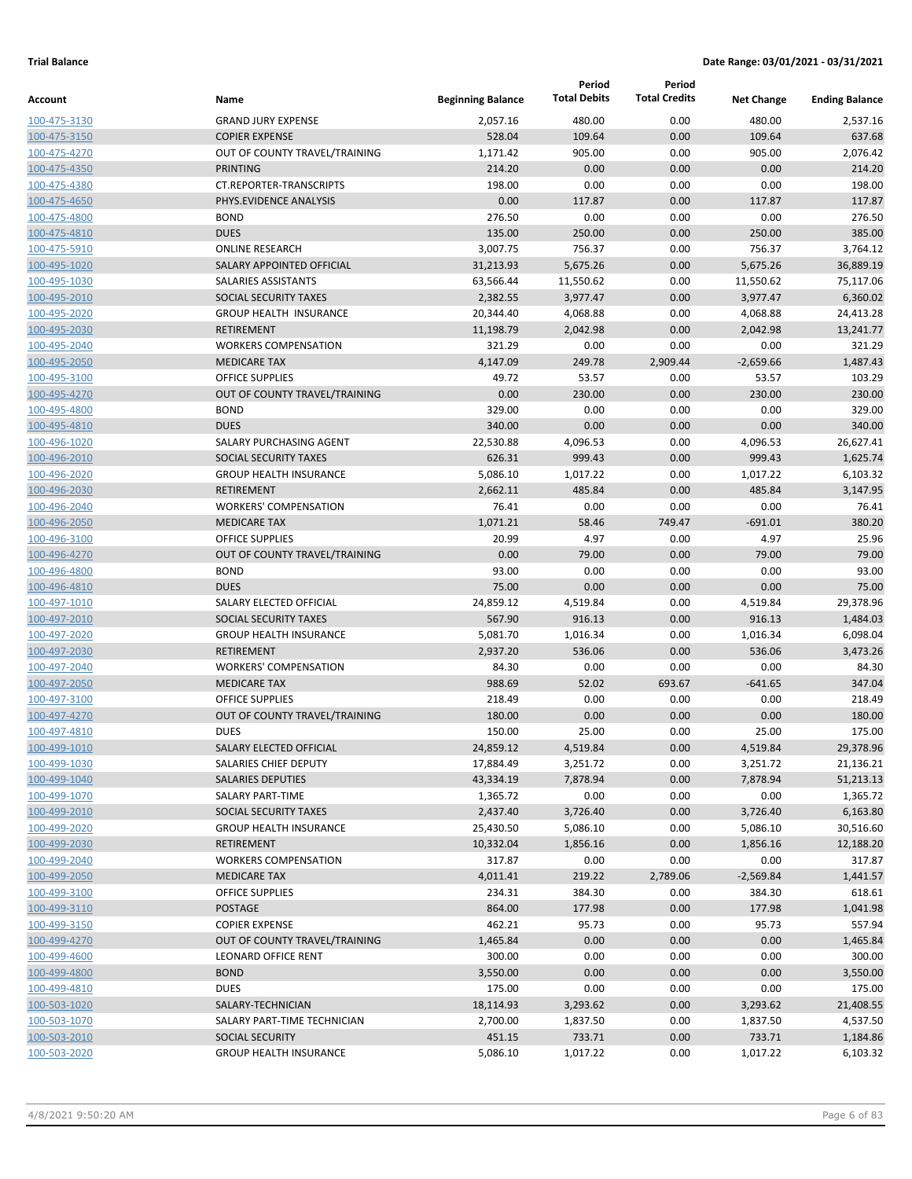**Trial Balance** **Date Range: 03/01/2021 - 03/31/2021**

| Account | Name | Beginning Balance | Period Total Debits | Period Total Credits | Net Change | Ending Balance |
|---|---|---|---|---|---|---|
| 100-475-3130 | GRAND JURY EXPENSE | 2,057.16 | 480.00 | 0.00 | 480.00 | 2,537.16 |
| 100-475-3150 | COPIER EXPENSE | 528.04 | 109.64 | 0.00 | 109.64 | 637.68 |
| 100-475-4270 | OUT OF COUNTY TRAVEL/TRAINING | 1,171.42 | 905.00 | 0.00 | 905.00 | 2,076.42 |
| 100-475-4350 | PRINTING | 214.20 | 0.00 | 0.00 | 0.00 | 214.20 |
| 100-475-4380 | CT.REPORTER-TRANSCRIPTS | 198.00 | 0.00 | 0.00 | 0.00 | 198.00 |
| 100-475-4650 | PHYS.EVIDENCE ANALYSIS | 0.00 | 117.87 | 0.00 | 117.87 | 117.87 |
| 100-475-4800 | BOND | 276.50 | 0.00 | 0.00 | 0.00 | 276.50 |
| 100-475-4810 | DUES | 135.00 | 250.00 | 0.00 | 250.00 | 385.00 |
| 100-475-5910 | ONLINE RESEARCH | 3,007.75 | 756.37 | 0.00 | 756.37 | 3,764.12 |
| 100-495-1020 | SALARY APPOINTED OFFICIAL | 31,213.93 | 5,675.26 | 0.00 | 5,675.26 | 36,889.19 |
| 100-495-1030 | SALARIES ASSISTANTS | 63,566.44 | 11,550.62 | 0.00 | 11,550.62 | 75,117.06 |
| 100-495-2010 | SOCIAL SECURITY TAXES | 2,382.55 | 3,977.47 | 0.00 | 3,977.47 | 6,360.02 |
| 100-495-2020 | GROUP HEALTH INSURANCE | 20,344.40 | 4,068.88 | 0.00 | 4,068.88 | 24,413.28 |
| 100-495-2030 | RETIREMENT | 11,198.79 | 2,042.98 | 0.00 | 2,042.98 | 13,241.77 |
| 100-495-2040 | WORKERS COMPENSATION | 321.29 | 0.00 | 0.00 | 0.00 | 321.29 |
| 100-495-2050 | MEDICARE TAX | 4,147.09 | 249.78 | 2,909.44 | -2,659.66 | 1,487.43 |
| 100-495-3100 | OFFICE SUPPLIES | 49.72 | 53.57 | 0.00 | 53.57 | 103.29 |
| 100-495-4270 | OUT OF COUNTY TRAVEL/TRAINING | 0.00 | 230.00 | 0.00 | 230.00 | 230.00 |
| 100-495-4800 | BOND | 329.00 | 0.00 | 0.00 | 0.00 | 329.00 |
| 100-495-4810 | DUES | 340.00 | 0.00 | 0.00 | 0.00 | 340.00 |
| 100-496-1020 | SALARY PURCHASING AGENT | 22,530.88 | 4,096.53 | 0.00 | 4,096.53 | 26,627.41 |
| 100-496-2010 | SOCIAL SECURITY TAXES | 626.31 | 999.43 | 0.00 | 999.43 | 1,625.74 |
| 100-496-2020 | GROUP HEALTH INSURANCE | 5,086.10 | 1,017.22 | 0.00 | 1,017.22 | 6,103.32 |
| 100-496-2030 | RETIREMENT | 2,662.11 | 485.84 | 0.00 | 485.84 | 3,147.95 |
| 100-496-2040 | WORKERS' COMPENSATION | 76.41 | 0.00 | 0.00 | 0.00 | 76.41 |
| 100-496-2050 | MEDICARE TAX | 1,071.21 | 58.46 | 749.47 | -691.01 | 380.20 |
| 100-496-3100 | OFFICE SUPPLIES | 20.99 | 4.97 | 0.00 | 4.97 | 25.96 |
| 100-496-4270 | OUT OF COUNTY TRAVEL/TRAINING | 0.00 | 79.00 | 0.00 | 79.00 | 79.00 |
| 100-496-4800 | BOND | 93.00 | 0.00 | 0.00 | 0.00 | 93.00 |
| 100-496-4810 | DUES | 75.00 | 0.00 | 0.00 | 0.00 | 75.00 |
| 100-497-1010 | SALARY ELECTED OFFICIAL | 24,859.12 | 4,519.84 | 0.00 | 4,519.84 | 29,378.96 |
| 100-497-2010 | SOCIAL SECURITY TAXES | 567.90 | 916.13 | 0.00 | 916.13 | 1,484.03 |
| 100-497-2020 | GROUP HEALTH INSURANCE | 5,081.70 | 1,016.34 | 0.00 | 1,016.34 | 6,098.04 |
| 100-497-2030 | RETIREMENT | 2,937.20 | 536.06 | 0.00 | 536.06 | 3,473.26 |
| 100-497-2040 | WORKERS' COMPENSATION | 84.30 | 0.00 | 0.00 | 0.00 | 84.30 |
| 100-497-2050 | MEDICARE TAX | 988.69 | 52.02 | 693.67 | -641.65 | 347.04 |
| 100-497-3100 | OFFICE SUPPLIES | 218.49 | 0.00 | 0.00 | 0.00 | 218.49 |
| 100-497-4270 | OUT OF COUNTY TRAVEL/TRAINING | 180.00 | 0.00 | 0.00 | 0.00 | 180.00 |
| 100-497-4810 | DUES | 150.00 | 25.00 | 0.00 | 25.00 | 175.00 |
| 100-499-1010 | SALARY ELECTED OFFICIAL | 24,859.12 | 4,519.84 | 0.00 | 4,519.84 | 29,378.96 |
| 100-499-1030 | SALARIES CHIEF DEPUTY | 17,884.49 | 3,251.72 | 0.00 | 3,251.72 | 21,136.21 |
| 100-499-1040 | SALARIES DEPUTIES | 43,334.19 | 7,878.94 | 0.00 | 7,878.94 | 51,213.13 |
| 100-499-1070 | SALARY PART-TIME | 1,365.72 | 0.00 | 0.00 | 0.00 | 1,365.72 |
| 100-499-2010 | SOCIAL SECURITY TAXES | 2,437.40 | 3,726.40 | 0.00 | 3,726.40 | 6,163.80 |
| 100-499-2020 | GROUP HEALTH INSURANCE | 25,430.50 | 5,086.10 | 0.00 | 5,086.10 | 30,516.60 |
| 100-499-2030 | RETIREMENT | 10,332.04 | 1,856.16 | 0.00 | 1,856.16 | 12,188.20 |
| 100-499-2040 | WORKERS COMPENSATION | 317.87 | 0.00 | 0.00 | 0.00 | 317.87 |
| 100-499-2050 | MEDICARE TAX | 4,011.41 | 219.22 | 2,789.06 | -2,569.84 | 1,441.57 |
| 100-499-3100 | OFFICE SUPPLIES | 234.31 | 384.30 | 0.00 | 384.30 | 618.61 |
| 100-499-3110 | POSTAGE | 864.00 | 177.98 | 0.00 | 177.98 | 1,041.98 |
| 100-499-3150 | COPIER EXPENSE | 462.21 | 95.73 | 0.00 | 95.73 | 557.94 |
| 100-499-4270 | OUT OF COUNTY TRAVEL/TRAINING | 1,465.84 | 0.00 | 0.00 | 0.00 | 1,465.84 |
| 100-499-4600 | LEONARD OFFICE RENT | 300.00 | 0.00 | 0.00 | 0.00 | 300.00 |
| 100-499-4800 | BOND | 3,550.00 | 0.00 | 0.00 | 0.00 | 3,550.00 |
| 100-499-4810 | DUES | 175.00 | 0.00 | 0.00 | 0.00 | 175.00 |
| 100-503-1020 | SALARY-TECHNICIAN | 18,114.93 | 3,293.62 | 0.00 | 3,293.62 | 21,408.55 |
| 100-503-1070 | SALARY PART-TIME TECHNICIAN | 2,700.00 | 1,837.50 | 0.00 | 1,837.50 | 4,537.50 |
| 100-503-2010 | SOCIAL SECURITY | 451.15 | 733.71 | 0.00 | 733.71 | 1,184.86 |
| 100-503-2020 | GROUP HEALTH INSURANCE | 5,086.10 | 1,017.22 | 0.00 | 1,017.22 | 6,103.32 |

4/8/2021 9:50:20 AM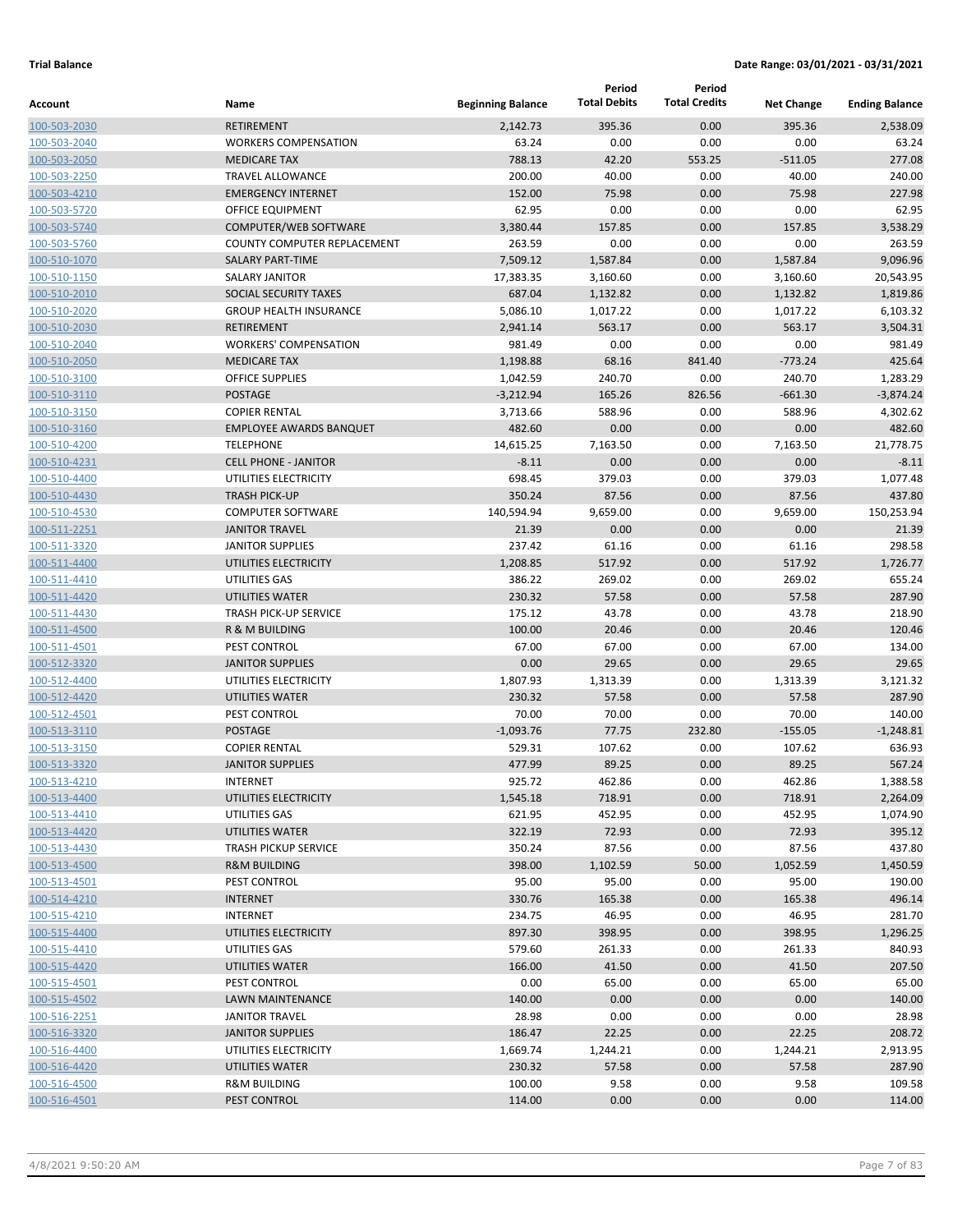**Trial Balance** **Date Range: 03/01/2021 - 03/31/2021**

| Account | Name | Beginning Balance | Period Total Debits | Period Total Credits | Net Change | Ending Balance |
|---|---|---|---|---|---|---|
| 100-503-2030 | RETIREMENT | 2,142.73 | 395.36 | 0.00 | 395.36 | 2,538.09 |
| 100-503-2040 | WORKERS COMPENSATION | 63.24 | 0.00 | 0.00 | 0.00 | 63.24 |
| 100-503-2050 | MEDICARE TAX | 788.13 | 42.20 | 553.25 | -511.05 | 277.08 |
| 100-503-2250 | TRAVEL ALLOWANCE | 200.00 | 40.00 | 0.00 | 40.00 | 240.00 |
| 100-503-4210 | EMERGENCY INTERNET | 152.00 | 75.98 | 0.00 | 75.98 | 227.98 |
| 100-503-5720 | OFFICE EQUIPMENT | 62.95 | 0.00 | 0.00 | 0.00 | 62.95 |
| 100-503-5740 | COMPUTER/WEB SOFTWARE | 3,380.44 | 157.85 | 0.00 | 157.85 | 3,538.29 |
| 100-503-5760 | COUNTY COMPUTER REPLACEMENT | 263.59 | 0.00 | 0.00 | 0.00 | 263.59 |
| 100-510-1070 | SALARY PART-TIME | 7,509.12 | 1,587.84 | 0.00 | 1,587.84 | 9,096.96 |
| 100-510-1150 | SALARY JANITOR | 17,383.35 | 3,160.60 | 0.00 | 3,160.60 | 20,543.95 |
| 100-510-2010 | SOCIAL SECURITY TAXES | 687.04 | 1,132.82 | 0.00 | 1,132.82 | 1,819.86 |
| 100-510-2020 | GROUP HEALTH INSURANCE | 5,086.10 | 1,017.22 | 0.00 | 1,017.22 | 6,103.32 |
| 100-510-2030 | RETIREMENT | 2,941.14 | 563.17 | 0.00 | 563.17 | 3,504.31 |
| 100-510-2040 | WORKERS' COMPENSATION | 981.49 | 0.00 | 0.00 | 0.00 | 981.49 |
| 100-510-2050 | MEDICARE TAX | 1,198.88 | 68.16 | 841.40 | -773.24 | 425.64 |
| 100-510-3100 | OFFICE SUPPLIES | 1,042.59 | 240.70 | 0.00 | 240.70 | 1,283.29 |
| 100-510-3110 | POSTAGE | -3,212.94 | 165.26 | 826.56 | -661.30 | -3,874.24 |
| 100-510-3150 | COPIER RENTAL | 3,713.66 | 588.96 | 0.00 | 588.96 | 4,302.62 |
| 100-510-3160 | EMPLOYEE AWARDS BANQUET | 482.60 | 0.00 | 0.00 | 0.00 | 482.60 |
| 100-510-4200 | TELEPHONE | 14,615.25 | 7,163.50 | 0.00 | 7,163.50 | 21,778.75 |
| 100-510-4231 | CELL PHONE - JANITOR | -8.11 | 0.00 | 0.00 | 0.00 | -8.11 |
| 100-510-4400 | UTILITIES ELECTRICITY | 698.45 | 379.03 | 0.00 | 379.03 | 1,077.48 |
| 100-510-4430 | TRASH PICK-UP | 350.24 | 87.56 | 0.00 | 87.56 | 437.80 |
| 100-510-4530 | COMPUTER SOFTWARE | 140,594.94 | 9,659.00 | 0.00 | 9,659.00 | 150,253.94 |
| 100-511-2251 | JANITOR TRAVEL | 21.39 | 0.00 | 0.00 | 0.00 | 21.39 |
| 100-511-3320 | JANITOR SUPPLIES | 237.42 | 61.16 | 0.00 | 61.16 | 298.58 |
| 100-511-4400 | UTILITIES ELECTRICITY | 1,208.85 | 517.92 | 0.00 | 517.92 | 1,726.77 |
| 100-511-4410 | UTILITIES GAS | 386.22 | 269.02 | 0.00 | 269.02 | 655.24 |
| 100-511-4420 | UTILITIES WATER | 230.32 | 57.58 | 0.00 | 57.58 | 287.90 |
| 100-511-4430 | TRASH PICK-UP SERVICE | 175.12 | 43.78 | 0.00 | 43.78 | 218.90 |
| 100-511-4500 | R & M BUILDING | 100.00 | 20.46 | 0.00 | 20.46 | 120.46 |
| 100-511-4501 | PEST CONTROL | 67.00 | 67.00 | 0.00 | 67.00 | 134.00 |
| 100-512-3320 | JANITOR SUPPLIES | 0.00 | 29.65 | 0.00 | 29.65 | 29.65 |
| 100-512-4400 | UTILITIES ELECTRICITY | 1,807.93 | 1,313.39 | 0.00 | 1,313.39 | 3,121.32 |
| 100-512-4420 | UTILITIES WATER | 230.32 | 57.58 | 0.00 | 57.58 | 287.90 |
| 100-512-4501 | PEST CONTROL | 70.00 | 70.00 | 0.00 | 70.00 | 140.00 |
| 100-513-3110 | POSTAGE | -1,093.76 | 77.75 | 232.80 | -155.05 | -1,248.81 |
| 100-513-3150 | COPIER RENTAL | 529.31 | 107.62 | 0.00 | 107.62 | 636.93 |
| 100-513-3320 | JANITOR SUPPLIES | 477.99 | 89.25 | 0.00 | 89.25 | 567.24 |
| 100-513-4210 | INTERNET | 925.72 | 462.86 | 0.00 | 462.86 | 1,388.58 |
| 100-513-4400 | UTILITIES ELECTRICITY | 1,545.18 | 718.91 | 0.00 | 718.91 | 2,264.09 |
| 100-513-4410 | UTILITIES GAS | 621.95 | 452.95 | 0.00 | 452.95 | 1,074.90 |
| 100-513-4420 | UTILITIES WATER | 322.19 | 72.93 | 0.00 | 72.93 | 395.12 |
| 100-513-4430 | TRASH PICKUP SERVICE | 350.24 | 87.56 | 0.00 | 87.56 | 437.80 |
| 100-513-4500 | R&M BUILDING | 398.00 | 1,102.59 | 50.00 | 1,052.59 | 1,450.59 |
| 100-513-4501 | PEST CONTROL | 95.00 | 95.00 | 0.00 | 95.00 | 190.00 |
| 100-514-4210 | INTERNET | 330.76 | 165.38 | 0.00 | 165.38 | 496.14 |
| 100-515-4210 | INTERNET | 234.75 | 46.95 | 0.00 | 46.95 | 281.70 |
| 100-515-4400 | UTILITIES ELECTRICITY | 897.30 | 398.95 | 0.00 | 398.95 | 1,296.25 |
| 100-515-4410 | UTILITIES GAS | 579.60 | 261.33 | 0.00 | 261.33 | 840.93 |
| 100-515-4420 | UTILITIES WATER | 166.00 | 41.50 | 0.00 | 41.50 | 207.50 |
| 100-515-4501 | PEST CONTROL | 0.00 | 65.00 | 0.00 | 65.00 | 65.00 |
| 100-515-4502 | LAWN MAINTENANCE | 140.00 | 0.00 | 0.00 | 0.00 | 140.00 |
| 100-516-2251 | JANITOR TRAVEL | 28.98 | 0.00 | 0.00 | 0.00 | 28.98 |
| 100-516-3320 | JANITOR SUPPLIES | 186.47 | 22.25 | 0.00 | 22.25 | 208.72 |
| 100-516-4400 | UTILITIES ELECTRICITY | 1,669.74 | 1,244.21 | 0.00 | 1,244.21 | 2,913.95 |
| 100-516-4420 | UTILITIES WATER | 230.32 | 57.58 | 0.00 | 57.58 | 287.90 |
| 100-516-4500 | R&M BUILDING | 100.00 | 9.58 | 0.00 | 9.58 | 109.58 |
| 100-516-4501 | PEST CONTROL | 114.00 | 0.00 | 0.00 | 0.00 | 114.00 |

4/8/2021 9:50:20 AM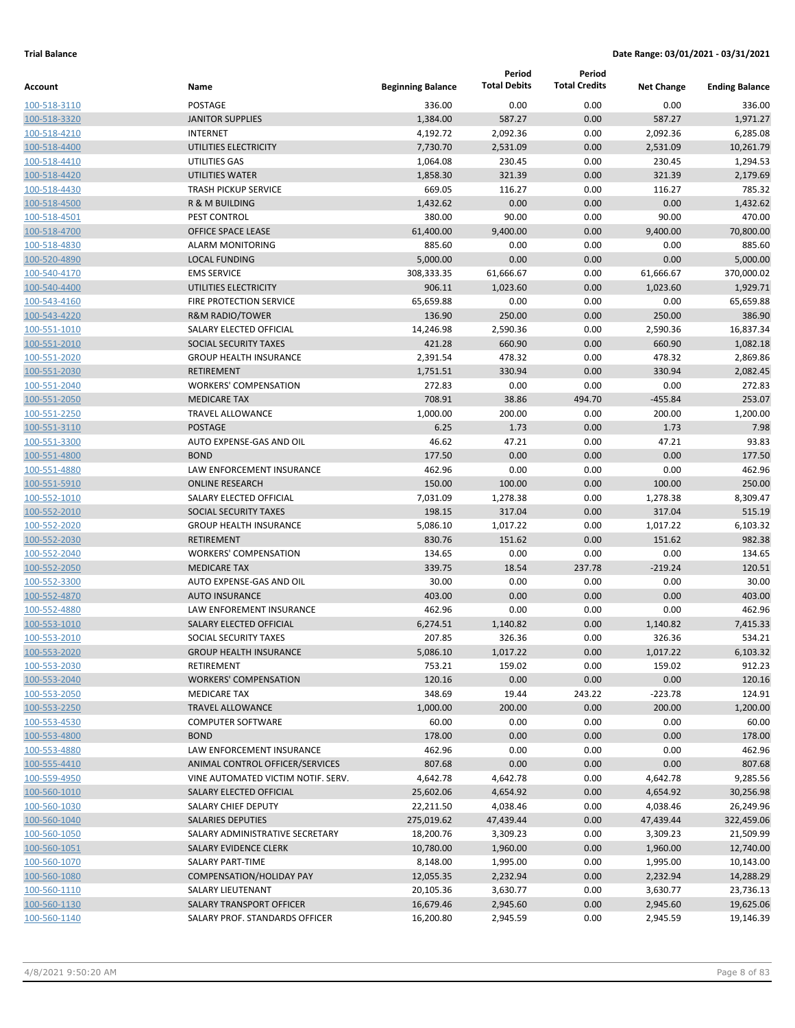**Trial Balance** **Date Range: 03/01/2021 - 03/31/2021**

| Account | Name | Beginning Balance | Period Total Debits | Period Total Credits | Net Change | Ending Balance |
|---|---|---|---|---|---|---|
| 100-518-3110 | POSTAGE | 336.00 | 0.00 | 0.00 | 0.00 | 336.00 |
| 100-518-3320 | JANITOR SUPPLIES | 1,384.00 | 587.27 | 0.00 | 587.27 | 1,971.27 |
| 100-518-4210 | INTERNET | 4,192.72 | 2,092.36 | 0.00 | 2,092.36 | 6,285.08 |
| 100-518-4400 | UTILITIES ELECTRICITY | 7,730.70 | 2,531.09 | 0.00 | 2,531.09 | 10,261.79 |
| 100-518-4410 | UTILITIES GAS | 1,064.08 | 230.45 | 0.00 | 230.45 | 1,294.53 |
| 100-518-4420 | UTILITIES WATER | 1,858.30 | 321.39 | 0.00 | 321.39 | 2,179.69 |
| 100-518-4430 | TRASH PICKUP SERVICE | 669.05 | 116.27 | 0.00 | 116.27 | 785.32 |
| 100-518-4500 | R & M BUILDING | 1,432.62 | 0.00 | 0.00 | 0.00 | 1,432.62 |
| 100-518-4501 | PEST CONTROL | 380.00 | 90.00 | 0.00 | 90.00 | 470.00 |
| 100-518-4700 | OFFICE SPACE LEASE | 61,400.00 | 9,400.00 | 0.00 | 9,400.00 | 70,800.00 |
| 100-518-4830 | ALARM MONITORING | 885.60 | 0.00 | 0.00 | 0.00 | 885.60 |
| 100-520-4890 | LOCAL FUNDING | 5,000.00 | 0.00 | 0.00 | 0.00 | 5,000.00 |
| 100-540-4170 | EMS SERVICE | 308,333.35 | 61,666.67 | 0.00 | 61,666.67 | 370,000.02 |
| 100-540-4400 | UTILITIES ELECTRICITY | 906.11 | 1,023.60 | 0.00 | 1,023.60 | 1,929.71 |
| 100-543-4160 | FIRE PROTECTION SERVICE | 65,659.88 | 0.00 | 0.00 | 0.00 | 65,659.88 |
| 100-543-4220 | R&M RADIO/TOWER | 136.90 | 250.00 | 0.00 | 250.00 | 386.90 |
| 100-551-1010 | SALARY ELECTED OFFICIAL | 14,246.98 | 2,590.36 | 0.00 | 2,590.36 | 16,837.34 |
| 100-551-2010 | SOCIAL SECURITY TAXES | 421.28 | 660.90 | 0.00 | 660.90 | 1,082.18 |
| 100-551-2020 | GROUP HEALTH INSURANCE | 2,391.54 | 478.32 | 0.00 | 478.32 | 2,869.86 |
| 100-551-2030 | RETIREMENT | 1,751.51 | 330.94 | 0.00 | 330.94 | 2,082.45 |
| 100-551-2040 | WORKERS' COMPENSATION | 272.83 | 0.00 | 0.00 | 0.00 | 272.83 |
| 100-551-2050 | MEDICARE TAX | 708.91 | 38.86 | 494.70 | -455.84 | 253.07 |
| 100-551-2250 | TRAVEL ALLOWANCE | 1,000.00 | 200.00 | 0.00 | 200.00 | 1,200.00 |
| 100-551-3110 | POSTAGE | 6.25 | 1.73 | 0.00 | 1.73 | 7.98 |
| 100-551-3300 | AUTO EXPENSE-GAS AND OIL | 46.62 | 47.21 | 0.00 | 47.21 | 93.83 |
| 100-551-4800 | BOND | 177.50 | 0.00 | 0.00 | 0.00 | 177.50 |
| 100-551-4880 | LAW ENFORCEMENT INSURANCE | 462.96 | 0.00 | 0.00 | 0.00 | 462.96 |
| 100-551-5910 | ONLINE RESEARCH | 150.00 | 100.00 | 0.00 | 100.00 | 250.00 |
| 100-552-1010 | SALARY ELECTED OFFICIAL | 7,031.09 | 1,278.38 | 0.00 | 1,278.38 | 8,309.47 |
| 100-552-2010 | SOCIAL SECURITY TAXES | 198.15 | 317.04 | 0.00 | 317.04 | 515.19 |
| 100-552-2020 | GROUP HEALTH INSURANCE | 5,086.10 | 1,017.22 | 0.00 | 1,017.22 | 6,103.32 |
| 100-552-2030 | RETIREMENT | 830.76 | 151.62 | 0.00 | 151.62 | 982.38 |
| 100-552-2040 | WORKERS' COMPENSATION | 134.65 | 0.00 | 0.00 | 0.00 | 134.65 |
| 100-552-2050 | MEDICARE TAX | 339.75 | 18.54 | 237.78 | -219.24 | 120.51 |
| 100-552-3300 | AUTO EXPENSE-GAS AND OIL | 30.00 | 0.00 | 0.00 | 0.00 | 30.00 |
| 100-552-4870 | AUTO INSURANCE | 403.00 | 0.00 | 0.00 | 0.00 | 403.00 |
| 100-552-4880 | LAW ENFOREMENT INSURANCE | 462.96 | 0.00 | 0.00 | 0.00 | 462.96 |
| 100-553-1010 | SALARY ELECTED OFFICIAL | 6,274.51 | 1,140.82 | 0.00 | 1,140.82 | 7,415.33 |
| 100-553-2010 | SOCIAL SECURITY TAXES | 207.85 | 326.36 | 0.00 | 326.36 | 534.21 |
| 100-553-2020 | GROUP HEALTH INSURANCE | 5,086.10 | 1,017.22 | 0.00 | 1,017.22 | 6,103.32 |
| 100-553-2030 | RETIREMENT | 753.21 | 159.02 | 0.00 | 159.02 | 912.23 |
| 100-553-2040 | WORKERS' COMPENSATION | 120.16 | 0.00 | 0.00 | 0.00 | 120.16 |
| 100-553-2050 | MEDICARE TAX | 348.69 | 19.44 | 243.22 | -223.78 | 124.91 |
| 100-553-2250 | TRAVEL ALLOWANCE | 1,000.00 | 200.00 | 0.00 | 200.00 | 1,200.00 |
| 100-553-4530 | COMPUTER SOFTWARE | 60.00 | 0.00 | 0.00 | 0.00 | 60.00 |
| 100-553-4800 | BOND | 178.00 | 0.00 | 0.00 | 0.00 | 178.00 |
| 100-553-4880 | LAW ENFORCEMENT INSURANCE | 462.96 | 0.00 | 0.00 | 0.00 | 462.96 |
| 100-555-4410 | ANIMAL CONTROL OFFICER/SERVICES | 807.68 | 0.00 | 0.00 | 0.00 | 807.68 |
| 100-559-4950 | VINE AUTOMATED VICTIM NOTIF. SERV. | 4,642.78 | 4,642.78 | 0.00 | 4,642.78 | 9,285.56 |
| 100-560-1010 | SALARY ELECTED OFFICIAL | 25,602.06 | 4,654.92 | 0.00 | 4,654.92 | 30,256.98 |
| 100-560-1030 | SALARY CHIEF DEPUTY | 22,211.50 | 4,038.46 | 0.00 | 4,038.46 | 26,249.96 |
| 100-560-1040 | SALARIES DEPUTIES | 275,019.62 | 47,439.44 | 0.00 | 47,439.44 | 322,459.06 |
| 100-560-1050 | SALARY ADMINISTRATIVE SECRETARY | 18,200.76 | 3,309.23 | 0.00 | 3,309.23 | 21,509.99 |
| 100-560-1051 | SALARY EVIDENCE CLERK | 10,780.00 | 1,960.00 | 0.00 | 1,960.00 | 12,740.00 |
| 100-560-1070 | SALARY PART-TIME | 8,148.00 | 1,995.00 | 0.00 | 1,995.00 | 10,143.00 |
| 100-560-1080 | COMPENSATION/HOLIDAY PAY | 12,055.35 | 2,232.94 | 0.00 | 2,232.94 | 14,288.29 |
| 100-560-1110 | SALARY LIEUTENANT | 20,105.36 | 3,630.77 | 0.00 | 3,630.77 | 23,736.13 |
| 100-560-1130 | SALARY TRANSPORT OFFICER | 16,679.46 | 2,945.60 | 0.00 | 2,945.60 | 19,625.06 |
| 100-560-1140 | SALARY PROF. STANDARDS OFFICER | 16,200.80 | 2,945.59 | 0.00 | 2,945.59 | 19,146.39 |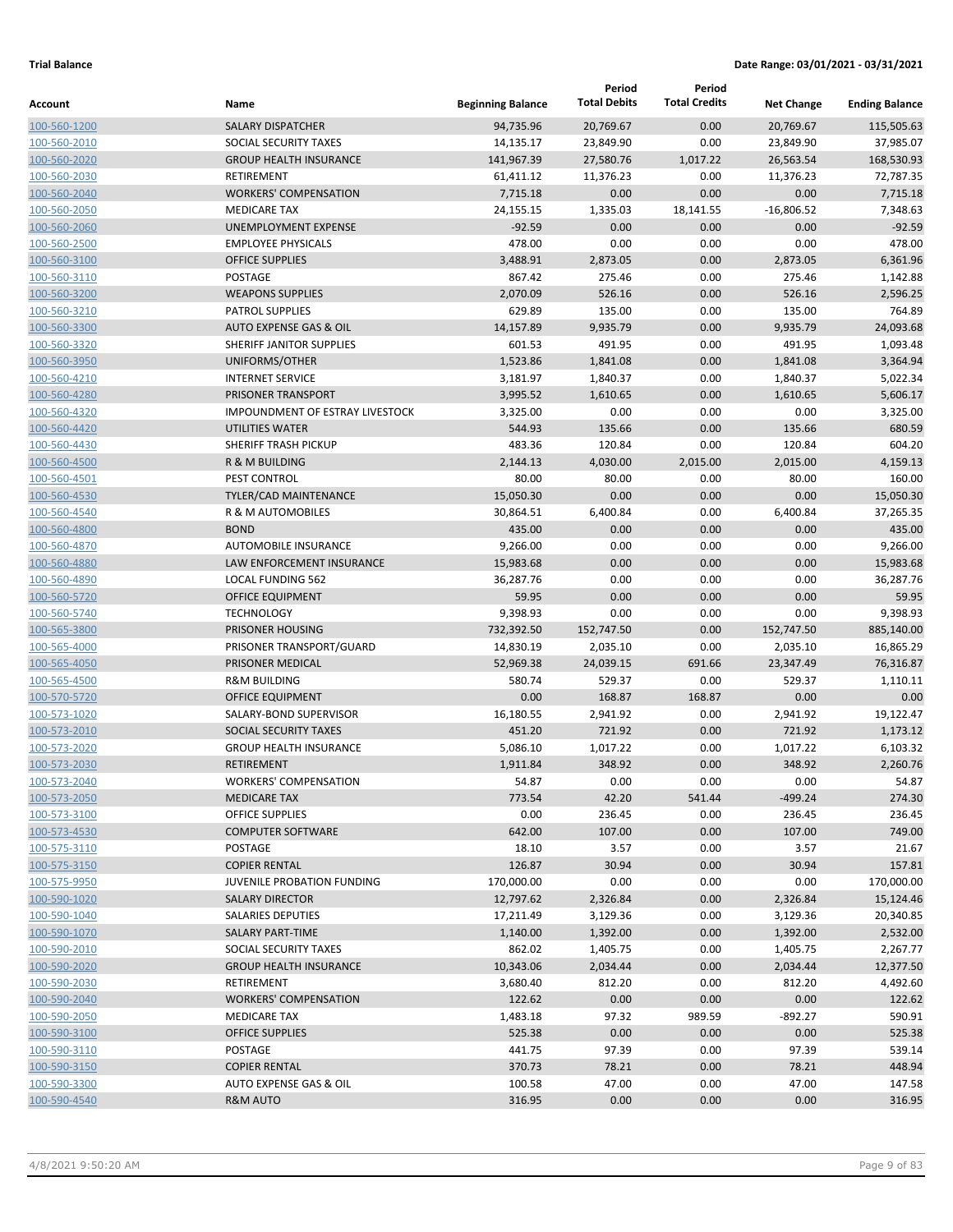**Trial Balance** **Date Range: 03/01/2021 - 03/31/2021**

| Account | Name | Beginning Balance | Period Total Debits | Period Total Credits | Net Change | Ending Balance |
|---|---|---|---|---|---|---|
| 100-560-1200 | SALARY DISPATCHER | 94,735.96 | 20,769.67 | 0.00 | 20,769.67 | 115,505.63 |
| 100-560-2010 | SOCIAL SECURITY TAXES | 14,135.17 | 23,849.90 | 0.00 | 23,849.90 | 37,985.07 |
| 100-560-2020 | GROUP HEALTH INSURANCE | 141,967.39 | 27,580.76 | 1,017.22 | 26,563.54 | 168,530.93 |
| 100-560-2030 | RETIREMENT | 61,411.12 | 11,376.23 | 0.00 | 11,376.23 | 72,787.35 |
| 100-560-2040 | WORKERS' COMPENSATION | 7,715.18 | 0.00 | 0.00 | 0.00 | 7,715.18 |
| 100-560-2050 | MEDICARE TAX | 24,155.15 | 1,335.03 | 18,141.55 | -16,806.52 | 7,348.63 |
| 100-560-2060 | UNEMPLOYMENT EXPENSE | -92.59 | 0.00 | 0.00 | 0.00 | -92.59 |
| 100-560-2500 | EMPLOYEE PHYSICALS | 478.00 | 0.00 | 0.00 | 0.00 | 478.00 |
| 100-560-3100 | OFFICE SUPPLIES | 3,488.91 | 2,873.05 | 0.00 | 2,873.05 | 6,361.96 |
| 100-560-3110 | POSTAGE | 867.42 | 275.46 | 0.00 | 275.46 | 1,142.88 |
| 100-560-3200 | WEAPONS SUPPLIES | 2,070.09 | 526.16 | 0.00 | 526.16 | 2,596.25 |
| 100-560-3210 | PATROL SUPPLIES | 629.89 | 135.00 | 0.00 | 135.00 | 764.89 |
| 100-560-3300 | AUTO EXPENSE GAS & OIL | 14,157.89 | 9,935.79 | 0.00 | 9,935.79 | 24,093.68 |
| 100-560-3320 | SHERIFF JANITOR SUPPLIES | 601.53 | 491.95 | 0.00 | 491.95 | 1,093.48 |
| 100-560-3950 | UNIFORMS/OTHER | 1,523.86 | 1,841.08 | 0.00 | 1,841.08 | 3,364.94 |
| 100-560-4210 | INTERNET SERVICE | 3,181.97 | 1,840.37 | 0.00 | 1,840.37 | 5,022.34 |
| 100-560-4280 | PRISONER TRANSPORT | 3,995.52 | 1,610.65 | 0.00 | 1,610.65 | 5,606.17 |
| 100-560-4320 | IMPOUNDMENT OF ESTRAY LIVESTOCK | 3,325.00 | 0.00 | 0.00 | 0.00 | 3,325.00 |
| 100-560-4420 | UTILITIES WATER | 544.93 | 135.66 | 0.00 | 135.66 | 680.59 |
| 100-560-4430 | SHERIFF TRASH PICKUP | 483.36 | 120.84 | 0.00 | 120.84 | 604.20 |
| 100-560-4500 | R & M BUILDING | 2,144.13 | 4,030.00 | 2,015.00 | 2,015.00 | 4,159.13 |
| 100-560-4501 | PEST CONTROL | 80.00 | 80.00 | 0.00 | 80.00 | 160.00 |
| 100-560-4530 | TYLER/CAD MAINTENANCE | 15,050.30 | 0.00 | 0.00 | 0.00 | 15,050.30 |
| 100-560-4540 | R & M AUTOMOBILES | 30,864.51 | 6,400.84 | 0.00 | 6,400.84 | 37,265.35 |
| 100-560-4800 | BOND | 435.00 | 0.00 | 0.00 | 0.00 | 435.00 |
| 100-560-4870 | AUTOMOBILE INSURANCE | 9,266.00 | 0.00 | 0.00 | 0.00 | 9,266.00 |
| 100-560-4880 | LAW ENFORCEMENT INSURANCE | 15,983.68 | 0.00 | 0.00 | 0.00 | 15,983.68 |
| 100-560-4890 | LOCAL FUNDING 562 | 36,287.76 | 0.00 | 0.00 | 0.00 | 36,287.76 |
| 100-560-5720 | OFFICE EQUIPMENT | 59.95 | 0.00 | 0.00 | 0.00 | 59.95 |
| 100-560-5740 | TECHNOLOGY | 9,398.93 | 0.00 | 0.00 | 0.00 | 9,398.93 |
| 100-565-3800 | PRISONER HOUSING | 732,392.50 | 152,747.50 | 0.00 | 152,747.50 | 885,140.00 |
| 100-565-4000 | PRISONER TRANSPORT/GUARD | 14,830.19 | 2,035.10 | 0.00 | 2,035.10 | 16,865.29 |
| 100-565-4050 | PRISONER MEDICAL | 52,969.38 | 24,039.15 | 691.66 | 23,347.49 | 76,316.87 |
| 100-565-4500 | R&M BUILDING | 580.74 | 529.37 | 0.00 | 529.37 | 1,110.11 |
| 100-570-5720 | OFFICE EQUIPMENT | 0.00 | 168.87 | 168.87 | 0.00 | 0.00 |
| 100-573-1020 | SALARY-BOND SUPERVISOR | 16,180.55 | 2,941.92 | 0.00 | 2,941.92 | 19,122.47 |
| 100-573-2010 | SOCIAL SECURITY TAXES | 451.20 | 721.92 | 0.00 | 721.92 | 1,173.12 |
| 100-573-2020 | GROUP HEALTH INSURANCE | 5,086.10 | 1,017.22 | 0.00 | 1,017.22 | 6,103.32 |
| 100-573-2030 | RETIREMENT | 1,911.84 | 348.92 | 0.00 | 348.92 | 2,260.76 |
| 100-573-2040 | WORKERS' COMPENSATION | 54.87 | 0.00 | 0.00 | 0.00 | 54.87 |
| 100-573-2050 | MEDICARE TAX | 773.54 | 42.20 | 541.44 | -499.24 | 274.30 |
| 100-573-3100 | OFFICE SUPPLIES | 0.00 | 236.45 | 0.00 | 236.45 | 236.45 |
| 100-573-4530 | COMPUTER SOFTWARE | 642.00 | 107.00 | 0.00 | 107.00 | 749.00 |
| 100-575-3110 | POSTAGE | 18.10 | 3.57 | 0.00 | 3.57 | 21.67 |
| 100-575-3150 | COPIER RENTAL | 126.87 | 30.94 | 0.00 | 30.94 | 157.81 |
| 100-575-9950 | JUVENILE PROBATION FUNDING | 170,000.00 | 0.00 | 0.00 | 0.00 | 170,000.00 |
| 100-590-1020 | SALARY DIRECTOR | 12,797.62 | 2,326.84 | 0.00 | 2,326.84 | 15,124.46 |
| 100-590-1040 | SALARIES DEPUTIES | 17,211.49 | 3,129.36 | 0.00 | 3,129.36 | 20,340.85 |
| 100-590-1070 | SALARY PART-TIME | 1,140.00 | 1,392.00 | 0.00 | 1,392.00 | 2,532.00 |
| 100-590-2010 | SOCIAL SECURITY TAXES | 862.02 | 1,405.75 | 0.00 | 1,405.75 | 2,267.77 |
| 100-590-2020 | GROUP HEALTH INSURANCE | 10,343.06 | 2,034.44 | 0.00 | 2,034.44 | 12,377.50 |
| 100-590-2030 | RETIREMENT | 3,680.40 | 812.20 | 0.00 | 812.20 | 4,492.60 |
| 100-590-2040 | WORKERS' COMPENSATION | 122.62 | 0.00 | 0.00 | 0.00 | 122.62 |
| 100-590-2050 | MEDICARE TAX | 1,483.18 | 97.32 | 989.59 | -892.27 | 590.91 |
| 100-590-3100 | OFFICE SUPPLIES | 525.38 | 0.00 | 0.00 | 0.00 | 525.38 |
| 100-590-3110 | POSTAGE | 441.75 | 97.39 | 0.00 | 97.39 | 539.14 |
| 100-590-3150 | COPIER RENTAL | 370.73 | 78.21 | 0.00 | 78.21 | 448.94 |
| 100-590-3300 | AUTO EXPENSE GAS & OIL | 100.58 | 47.00 | 0.00 | 47.00 | 147.58 |
| 100-590-4540 | R&M AUTO | 316.95 | 0.00 | 0.00 | 0.00 | 316.95 |

4/8/2021 9:50:20 AM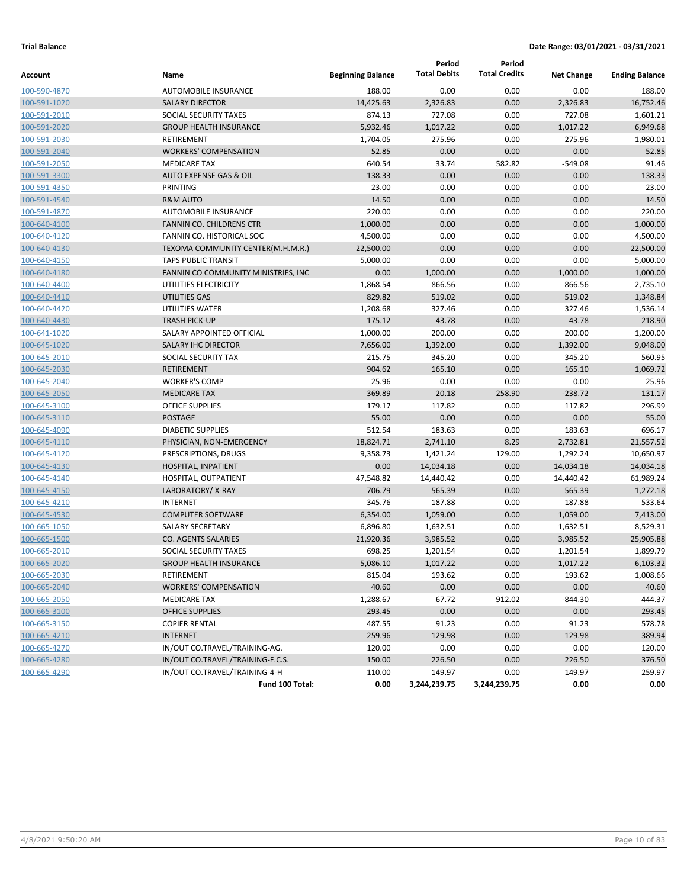**Trial Balance** | **Date Range: 03/01/2021 - 03/31/2021**

| Account | Name | Beginning Balance | Period Total Debits | Period Total Credits | Net Change | Ending Balance |
|---|---|---|---|---|---|---|
| 100-590-4870 | AUTOMOBILE INSURANCE | 188.00 | 0.00 | 0.00 | 0.00 | 188.00 |
| 100-591-1020 | SALARY DIRECTOR | 14,425.63 | 2,326.83 | 0.00 | 2,326.83 | 16,752.46 |
| 100-591-2010 | SOCIAL SECURITY TAXES | 874.13 | 727.08 | 0.00 | 727.08 | 1,601.21 |
| 100-591-2020 | GROUP HEALTH INSURANCE | 5,932.46 | 1,017.22 | 0.00 | 1,017.22 | 6,949.68 |
| 100-591-2030 | RETIREMENT | 1,704.05 | 275.96 | 0.00 | 275.96 | 1,980.01 |
| 100-591-2040 | WORKERS' COMPENSATION | 52.85 | 0.00 | 0.00 | 0.00 | 52.85 |
| 100-591-2050 | MEDICARE TAX | 640.54 | 33.74 | 582.82 | -549.08 | 91.46 |
| 100-591-3300 | AUTO EXPENSE GAS & OIL | 138.33 | 0.00 | 0.00 | 0.00 | 138.33 |
| 100-591-4350 | PRINTING | 23.00 | 0.00 | 0.00 | 0.00 | 23.00 |
| 100-591-4540 | R&M AUTO | 14.50 | 0.00 | 0.00 | 0.00 | 14.50 |
| 100-591-4870 | AUTOMOBILE INSURANCE | 220.00 | 0.00 | 0.00 | 0.00 | 220.00 |
| 100-640-4100 | FANNIN CO. CHILDRENS CTR | 1,000.00 | 0.00 | 0.00 | 0.00 | 1,000.00 |
| 100-640-4120 | FANNIN CO. HISTORICAL SOC | 4,500.00 | 0.00 | 0.00 | 0.00 | 4,500.00 |
| 100-640-4130 | TEXOMA COMMUNITY CENTER(M.H.M.R.) | 22,500.00 | 0.00 | 0.00 | 0.00 | 22,500.00 |
| 100-640-4150 | TAPS PUBLIC TRANSIT | 5,000.00 | 0.00 | 0.00 | 0.00 | 5,000.00 |
| 100-640-4180 | FANNIN CO COMMUNITY MINISTRIES, INC | 0.00 | 1,000.00 | 0.00 | 1,000.00 | 1,000.00 |
| 100-640-4400 | UTILITIES ELECTRICITY | 1,868.54 | 866.56 | 0.00 | 866.56 | 2,735.10 |
| 100-640-4410 | UTILITIES GAS | 829.82 | 519.02 | 0.00 | 519.02 | 1,348.84 |
| 100-640-4420 | UTILITIES WATER | 1,208.68 | 327.46 | 0.00 | 327.46 | 1,536.14 |
| 100-640-4430 | TRASH PICK-UP | 175.12 | 43.78 | 0.00 | 43.78 | 218.90 |
| 100-641-1020 | SALARY APPOINTED OFFICIAL | 1,000.00 | 200.00 | 0.00 | 200.00 | 1,200.00 |
| 100-645-1020 | SALARY IHC DIRECTOR | 7,656.00 | 1,392.00 | 0.00 | 1,392.00 | 9,048.00 |
| 100-645-2010 | SOCIAL SECURITY TAX | 215.75 | 345.20 | 0.00 | 345.20 | 560.95 |
| 100-645-2030 | RETIREMENT | 904.62 | 165.10 | 0.00 | 165.10 | 1,069.72 |
| 100-645-2040 | WORKER'S COMP | 25.96 | 0.00 | 0.00 | 0.00 | 25.96 |
| 100-645-2050 | MEDICARE TAX | 369.89 | 20.18 | 258.90 | -238.72 | 131.17 |
| 100-645-3100 | OFFICE SUPPLIES | 179.17 | 117.82 | 0.00 | 117.82 | 296.99 |
| 100-645-3110 | POSTAGE | 55.00 | 0.00 | 0.00 | 0.00 | 55.00 |
| 100-645-4090 | DIABETIC SUPPLIES | 512.54 | 183.63 | 0.00 | 183.63 | 696.17 |
| 100-645-4110 | PHYSICIAN, NON-EMERGENCY | 18,824.71 | 2,741.10 | 8.29 | 2,732.81 | 21,557.52 |
| 100-645-4120 | PRESCRIPTIONS, DRUGS | 9,358.73 | 1,421.24 | 129.00 | 1,292.24 | 10,650.97 |
| 100-645-4130 | HOSPITAL, INPATIENT | 0.00 | 14,034.18 | 0.00 | 14,034.18 | 14,034.18 |
| 100-645-4140 | HOSPITAL, OUTPATIENT | 47,548.82 | 14,440.42 | 0.00 | 14,440.42 | 61,989.24 |
| 100-645-4150 | LABORATORY/ X-RAY | 706.79 | 565.39 | 0.00 | 565.39 | 1,272.18 |
| 100-645-4210 | INTERNET | 345.76 | 187.88 | 0.00 | 187.88 | 533.64 |
| 100-645-4530 | COMPUTER SOFTWARE | 6,354.00 | 1,059.00 | 0.00 | 1,059.00 | 7,413.00 |
| 100-665-1050 | SALARY SECRETARY | 6,896.80 | 1,632.51 | 0.00 | 1,632.51 | 8,529.31 |
| 100-665-1500 | CO. AGENTS SALARIES | 21,920.36 | 3,985.52 | 0.00 | 3,985.52 | 25,905.88 |
| 100-665-2010 | SOCIAL SECURITY TAXES | 698.25 | 1,201.54 | 0.00 | 1,201.54 | 1,899.79 |
| 100-665-2020 | GROUP HEALTH INSURANCE | 5,086.10 | 1,017.22 | 0.00 | 1,017.22 | 6,103.32 |
| 100-665-2030 | RETIREMENT | 815.04 | 193.62 | 0.00 | 193.62 | 1,008.66 |
| 100-665-2040 | WORKERS' COMPENSATION | 40.60 | 0.00 | 0.00 | 0.00 | 40.60 |
| 100-665-2050 | MEDICARE TAX | 1,288.67 | 67.72 | 912.02 | -844.30 | 444.37 |
| 100-665-3100 | OFFICE SUPPLIES | 293.45 | 0.00 | 0.00 | 0.00 | 293.45 |
| 100-665-3150 | COPIER RENTAL | 487.55 | 91.23 | 0.00 | 91.23 | 578.78 |
| 100-665-4210 | INTERNET | 259.96 | 129.98 | 0.00 | 129.98 | 389.94 |
| 100-665-4270 | IN/OUT CO.TRAVEL/TRAINING-AG. | 120.00 | 0.00 | 0.00 | 0.00 | 120.00 |
| 100-665-4280 | IN/OUT CO.TRAVEL/TRAINING-F.C.S. | 150.00 | 226.50 | 0.00 | 226.50 | 376.50 |
| 100-665-4290 | IN/OUT CO.TRAVEL/TRAINING-4-H | 110.00 | 149.97 | 0.00 | 149.97 | 259.97 |
| | **Fund 100 Total:** | **0.00** | **3,244,239.75** | **3,244,239.75** | **0.00** | **0.00** |

4/8/2021 9:50:20 AM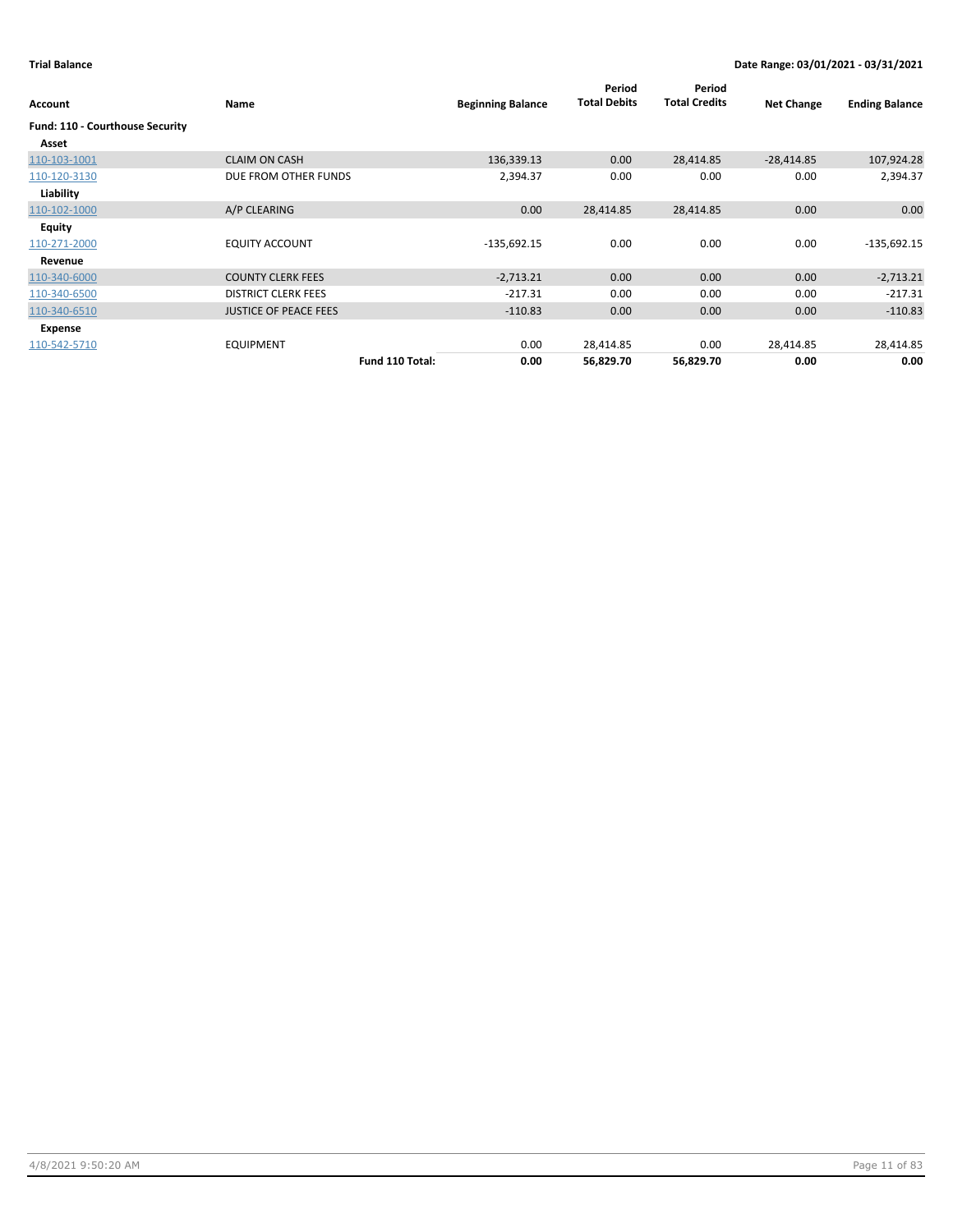**Trial Balance** | **Date Range: 03/01/2021 - 03/31/2021**

| Account | Name | Beginning Balance | Period Total Debits | Period Total Credits | Net Change | Ending Balance |
|---|---|---|---|---|---|---|
| **Fund: 110 - Courthouse Security** | | | | | | |
| **Asset** | | | | | | |
| 110-103-1001 | CLAIM ON CASH | 136,339.13 | 0.00 | 28,414.85 | -28,414.85 | 107,924.28 |
| 110-120-3130 | DUE FROM OTHER FUNDS | 2,394.37 | 0.00 | 0.00 | 0.00 | 2,394.37 |
| **Liability** | | | | | | |
| 110-102-1000 | A/P CLEARING | 0.00 | 28,414.85 | 28,414.85 | 0.00 | 0.00 |
| **Equity** | | | | | | |
| 110-271-2000 | EQUITY ACCOUNT | -135,692.15 | 0.00 | 0.00 | 0.00 | -135,692.15 |
| **Revenue** | | | | | | |
| 110-340-6000 | COUNTY CLERK FEES | -2,713.21 | 0.00 | 0.00 | 0.00 | -2,713.21 |
| 110-340-6500 | DISTRICT CLERK FEES | -217.31 | 0.00 | 0.00 | 0.00 | -217.31 |
| 110-340-6510 | JUSTICE OF PEACE FEES | -110.83 | 0.00 | 0.00 | 0.00 | -110.83 |
| **Expense** | | | | | | |
| 110-542-5710 | EQUIPMENT | 0.00 | 28,414.85 | 0.00 | 28,414.85 | 28,414.85 |
| | **Fund 110 Total:** | **0.00** | **56,829.70** | **56,829.70** | **0.00** | **0.00** |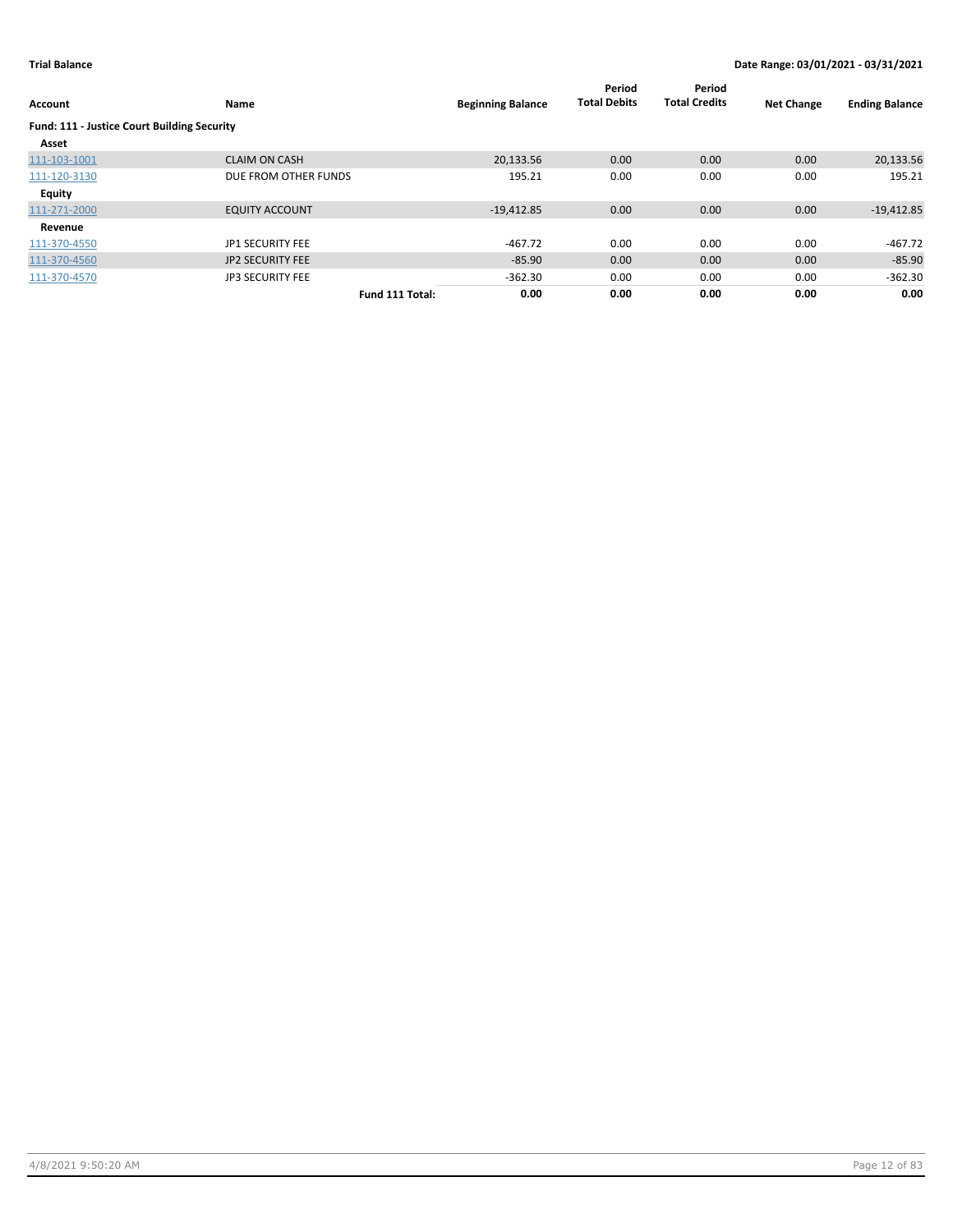**Trial Balance** — **Date Range: 03/01/2021 - 03/31/2021**

| Account | Name | Beginning Balance | Period Total Debits | Period Total Credits | Net Change | Ending Balance |
|---|---|---|---|---|---|---|
| **Fund: 111 - Justice Court Building Security** | | | | | | |
| **Asset** | | | | | | |
| 111-103-1001 | CLAIM ON CASH | 20,133.56 | 0.00 | 0.00 | 0.00 | 20,133.56 |
| 111-120-3130 | DUE FROM OTHER FUNDS | 195.21 | 0.00 | 0.00 | 0.00 | 195.21 |
| **Equity** | | | | | | |
| 111-271-2000 | EQUITY ACCOUNT | -19,412.85 | 0.00 | 0.00 | 0.00 | -19,412.85 |
| **Revenue** | | | | | | |
| 111-370-4550 | JP1 SECURITY FEE | -467.72 | 0.00 | 0.00 | 0.00 | -467.72 |
| 111-370-4560 | JP2 SECURITY FEE | -85.90 | 0.00 | 0.00 | 0.00 | -85.90 |
| 111-370-4570 | JP3 SECURITY FEE | -362.30 | 0.00 | 0.00 | 0.00 | -362.30 |
| | **Fund 111 Total:** | **0.00** | **0.00** | **0.00** | **0.00** | **0.00** |

4/8/2021 9:50:20 AM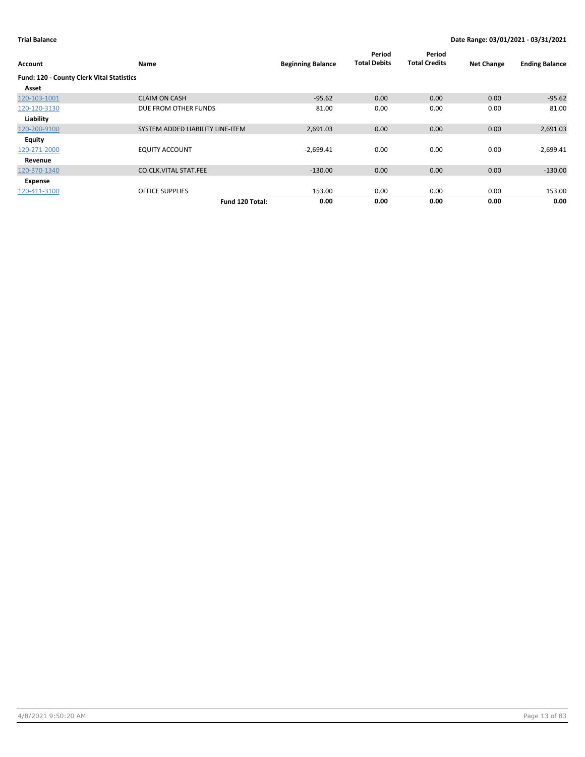**Trial Balance** | **Date Range: 03/01/2021 - 03/31/2021**

| Account | Name | Beginning Balance | Period Total Debits | Period Total Credits | Net Change | Ending Balance |
|---|---|---|---|---|---|---|
| **Fund: 120 - County Clerk Vital Statistics** | | | | | | |
| **Asset** | | | | | | |
| 120-103-1001 | CLAIM ON CASH | -95.62 | 0.00 | 0.00 | 0.00 | -95.62 |
| 120-120-3130 | DUE FROM OTHER FUNDS | 81.00 | 0.00 | 0.00 | 0.00 | 81.00 |
| **Liability** | | | | | | |
| 120-200-9100 | SYSTEM ADDED LIABILITY LINE-ITEM | 2,691.03 | 0.00 | 0.00 | 0.00 | 2,691.03 |
| **Equity** | | | | | | |
| 120-271-2000 | EQUITY ACCOUNT | -2,699.41 | 0.00 | 0.00 | 0.00 | -2,699.41 |
| **Revenue** | | | | | | |
| 120-370-1340 | CO.CLK.VITAL STAT.FEE | -130.00 | 0.00 | 0.00 | 0.00 | -130.00 |
| **Expense** | | | | | | |
| 120-411-3100 | OFFICE SUPPLIES | 153.00 | 0.00 | 0.00 | 0.00 | 153.00 |
| | **Fund 120 Total:** | **0.00** | **0.00** | **0.00** | **0.00** | **0.00** |

4/8/2021 9:50:20 AM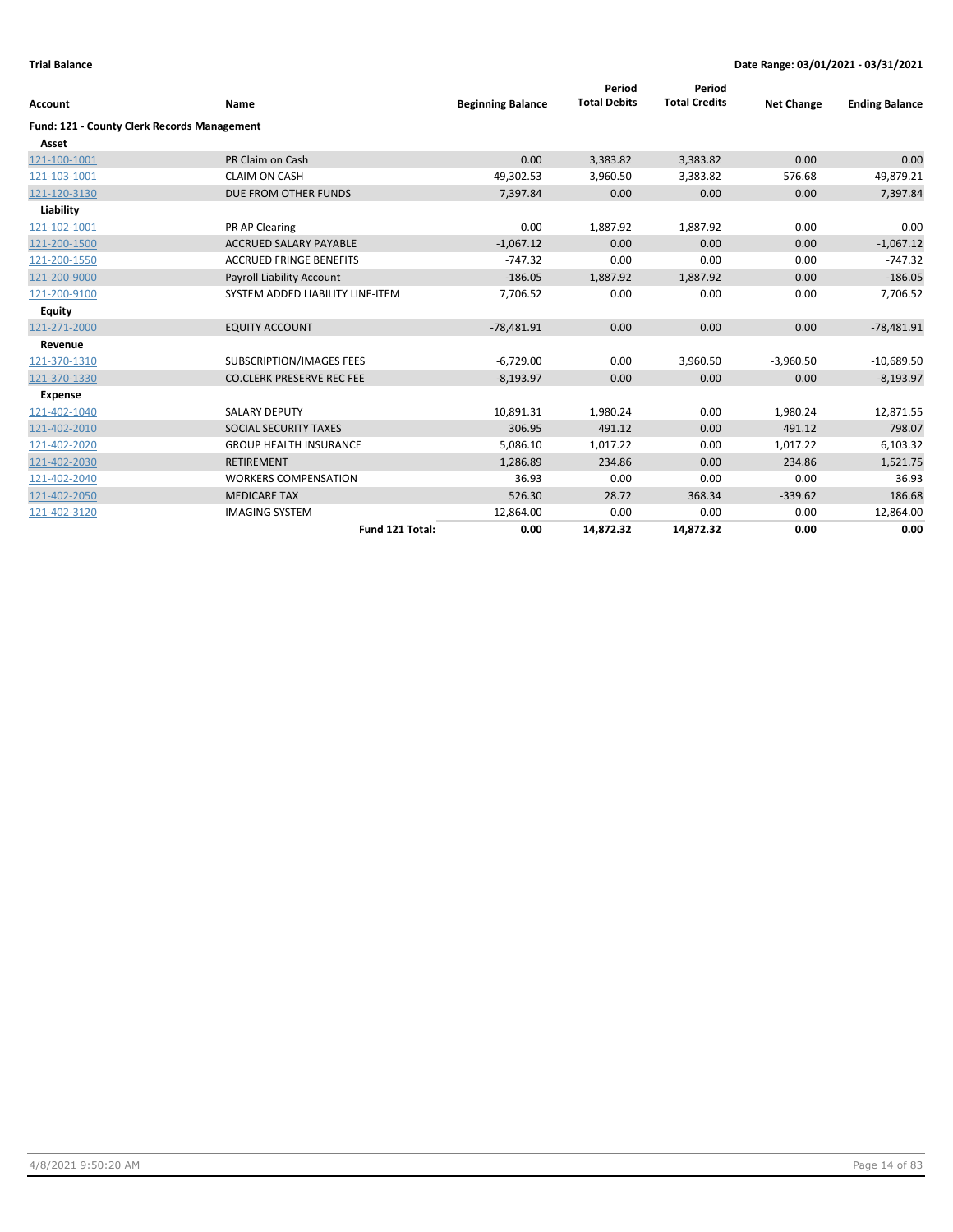**Trial Balance** **Date Range: 03/01/2021 - 03/31/2021**

| Account | Name | Beginning Balance | Period Total Debits | Period Total Credits | Net Change | Ending Balance |
|---|---|---|---|---|---|---|
| **Fund: 121 - County Clerk Records Management** | | | | | | |
| **Asset** | | | | | | |
| 121-100-1001 | PR Claim on Cash | 0.00 | 3,383.82 | 3,383.82 | 0.00 | 0.00 |
| 121-103-1001 | CLAIM ON CASH | 49,302.53 | 3,960.50 | 3,383.82 | 576.68 | 49,879.21 |
| 121-120-3130 | DUE FROM OTHER FUNDS | 7,397.84 | 0.00 | 0.00 | 0.00 | 7,397.84 |
| **Liability** | | | | | | |
| 121-102-1001 | PR AP Clearing | 0.00 | 1,887.92 | 1,887.92 | 0.00 | 0.00 |
| 121-200-1500 | ACCRUED SALARY PAYABLE | -1,067.12 | 0.00 | 0.00 | 0.00 | -1,067.12 |
| 121-200-1550 | ACCRUED FRINGE BENEFITS | -747.32 | 0.00 | 0.00 | 0.00 | -747.32 |
| 121-200-9000 | Payroll Liability Account | -186.05 | 1,887.92 | 1,887.92 | 0.00 | -186.05 |
| 121-200-9100 | SYSTEM ADDED LIABILITY LINE-ITEM | 7,706.52 | 0.00 | 0.00 | 0.00 | 7,706.52 |
| **Equity** | | | | | | |
| 121-271-2000 | EQUITY ACCOUNT | -78,481.91 | 0.00 | 0.00 | 0.00 | -78,481.91 |
| **Revenue** | | | | | | |
| 121-370-1310 | SUBSCRIPTION/IMAGES FEES | -6,729.00 | 0.00 | 3,960.50 | -3,960.50 | -10,689.50 |
| 121-370-1330 | CO.CLERK PRESERVE REC FEE | -8,193.97 | 0.00 | 0.00 | 0.00 | -8,193.97 |
| **Expense** | | | | | | |
| 121-402-1040 | SALARY DEPUTY | 10,891.31 | 1,980.24 | 0.00 | 1,980.24 | 12,871.55 |
| 121-402-2010 | SOCIAL SECURITY TAXES | 306.95 | 491.12 | 0.00 | 491.12 | 798.07 |
| 121-402-2020 | GROUP HEALTH INSURANCE | 5,086.10 | 1,017.22 | 0.00 | 1,017.22 | 6,103.32 |
| 121-402-2030 | RETIREMENT | 1,286.89 | 234.86 | 0.00 | 234.86 | 1,521.75 |
| 121-402-2040 | WORKERS COMPENSATION | 36.93 | 0.00 | 0.00 | 0.00 | 36.93 |
| 121-402-2050 | MEDICARE TAX | 526.30 | 28.72 | 368.34 | -339.62 | 186.68 |
| 121-402-3120 | IMAGING SYSTEM | 12,864.00 | 0.00 | 0.00 | 0.00 | 12,864.00 |
| | **Fund 121 Total:** | **0.00** | **14,872.32** | **14,872.32** | **0.00** | **0.00** |

4/8/2021 9:50:20 AM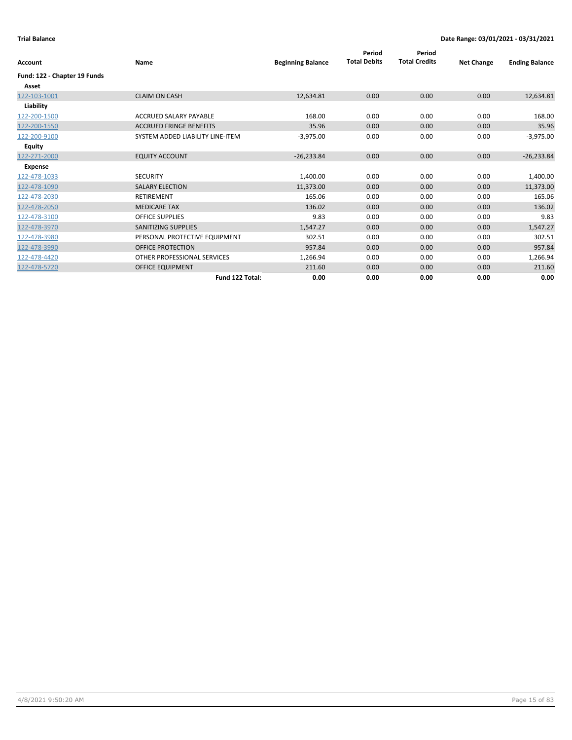**Trial Balance** — **Date Range: 03/01/2021 - 03/31/2021**

| Account | Name | Beginning Balance | Period Total Debits | Period Total Credits | Net Change | Ending Balance |
|---|---|---|---|---|---|---|
| **Fund: 122 - Chapter 19 Funds** | | | | | | |
| **Asset** | | | | | | |
| 122-103-1001 | CLAIM ON CASH | 12,634.81 | 0.00 | 0.00 | 0.00 | 12,634.81 |
| **Liability** | | | | | | |
| 122-200-1500 | ACCRUED SALARY PAYABLE | 168.00 | 0.00 | 0.00 | 0.00 | 168.00 |
| 122-200-1550 | ACCRUED FRINGE BENEFITS | 35.96 | 0.00 | 0.00 | 0.00 | 35.96 |
| 122-200-9100 | SYSTEM ADDED LIABILITY LINE-ITEM | -3,975.00 | 0.00 | 0.00 | 0.00 | -3,975.00 |
| **Equity** | | | | | | |
| 122-271-2000 | EQUITY ACCOUNT | -26,233.84 | 0.00 | 0.00 | 0.00 | -26,233.84 |
| **Expense** | | | | | | |
| 122-478-1033 | SECURITY | 1,400.00 | 0.00 | 0.00 | 0.00 | 1,400.00 |
| 122-478-1090 | SALARY ELECTION | 11,373.00 | 0.00 | 0.00 | 0.00 | 11,373.00 |
| 122-478-2030 | RETIREMENT | 165.06 | 0.00 | 0.00 | 0.00 | 165.06 |
| 122-478-2050 | MEDICARE TAX | 136.02 | 0.00 | 0.00 | 0.00 | 136.02 |
| 122-478-3100 | OFFICE SUPPLIES | 9.83 | 0.00 | 0.00 | 0.00 | 9.83 |
| 122-478-3970 | SANITIZING SUPPLIES | 1,547.27 | 0.00 | 0.00 | 0.00 | 1,547.27 |
| 122-478-3980 | PERSONAL PROTECTIVE EQUIPMENT | 302.51 | 0.00 | 0.00 | 0.00 | 302.51 |
| 122-478-3990 | OFFICE PROTECTION | 957.84 | 0.00 | 0.00 | 0.00 | 957.84 |
| 122-478-4420 | OTHER PROFESSIONAL SERVICES | 1,266.94 | 0.00 | 0.00 | 0.00 | 1,266.94 |
| 122-478-5720 | OFFICE EQUIPMENT | 211.60 | 0.00 | 0.00 | 0.00 | 211.60 |
| | **Fund 122 Total:** | **0.00** | **0.00** | **0.00** | **0.00** | **0.00** |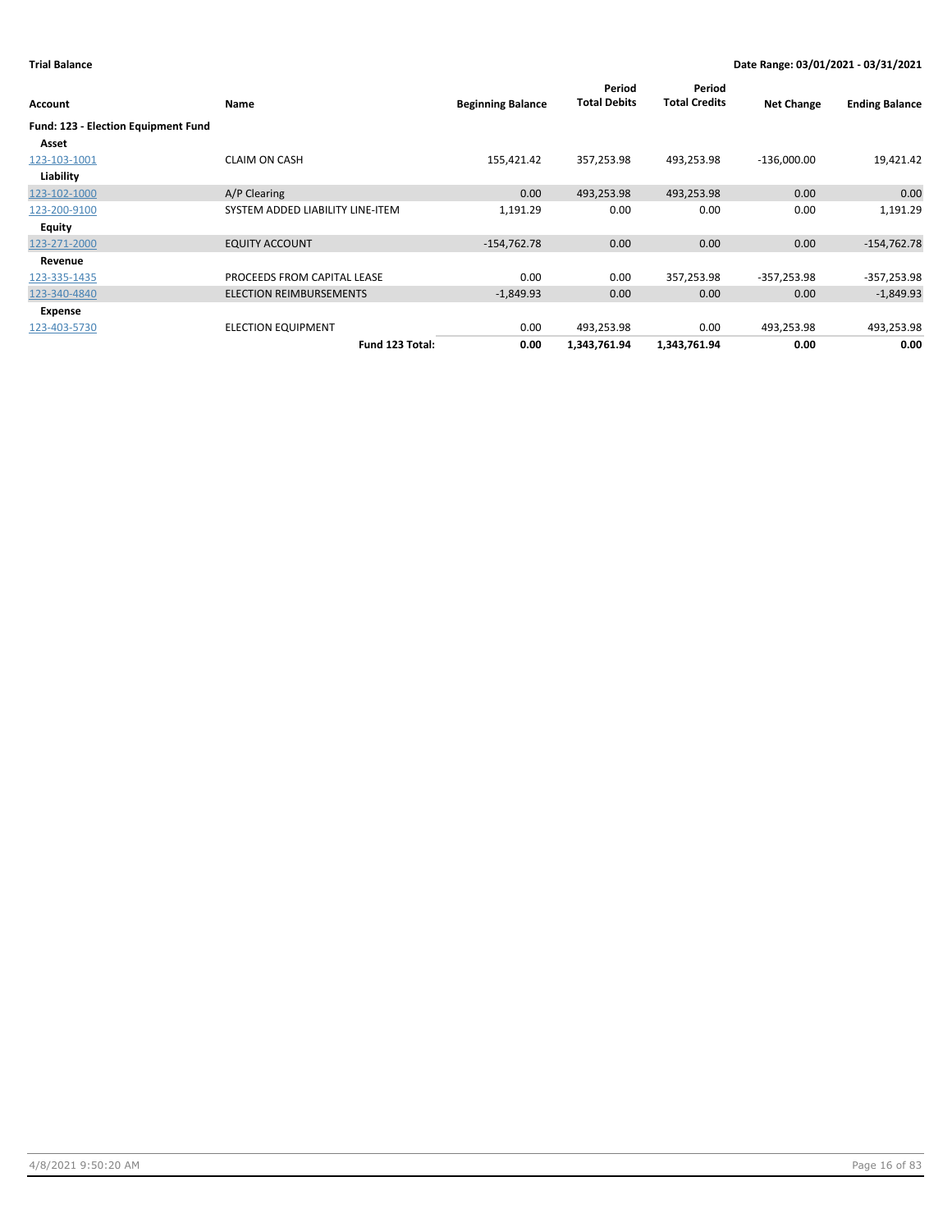**Trial Balance** | **Date Range: 03/01/2021 - 03/31/2021**

| Account | Name | Beginning Balance | Period Total Debits | Period Total Credits | Net Change | Ending Balance |
|---|---|---|---|---|---|---|
| **Fund: 123 - Election Equipment Fund** | | | | | | |
| **Asset** | | | | | | |
| 123-103-1001 | CLAIM ON CASH | 155,421.42 | 357,253.98 | 493,253.98 | -136,000.00 | 19,421.42 |
| **Liability** | | | | | | |
| 123-102-1000 | A/P Clearing | 0.00 | 493,253.98 | 493,253.98 | 0.00 | 0.00 |
| 123-200-9100 | SYSTEM ADDED LIABILITY LINE-ITEM | 1,191.29 | 0.00 | 0.00 | 0.00 | 1,191.29 |
| **Equity** | | | | | | |
| 123-271-2000 | EQUITY ACCOUNT | -154,762.78 | 0.00 | 0.00 | 0.00 | -154,762.78 |
| **Revenue** | | | | | | |
| 123-335-1435 | PROCEEDS FROM CAPITAL LEASE | 0.00 | 0.00 | 357,253.98 | -357,253.98 | -357,253.98 |
| 123-340-4840 | ELECTION REIMBURSEMENTS | -1,849.93 | 0.00 | 0.00 | 0.00 | -1,849.93 |
| **Expense** | | | | | | |
| 123-403-5730 | ELECTION EQUIPMENT | 0.00 | 493,253.98 | 0.00 | 493,253.98 | 493,253.98 |
| | **Fund 123 Total:** | **0.00** | **1,343,761.94** | **1,343,761.94** | **0.00** | **0.00** |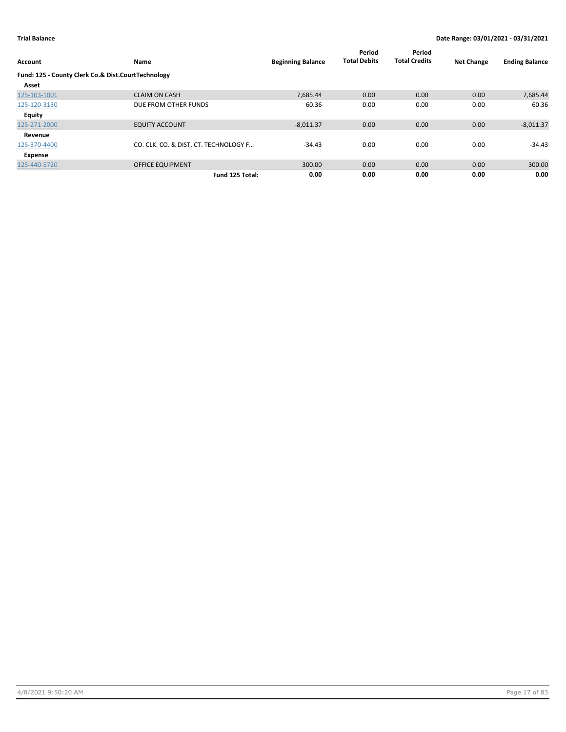**Trial Balance** | **Date Range: 03/01/2021 - 03/31/2021**

| Account | Name | Beginning Balance | Period Total Debits | Period Total Credits | Net Change | Ending Balance |
|---|---|---|---|---|---|---|
| **Fund: 125 - County Clerk Co.& Dist.CourtTechnology** | | | | | | |
| **Asset** | | | | | | |
| 125-103-1001 | CLAIM ON CASH | 7,685.44 | 0.00 | 0.00 | 0.00 | 7,685.44 |
| 125-120-3130 | DUE FROM OTHER FUNDS | 60.36 | 0.00 | 0.00 | 0.00 | 60.36 |
| **Equity** | | | | | | |
| 125-271-2000 | EQUITY ACCOUNT | -8,011.37 | 0.00 | 0.00 | 0.00 | -8,011.37 |
| **Revenue** | | | | | | |
| 125-370-4400 | CO. CLK. CO. & DIST. CT. TECHNOLOGY F… | -34.43 | 0.00 | 0.00 | 0.00 | -34.43 |
| **Expense** | | | | | | |
| 125-440-5720 | OFFICE EQUIPMENT | 300.00 | 0.00 | 0.00 | 0.00 | 300.00 |
| | **Fund 125 Total:** | **0.00** | **0.00** | **0.00** | **0.00** | **0.00** |

4/8/2021 9:50:20 AM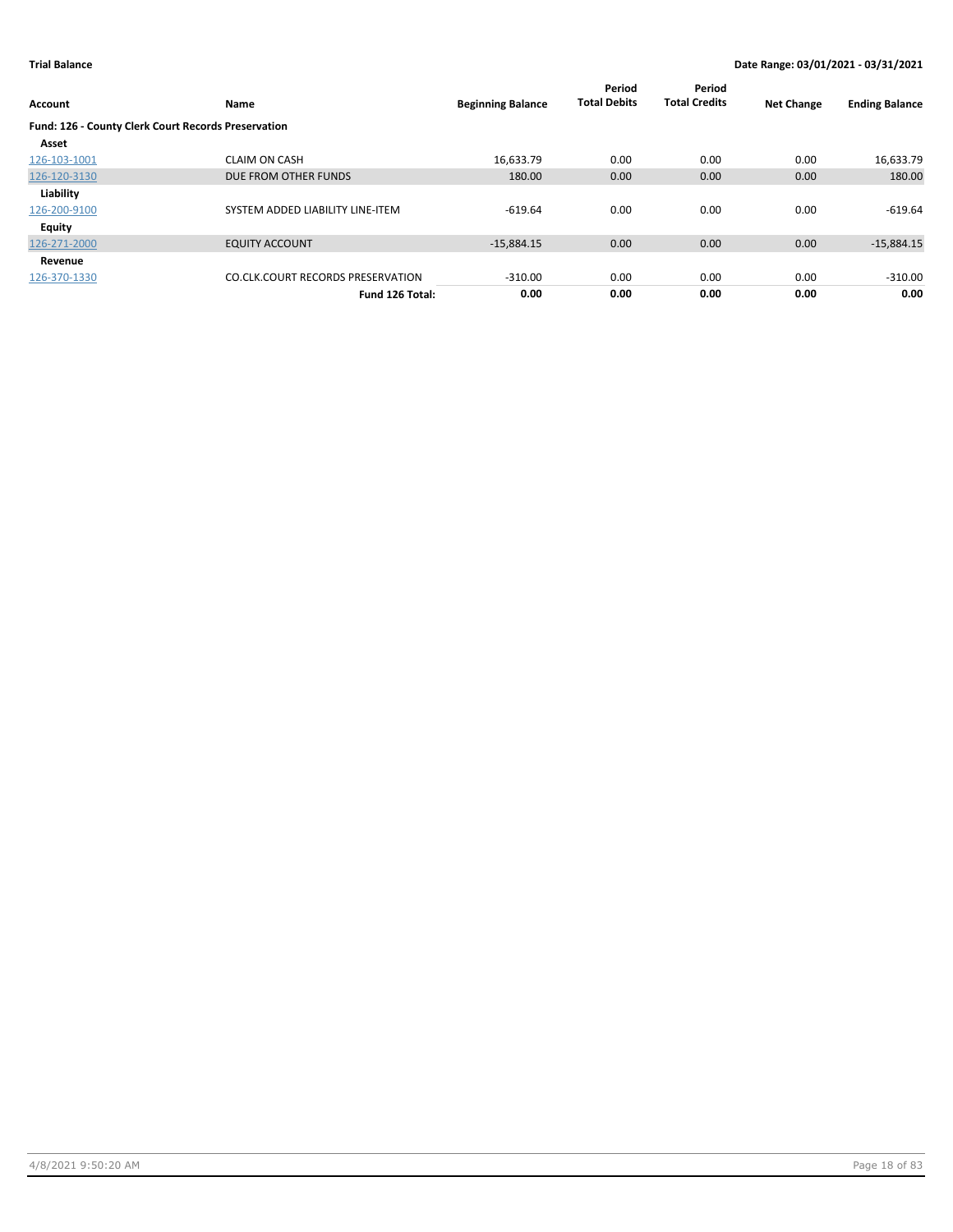**Trial Balance** | **Date Range: 03/01/2021 - 03/31/2021**

| Account | Name | Beginning Balance | Period Total Debits | Period Total Credits | Net Change | Ending Balance |
|---|---|---|---|---|---|---|
| **Fund: 126 - County Clerk Court Records Preservation** | | | | | | |
| **Asset** | | | | | | |
| 126-103-1001 | CLAIM ON CASH | 16,633.79 | 0.00 | 0.00 | 0.00 | 16,633.79 |
| 126-120-3130 | DUE FROM OTHER FUNDS | 180.00 | 0.00 | 0.00 | 0.00 | 180.00 |
| **Liability** | | | | | | |
| 126-200-9100 | SYSTEM ADDED LIABILITY LINE-ITEM | -619.64 | 0.00 | 0.00 | 0.00 | -619.64 |
| **Equity** | | | | | | |
| 126-271-2000 | EQUITY ACCOUNT | -15,884.15 | 0.00 | 0.00 | 0.00 | -15,884.15 |
| **Revenue** | | | | | | |
| 126-370-1330 | CO.CLK.COURT RECORDS PRESERVATION | -310.00 | 0.00 | 0.00 | 0.00 | -310.00 |
| | **Fund 126 Total:** | **0.00** | **0.00** | **0.00** | **0.00** | **0.00** |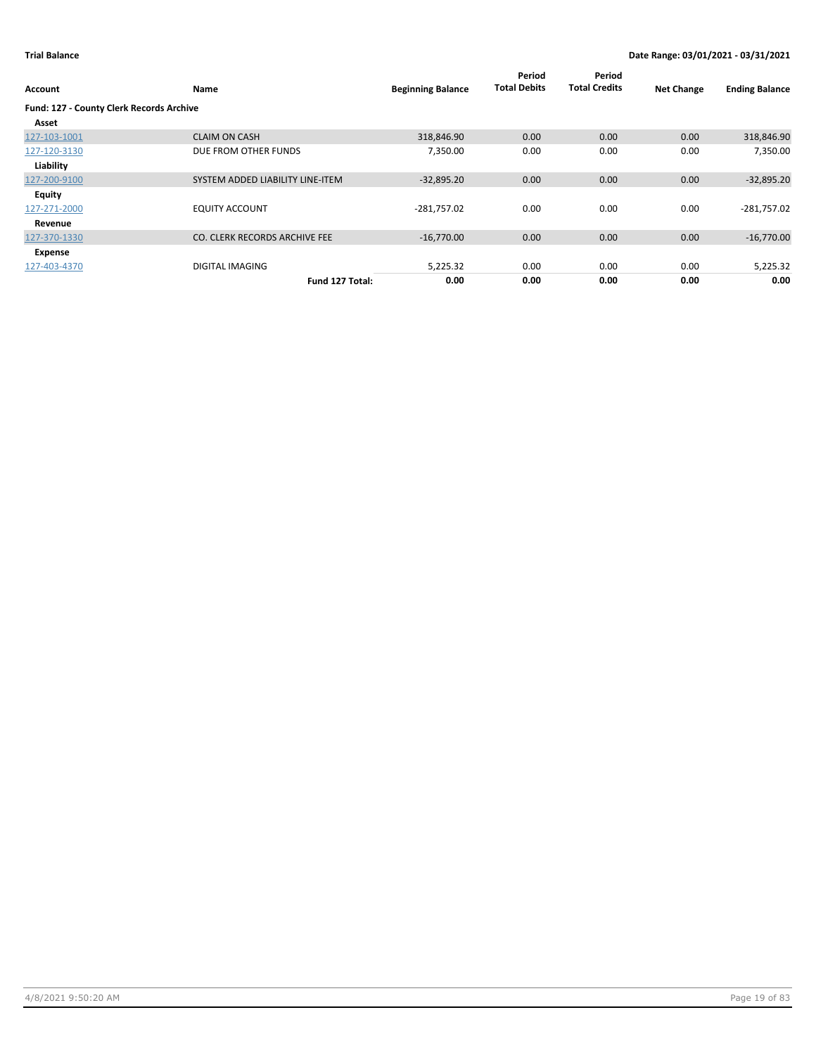**Trial Balance** — **Date Range: 03/01/2021 - 03/31/2021**

| Account | Name | Beginning Balance | Period Total Debits | Period Total Credits | Net Change | Ending Balance |
|---|---|---|---|---|---|---|
| **Fund: 127 - County Clerk Records Archive** | | | | | | |
| **Asset** | | | | | | |
| 127-103-1001 | CLAIM ON CASH | 318,846.90 | 0.00 | 0.00 | 0.00 | 318,846.90 |
| 127-120-3130 | DUE FROM OTHER FUNDS | 7,350.00 | 0.00 | 0.00 | 0.00 | 7,350.00 |
| **Liability** | | | | | | |
| 127-200-9100 | SYSTEM ADDED LIABILITY LINE-ITEM | -32,895.20 | 0.00 | 0.00 | 0.00 | -32,895.20 |
| **Equity** | | | | | | |
| 127-271-2000 | EQUITY ACCOUNT | -281,757.02 | 0.00 | 0.00 | 0.00 | -281,757.02 |
| **Revenue** | | | | | | |
| 127-370-1330 | CO. CLERK RECORDS ARCHIVE FEE | -16,770.00 | 0.00 | 0.00 | 0.00 | -16,770.00 |
| **Expense** | | | | | | |
| 127-403-4370 | DIGITAL IMAGING | 5,225.32 | 0.00 | 0.00 | 0.00 | 5,225.32 |
| | **Fund 127 Total:** | **0.00** | **0.00** | **0.00** | **0.00** | **0.00** |

4/8/2021 9:50:20 AM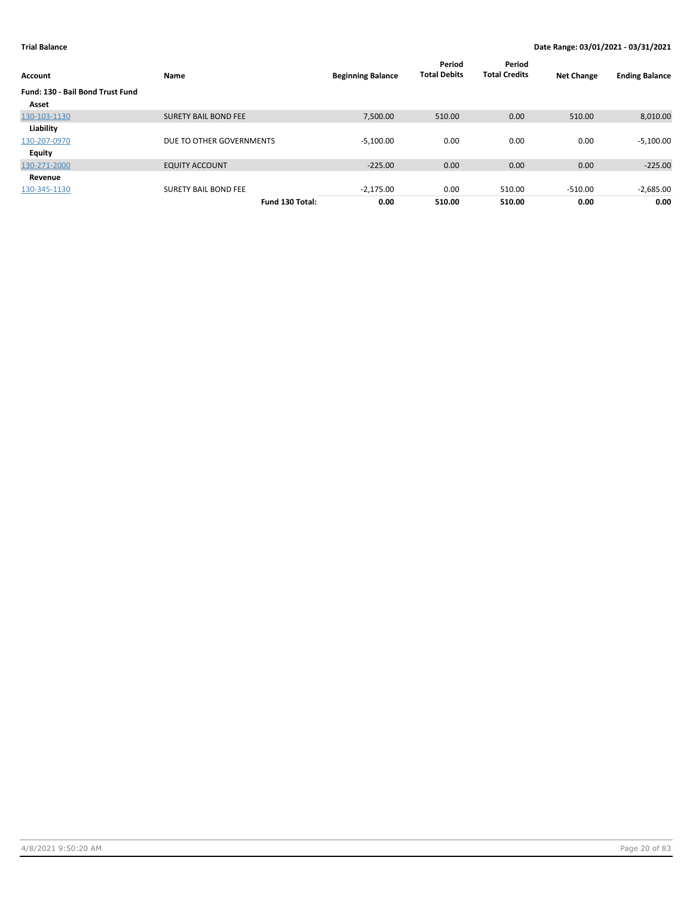**Trial Balance** **Date Range: 03/01/2021 - 03/31/2021**

| Account | Name | Beginning Balance | Period Total Debits | Period Total Credits | Net Change | Ending Balance |
|---|---|---|---|---|---|---|
| **Fund: 130 - Bail Bond Trust Fund** | | | | | | |
| **Asset** | | | | | | |
| 130-103-1130 | SURETY BAIL BOND FEE | 7,500.00 | 510.00 | 0.00 | 510.00 | 8,010.00 |
| **Liability** | | | | | | |
| 130-207-0970 | DUE TO OTHER GOVERNMENTS | -5,100.00 | 0.00 | 0.00 | 0.00 | -5,100.00 |
| **Equity** | | | | | | |
| 130-271-2000 | EQUITY ACCOUNT | -225.00 | 0.00 | 0.00 | 0.00 | -225.00 |
| **Revenue** | | | | | | |
| 130-345-1130 | SURETY BAIL BOND FEE | -2,175.00 | 0.00 | 510.00 | -510.00 | -2,685.00 |
| | **Fund 130 Total:** | **0.00** | **510.00** | **510.00** | **0.00** | **0.00** |

4/8/2021 9:50:20 AM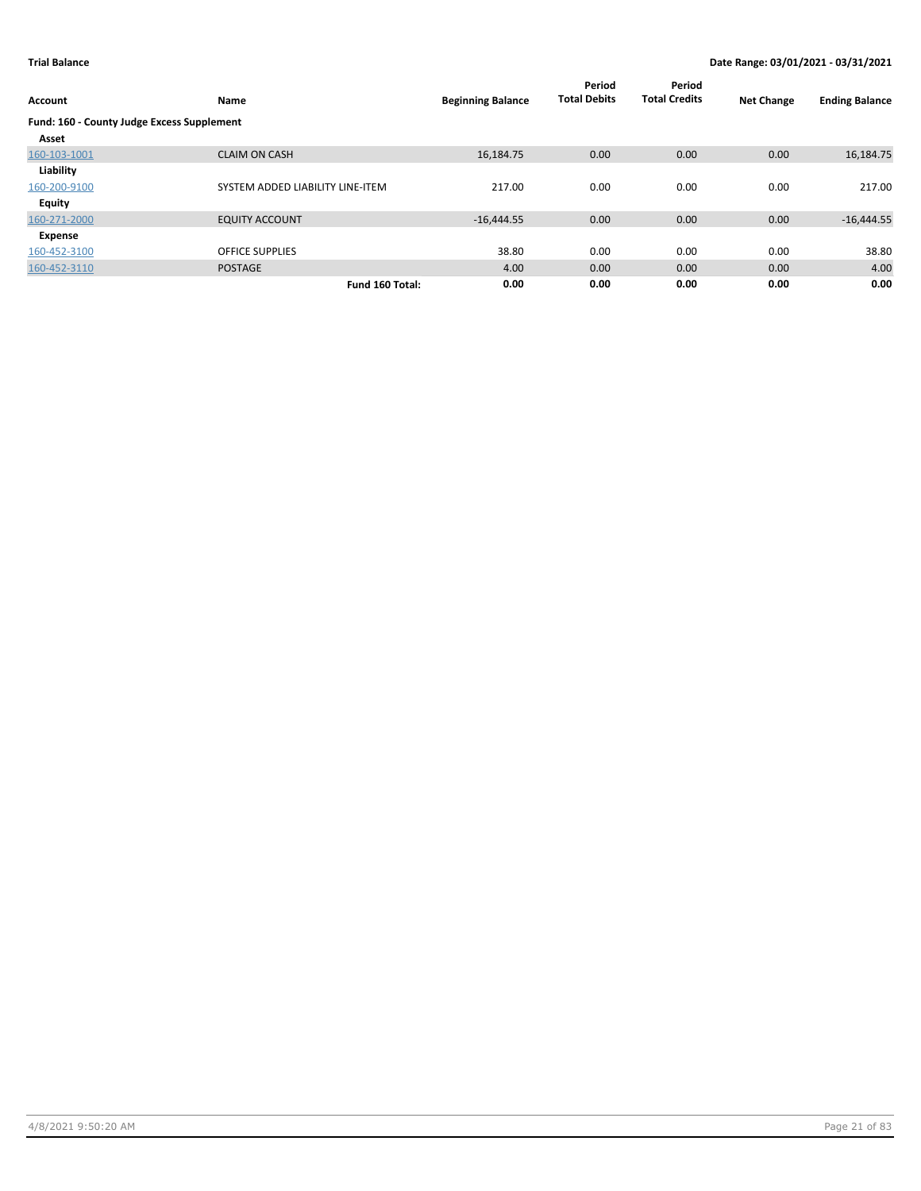**Trial Balance** — **Date Range: 03/01/2021 - 03/31/2021**

| Account | Name | Beginning Balance | Period Total Debits | Period Total Credits | Net Change | Ending Balance |
|---|---|---|---|---|---|---|
| **Fund: 160 - County Judge Excess Supplement** | | | | | | |
| **Asset** | | | | | | |
| 160-103-1001 | CLAIM ON CASH | 16,184.75 | 0.00 | 0.00 | 0.00 | 16,184.75 |
| **Liability** | | | | | | |
| 160-200-9100 | SYSTEM ADDED LIABILITY LINE-ITEM | 217.00 | 0.00 | 0.00 | 0.00 | 217.00 |
| **Equity** | | | | | | |
| 160-271-2000 | EQUITY ACCOUNT | -16,444.55 | 0.00 | 0.00 | 0.00 | -16,444.55 |
| **Expense** | | | | | | |
| 160-452-3100 | OFFICE SUPPLIES | 38.80 | 0.00 | 0.00 | 0.00 | 38.80 |
| 160-452-3110 | POSTAGE | 4.00 | 0.00 | 0.00 | 0.00 | 4.00 |
| | **Fund 160 Total:** | **0.00** | **0.00** | **0.00** | **0.00** | **0.00** |

4/8/2021 9:50:20 AM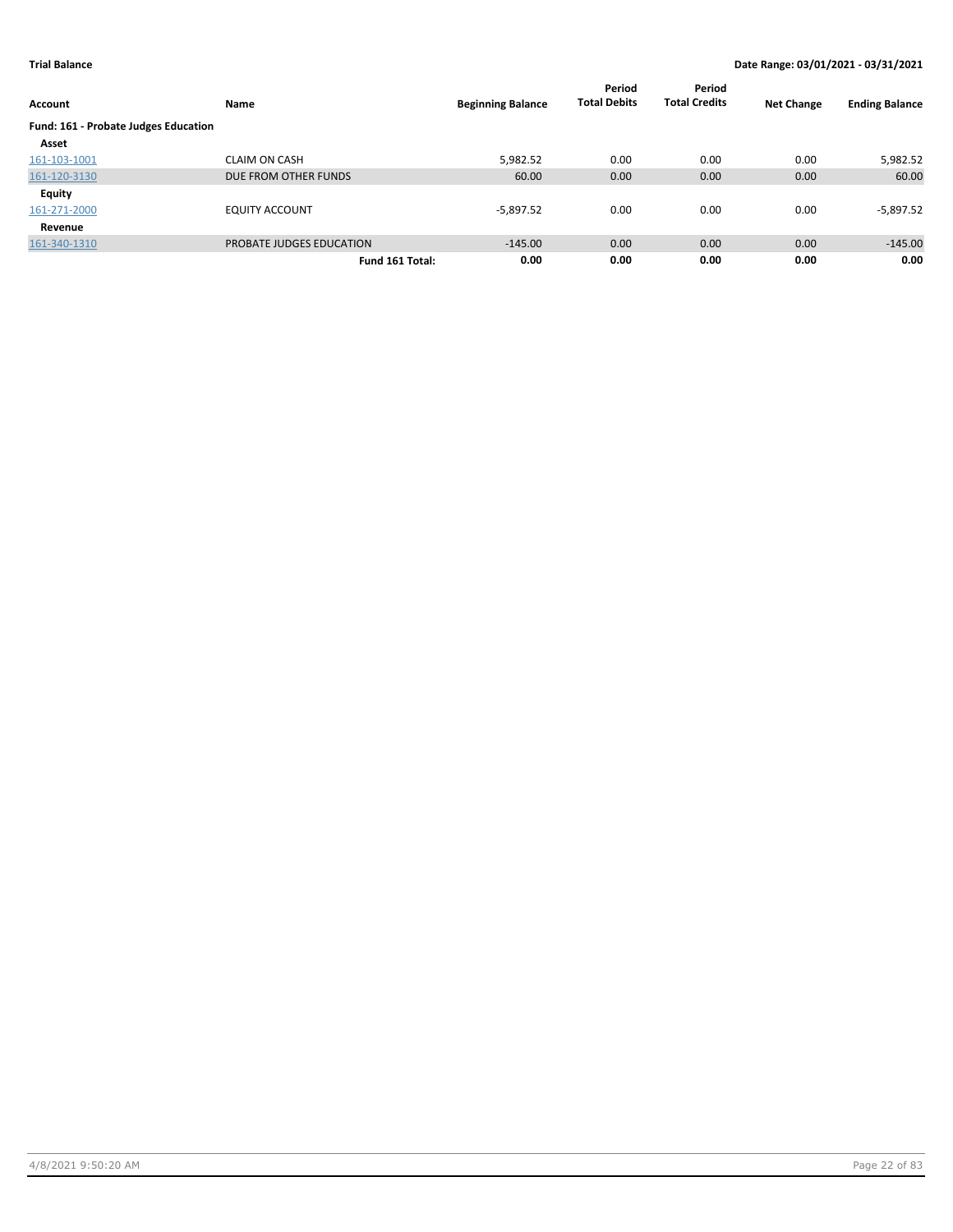**Trial Balance** | **Date Range: 03/01/2021 - 03/31/2021**

| Account | Name | Beginning Balance | Period Total Debits | Period Total Credits | Net Change | Ending Balance |
|---|---|---|---|---|---|---|
| **Fund: 161 - Probate Judges Education** | | | | | | |
| **Asset** | | | | | | |
| 161-103-1001 | CLAIM ON CASH | 5,982.52 | 0.00 | 0.00 | 0.00 | 5,982.52 |
| 161-120-3130 | DUE FROM OTHER FUNDS | 60.00 | 0.00 | 0.00 | 0.00 | 60.00 |
| **Equity** | | | | | | |
| 161-271-2000 | EQUITY ACCOUNT | -5,897.52 | 0.00 | 0.00 | 0.00 | -5,897.52 |
| **Revenue** | | | | | | |
| 161-340-1310 | PROBATE JUDGES EDUCATION | -145.00 | 0.00 | 0.00 | 0.00 | -145.00 |
| | **Fund 161 Total:** | **0.00** | **0.00** | **0.00** | **0.00** | **0.00** |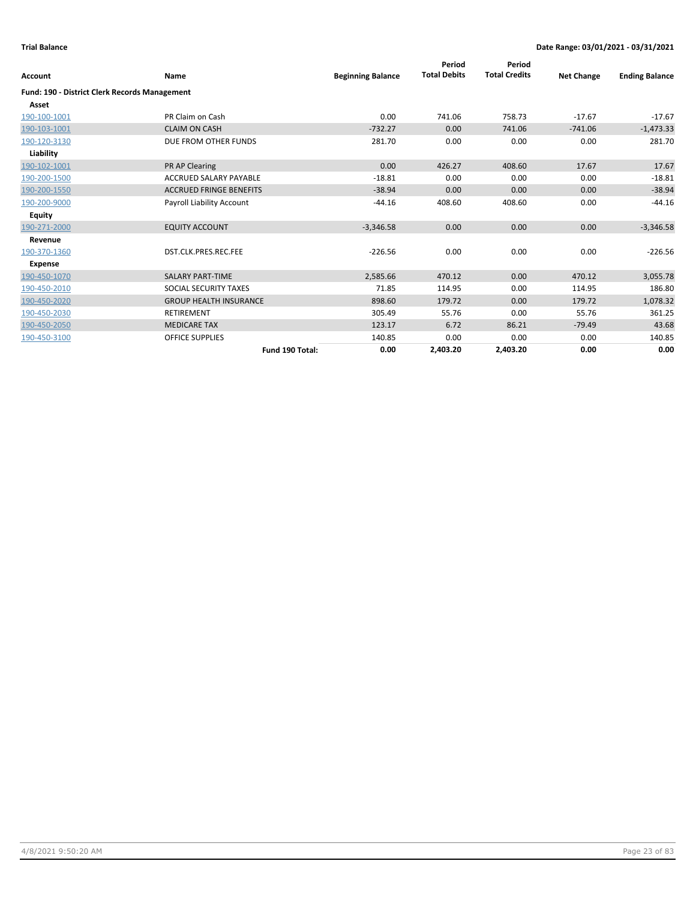**Trial Balance** **Date Range: 03/01/2021 - 03/31/2021**

| Account | Name | Beginning Balance | Period Total Debits | Period Total Credits | Net Change | Ending Balance |
|---|---|---|---|---|---|---|
| **Fund: 190 - District Clerk Records Management** | | | | | | |
| **Asset** | | | | | | |
| 190-100-1001 | PR Claim on Cash | 0.00 | 741.06 | 758.73 | -17.67 | -17.67 |
| 190-103-1001 | CLAIM ON CASH | -732.27 | 0.00 | 741.06 | -741.06 | -1,473.33 |
| 190-120-3130 | DUE FROM OTHER FUNDS | 281.70 | 0.00 | 0.00 | 0.00 | 281.70 |
| **Liability** | | | | | | |
| 190-102-1001 | PR AP Clearing | 0.00 | 426.27 | 408.60 | 17.67 | 17.67 |
| 190-200-1500 | ACCRUED SALARY PAYABLE | -18.81 | 0.00 | 0.00 | 0.00 | -18.81 |
| 190-200-1550 | ACCRUED FRINGE BENEFITS | -38.94 | 0.00 | 0.00 | 0.00 | -38.94 |
| 190-200-9000 | Payroll Liability Account | -44.16 | 408.60 | 408.60 | 0.00 | -44.16 |
| **Equity** | | | | | | |
| 190-271-2000 | EQUITY ACCOUNT | -3,346.58 | 0.00 | 0.00 | 0.00 | -3,346.58 |
| **Revenue** | | | | | | |
| 190-370-1360 | DST.CLK.PRES.REC.FEE | -226.56 | 0.00 | 0.00 | 0.00 | -226.56 |
| **Expense** | | | | | | |
| 190-450-1070 | SALARY PART-TIME | 2,585.66 | 470.12 | 0.00 | 470.12 | 3,055.78 |
| 190-450-2010 | SOCIAL SECURITY TAXES | 71.85 | 114.95 | 0.00 | 114.95 | 186.80 |
| 190-450-2020 | GROUP HEALTH INSURANCE | 898.60 | 179.72 | 0.00 | 179.72 | 1,078.32 |
| 190-450-2030 | RETIREMENT | 305.49 | 55.76 | 0.00 | 55.76 | 361.25 |
| 190-450-2050 | MEDICARE TAX | 123.17 | 6.72 | 86.21 | -79.49 | 43.68 |
| 190-450-3100 | OFFICE SUPPLIES | 140.85 | 0.00 | 0.00 | 0.00 | 140.85 |
| | **Fund 190 Total:** | **0.00** | **2,403.20** | **2,403.20** | **0.00** | **0.00** |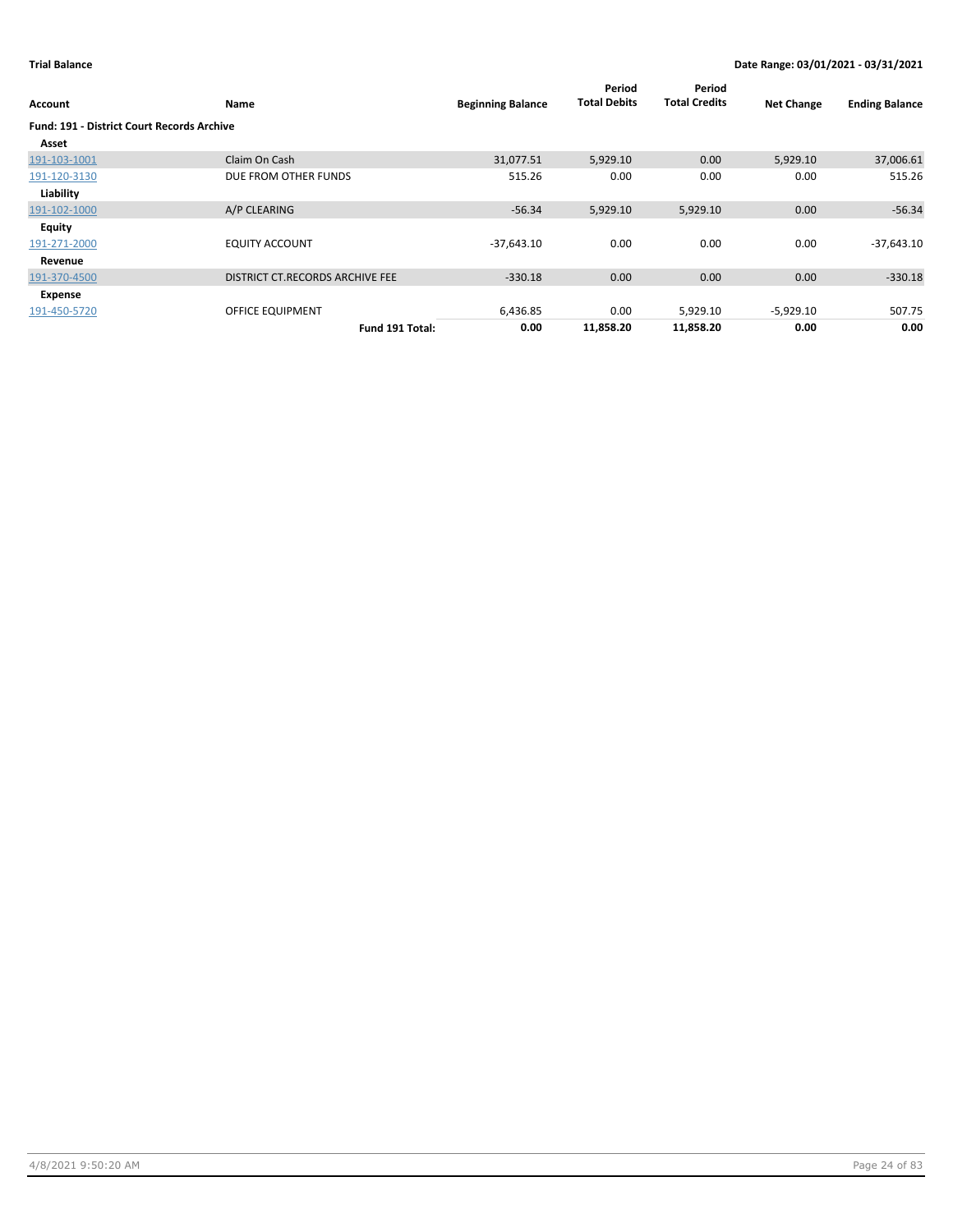**Trial Balance** **Date Range: 03/01/2021 - 03/31/2021**

| Account | Name | Beginning Balance | Period Total Debits | Period Total Credits | Net Change | Ending Balance |
|---|---|---|---|---|---|---|
| **Fund: 191 - District Court Records Archive** | | | | | | |
| **Asset** | | | | | | |
| 191-103-1001 | Claim On Cash | 31,077.51 | 5,929.10 | 0.00 | 5,929.10 | 37,006.61 |
| 191-120-3130 | DUE FROM OTHER FUNDS | 515.26 | 0.00 | 0.00 | 0.00 | 515.26 |
| **Liability** | | | | | | |
| 191-102-1000 | A/P CLEARING | -56.34 | 5,929.10 | 5,929.10 | 0.00 | -56.34 |
| **Equity** | | | | | | |
| 191-271-2000 | EQUITY ACCOUNT | -37,643.10 | 0.00 | 0.00 | 0.00 | -37,643.10 |
| **Revenue** | | | | | | |
| 191-370-4500 | DISTRICT CT.RECORDS ARCHIVE FEE | -330.18 | 0.00 | 0.00 | 0.00 | -330.18 |
| **Expense** | | | | | | |
| 191-450-5720 | OFFICE EQUIPMENT | 6,436.85 | 0.00 | 5,929.10 | -5,929.10 | 507.75 |
| | **Fund 191 Total:** | **0.00** | **11,858.20** | **11,858.20** | **0.00** | **0.00** |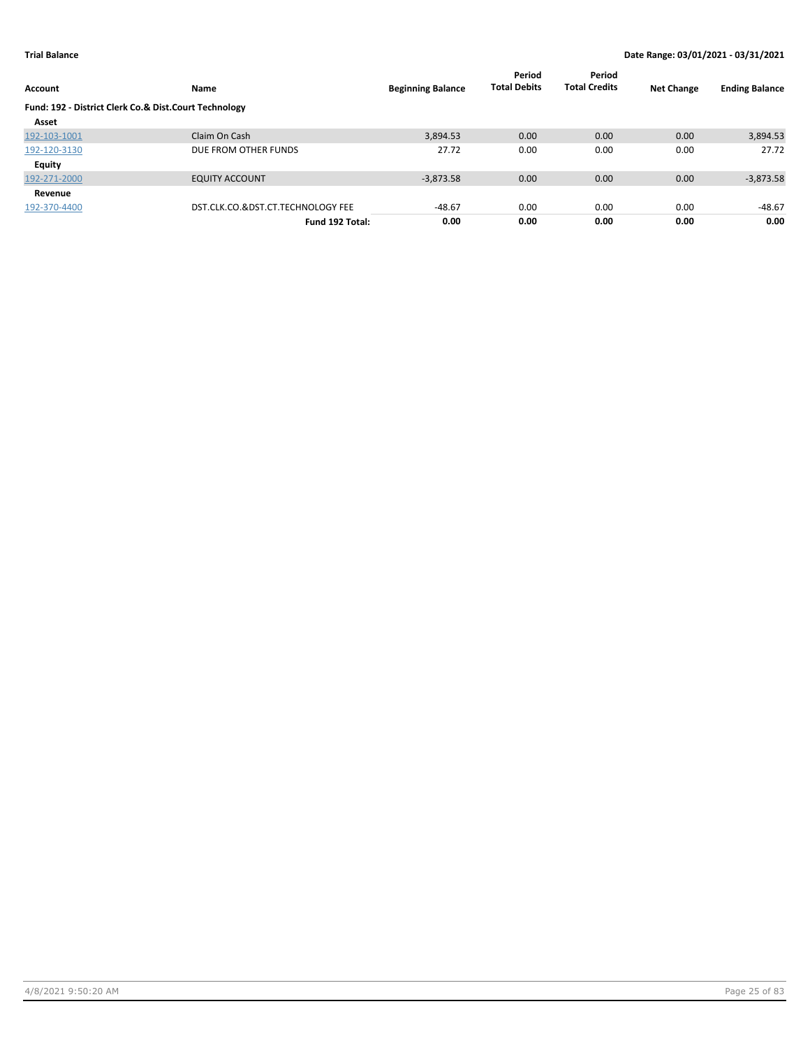**Trial Balance** — **Date Range: 03/01/2021 - 03/31/2021**

| Account | Name | Beginning Balance | Period Total Debits | Period Total Credits | Net Change | Ending Balance |
|---|---|---|---|---|---|---|
| **Fund: 192 - District Clerk Co.& Dist.Court Technology** | | | | | | |
| **Asset** | | | | | | |
| 192-103-1001 | Claim On Cash | 3,894.53 | 0.00 | 0.00 | 0.00 | 3,894.53 |
| 192-120-3130 | DUE FROM OTHER FUNDS | 27.72 | 0.00 | 0.00 | 0.00 | 27.72 |
| **Equity** | | | | | | |
| 192-271-2000 | EQUITY ACCOUNT | -3,873.58 | 0.00 | 0.00 | 0.00 | -3,873.58 |
| **Revenue** | | | | | | |
| 192-370-4400 | DST.CLK.CO.&DST.CT.TECHNOLOGY FEE | -48.67 | 0.00 | 0.00 | 0.00 | -48.67 |
| | **Fund 192 Total:** | **0.00** | **0.00** | **0.00** | **0.00** | **0.00** |

4/8/2021 9:50:20 AM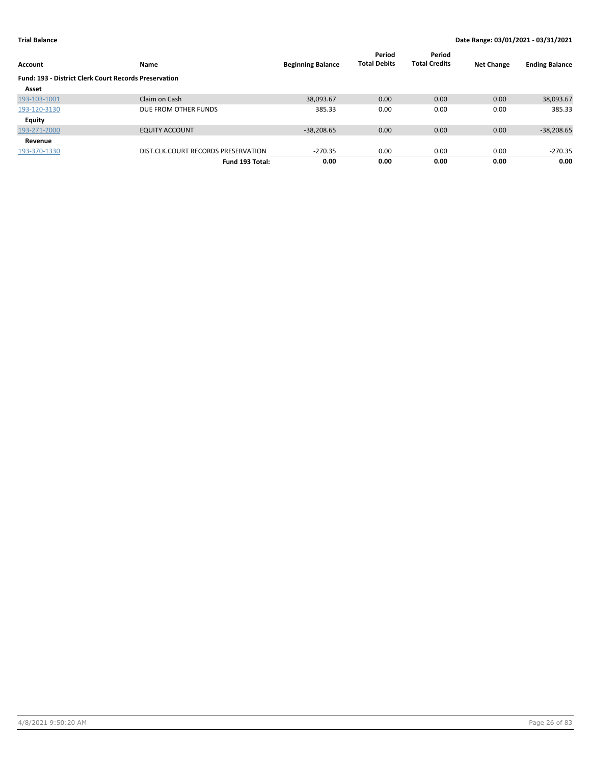**Trial Balance** | **Date Range: 03/01/2021 - 03/31/2021**

| Account | Name | Beginning Balance | Period Total Debits | Period Total Credits | Net Change | Ending Balance |
|---|---|---|---|---|---|---|
| **Fund: 193 - District Clerk Court Records Preservation** | | | | | | |
| **Asset** | | | | | | |
| 193-103-1001 | Claim on Cash | 38,093.67 | 0.00 | 0.00 | 0.00 | 38,093.67 |
| 193-120-3130 | DUE FROM OTHER FUNDS | 385.33 | 0.00 | 0.00 | 0.00 | 385.33 |
| **Equity** | | | | | | |
| 193-271-2000 | EQUITY ACCOUNT | -38,208.65 | 0.00 | 0.00 | 0.00 | -38,208.65 |
| **Revenue** | | | | | | |
| 193-370-1330 | DIST.CLK.COURT RECORDS PRESERVATION | -270.35 | 0.00 | 0.00 | 0.00 | -270.35 |
| | **Fund 193 Total:** | **0.00** | **0.00** | **0.00** | **0.00** | **0.00** |

4/8/2021 9:50:20 AM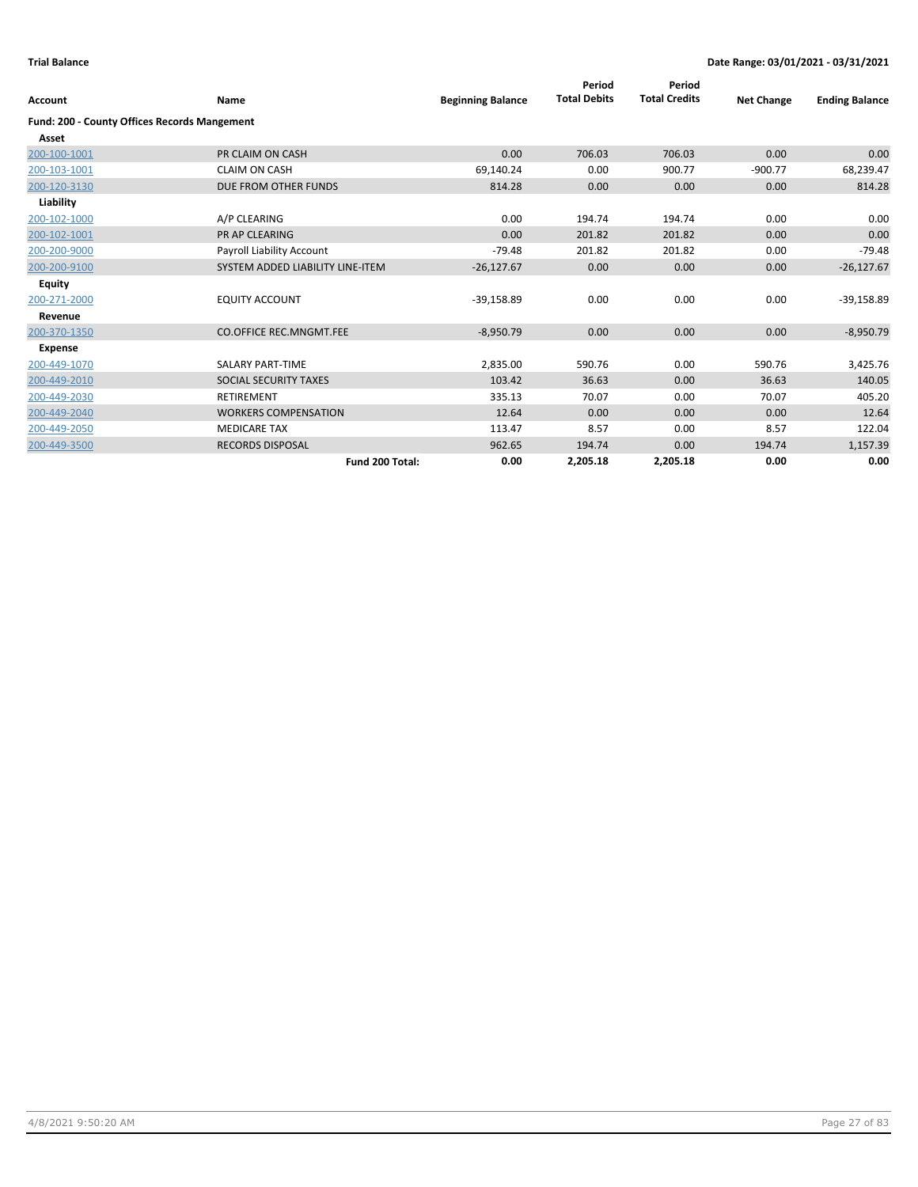**Trial Balance** | **Date Range: 03/01/2021 - 03/31/2021**

| Account | Name | Beginning Balance | Period Total Debits | Period Total Credits | Net Change | Ending Balance |
|---|---|---|---|---|---|---|
| **Fund: 200 - County Offices Records Mangement** | | | | | | |
| **Asset** | | | | | | |
| 200-100-1001 | PR CLAIM ON CASH | 0.00 | 706.03 | 706.03 | 0.00 | 0.00 |
| 200-103-1001 | CLAIM ON CASH | 69,140.24 | 0.00 | 900.77 | -900.77 | 68,239.47 |
| 200-120-3130 | DUE FROM OTHER FUNDS | 814.28 | 0.00 | 0.00 | 0.00 | 814.28 |
| **Liability** | | | | | | |
| 200-102-1000 | A/P CLEARING | 0.00 | 194.74 | 194.74 | 0.00 | 0.00 |
| 200-102-1001 | PR AP CLEARING | 0.00 | 201.82 | 201.82 | 0.00 | 0.00 |
| 200-200-9000 | Payroll Liability Account | -79.48 | 201.82 | 201.82 | 0.00 | -79.48 |
| 200-200-9100 | SYSTEM ADDED LIABILITY LINE-ITEM | -26,127.67 | 0.00 | 0.00 | 0.00 | -26,127.67 |
| **Equity** | | | | | | |
| 200-271-2000 | EQUITY ACCOUNT | -39,158.89 | 0.00 | 0.00 | 0.00 | -39,158.89 |
| **Revenue** | | | | | | |
| 200-370-1350 | CO.OFFICE REC.MNGMT.FEE | -8,950.79 | 0.00 | 0.00 | 0.00 | -8,950.79 |
| **Expense** | | | | | | |
| 200-449-1070 | SALARY PART-TIME | 2,835.00 | 590.76 | 0.00 | 590.76 | 3,425.76 |
| 200-449-2010 | SOCIAL SECURITY TAXES | 103.42 | 36.63 | 0.00 | 36.63 | 140.05 |
| 200-449-2030 | RETIREMENT | 335.13 | 70.07 | 0.00 | 70.07 | 405.20 |
| 200-449-2040 | WORKERS COMPENSATION | 12.64 | 0.00 | 0.00 | 0.00 | 12.64 |
| 200-449-2050 | MEDICARE TAX | 113.47 | 8.57 | 0.00 | 8.57 | 122.04 |
| 200-449-3500 | RECORDS DISPOSAL | 962.65 | 194.74 | 0.00 | 194.74 | 1,157.39 |
| | **Fund 200 Total:** | **0.00** | **2,205.18** | **2,205.18** | **0.00** | **0.00** |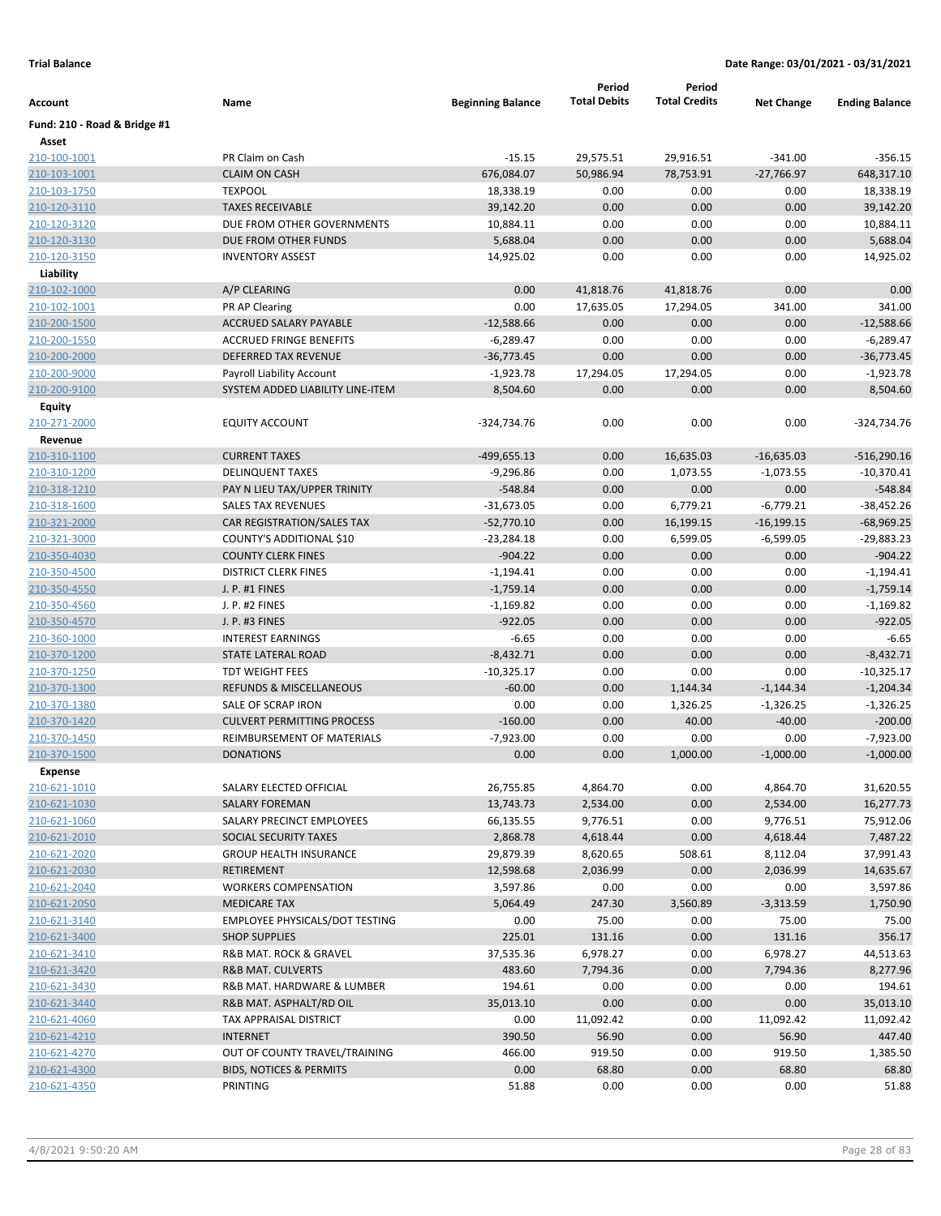**Trial Balance** **Date Range: 03/01/2021 - 03/31/2021**

| Account | Name | Beginning Balance | Period Total Debits | Period Total Credits | Net Change | Ending Balance |
|---|---|---|---|---|---|---|
| **Fund: 210 - Road & Bridge #1** | | | | | | |
| **Asset** | | | | | | |
| 210-100-1001 | PR Claim on Cash | -15.15 | 29,575.51 | 29,916.51 | -341.00 | -356.15 |
| 210-103-1001 | CLAIM ON CASH | 676,084.07 | 50,986.94 | 78,753.91 | -27,766.97 | 648,317.10 |
| 210-103-1750 | TEXPOOL | 18,338.19 | 0.00 | 0.00 | 0.00 | 18,338.19 |
| 210-120-3110 | TAXES RECEIVABLE | 39,142.20 | 0.00 | 0.00 | 0.00 | 39,142.20 |
| 210-120-3120 | DUE FROM OTHER GOVERNMENTS | 10,884.11 | 0.00 | 0.00 | 0.00 | 10,884.11 |
| 210-120-3130 | DUE FROM OTHER FUNDS | 5,688.04 | 0.00 | 0.00 | 0.00 | 5,688.04 |
| 210-120-3150 | INVENTORY ASSEST | 14,925.02 | 0.00 | 0.00 | 0.00 | 14,925.02 |
| **Liability** | | | | | | |
| 210-102-1000 | A/P CLEARING | 0.00 | 41,818.76 | 41,818.76 | 0.00 | 0.00 |
| 210-102-1001 | PR AP Clearing | 0.00 | 17,635.05 | 17,294.05 | 341.00 | 341.00 |
| 210-200-1500 | ACCRUED SALARY PAYABLE | -12,588.66 | 0.00 | 0.00 | 0.00 | -12,588.66 |
| 210-200-1550 | ACCRUED FRINGE BENEFITS | -6,289.47 | 0.00 | 0.00 | 0.00 | -6,289.47 |
| 210-200-2000 | DEFERRED TAX REVENUE | -36,773.45 | 0.00 | 0.00 | 0.00 | -36,773.45 |
| 210-200-9000 | Payroll Liability Account | -1,923.78 | 17,294.05 | 17,294.05 | 0.00 | -1,923.78 |
| 210-200-9100 | SYSTEM ADDED LIABILITY LINE-ITEM | 8,504.60 | 0.00 | 0.00 | 0.00 | 8,504.60 |
| **Equity** | | | | | | |
| 210-271-2000 | EQUITY ACCOUNT | -324,734.76 | 0.00 | 0.00 | 0.00 | -324,734.76 |
| **Revenue** | | | | | | |
| 210-310-1100 | CURRENT TAXES | -499,655.13 | 0.00 | 16,635.03 | -16,635.03 | -516,290.16 |
| 210-310-1200 | DELINQUENT TAXES | -9,296.86 | 0.00 | 1,073.55 | -1,073.55 | -10,370.41 |
| 210-318-1210 | PAY N LIEU TAX/UPPER TRINITY | -548.84 | 0.00 | 0.00 | 0.00 | -548.84 |
| 210-318-1600 | SALES TAX REVENUES | -31,673.05 | 0.00 | 6,779.21 | -6,779.21 | -38,452.26 |
| 210-321-2000 | CAR REGISTRATION/SALES TAX | -52,770.10 | 0.00 | 16,199.15 | -16,199.15 | -68,969.25 |
| 210-321-3000 | COUNTY'S ADDITIONAL $10 | -23,284.18 | 0.00 | 6,599.05 | -6,599.05 | -29,883.23 |
| 210-350-4030 | COUNTY CLERK FINES | -904.22 | 0.00 | 0.00 | 0.00 | -904.22 |
| 210-350-4500 | DISTRICT CLERK FINES | -1,194.41 | 0.00 | 0.00 | 0.00 | -1,194.41 |
| 210-350-4550 | J. P. #1 FINES | -1,759.14 | 0.00 | 0.00 | 0.00 | -1,759.14 |
| 210-350-4560 | J. P. #2 FINES | -1,169.82 | 0.00 | 0.00 | 0.00 | -1,169.82 |
| 210-350-4570 | J. P. #3 FINES | -922.05 | 0.00 | 0.00 | 0.00 | -922.05 |
| 210-360-1000 | INTEREST EARNINGS | -6.65 | 0.00 | 0.00 | 0.00 | -6.65 |
| 210-370-1200 | STATE LATERAL ROAD | -8,432.71 | 0.00 | 0.00 | 0.00 | -8,432.71 |
| 210-370-1250 | TDT WEIGHT FEES | -10,325.17 | 0.00 | 0.00 | 0.00 | -10,325.17 |
| 210-370-1300 | REFUNDS & MISCELLANEOUS | -60.00 | 0.00 | 1,144.34 | -1,144.34 | -1,204.34 |
| 210-370-1380 | SALE OF SCRAP IRON | 0.00 | 0.00 | 1,326.25 | -1,326.25 | -1,326.25 |
| 210-370-1420 | CULVERT PERMITTING PROCESS | -160.00 | 0.00 | 40.00 | -40.00 | -200.00 |
| 210-370-1450 | REIMBURSEMENT OF MATERIALS | -7,923.00 | 0.00 | 0.00 | 0.00 | -7,923.00 |
| 210-370-1500 | DONATIONS | 0.00 | 0.00 | 1,000.00 | -1,000.00 | -1,000.00 |
| **Expense** | | | | | | |
| 210-621-1010 | SALARY ELECTED OFFICIAL | 26,755.85 | 4,864.70 | 0.00 | 4,864.70 | 31,620.55 |
| 210-621-1030 | SALARY FOREMAN | 13,743.73 | 2,534.00 | 0.00 | 2,534.00 | 16,277.73 |
| 210-621-1060 | SALARY PRECINCT EMPLOYEES | 66,135.55 | 9,776.51 | 0.00 | 9,776.51 | 75,912.06 |
| 210-621-2010 | SOCIAL SECURITY TAXES | 2,868.78 | 4,618.44 | 0.00 | 4,618.44 | 7,487.22 |
| 210-621-2020 | GROUP HEALTH INSURANCE | 29,879.39 | 8,620.65 | 508.61 | 8,112.04 | 37,991.43 |
| 210-621-2030 | RETIREMENT | 12,598.68 | 2,036.99 | 0.00 | 2,036.99 | 14,635.67 |
| 210-621-2040 | WORKERS COMPENSATION | 3,597.86 | 0.00 | 0.00 | 0.00 | 3,597.86 |
| 210-621-2050 | MEDICARE TAX | 5,064.49 | 247.30 | 3,560.89 | -3,313.59 | 1,750.90 |
| 210-621-3140 | EMPLOYEE PHYSICALS/DOT TESTING | 0.00 | 75.00 | 0.00 | 75.00 | 75.00 |
| 210-621-3400 | SHOP SUPPLIES | 225.01 | 131.16 | 0.00 | 131.16 | 356.17 |
| 210-621-3410 | R&B MAT. ROCK & GRAVEL | 37,535.36 | 6,978.27 | 0.00 | 6,978.27 | 44,513.63 |
| 210-621-3420 | R&B MAT. CULVERTS | 483.60 | 7,794.36 | 0.00 | 7,794.36 | 8,277.96 |
| 210-621-3430 | R&B MAT. HARDWARE & LUMBER | 194.61 | 0.00 | 0.00 | 0.00 | 194.61 |
| 210-621-3440 | R&B MAT. ASPHALT/RD OIL | 35,013.10 | 0.00 | 0.00 | 0.00 | 35,013.10 |
| 210-621-4060 | TAX APPRAISAL DISTRICT | 0.00 | 11,092.42 | 0.00 | 11,092.42 | 11,092.42 |
| 210-621-4210 | INTERNET | 390.50 | 56.90 | 0.00 | 56.90 | 447.40 |
| 210-621-4270 | OUT OF COUNTY TRAVEL/TRAINING | 466.00 | 919.50 | 0.00 | 919.50 | 1,385.50 |
| 210-621-4300 | BIDS, NOTICES & PERMITS | 0.00 | 68.80 | 0.00 | 68.80 | 68.80 |
| 210-621-4350 | PRINTING | 51.88 | 0.00 | 0.00 | 0.00 | 51.88 |

4/8/2021 9:50:20 AM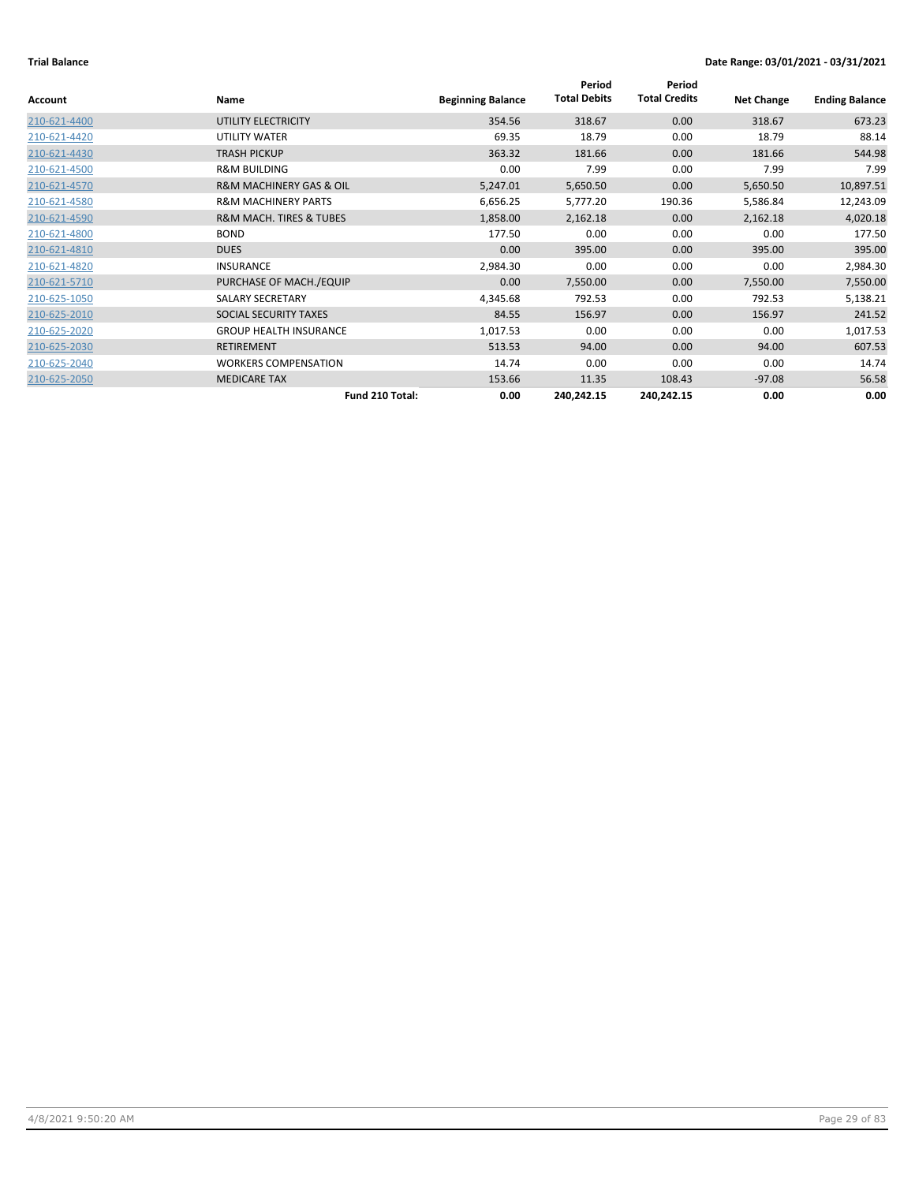**Trial Balance** **Date Range: 03/01/2021 - 03/31/2021**

| Account | Name | Beginning Balance | Period Total Debits | Period Total Credits | Net Change | Ending Balance |
|---|---|---|---|---|---|---|
| 210-621-4400 | UTILITY ELECTRICITY | 354.56 | 318.67 | 0.00 | 318.67 | 673.23 |
| 210-621-4420 | UTILITY WATER | 69.35 | 18.79 | 0.00 | 18.79 | 88.14 |
| 210-621-4430 | TRASH PICKUP | 363.32 | 181.66 | 0.00 | 181.66 | 544.98 |
| 210-621-4500 | R&M BUILDING | 0.00 | 7.99 | 0.00 | 7.99 | 7.99 |
| 210-621-4570 | R&M MACHINERY GAS & OIL | 5,247.01 | 5,650.50 | 0.00 | 5,650.50 | 10,897.51 |
| 210-621-4580 | R&M MACHINERY PARTS | 6,656.25 | 5,777.20 | 190.36 | 5,586.84 | 12,243.09 |
| 210-621-4590 | R&M MACH. TIRES & TUBES | 1,858.00 | 2,162.18 | 0.00 | 2,162.18 | 4,020.18 |
| 210-621-4800 | BOND | 177.50 | 0.00 | 0.00 | 0.00 | 177.50 |
| 210-621-4810 | DUES | 0.00 | 395.00 | 0.00 | 395.00 | 395.00 |
| 210-621-4820 | INSURANCE | 2,984.30 | 0.00 | 0.00 | 0.00 | 2,984.30 |
| 210-621-5710 | PURCHASE OF MACH./EQUIP | 0.00 | 7,550.00 | 0.00 | 7,550.00 | 7,550.00 |
| 210-625-1050 | SALARY SECRETARY | 4,345.68 | 792.53 | 0.00 | 792.53 | 5,138.21 |
| 210-625-2010 | SOCIAL SECURITY TAXES | 84.55 | 156.97 | 0.00 | 156.97 | 241.52 |
| 210-625-2020 | GROUP HEALTH INSURANCE | 1,017.53 | 0.00 | 0.00 | 0.00 | 1,017.53 |
| 210-625-2030 | RETIREMENT | 513.53 | 94.00 | 0.00 | 94.00 | 607.53 |
| 210-625-2040 | WORKERS COMPENSATION | 14.74 | 0.00 | 0.00 | 0.00 | 14.74 |
| 210-625-2050 | MEDICARE TAX | 153.66 | 11.35 | 108.43 | -97.08 | 56.58 |
| | **Fund 210 Total:** | **0.00** | **240,242.15** | **240,242.15** | **0.00** | **0.00** |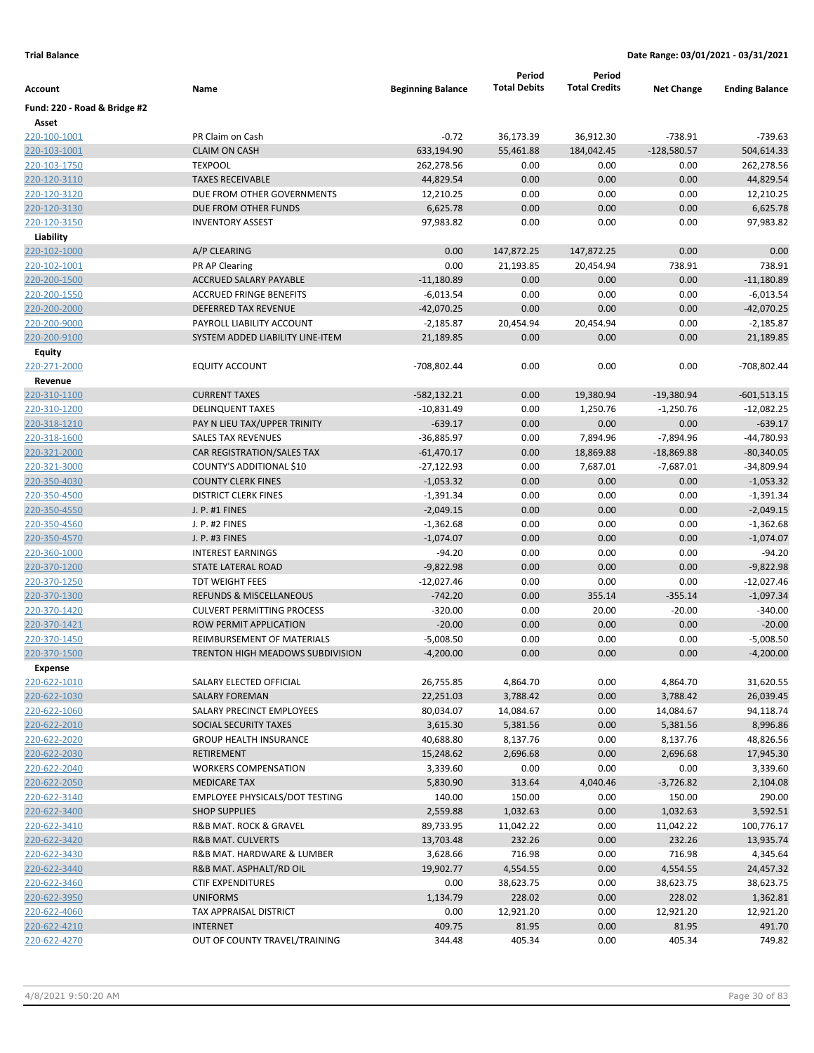**Trial Balance** **Date Range: 03/01/2021 - 03/31/2021**

| Account | Name | Beginning Balance | Period Total Debits | Period Total Credits | Net Change | Ending Balance |
|---|---|---|---|---|---|---|
| **Fund: 220 - Road & Bridge #2** | | | | | | |
| **Asset** | | | | | | |
| 220-100-1001 | PR Claim on Cash | -0.72 | 36,173.39 | 36,912.30 | -738.91 | -739.63 |
| 220-103-1001 | CLAIM ON CASH | 633,194.90 | 55,461.88 | 184,042.45 | -128,580.57 | 504,614.33 |
| 220-103-1750 | TEXPOOL | 262,278.56 | 0.00 | 0.00 | 0.00 | 262,278.56 |
| 220-120-3110 | TAXES RECEIVABLE | 44,829.54 | 0.00 | 0.00 | 0.00 | 44,829.54 |
| 220-120-3120 | DUE FROM OTHER GOVERNMENTS | 12,210.25 | 0.00 | 0.00 | 0.00 | 12,210.25 |
| 220-120-3130 | DUE FROM OTHER FUNDS | 6,625.78 | 0.00 | 0.00 | 0.00 | 6,625.78 |
| 220-120-3150 | INVENTORY ASSEST | 97,983.82 | 0.00 | 0.00 | 0.00 | 97,983.82 |
| **Liability** | | | | | | |
| 220-102-1000 | A/P CLEARING | 0.00 | 147,872.25 | 147,872.25 | 0.00 | 0.00 |
| 220-102-1001 | PR AP Clearing | 0.00 | 21,193.85 | 20,454.94 | 738.91 | 738.91 |
| 220-200-1500 | ACCRUED SALARY PAYABLE | -11,180.89 | 0.00 | 0.00 | 0.00 | -11,180.89 |
| 220-200-1550 | ACCRUED FRINGE BENEFITS | -6,013.54 | 0.00 | 0.00 | 0.00 | -6,013.54 |
| 220-200-2000 | DEFERRED TAX REVENUE | -42,070.25 | 0.00 | 0.00 | 0.00 | -42,070.25 |
| 220-200-9000 | PAYROLL LIABILITY ACCOUNT | -2,185.87 | 20,454.94 | 20,454.94 | 0.00 | -2,185.87 |
| 220-200-9100 | SYSTEM ADDED LIABILITY LINE-ITEM | 21,189.85 | 0.00 | 0.00 | 0.00 | 21,189.85 |
| **Equity** | | | | | | |
| 220-271-2000 | EQUITY ACCOUNT | -708,802.44 | 0.00 | 0.00 | 0.00 | -708,802.44 |
| **Revenue** | | | | | | |
| 220-310-1100 | CURRENT TAXES | -582,132.21 | 0.00 | 19,380.94 | -19,380.94 | -601,513.15 |
| 220-310-1200 | DELINQUENT TAXES | -10,831.49 | 0.00 | 1,250.76 | -1,250.76 | -12,082.25 |
| 220-318-1210 | PAY N LIEU TAX/UPPER TRINITY | -639.17 | 0.00 | 0.00 | 0.00 | -639.17 |
| 220-318-1600 | SALES TAX REVENUES | -36,885.97 | 0.00 | 7,894.96 | -7,894.96 | -44,780.93 |
| 220-321-2000 | CAR REGISTRATION/SALES TAX | -61,470.17 | 0.00 | 18,869.88 | -18,869.88 | -80,340.05 |
| 220-321-3000 | COUNTY'S ADDITIONAL $10 | -27,122.93 | 0.00 | 7,687.01 | -7,687.01 | -34,809.94 |
| 220-350-4030 | COUNTY CLERK FINES | -1,053.32 | 0.00 | 0.00 | 0.00 | -1,053.32 |
| 220-350-4500 | DISTRICT CLERK FINES | -1,391.34 | 0.00 | 0.00 | 0.00 | -1,391.34 |
| 220-350-4550 | J. P. #1 FINES | -2,049.15 | 0.00 | 0.00 | 0.00 | -2,049.15 |
| 220-350-4560 | J. P. #2 FINES | -1,362.68 | 0.00 | 0.00 | 0.00 | -1,362.68 |
| 220-350-4570 | J. P. #3 FINES | -1,074.07 | 0.00 | 0.00 | 0.00 | -1,074.07 |
| 220-360-1000 | INTEREST EARNINGS | -94.20 | 0.00 | 0.00 | 0.00 | -94.20 |
| 220-370-1200 | STATE LATERAL ROAD | -9,822.98 | 0.00 | 0.00 | 0.00 | -9,822.98 |
| 220-370-1250 | TDT WEIGHT FEES | -12,027.46 | 0.00 | 0.00 | 0.00 | -12,027.46 |
| 220-370-1300 | REFUNDS & MISCELLANEOUS | -742.20 | 0.00 | 355.14 | -355.14 | -1,097.34 |
| 220-370-1420 | CULVERT PERMITTING PROCESS | -320.00 | 0.00 | 20.00 | -20.00 | -340.00 |
| 220-370-1421 | ROW PERMIT APPLICATION | -20.00 | 0.00 | 0.00 | 0.00 | -20.00 |
| 220-370-1450 | REIMBURSEMENT OF MATERIALS | -5,008.50 | 0.00 | 0.00 | 0.00 | -5,008.50 |
| 220-370-1500 | TRENTON HIGH MEADOWS SUBDIVISION | -4,200.00 | 0.00 | 0.00 | 0.00 | -4,200.00 |
| **Expense** | | | | | | |
| 220-622-1010 | SALARY ELECTED OFFICIAL | 26,755.85 | 4,864.70 | 0.00 | 4,864.70 | 31,620.55 |
| 220-622-1030 | SALARY FOREMAN | 22,251.03 | 3,788.42 | 0.00 | 3,788.42 | 26,039.45 |
| 220-622-1060 | SALARY PRECINCT EMPLOYEES | 80,034.07 | 14,084.67 | 0.00 | 14,084.67 | 94,118.74 |
| 220-622-2010 | SOCIAL SECURITY TAXES | 3,615.30 | 5,381.56 | 0.00 | 5,381.56 | 8,996.86 |
| 220-622-2020 | GROUP HEALTH INSURANCE | 40,688.80 | 8,137.76 | 0.00 | 8,137.76 | 48,826.56 |
| 220-622-2030 | RETIREMENT | 15,248.62 | 2,696.68 | 0.00 | 2,696.68 | 17,945.30 |
| 220-622-2040 | WORKERS COMPENSATION | 3,339.60 | 0.00 | 0.00 | 0.00 | 3,339.60 |
| 220-622-2050 | MEDICARE TAX | 5,830.90 | 313.64 | 4,040.46 | -3,726.82 | 2,104.08 |
| 220-622-3140 | EMPLOYEE PHYSICALS/DOT TESTING | 140.00 | 150.00 | 0.00 | 150.00 | 290.00 |
| 220-622-3400 | SHOP SUPPLIES | 2,559.88 | 1,032.63 | 0.00 | 1,032.63 | 3,592.51 |
| 220-622-3410 | R&B MAT. ROCK & GRAVEL | 89,733.95 | 11,042.22 | 0.00 | 11,042.22 | 100,776.17 |
| 220-622-3420 | R&B MAT. CULVERTS | 13,703.48 | 232.26 | 0.00 | 232.26 | 13,935.74 |
| 220-622-3430 | R&B MAT. HARDWARE & LUMBER | 3,628.66 | 716.98 | 0.00 | 716.98 | 4,345.64 |
| 220-622-3440 | R&B MAT. ASPHALT/RD OIL | 19,902.77 | 4,554.55 | 0.00 | 4,554.55 | 24,457.32 |
| 220-622-3460 | CTIF EXPENDITURES | 0.00 | 38,623.75 | 0.00 | 38,623.75 | 38,623.75 |
| 220-622-3950 | UNIFORMS | 1,134.79 | 228.02 | 0.00 | 228.02 | 1,362.81 |
| 220-622-4060 | TAX APPRAISAL DISTRICT | 0.00 | 12,921.20 | 0.00 | 12,921.20 | 12,921.20 |
| 220-622-4210 | INTERNET | 409.75 | 81.95 | 0.00 | 81.95 | 491.70 |
| 220-622-4270 | OUT OF COUNTY TRAVEL/TRAINING | 344.48 | 405.34 | 0.00 | 405.34 | 749.82 |

4/8/2021 9:50:20 AM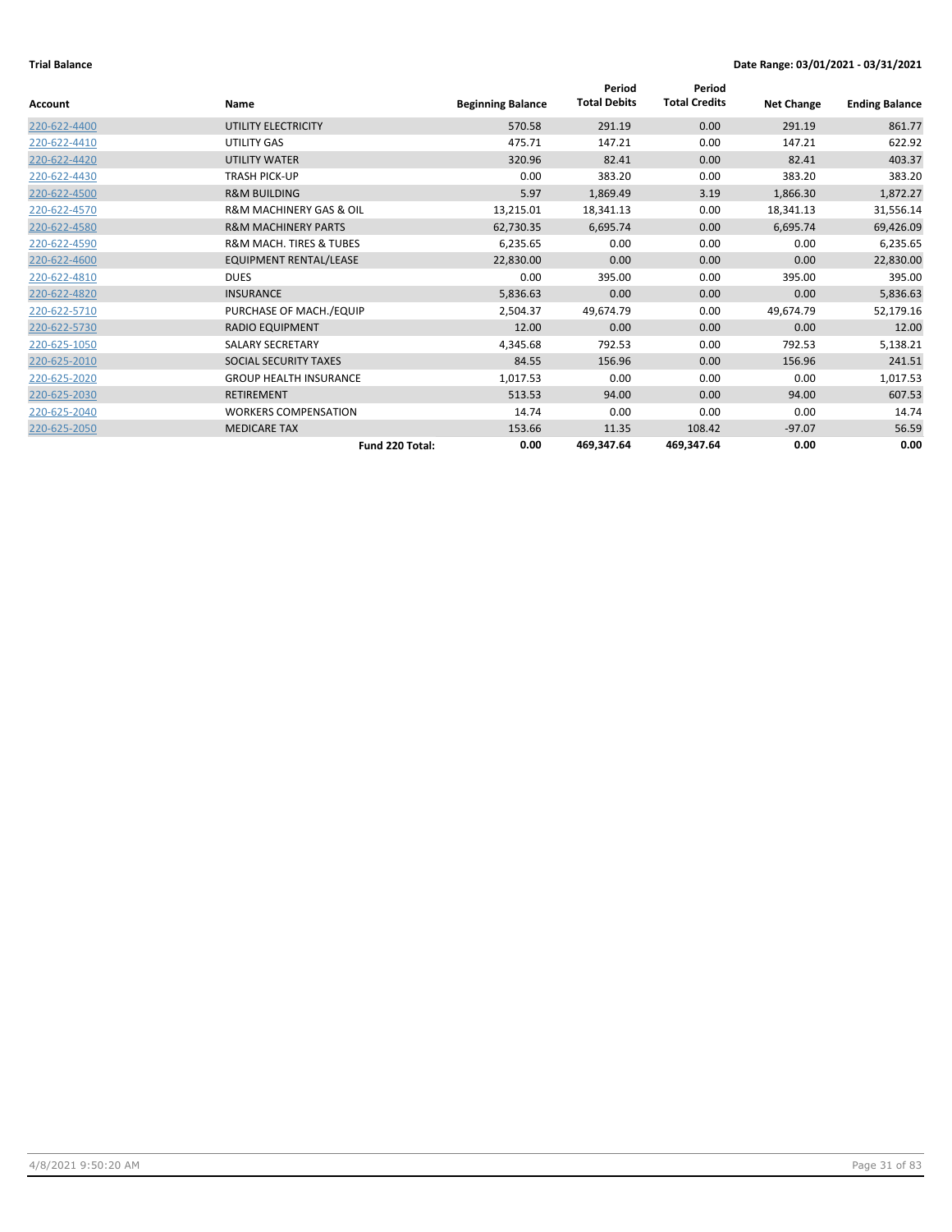**Trial Balance** **Date Range: 03/01/2021 - 03/31/2021**

| Account | Name | Beginning Balance | Period Total Debits | Period Total Credits | Net Change | Ending Balance |
|---|---|---|---|---|---|---|
| 220-622-4400 | UTILITY ELECTRICITY | 570.58 | 291.19 | 0.00 | 291.19 | 861.77 |
| 220-622-4410 | UTILITY GAS | 475.71 | 147.21 | 0.00 | 147.21 | 622.92 |
| 220-622-4420 | UTILITY WATER | 320.96 | 82.41 | 0.00 | 82.41 | 403.37 |
| 220-622-4430 | TRASH PICK-UP | 0.00 | 383.20 | 0.00 | 383.20 | 383.20 |
| 220-622-4500 | R&M BUILDING | 5.97 | 1,869.49 | 3.19 | 1,866.30 | 1,872.27 |
| 220-622-4570 | R&M MACHINERY GAS & OIL | 13,215.01 | 18,341.13 | 0.00 | 18,341.13 | 31,556.14 |
| 220-622-4580 | R&M MACHINERY PARTS | 62,730.35 | 6,695.74 | 0.00 | 6,695.74 | 69,426.09 |
| 220-622-4590 | R&M MACH. TIRES & TUBES | 6,235.65 | 0.00 | 0.00 | 0.00 | 6,235.65 |
| 220-622-4600 | EQUIPMENT RENTAL/LEASE | 22,830.00 | 0.00 | 0.00 | 0.00 | 22,830.00 |
| 220-622-4810 | DUES | 0.00 | 395.00 | 0.00 | 395.00 | 395.00 |
| 220-622-4820 | INSURANCE | 5,836.63 | 0.00 | 0.00 | 0.00 | 5,836.63 |
| 220-622-5710 | PURCHASE OF MACH./EQUIP | 2,504.37 | 49,674.79 | 0.00 | 49,674.79 | 52,179.16 |
| 220-622-5730 | RADIO EQUIPMENT | 12.00 | 0.00 | 0.00 | 0.00 | 12.00 |
| 220-625-1050 | SALARY SECRETARY | 4,345.68 | 792.53 | 0.00 | 792.53 | 5,138.21 |
| 220-625-2010 | SOCIAL SECURITY TAXES | 84.55 | 156.96 | 0.00 | 156.96 | 241.51 |
| 220-625-2020 | GROUP HEALTH INSURANCE | 1,017.53 | 0.00 | 0.00 | 0.00 | 1,017.53 |
| 220-625-2030 | RETIREMENT | 513.53 | 94.00 | 0.00 | 94.00 | 607.53 |
| 220-625-2040 | WORKERS COMPENSATION | 14.74 | 0.00 | 0.00 | 0.00 | 14.74 |
| 220-625-2050 | MEDICARE TAX | 153.66 | 11.35 | 108.42 | -97.07 | 56.59 |
| | **Fund 220 Total:** | **0.00** | **469,347.64** | **469,347.64** | **0.00** | **0.00** |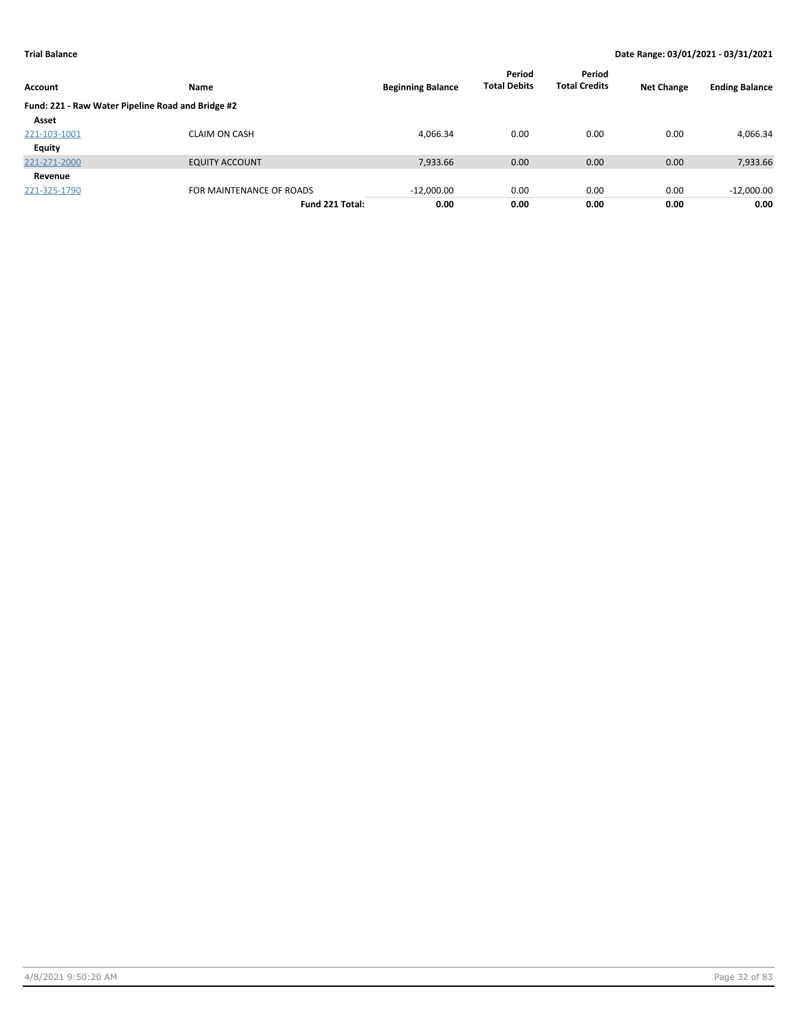**Trial Balance** **Date Range: 03/01/2021 - 03/31/2021**

| Account | Name | Beginning Balance | Period Total Debits | Period Total Credits | Net Change | Ending Balance |
|---|---|---|---|---|---|---|
| **Fund: 221 - Raw Water Pipeline Road and Bridge #2** | | | | | | |
| **Asset** | | | | | | |
| 221-103-1001 | CLAIM ON CASH | 4,066.34 | 0.00 | 0.00 | 0.00 | 4,066.34 |
| **Equity** | | | | | | |
| 221-271-2000 | EQUITY ACCOUNT | 7,933.66 | 0.00 | 0.00 | 0.00 | 7,933.66 |
| **Revenue** | | | | | | |
| 221-325-1790 | FOR MAINTENANCE OF ROADS | -12,000.00 | 0.00 | 0.00 | 0.00 | -12,000.00 |
| | **Fund 221 Total:** | **0.00** | **0.00** | **0.00** | **0.00** | **0.00** |

4/8/2021 9:50:20 AM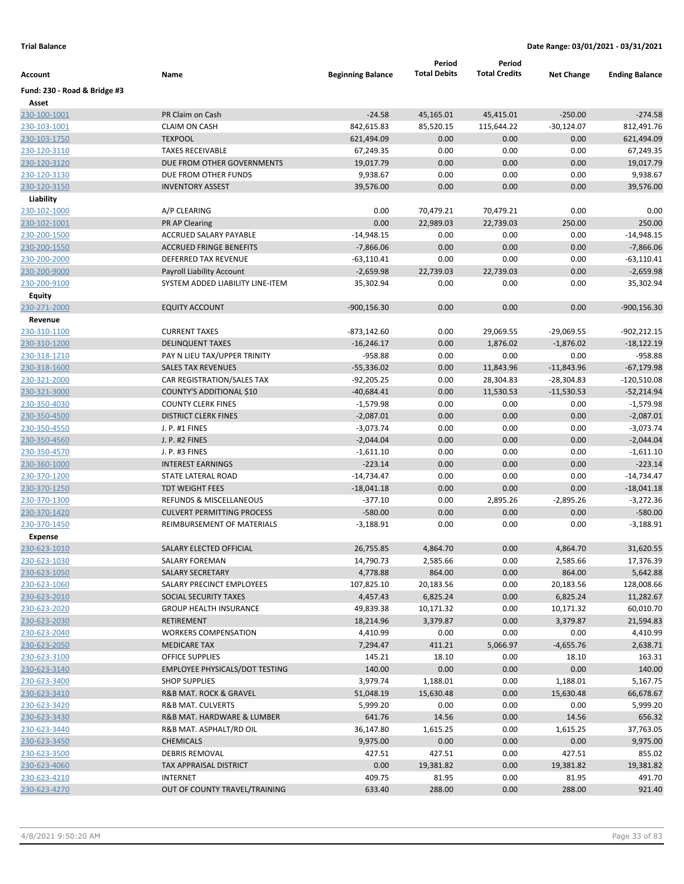**Trial Balance** **Date Range: 03/01/2021 - 03/31/2021**

| Account | Name | Beginning Balance | Period Total Debits | Period Total Credits | Net Change | Ending Balance |
|---|---|---|---|---|---|---|
| **Fund: 230 - Road & Bridge #3** | | | | | | |
| **Asset** | | | | | | |
| 230-100-1001 | PR Claim on Cash | -24.58 | 45,165.01 | 45,415.01 | -250.00 | -274.58 |
| 230-103-1001 | CLAIM ON CASH | 842,615.83 | 85,520.15 | 115,644.22 | -30,124.07 | 812,491.76 |
| 230-103-1750 | TEXPOOL | 621,494.09 | 0.00 | 0.00 | 0.00 | 621,494.09 |
| 230-120-3110 | TAXES RECEIVABLE | 67,249.35 | 0.00 | 0.00 | 0.00 | 67,249.35 |
| 230-120-3120 | DUE FROM OTHER GOVERNMENTS | 19,017.79 | 0.00 | 0.00 | 0.00 | 19,017.79 |
| 230-120-3130 | DUE FROM OTHER FUNDS | 9,938.67 | 0.00 | 0.00 | 0.00 | 9,938.67 |
| 230-120-3150 | INVENTORY ASSEST | 39,576.00 | 0.00 | 0.00 | 0.00 | 39,576.00 |
| **Liability** | | | | | | |
| 230-102-1000 | A/P CLEARING | 0.00 | 70,479.21 | 70,479.21 | 0.00 | 0.00 |
| 230-102-1001 | PR AP Clearing | 0.00 | 22,989.03 | 22,739.03 | 250.00 | 250.00 |
| 230-200-1500 | ACCRUED SALARY PAYABLE | -14,948.15 | 0.00 | 0.00 | 0.00 | -14,948.15 |
| 230-200-1550 | ACCRUED FRINGE BENEFITS | -7,866.06 | 0.00 | 0.00 | 0.00 | -7,866.06 |
| 230-200-2000 | DEFERRED TAX REVENUE | -63,110.41 | 0.00 | 0.00 | 0.00 | -63,110.41 |
| 230-200-9000 | Payroll Liability Account | -2,659.98 | 22,739.03 | 22,739.03 | 0.00 | -2,659.98 |
| 230-200-9100 | SYSTEM ADDED LIABILITY LINE-ITEM | 35,302.94 | 0.00 | 0.00 | 0.00 | 35,302.94 |
| **Equity** | | | | | | |
| 230-271-2000 | EQUITY ACCOUNT | -900,156.30 | 0.00 | 0.00 | 0.00 | -900,156.30 |
| **Revenue** | | | | | | |
| 230-310-1100 | CURRENT TAXES | -873,142.60 | 0.00 | 29,069.55 | -29,069.55 | -902,212.15 |
| 230-310-1200 | DELINQUENT TAXES | -16,246.17 | 0.00 | 1,876.02 | -1,876.02 | -18,122.19 |
| 230-318-1210 | PAY N LIEU TAX/UPPER TRINITY | -958.88 | 0.00 | 0.00 | 0.00 | -958.88 |
| 230-318-1600 | SALES TAX REVENUES | -55,336.02 | 0.00 | 11,843.96 | -11,843.96 | -67,179.98 |
| 230-321-2000 | CAR REGISTRATION/SALES TAX | -92,205.25 | 0.00 | 28,304.83 | -28,304.83 | -120,510.08 |
| 230-321-3000 | COUNTY'S ADDITIONAL $10 | -40,684.41 | 0.00 | 11,530.53 | -11,530.53 | -52,214.94 |
| 230-350-4030 | COUNTY CLERK FINES | -1,579.98 | 0.00 | 0.00 | 0.00 | -1,579.98 |
| 230-350-4500 | DISTRICT CLERK FINES | -2,087.01 | 0.00 | 0.00 | 0.00 | -2,087.01 |
| 230-350-4550 | J. P. #1 FINES | -3,073.74 | 0.00 | 0.00 | 0.00 | -3,073.74 |
| 230-350-4560 | J. P. #2 FINES | -2,044.04 | 0.00 | 0.00 | 0.00 | -2,044.04 |
| 230-350-4570 | J. P. #3 FINES | -1,611.10 | 0.00 | 0.00 | 0.00 | -1,611.10 |
| 230-360-1000 | INTEREST EARNINGS | -223.14 | 0.00 | 0.00 | 0.00 | -223.14 |
| 230-370-1200 | STATE LATERAL ROAD | -14,734.47 | 0.00 | 0.00 | 0.00 | -14,734.47 |
| 230-370-1250 | TDT WEIGHT FEES | -18,041.18 | 0.00 | 0.00 | 0.00 | -18,041.18 |
| 230-370-1300 | REFUNDS & MISCELLANEOUS | -377.10 | 0.00 | 2,895.26 | -2,895.26 | -3,272.36 |
| 230-370-1420 | CULVERT PERMITTING PROCESS | -580.00 | 0.00 | 0.00 | 0.00 | -580.00 |
| 230-370-1450 | REIMBURSEMENT OF MATERIALS | -3,188.91 | 0.00 | 0.00 | 0.00 | -3,188.91 |
| **Expense** | | | | | | |
| 230-623-1010 | SALARY ELECTED OFFICIAL | 26,755.85 | 4,864.70 | 0.00 | 4,864.70 | 31,620.55 |
| 230-623-1030 | SALARY FOREMAN | 14,790.73 | 2,585.66 | 0.00 | 2,585.66 | 17,376.39 |
| 230-623-1050 | SALARY SECRETARY | 4,778.88 | 864.00 | 0.00 | 864.00 | 5,642.88 |
| 230-623-1060 | SALARY PRECINCT EMPLOYEES | 107,825.10 | 20,183.56 | 0.00 | 20,183.56 | 128,008.66 |
| 230-623-2010 | SOCIAL SECURITY TAXES | 4,457.43 | 6,825.24 | 0.00 | 6,825.24 | 11,282.67 |
| 230-623-2020 | GROUP HEALTH INSURANCE | 49,839.38 | 10,171.32 | 0.00 | 10,171.32 | 60,010.70 |
| 230-623-2030 | RETIREMENT | 18,214.96 | 3,379.87 | 0.00 | 3,379.87 | 21,594.83 |
| 230-623-2040 | WORKERS COMPENSATION | 4,410.99 | 0.00 | 0.00 | 0.00 | 4,410.99 |
| 230-623-2050 | MEDICARE TAX | 7,294.47 | 411.21 | 5,066.97 | -4,655.76 | 2,638.71 |
| 230-623-3100 | OFFICE SUPPLIES | 145.21 | 18.10 | 0.00 | 18.10 | 163.31 |
| 230-623-3140 | EMPLOYEE PHYSICALS/DOT TESTING | 140.00 | 0.00 | 0.00 | 0.00 | 140.00 |
| 230-623-3400 | SHOP SUPPLIES | 3,979.74 | 1,188.01 | 0.00 | 1,188.01 | 5,167.75 |
| 230-623-3410 | R&B MAT. ROCK & GRAVEL | 51,048.19 | 15,630.48 | 0.00 | 15,630.48 | 66,678.67 |
| 230-623-3420 | R&B MAT. CULVERTS | 5,999.20 | 0.00 | 0.00 | 0.00 | 5,999.20 |
| 230-623-3430 | R&B MAT. HARDWARE & LUMBER | 641.76 | 14.56 | 0.00 | 14.56 | 656.32 |
| 230-623-3440 | R&B MAT. ASPHALT/RD OIL | 36,147.80 | 1,615.25 | 0.00 | 1,615.25 | 37,763.05 |
| 230-623-3450 | CHEMICALS | 9,975.00 | 0.00 | 0.00 | 0.00 | 9,975.00 |
| 230-623-3500 | DEBRIS REMOVAL | 427.51 | 427.51 | 0.00 | 427.51 | 855.02 |
| 230-623-4060 | TAX APPRAISAL DISTRICT | 0.00 | 19,381.82 | 0.00 | 19,381.82 | 19,381.82 |
| 230-623-4210 | INTERNET | 409.75 | 81.95 | 0.00 | 81.95 | 491.70 |
| 230-623-4270 | OUT OF COUNTY TRAVEL/TRAINING | 633.40 | 288.00 | 0.00 | 288.00 | 921.40 |

4/8/2021 9:50:20 AM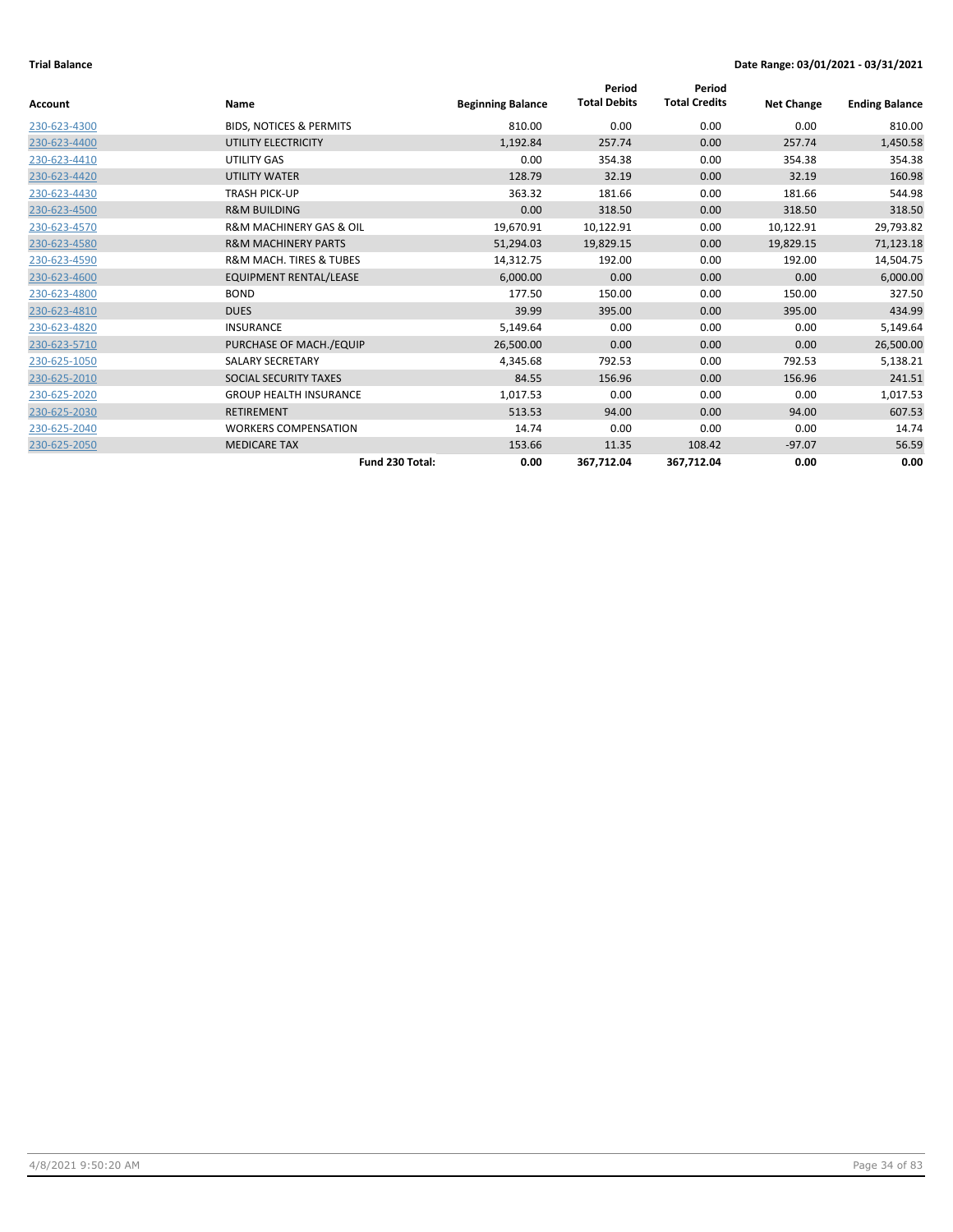**Trial Balance** **Date Range: 03/01/2021 - 03/31/2021**

| Account | Name | Beginning Balance | Period Total Debits | Period Total Credits | Net Change | Ending Balance |
|---|---|---|---|---|---|---|
| 230-623-4300 | BIDS, NOTICES & PERMITS | 810.00 | 0.00 | 0.00 | 0.00 | 810.00 |
| 230-623-4400 | UTILITY ELECTRICITY | 1,192.84 | 257.74 | 0.00 | 257.74 | 1,450.58 |
| 230-623-4410 | UTILITY GAS | 0.00 | 354.38 | 0.00 | 354.38 | 354.38 |
| 230-623-4420 | UTILITY WATER | 128.79 | 32.19 | 0.00 | 32.19 | 160.98 |
| 230-623-4430 | TRASH PICK-UP | 363.32 | 181.66 | 0.00 | 181.66 | 544.98 |
| 230-623-4500 | R&M BUILDING | 0.00 | 318.50 | 0.00 | 318.50 | 318.50 |
| 230-623-4570 | R&M MACHINERY GAS & OIL | 19,670.91 | 10,122.91 | 0.00 | 10,122.91 | 29,793.82 |
| 230-623-4580 | R&M MACHINERY PARTS | 51,294.03 | 19,829.15 | 0.00 | 19,829.15 | 71,123.18 |
| 230-623-4590 | R&M MACH. TIRES & TUBES | 14,312.75 | 192.00 | 0.00 | 192.00 | 14,504.75 |
| 230-623-4600 | EQUIPMENT RENTAL/LEASE | 6,000.00 | 0.00 | 0.00 | 0.00 | 6,000.00 |
| 230-623-4800 | BOND | 177.50 | 150.00 | 0.00 | 150.00 | 327.50 |
| 230-623-4810 | DUES | 39.99 | 395.00 | 0.00 | 395.00 | 434.99 |
| 230-623-4820 | INSURANCE | 5,149.64 | 0.00 | 0.00 | 0.00 | 5,149.64 |
| 230-623-5710 | PURCHASE OF MACH./EQUIP | 26,500.00 | 0.00 | 0.00 | 0.00 | 26,500.00 |
| 230-625-1050 | SALARY SECRETARY | 4,345.68 | 792.53 | 0.00 | 792.53 | 5,138.21 |
| 230-625-2010 | SOCIAL SECURITY TAXES | 84.55 | 156.96 | 0.00 | 156.96 | 241.51 |
| 230-625-2020 | GROUP HEALTH INSURANCE | 1,017.53 | 0.00 | 0.00 | 0.00 | 1,017.53 |
| 230-625-2030 | RETIREMENT | 513.53 | 94.00 | 0.00 | 94.00 | 607.53 |
| 230-625-2040 | WORKERS COMPENSATION | 14.74 | 0.00 | 0.00 | 0.00 | 14.74 |
| 230-625-2050 | MEDICARE TAX | 153.66 | 11.35 | 108.42 | -97.07 | 56.59 |
| | **Fund 230 Total:** | **0.00** | **367,712.04** | **367,712.04** | **0.00** | **0.00** |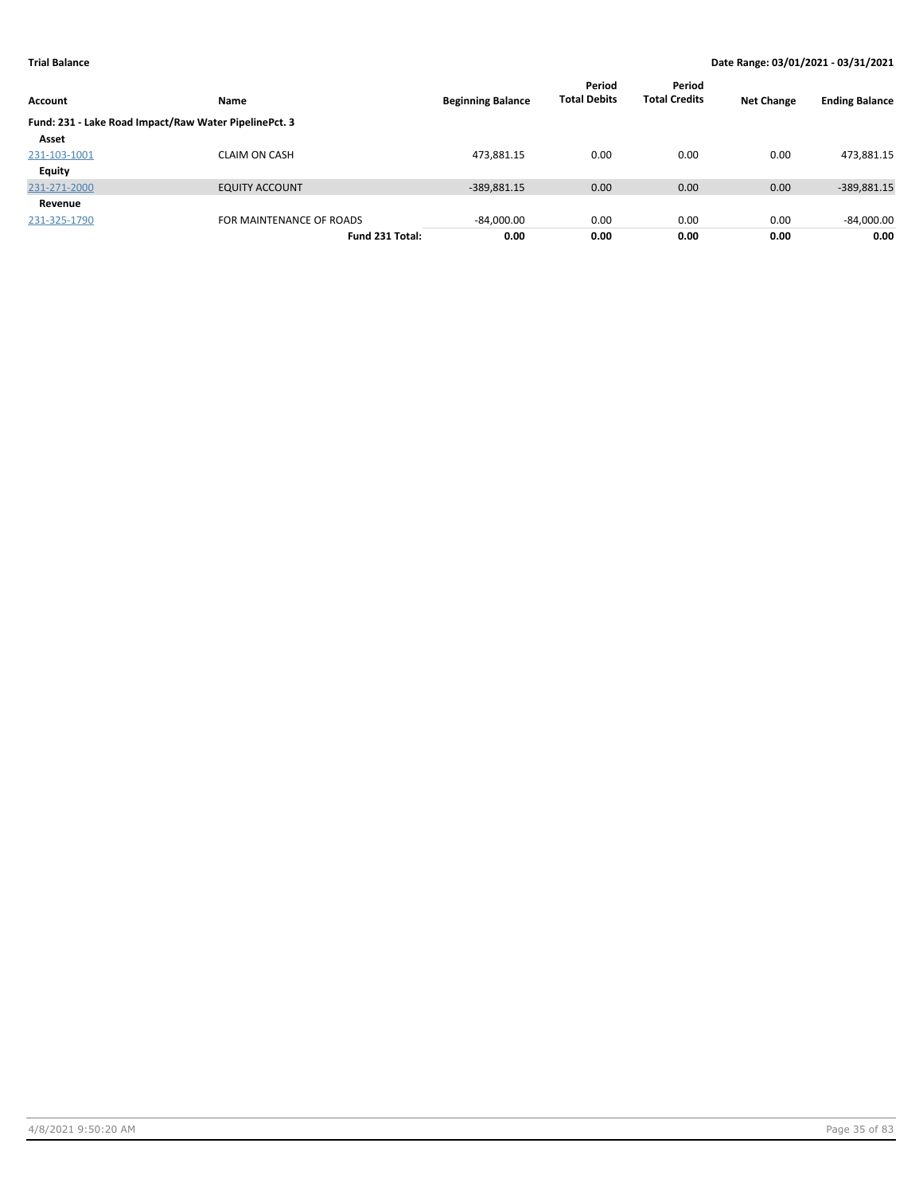**Trial Balance** | **Date Range: 03/01/2021 - 03/31/2021**

| Account | Name | Beginning Balance | Period Total Debits | Period Total Credits | Net Change | Ending Balance |
|---|---|---|---|---|---|---|
| **Fund: 231 - Lake Road Impact/Raw Water PipelinePct. 3** | | | | | | |
| **Asset** | | | | | | |
| 231-103-1001 | CLAIM ON CASH | 473,881.15 | 0.00 | 0.00 | 0.00 | 473,881.15 |
| **Equity** | | | | | | |
| 231-271-2000 | EQUITY ACCOUNT | -389,881.15 | 0.00 | 0.00 | 0.00 | -389,881.15 |
| **Revenue** | | | | | | |
| 231-325-1790 | FOR MAINTENANCE OF ROADS | -84,000.00 | 0.00 | 0.00 | 0.00 | -84,000.00 |
| | **Fund 231 Total:** | **0.00** | **0.00** | **0.00** | **0.00** | **0.00** |

4/8/2021 9:50:20 AM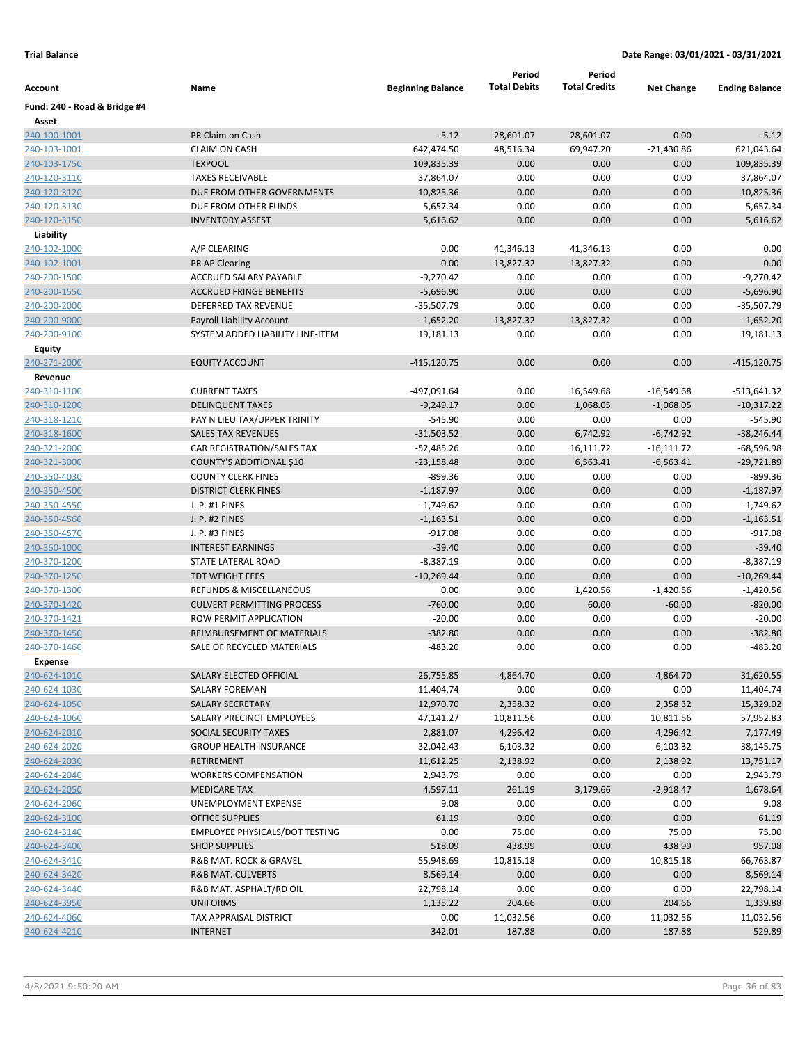**Trial Balance** **Date Range: 03/01/2021 - 03/31/2021**

| Account | Name | Beginning Balance | Period Total Debits | Period Total Credits | Net Change | Ending Balance |
|---|---|---|---|---|---|---|
| **Fund: 240 - Road & Bridge #4** | | | | | | |
| **Asset** | | | | | | |
| 240-100-1001 | PR Claim on Cash | -5.12 | 28,601.07 | 28,601.07 | 0.00 | -5.12 |
| 240-103-1001 | CLAIM ON CASH | 642,474.50 | 48,516.34 | 69,947.20 | -21,430.86 | 621,043.64 |
| 240-103-1750 | TEXPOOL | 109,835.39 | 0.00 | 0.00 | 0.00 | 109,835.39 |
| 240-120-3110 | TAXES RECEIVABLE | 37,864.07 | 0.00 | 0.00 | 0.00 | 37,864.07 |
| 240-120-3120 | DUE FROM OTHER GOVERNMENTS | 10,825.36 | 0.00 | 0.00 | 0.00 | 10,825.36 |
| 240-120-3130 | DUE FROM OTHER FUNDS | 5,657.34 | 0.00 | 0.00 | 0.00 | 5,657.34 |
| 240-120-3150 | INVENTORY ASSEST | 5,616.62 | 0.00 | 0.00 | 0.00 | 5,616.62 |
| **Liability** | | | | | | |
| 240-102-1000 | A/P CLEARING | 0.00 | 41,346.13 | 41,346.13 | 0.00 | 0.00 |
| 240-102-1001 | PR AP Clearing | 0.00 | 13,827.32 | 13,827.32 | 0.00 | 0.00 |
| 240-200-1500 | ACCRUED SALARY PAYABLE | -9,270.42 | 0.00 | 0.00 | 0.00 | -9,270.42 |
| 240-200-1550 | ACCRUED FRINGE BENEFITS | -5,696.90 | 0.00 | 0.00 | 0.00 | -5,696.90 |
| 240-200-2000 | DEFERRED TAX REVENUE | -35,507.79 | 0.00 | 0.00 | 0.00 | -35,507.79 |
| 240-200-9000 | Payroll Liability Account | -1,652.20 | 13,827.32 | 13,827.32 | 0.00 | -1,652.20 |
| 240-200-9100 | SYSTEM ADDED LIABILITY LINE-ITEM | 19,181.13 | 0.00 | 0.00 | 0.00 | 19,181.13 |
| **Equity** | | | | | | |
| 240-271-2000 | EQUITY ACCOUNT | -415,120.75 | 0.00 | 0.00 | 0.00 | -415,120.75 |
| **Revenue** | | | | | | |
| 240-310-1100 | CURRENT TAXES | -497,091.64 | 0.00 | 16,549.68 | -16,549.68 | -513,641.32 |
| 240-310-1200 | DELINQUENT TAXES | -9,249.17 | 0.00 | 1,068.05 | -1,068.05 | -10,317.22 |
| 240-318-1210 | PAY N LIEU TAX/UPPER TRINITY | -545.90 | 0.00 | 0.00 | 0.00 | -545.90 |
| 240-318-1600 | SALES TAX REVENUES | -31,503.52 | 0.00 | 6,742.92 | -6,742.92 | -38,246.44 |
| 240-321-2000 | CAR REGISTRATION/SALES TAX | -52,485.26 | 0.00 | 16,111.72 | -16,111.72 | -68,596.98 |
| 240-321-3000 | COUNTY'S ADDITIONAL $10 | -23,158.48 | 0.00 | 6,563.41 | -6,563.41 | -29,721.89 |
| 240-350-4030 | COUNTY CLERK FINES | -899.36 | 0.00 | 0.00 | 0.00 | -899.36 |
| 240-350-4500 | DISTRICT CLERK FINES | -1,187.97 | 0.00 | 0.00 | 0.00 | -1,187.97 |
| 240-350-4550 | J. P. #1 FINES | -1,749.62 | 0.00 | 0.00 | 0.00 | -1,749.62 |
| 240-350-4560 | J. P. #2 FINES | -1,163.51 | 0.00 | 0.00 | 0.00 | -1,163.51 |
| 240-350-4570 | J. P. #3 FINES | -917.08 | 0.00 | 0.00 | 0.00 | -917.08 |
| 240-360-1000 | INTEREST EARNINGS | -39.40 | 0.00 | 0.00 | 0.00 | -39.40 |
| 240-370-1200 | STATE LATERAL ROAD | -8,387.19 | 0.00 | 0.00 | 0.00 | -8,387.19 |
| 240-370-1250 | TDT WEIGHT FEES | -10,269.44 | 0.00 | 0.00 | 0.00 | -10,269.44 |
| 240-370-1300 | REFUNDS & MISCELLANEOUS | 0.00 | 0.00 | 1,420.56 | -1,420.56 | -1,420.56 |
| 240-370-1420 | CULVERT PERMITTING PROCESS | -760.00 | 0.00 | 60.00 | -60.00 | -820.00 |
| 240-370-1421 | ROW PERMIT APPLICATION | -20.00 | 0.00 | 0.00 | 0.00 | -20.00 |
| 240-370-1450 | REIMBURSEMENT OF MATERIALS | -382.80 | 0.00 | 0.00 | 0.00 | -382.80 |
| 240-370-1460 | SALE OF RECYCLED MATERIALS | -483.20 | 0.00 | 0.00 | 0.00 | -483.20 |
| **Expense** | | | | | | |
| 240-624-1010 | SALARY ELECTED OFFICIAL | 26,755.85 | 4,864.70 | 0.00 | 4,864.70 | 31,620.55 |
| 240-624-1030 | SALARY FOREMAN | 11,404.74 | 0.00 | 0.00 | 0.00 | 11,404.74 |
| 240-624-1050 | SALARY SECRETARY | 12,970.70 | 2,358.32 | 0.00 | 2,358.32 | 15,329.02 |
| 240-624-1060 | SALARY PRECINCT EMPLOYEES | 47,141.27 | 10,811.56 | 0.00 | 10,811.56 | 57,952.83 |
| 240-624-2010 | SOCIAL SECURITY TAXES | 2,881.07 | 4,296.42 | 0.00 | 4,296.42 | 7,177.49 |
| 240-624-2020 | GROUP HEALTH INSURANCE | 32,042.43 | 6,103.32 | 0.00 | 6,103.32 | 38,145.75 |
| 240-624-2030 | RETIREMENT | 11,612.25 | 2,138.92 | 0.00 | 2,138.92 | 13,751.17 |
| 240-624-2040 | WORKERS COMPENSATION | 2,943.79 | 0.00 | 0.00 | 0.00 | 2,943.79 |
| 240-624-2050 | MEDICARE TAX | 4,597.11 | 261.19 | 3,179.66 | -2,918.47 | 1,678.64 |
| 240-624-2060 | UNEMPLOYMENT EXPENSE | 9.08 | 0.00 | 0.00 | 0.00 | 9.08 |
| 240-624-3100 | OFFICE SUPPLIES | 61.19 | 0.00 | 0.00 | 0.00 | 61.19 |
| 240-624-3140 | EMPLOYEE PHYSICALS/DOT TESTING | 0.00 | 75.00 | 0.00 | 75.00 | 75.00 |
| 240-624-3400 | SHOP SUPPLIES | 518.09 | 438.99 | 0.00 | 438.99 | 957.08 |
| 240-624-3410 | R&B MAT. ROCK & GRAVEL | 55,948.69 | 10,815.18 | 0.00 | 10,815.18 | 66,763.87 |
| 240-624-3420 | R&B MAT. CULVERTS | 8,569.14 | 0.00 | 0.00 | 0.00 | 8,569.14 |
| 240-624-3440 | R&B MAT. ASPHALT/RD OIL | 22,798.14 | 0.00 | 0.00 | 0.00 | 22,798.14 |
| 240-624-3950 | UNIFORMS | 1,135.22 | 204.66 | 0.00 | 204.66 | 1,339.88 |
| 240-624-4060 | TAX APPRAISAL DISTRICT | 0.00 | 11,032.56 | 0.00 | 11,032.56 | 11,032.56 |
| 240-624-4210 | INTERNET | 342.01 | 187.88 | 0.00 | 187.88 | 529.89 |

4/8/2021 9:50:20 AM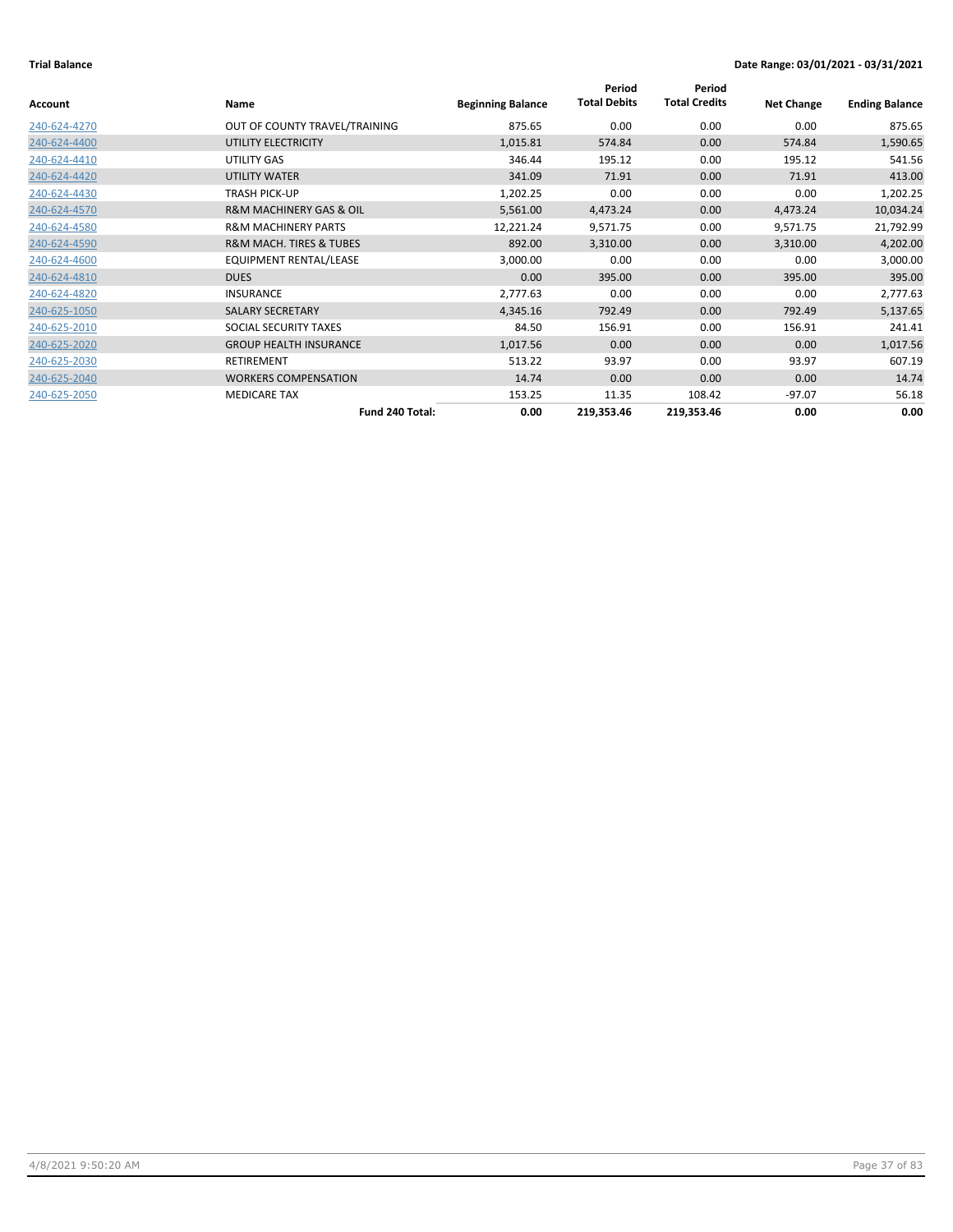**Trial Balance** **Date Range: 03/01/2021 - 03/31/2021**

| Account | Name | Beginning Balance | Period Total Debits | Period Total Credits | Net Change | Ending Balance |
|---|---|---|---|---|---|---|
| 240-624-4270 | OUT OF COUNTY TRAVEL/TRAINING | 875.65 | 0.00 | 0.00 | 0.00 | 875.65 |
| 240-624-4400 | UTILITY ELECTRICITY | 1,015.81 | 574.84 | 0.00 | 574.84 | 1,590.65 |
| 240-624-4410 | UTILITY GAS | 346.44 | 195.12 | 0.00 | 195.12 | 541.56 |
| 240-624-4420 | UTILITY WATER | 341.09 | 71.91 | 0.00 | 71.91 | 413.00 |
| 240-624-4430 | TRASH PICK-UP | 1,202.25 | 0.00 | 0.00 | 0.00 | 1,202.25 |
| 240-624-4570 | R&M MACHINERY GAS & OIL | 5,561.00 | 4,473.24 | 0.00 | 4,473.24 | 10,034.24 |
| 240-624-4580 | R&M MACHINERY PARTS | 12,221.24 | 9,571.75 | 0.00 | 9,571.75 | 21,792.99 |
| 240-624-4590 | R&M MACH. TIRES & TUBES | 892.00 | 3,310.00 | 0.00 | 3,310.00 | 4,202.00 |
| 240-624-4600 | EQUIPMENT RENTAL/LEASE | 3,000.00 | 0.00 | 0.00 | 0.00 | 3,000.00 |
| 240-624-4810 | DUES | 0.00 | 395.00 | 0.00 | 395.00 | 395.00 |
| 240-624-4820 | INSURANCE | 2,777.63 | 0.00 | 0.00 | 0.00 | 2,777.63 |
| 240-625-1050 | SALARY SECRETARY | 4,345.16 | 792.49 | 0.00 | 792.49 | 5,137.65 |
| 240-625-2010 | SOCIAL SECURITY TAXES | 84.50 | 156.91 | 0.00 | 156.91 | 241.41 |
| 240-625-2020 | GROUP HEALTH INSURANCE | 1,017.56 | 0.00 | 0.00 | 0.00 | 1,017.56 |
| 240-625-2030 | RETIREMENT | 513.22 | 93.97 | 0.00 | 93.97 | 607.19 |
| 240-625-2040 | WORKERS COMPENSATION | 14.74 | 0.00 | 0.00 | 0.00 | 14.74 |
| 240-625-2050 | MEDICARE TAX | 153.25 | 11.35 | 108.42 | -97.07 | 56.18 |
| | **Fund 240 Total:** | **0.00** | **219,353.46** | **219,353.46** | **0.00** | **0.00** |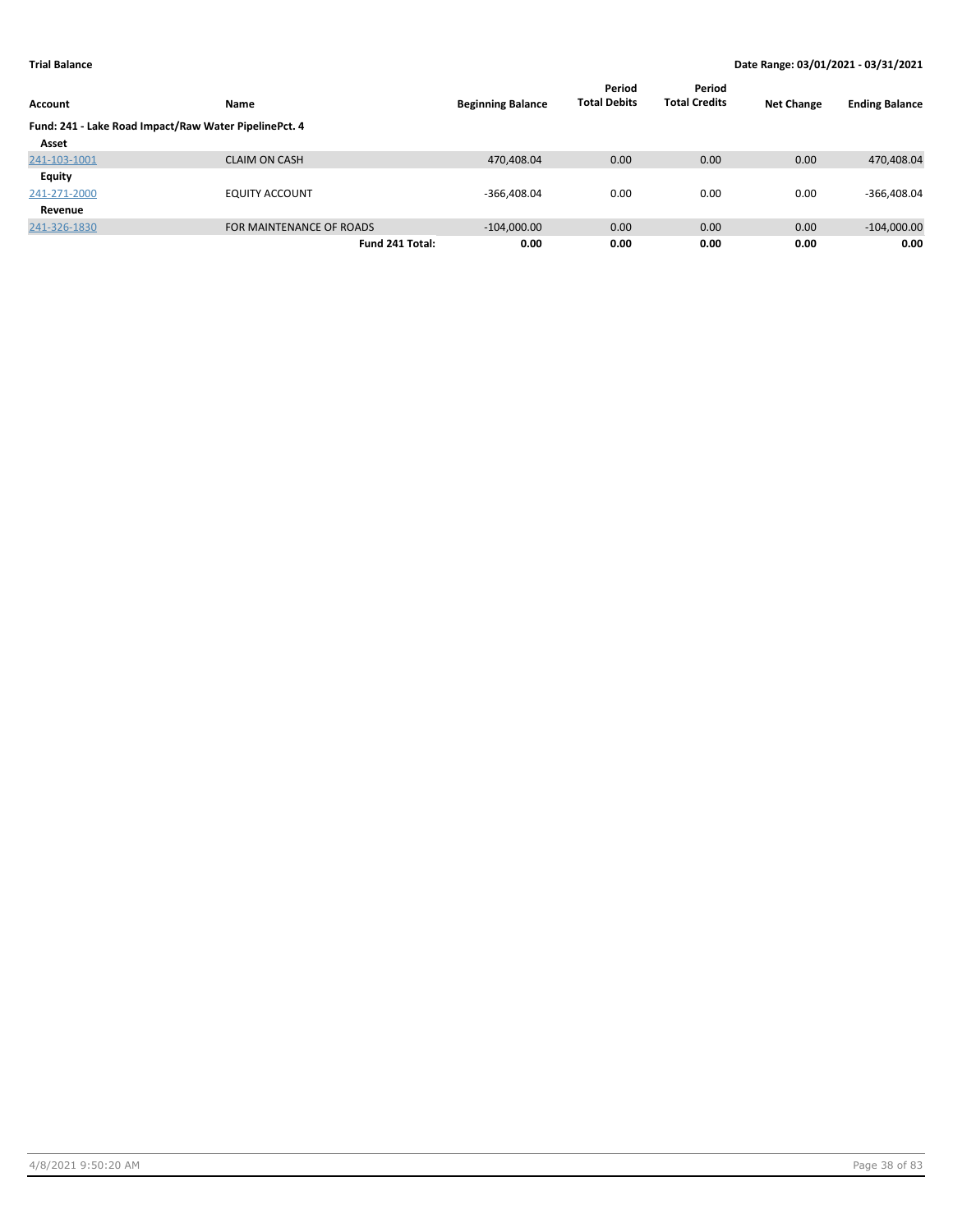**Trial Balance** | **Date Range: 03/01/2021 - 03/31/2021**

| Account | Name | Beginning Balance | Period Total Debits | Period Total Credits | Net Change | Ending Balance |
|---|---|---|---|---|---|---|
| **Fund: 241 - Lake Road Impact/Raw Water PipelinePct. 4** | | | | | | |
| **Asset** | | | | | | |
| 241-103-1001 | CLAIM ON CASH | 470,408.04 | 0.00 | 0.00 | 0.00 | 470,408.04 |
| **Equity** | | | | | | |
| 241-271-2000 | EQUITY ACCOUNT | -366,408.04 | 0.00 | 0.00 | 0.00 | -366,408.04 |
| **Revenue** | | | | | | |
| 241-326-1830 | FOR MAINTENANCE OF ROADS | -104,000.00 | 0.00 | 0.00 | 0.00 | -104,000.00 |
| | **Fund 241 Total:** | **0.00** | **0.00** | **0.00** | **0.00** | **0.00** |

4/8/2021 9:50:20 AM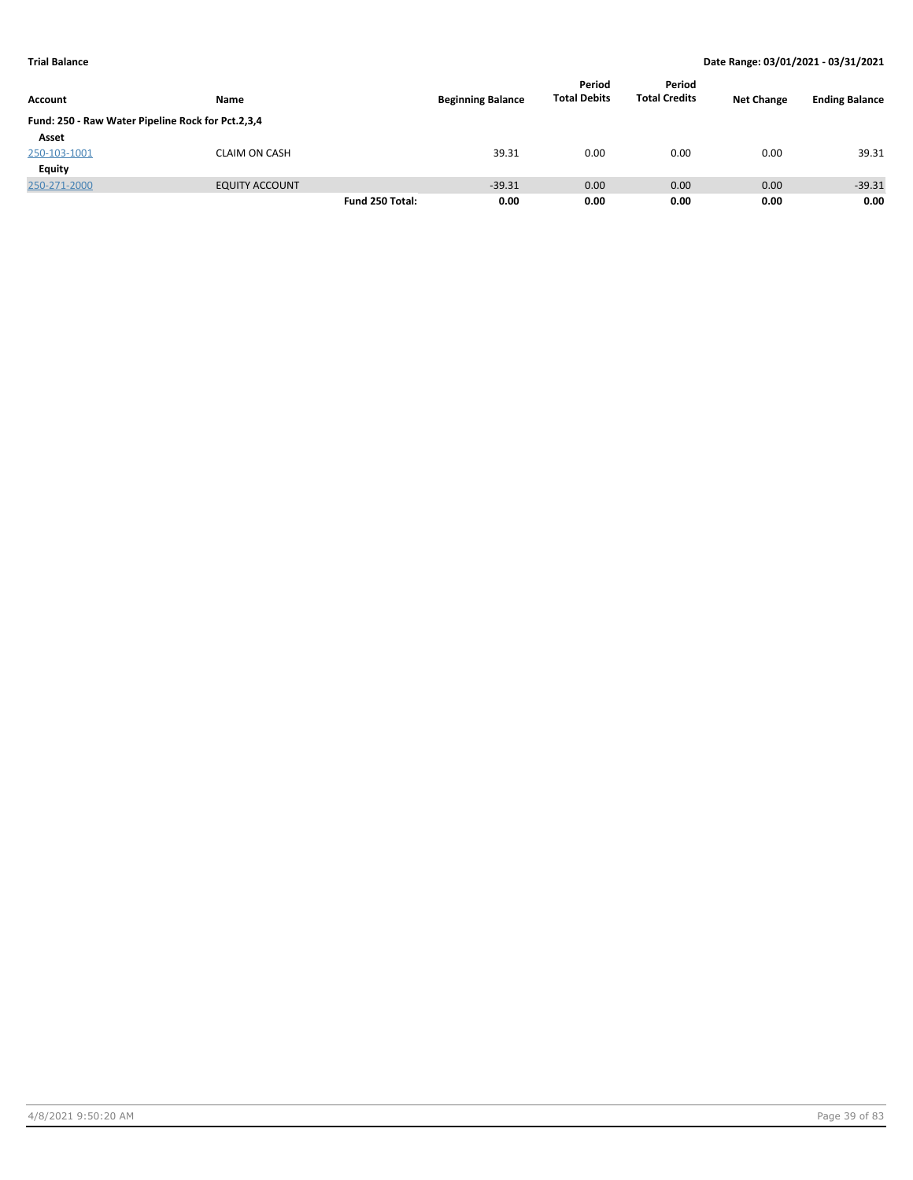**Trial Balance** | **Date Range: 03/01/2021 - 03/31/2021**

| Account | Name | | Beginning Balance | Period Total Debits | Period Total Credits | Net Change | Ending Balance |
|---|---|---|---|---|---|---|---|
| **Fund: 250 - Raw Water Pipeline Rock for Pct.2,3,4** | | | | | | | |
| **Asset** | | | | | | | |
| 250-103-1001 | CLAIM ON CASH | | 39.31 | 0.00 | 0.00 | 0.00 | 39.31 |
| **Equity** | | | | | | | |
| 250-271-2000 | EQUITY ACCOUNT | | -39.31 | 0.00 | 0.00 | 0.00 | -39.31 |
| | | **Fund 250 Total:** | **0.00** | **0.00** | **0.00** | **0.00** | **0.00** |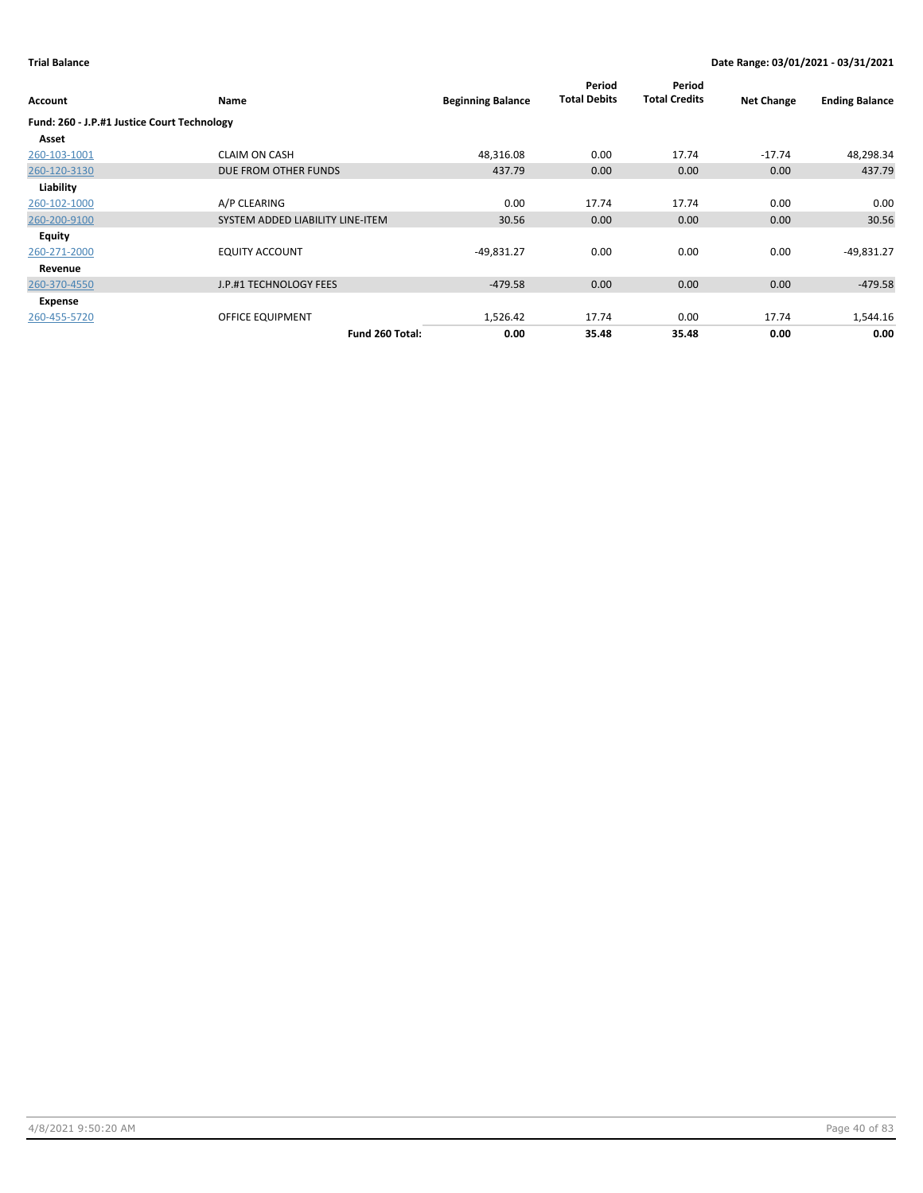**Trial Balance** | **Date Range: 03/01/2021 - 03/31/2021**

| Account | Name | Beginning Balance | Period Total Debits | Period Total Credits | Net Change | Ending Balance |
|---|---|---|---|---|---|---|
| **Fund: 260 - J.P.#1 Justice Court Technology** | | | | | | |
| **Asset** | | | | | | |
| 260-103-1001 | CLAIM ON CASH | 48,316.08 | 0.00 | 17.74 | -17.74 | 48,298.34 |
| 260-120-3130 | DUE FROM OTHER FUNDS | 437.79 | 0.00 | 0.00 | 0.00 | 437.79 |
| **Liability** | | | | | | |
| 260-102-1000 | A/P CLEARING | 0.00 | 17.74 | 17.74 | 0.00 | 0.00 |
| 260-200-9100 | SYSTEM ADDED LIABILITY LINE-ITEM | 30.56 | 0.00 | 0.00 | 0.00 | 30.56 |
| **Equity** | | | | | | |
| 260-271-2000 | EQUITY ACCOUNT | -49,831.27 | 0.00 | 0.00 | 0.00 | -49,831.27 |
| **Revenue** | | | | | | |
| 260-370-4550 | J.P.#1 TECHNOLOGY FEES | -479.58 | 0.00 | 0.00 | 0.00 | -479.58 |
| **Expense** | | | | | | |
| 260-455-5720 | OFFICE EQUIPMENT | 1,526.42 | 17.74 | 0.00 | 17.74 | 1,544.16 |
| | **Fund 260 Total:** | **0.00** | **35.48** | **35.48** | **0.00** | **0.00** |

4/8/2021 9:50:20 AM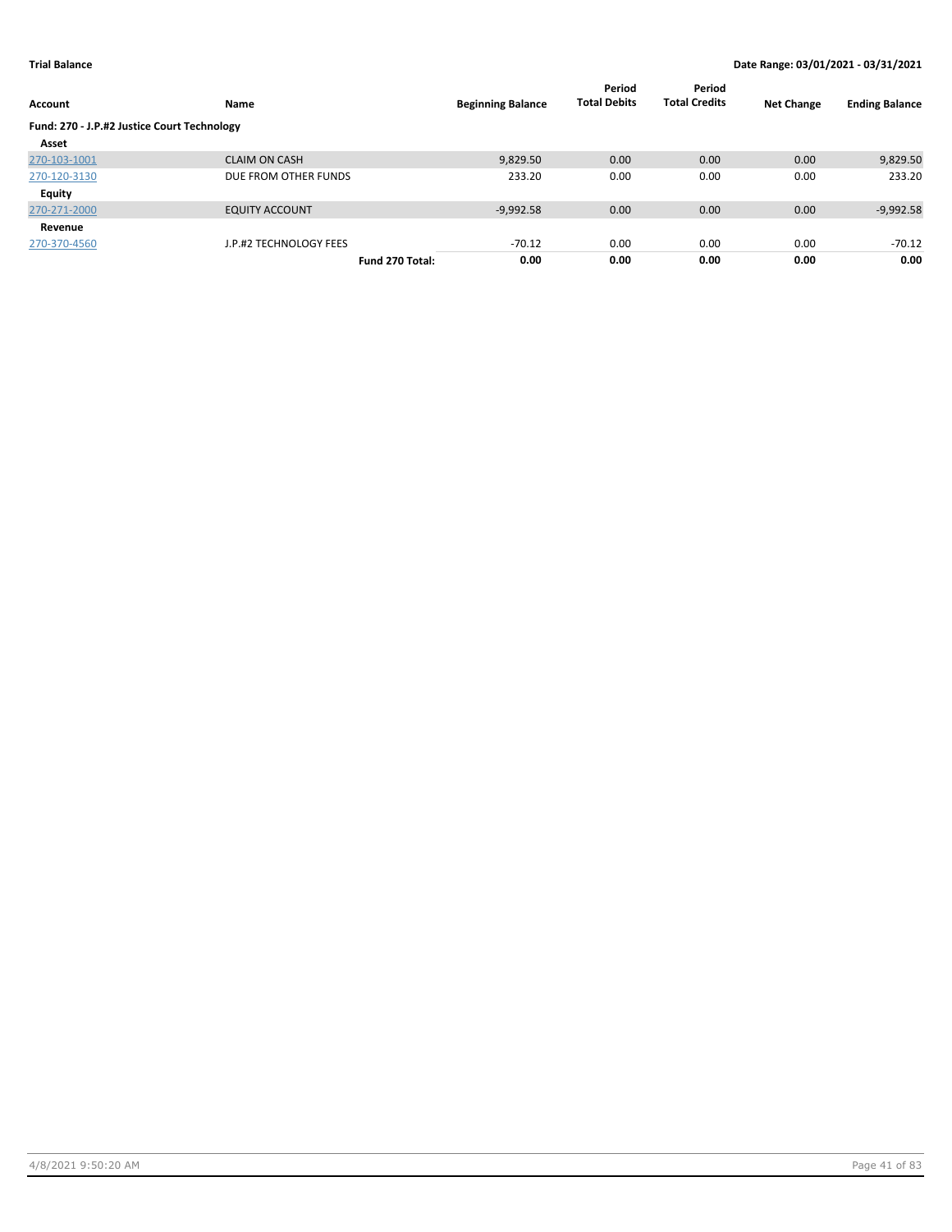**Trial Balance**

**Date Range: 03/01/2021 - 03/31/2021**

| Account | Name | Beginning Balance | Period Total Debits | Period Total Credits | Net Change | Ending Balance |
|---|---|---|---|---|---|---|
| **Fund: 270 - J.P.#2 Justice Court Technology** | | | | | | |
| **Asset** | | | | | | |
| 270-103-1001 | CLAIM ON CASH | 9,829.50 | 0.00 | 0.00 | 0.00 | 9,829.50 |
| 270-120-3130 | DUE FROM OTHER FUNDS | 233.20 | 0.00 | 0.00 | 0.00 | 233.20 |
| **Equity** | | | | | | |
| 270-271-2000 | EQUITY ACCOUNT | -9,992.58 | 0.00 | 0.00 | 0.00 | -9,992.58 |
| **Revenue** | | | | | | |
| 270-370-4560 | J.P.#2 TECHNOLOGY FEES | -70.12 | 0.00 | 0.00 | 0.00 | -70.12 |
| | **Fund 270 Total:** | **0.00** | **0.00** | **0.00** | **0.00** | **0.00** |

4/8/2021 9:50:20 AM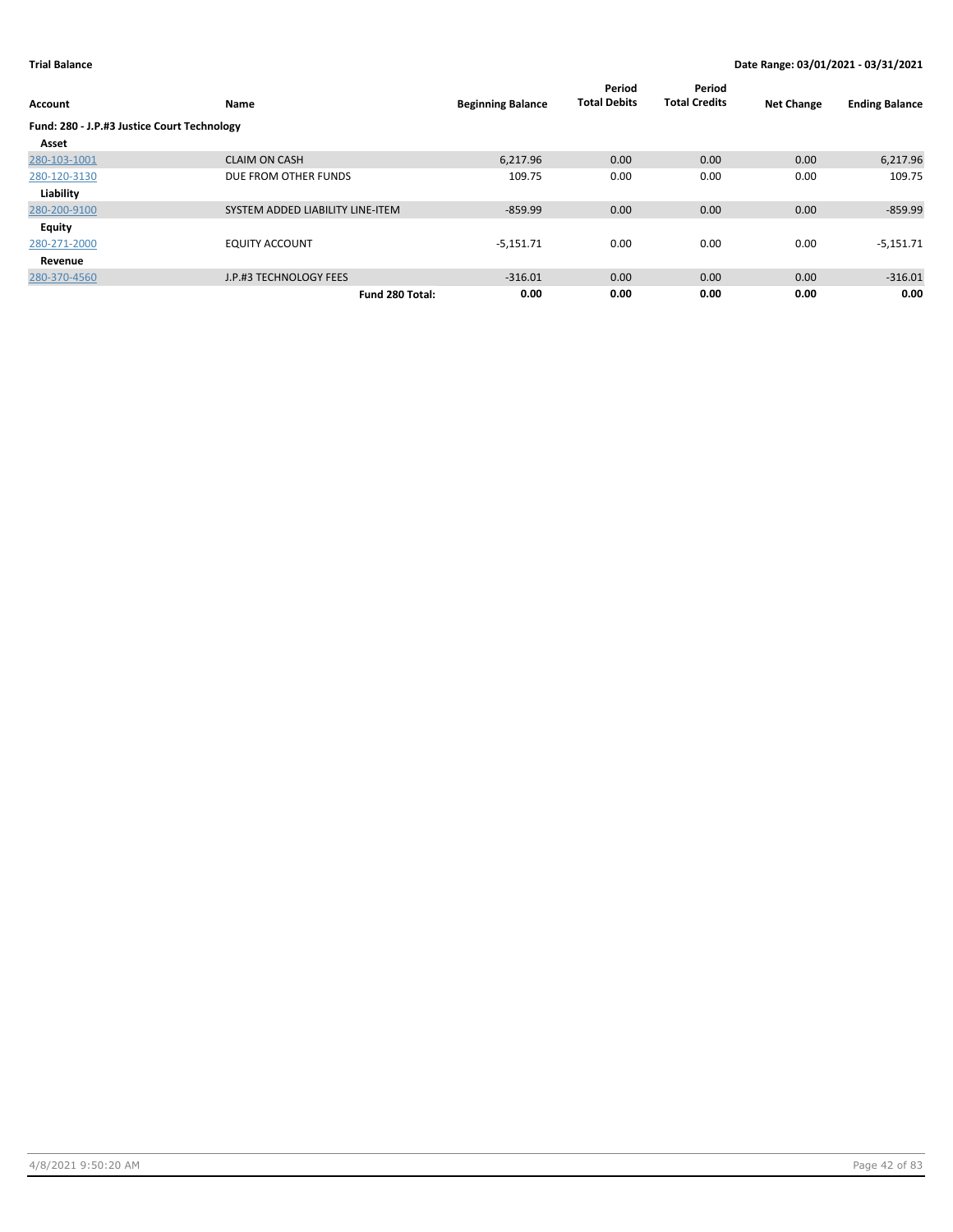**Trial Balance** | **Date Range: 03/01/2021 - 03/31/2021**

| Account | Name | Beginning Balance | Period Total Debits | Period Total Credits | Net Change | Ending Balance |
|---|---|---|---|---|---|---|
| **Fund: 280 - J.P.#3 Justice Court Technology** | | | | | | |
| **Asset** | | | | | | |
| 280-103-1001 | CLAIM ON CASH | 6,217.96 | 0.00 | 0.00 | 0.00 | 6,217.96 |
| 280-120-3130 | DUE FROM OTHER FUNDS | 109.75 | 0.00 | 0.00 | 0.00 | 109.75 |
| **Liability** | | | | | | |
| 280-200-9100 | SYSTEM ADDED LIABILITY LINE-ITEM | -859.99 | 0.00 | 0.00 | 0.00 | -859.99 |
| **Equity** | | | | | | |
| 280-271-2000 | EQUITY ACCOUNT | -5,151.71 | 0.00 | 0.00 | 0.00 | -5,151.71 |
| **Revenue** | | | | | | |
| 280-370-4560 | J.P.#3 TECHNOLOGY FEES | -316.01 | 0.00 | 0.00 | 0.00 | -316.01 |
| | **Fund 280 Total:** | **0.00** | **0.00** | **0.00** | **0.00** | **0.00** |

4/8/2021 9:50:20 AM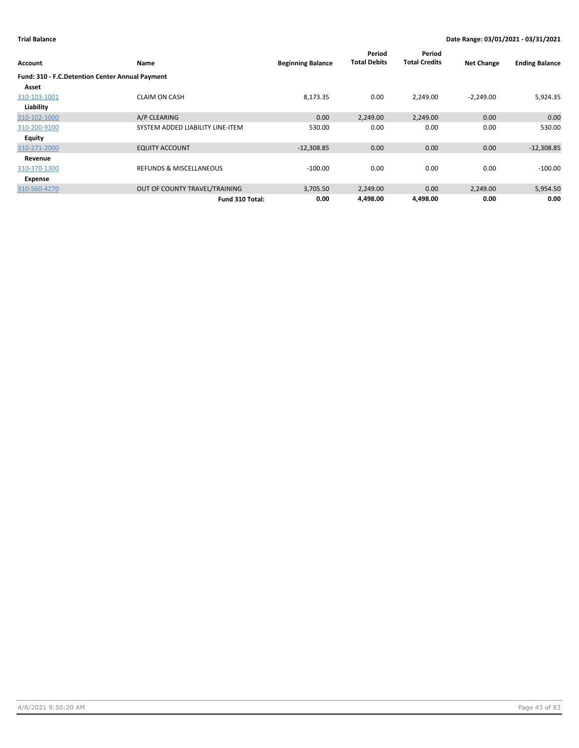**Trial Balance** **Date Range: 03/01/2021 - 03/31/2021**

| Account | Name | Beginning Balance | Period Total Debits | Period Total Credits | Net Change | Ending Balance |
|---|---|---|---|---|---|---|
| **Fund: 310 - F.C.Detention Center Annual Payment** | | | | | | |
| **Asset** | | | | | | |
| 310-103-1001 | CLAIM ON CASH | 8,173.35 | 0.00 | 2,249.00 | -2,249.00 | 5,924.35 |
| **Liability** | | | | | | |
| 310-102-1000 | A/P CLEARING | 0.00 | 2,249.00 | 2,249.00 | 0.00 | 0.00 |
| 310-200-9100 | SYSTEM ADDED LIABILITY LINE-ITEM | 530.00 | 0.00 | 0.00 | 0.00 | 530.00 |
| **Equity** | | | | | | |
| 310-271-2000 | EQUITY ACCOUNT | -12,308.85 | 0.00 | 0.00 | 0.00 | -12,308.85 |
| **Revenue** | | | | | | |
| 310-370-1300 | REFUNDS & MISCELLANEOUS | -100.00 | 0.00 | 0.00 | 0.00 | -100.00 |
| **Expense** | | | | | | |
| 310-560-4270 | OUT OF COUNTY TRAVEL/TRAINING | 3,705.50 | 2,249.00 | 0.00 | 2,249.00 | 5,954.50 |
| | **Fund 310 Total:** | **0.00** | **4,498.00** | **4,498.00** | **0.00** | **0.00** |

4/8/2021 9:50:20 AM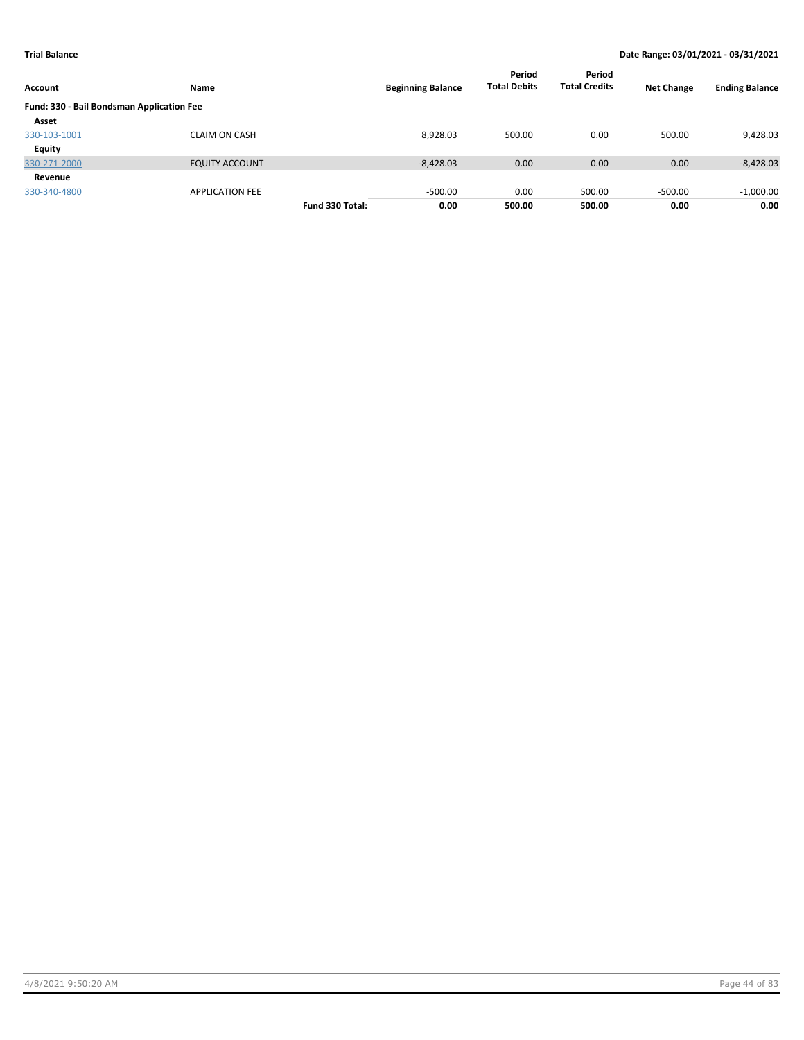**Trial Balance** | **Date Range: 03/01/2021 - 03/31/2021**

| Account | Name | | Beginning Balance | Period Total Debits | Period Total Credits | Net Change | Ending Balance |
|---|---|---|---|---|---|---|---|
| **Fund: 330 - Bail Bondsman Application Fee** | | | | | | | |
| **Asset** | | | | | | | |
| 330-103-1001 | CLAIM ON CASH | | 8,928.03 | 500.00 | 0.00 | 500.00 | 9,428.03 |
| **Equity** | | | | | | | |
| 330-271-2000 | EQUITY ACCOUNT | | -8,428.03 | 0.00 | 0.00 | 0.00 | -8,428.03 |
| **Revenue** | | | | | | | |
| 330-340-4800 | APPLICATION FEE | | -500.00 | 0.00 | 500.00 | -500.00 | -1,000.00 |
| | | **Fund 330 Total:** | **0.00** | **500.00** | **500.00** | **0.00** | **0.00** |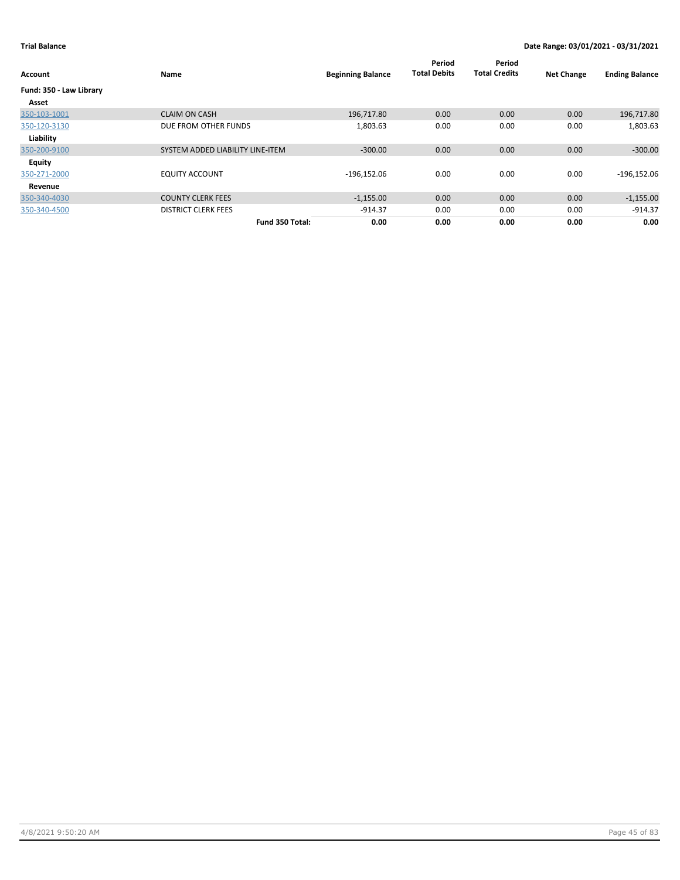**Trial Balance** **Date Range: 03/01/2021 - 03/31/2021**

| Account | Name | Beginning Balance | Period Total Debits | Period Total Credits | Net Change | Ending Balance |
|---|---|---|---|---|---|---|
| **Fund: 350 - Law Library** | | | | | | |
| **Asset** | | | | | | |
| 350-103-1001 | CLAIM ON CASH | 196,717.80 | 0.00 | 0.00 | 0.00 | 196,717.80 |
| 350-120-3130 | DUE FROM OTHER FUNDS | 1,803.63 | 0.00 | 0.00 | 0.00 | 1,803.63 |
| **Liability** | | | | | | |
| 350-200-9100 | SYSTEM ADDED LIABILITY LINE-ITEM | -300.00 | 0.00 | 0.00 | 0.00 | -300.00 |
| **Equity** | | | | | | |
| 350-271-2000 | EQUITY ACCOUNT | -196,152.06 | 0.00 | 0.00 | 0.00 | -196,152.06 |
| **Revenue** | | | | | | |
| 350-340-4030 | COUNTY CLERK FEES | -1,155.00 | 0.00 | 0.00 | 0.00 | -1,155.00 |
| 350-340-4500 | DISTRICT CLERK FEES | -914.37 | 0.00 | 0.00 | 0.00 | -914.37 |
| | **Fund 350 Total:** | **0.00** | **0.00** | **0.00** | **0.00** | **0.00** |

4/8/2021 9:50:20 AM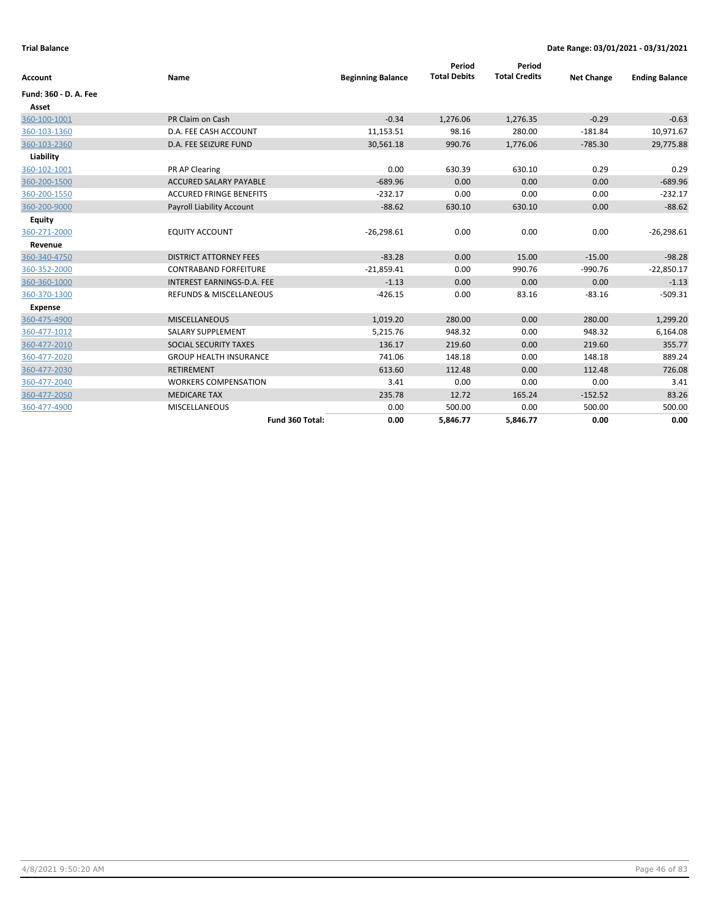**Trial Balance** **Date Range: 03/01/2021 - 03/31/2021**

| Account | Name | Beginning Balance | Period Total Debits | Period Total Credits | Net Change | Ending Balance |
|---|---|---|---|---|---|---|
| **Fund: 360 - D. A. Fee** | | | | | | |
| **Asset** | | | | | | |
| 360-100-1001 | PR Claim on Cash | -0.34 | 1,276.06 | 1,276.35 | -0.29 | -0.63 |
| 360-103-1360 | D.A. FEE CASH ACCOUNT | 11,153.51 | 98.16 | 280.00 | -181.84 | 10,971.67 |
| 360-103-2360 | D.A. FEE SEIZURE FUND | 30,561.18 | 990.76 | 1,776.06 | -785.30 | 29,775.88 |
| **Liability** | | | | | | |
| 360-102-1001 | PR AP Clearing | 0.00 | 630.39 | 630.10 | 0.29 | 0.29 |
| 360-200-1500 | ACCURED SALARY PAYABLE | -689.96 | 0.00 | 0.00 | 0.00 | -689.96 |
| 360-200-1550 | ACCURED FRINGE BENEFITS | -232.17 | 0.00 | 0.00 | 0.00 | -232.17 |
| 360-200-9000 | Payroll Liability Account | -88.62 | 630.10 | 630.10 | 0.00 | -88.62 |
| **Equity** | | | | | | |
| 360-271-2000 | EQUITY ACCOUNT | -26,298.61 | 0.00 | 0.00 | 0.00 | -26,298.61 |
| **Revenue** | | | | | | |
| 360-340-4750 | DISTRICT ATTORNEY FEES | -83.28 | 0.00 | 15.00 | -15.00 | -98.28 |
| 360-352-2000 | CONTRABAND FORFEITURE | -21,859.41 | 0.00 | 990.76 | -990.76 | -22,850.17 |
| 360-360-1000 | INTEREST EARNINGS-D.A. FEE | -1.13 | 0.00 | 0.00 | 0.00 | -1.13 |
| 360-370-1300 | REFUNDS & MISCELLANEOUS | -426.15 | 0.00 | 83.16 | -83.16 | -509.31 |
| **Expense** | | | | | | |
| 360-475-4900 | MISCELLANEOUS | 1,019.20 | 280.00 | 0.00 | 280.00 | 1,299.20 |
| 360-477-1012 | SALARY SUPPLEMENT | 5,215.76 | 948.32 | 0.00 | 948.32 | 6,164.08 |
| 360-477-2010 | SOCIAL SECURITY TAXES | 136.17 | 219.60 | 0.00 | 219.60 | 355.77 |
| 360-477-2020 | GROUP HEALTH INSURANCE | 741.06 | 148.18 | 0.00 | 148.18 | 889.24 |
| 360-477-2030 | RETIREMENT | 613.60 | 112.48 | 0.00 | 112.48 | 726.08 |
| 360-477-2040 | WORKERS COMPENSATION | 3.41 | 0.00 | 0.00 | 0.00 | 3.41 |
| 360-477-2050 | MEDICARE TAX | 235.78 | 12.72 | 165.24 | -152.52 | 83.26 |
| 360-477-4900 | MISCELLANEOUS | 0.00 | 500.00 | 0.00 | 500.00 | 500.00 |
| | **Fund 360 Total:** | **0.00** | **5,846.77** | **5,846.77** | **0.00** | **0.00** |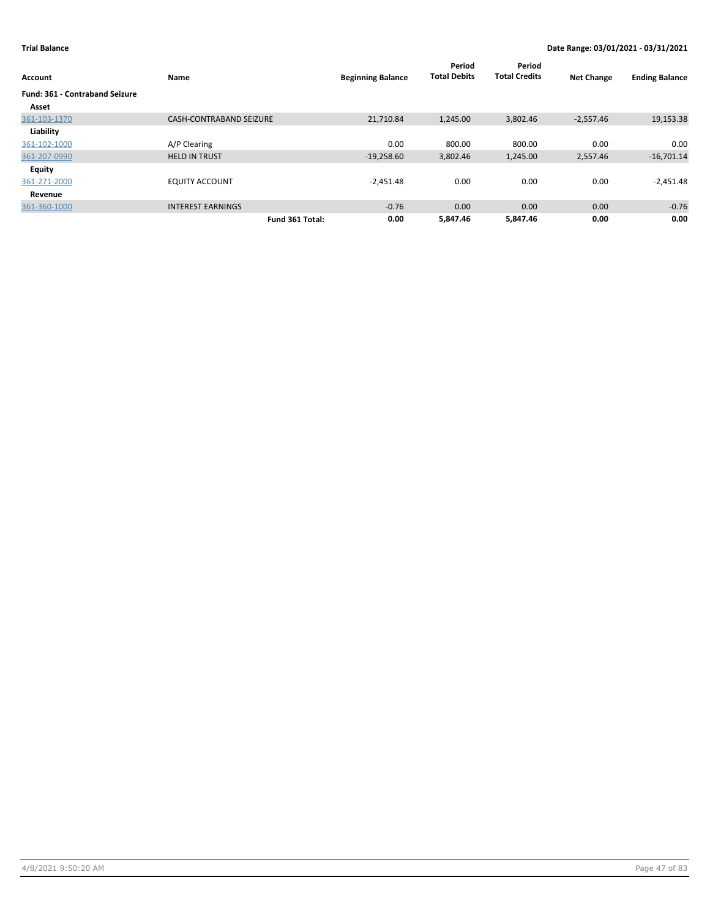**Trial Balance** **Date Range: 03/01/2021 - 03/31/2021**

| Account | Name | Beginning Balance | Period Total Debits | Period Total Credits | Net Change | Ending Balance |
|---|---|---|---|---|---|---|
| **Fund: 361 - Contraband Seizure** | | | | | | |
| **Asset** | | | | | | |
| 361-103-1370 | CASH-CONTRABAND SEIZURE | 21,710.84 | 1,245.00 | 3,802.46 | -2,557.46 | 19,153.38 |
| **Liability** | | | | | | |
| 361-102-1000 | A/P Clearing | 0.00 | 800.00 | 800.00 | 0.00 | 0.00 |
| 361-207-0990 | HELD IN TRUST | -19,258.60 | 3,802.46 | 1,245.00 | 2,557.46 | -16,701.14 |
| **Equity** | | | | | | |
| 361-271-2000 | EQUITY ACCOUNT | -2,451.48 | 0.00 | 0.00 | 0.00 | -2,451.48 |
| **Revenue** | | | | | | |
| 361-360-1000 | INTEREST EARNINGS | -0.76 | 0.00 | 0.00 | 0.00 | -0.76 |
| | **Fund 361 Total:** | **0.00** | **5,847.46** | **5,847.46** | **0.00** | **0.00** |

4/8/2021 9:50:20 AM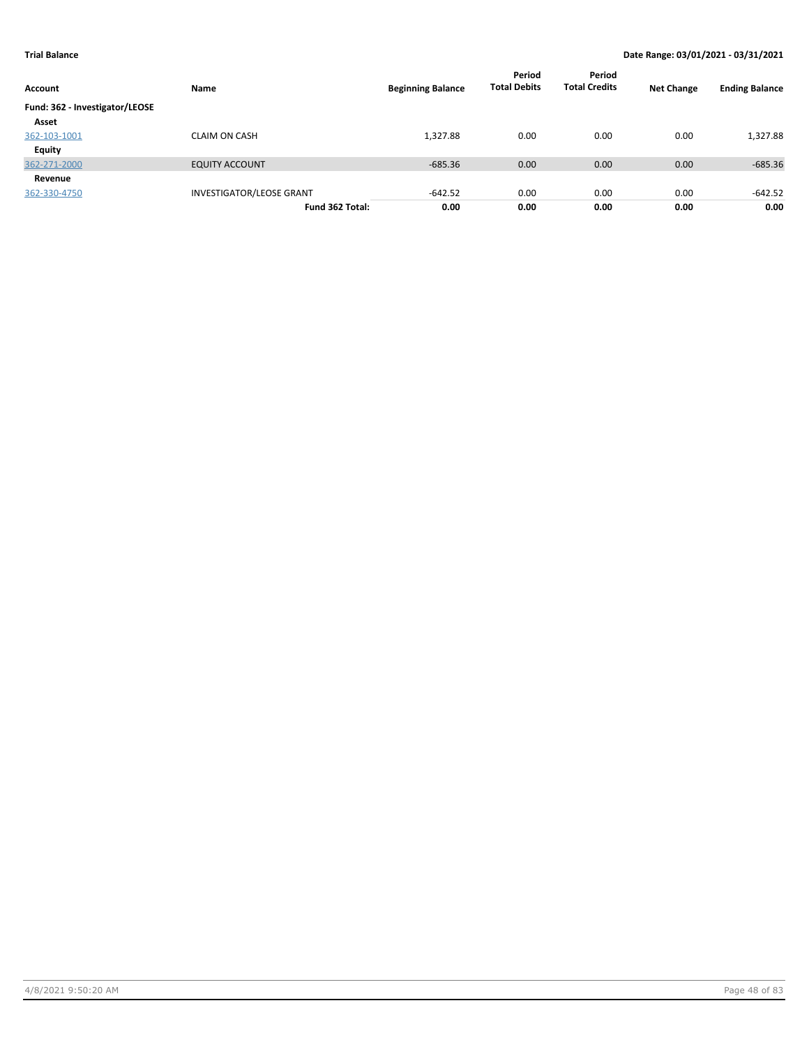**Trial Balance** **Date Range: 03/01/2021 - 03/31/2021**

| Account | Name | Beginning Balance | Period Total Debits | Period Total Credits | Net Change | Ending Balance |
|---|---|---|---|---|---|---|
| **Fund: 362 - Investigator/LEOSE** | | | | | | |
| **Asset** | | | | | | |
| 362-103-1001 | CLAIM ON CASH | 1,327.88 | 0.00 | 0.00 | 0.00 | 1,327.88 |
| **Equity** | | | | | | |
| 362-271-2000 | EQUITY ACCOUNT | -685.36 | 0.00 | 0.00 | 0.00 | -685.36 |
| **Revenue** | | | | | | |
| 362-330-4750 | INVESTIGATOR/LEOSE GRANT | -642.52 | 0.00 | 0.00 | 0.00 | -642.52 |
| | **Fund 362 Total:** | **0.00** | **0.00** | **0.00** | **0.00** | **0.00** |

4/8/2021 9:50:20 AM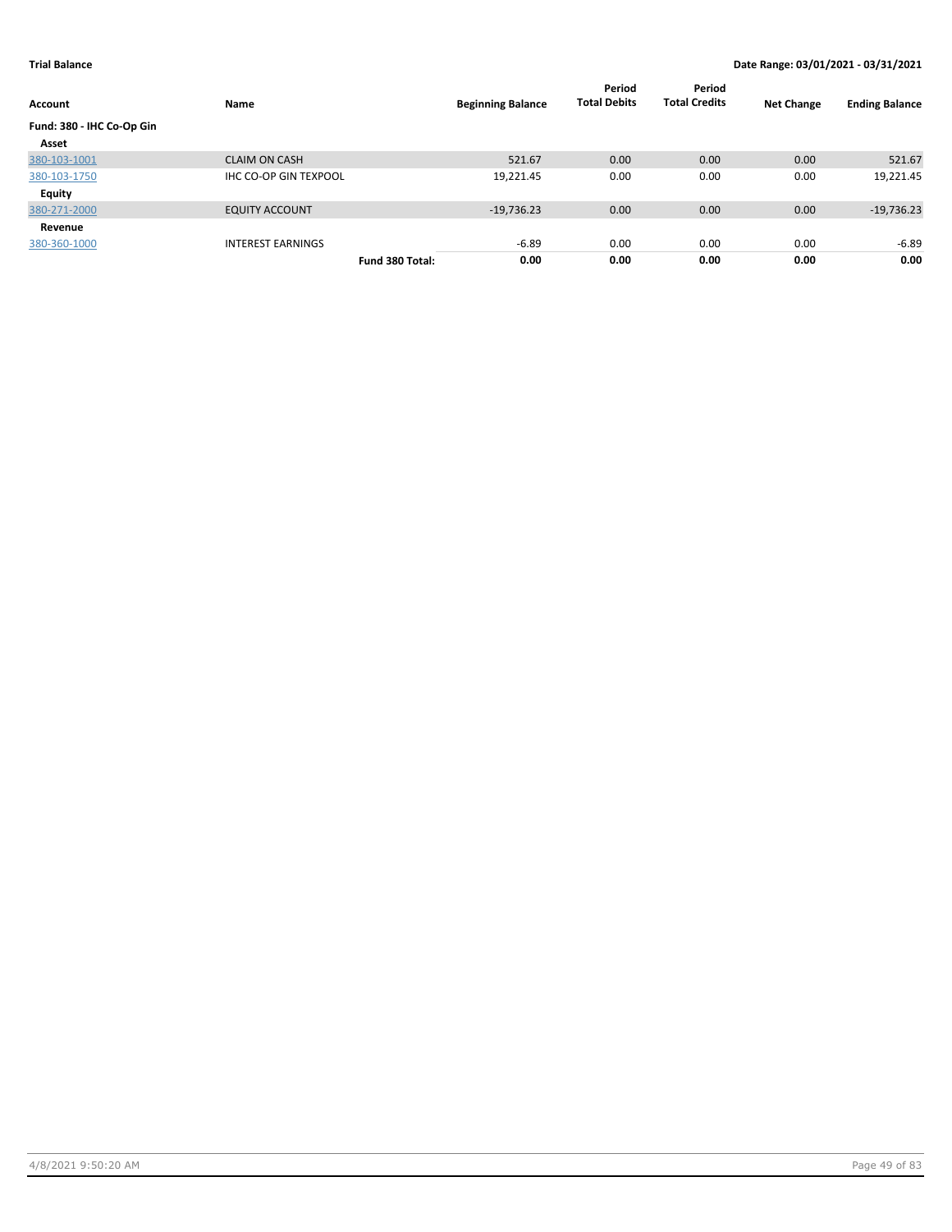**Trial Balance** | **Date Range: 03/01/2021 - 03/31/2021**

| Account | Name | | Beginning Balance | Period Total Debits | Period Total Credits | Net Change | Ending Balance |
|---|---|---|---|---|---|---|---|
| **Fund: 380 - IHC Co-Op Gin** | | | | | | | |
| **Asset** | | | | | | | |
| 380-103-1001 | CLAIM ON CASH | | 521.67 | 0.00 | 0.00 | 0.00 | 521.67 |
| 380-103-1750 | IHC CO-OP GIN TEXPOOL | | 19,221.45 | 0.00 | 0.00 | 0.00 | 19,221.45 |
| **Equity** | | | | | | | |
| 380-271-2000 | EQUITY ACCOUNT | | -19,736.23 | 0.00 | 0.00 | 0.00 | -19,736.23 |
| **Revenue** | | | | | | | |
| 380-360-1000 | INTEREST EARNINGS | | -6.89 | 0.00 | 0.00 | 0.00 | -6.89 |
| | | **Fund 380 Total:** | **0.00** | **0.00** | **0.00** | **0.00** | **0.00** |

4/8/2021 9:50:20 AM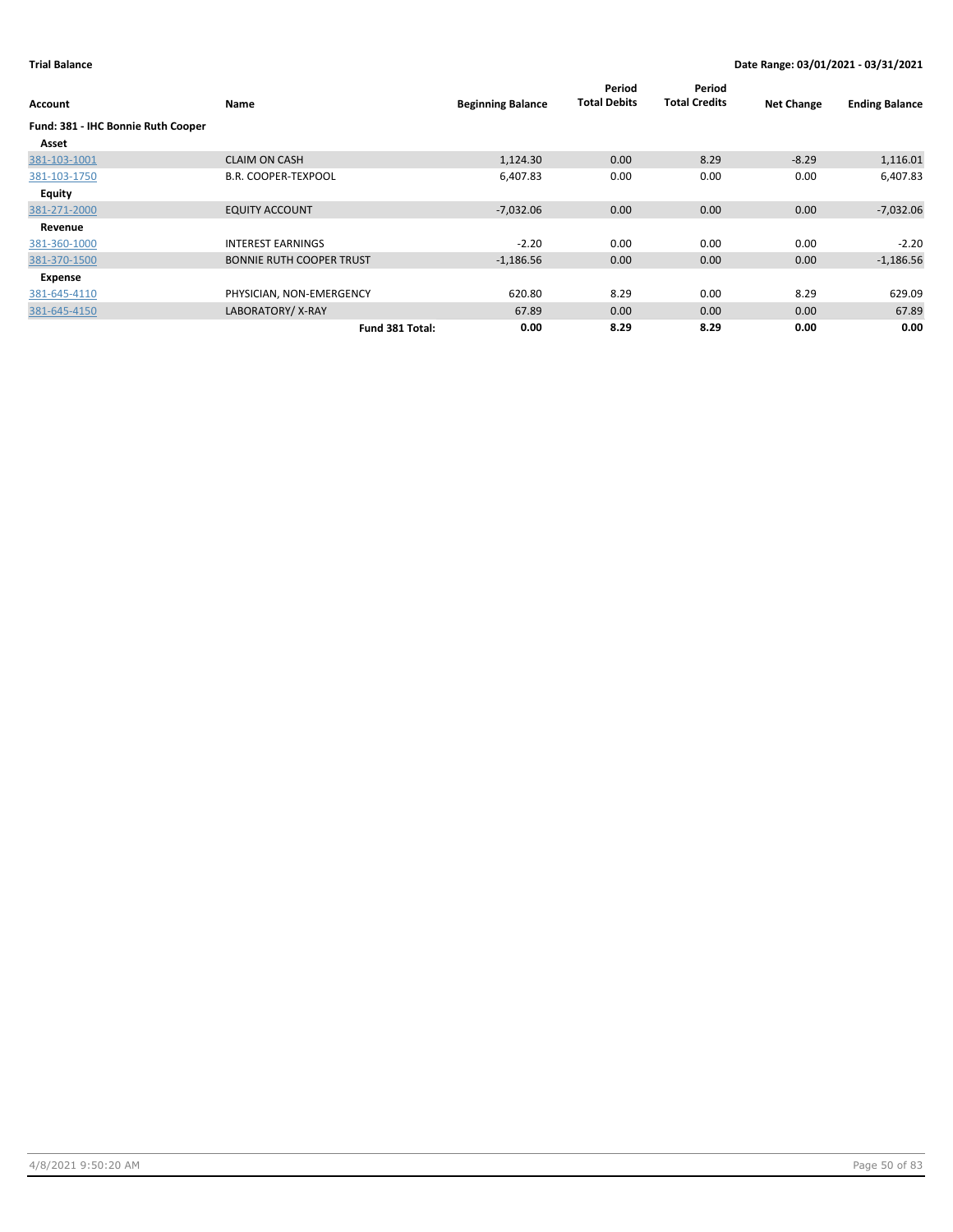**Trial Balance** **Date Range: 03/01/2021 - 03/31/2021**

| Account | Name | Beginning Balance | Period Total Debits | Period Total Credits | Net Change | Ending Balance |
|---|---|---|---|---|---|---|
| **Fund: 381 - IHC Bonnie Ruth Cooper** | | | | | | |
| **Asset** | | | | | | |
| 381-103-1001 | CLAIM ON CASH | 1,124.30 | 0.00 | 8.29 | -8.29 | 1,116.01 |
| 381-103-1750 | B.R. COOPER-TEXPOOL | 6,407.83 | 0.00 | 0.00 | 0.00 | 6,407.83 |
| **Equity** | | | | | | |
| 381-271-2000 | EQUITY ACCOUNT | -7,032.06 | 0.00 | 0.00 | 0.00 | -7,032.06 |
| **Revenue** | | | | | | |
| 381-360-1000 | INTEREST EARNINGS | -2.20 | 0.00 | 0.00 | 0.00 | -2.20 |
| 381-370-1500 | BONNIE RUTH COOPER TRUST | -1,186.56 | 0.00 | 0.00 | 0.00 | -1,186.56 |
| **Expense** | | | | | | |
| 381-645-4110 | PHYSICIAN, NON-EMERGENCY | 620.80 | 8.29 | 0.00 | 8.29 | 629.09 |
| 381-645-4150 | LABORATORY/ X-RAY | 67.89 | 0.00 | 0.00 | 0.00 | 67.89 |
| | **Fund 381 Total:** | **0.00** | **8.29** | **8.29** | **0.00** | **0.00** |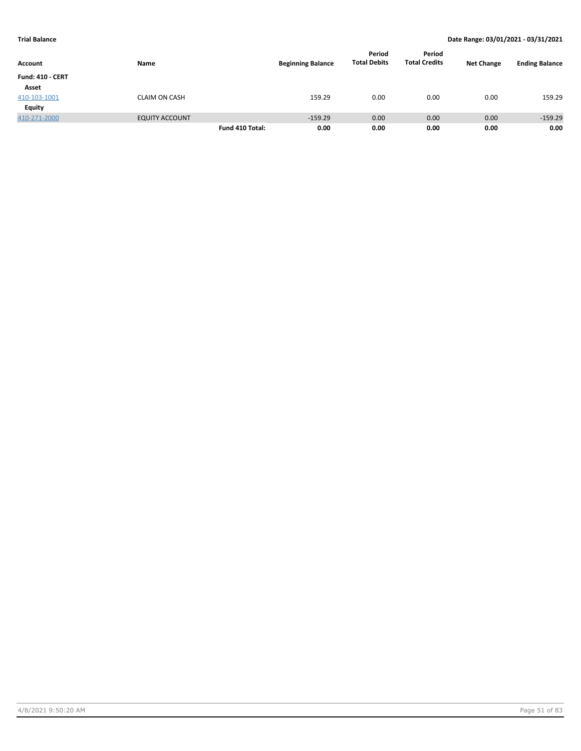**Trial Balance** **Date Range: 03/01/2021 - 03/31/2021**

| Account | Name | | Beginning Balance | Period Total Debits | Period Total Credits | Net Change | Ending Balance |
|---|---|---|---|---|---|---|---|
| **Fund: 410 - CERT** | | | | | | | |
| **Asset** | | | | | | | |
| 410-103-1001 | CLAIM ON CASH | | 159.29 | 0.00 | 0.00 | 0.00 | 159.29 |
| **Equity** | | | | | | | |
| 410-271-2000 | EQUITY ACCOUNT | | -159.29 | 0.00 | 0.00 | 0.00 | -159.29 |
| | | **Fund 410 Total:** | **0.00** | **0.00** | **0.00** | **0.00** | **0.00** |

4/8/2021 9:50:20 AM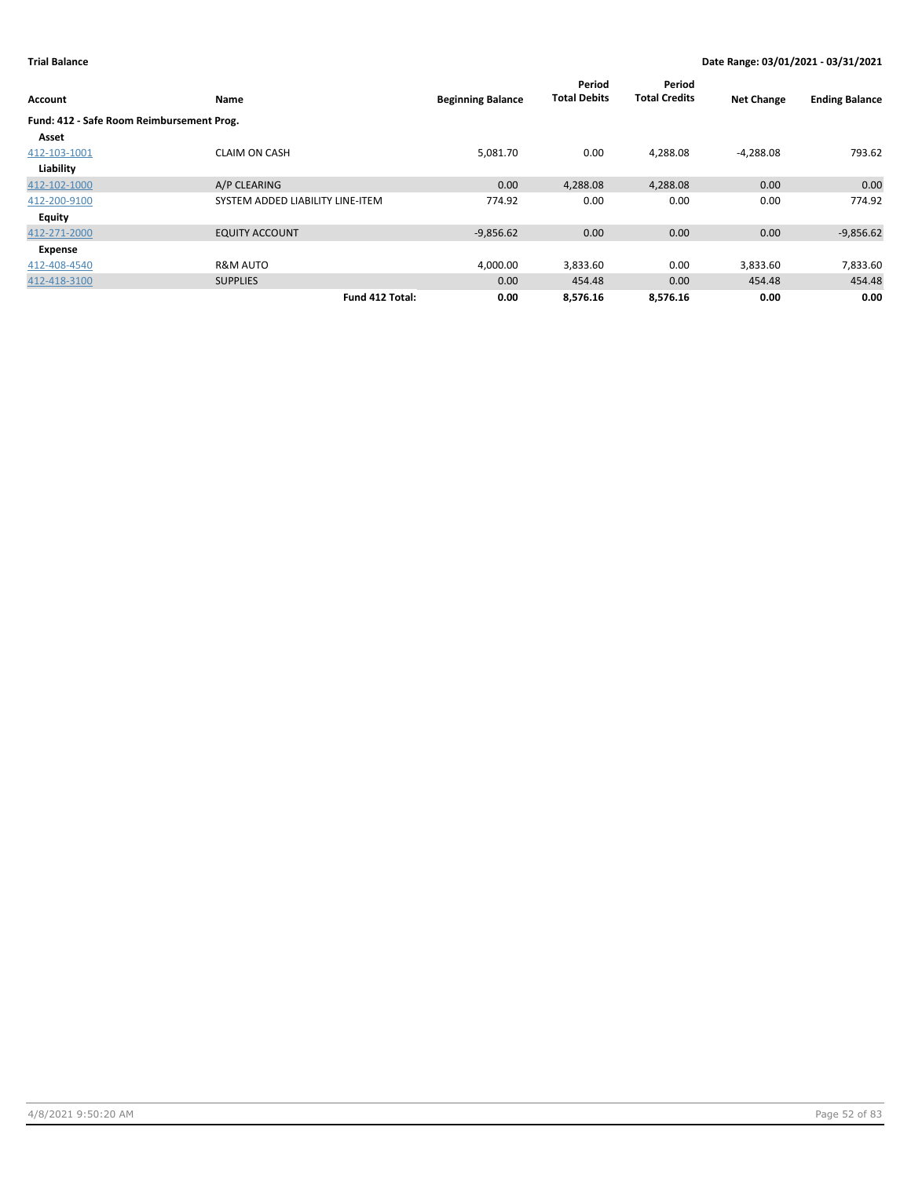**Trial Balance** — Date Range: 03/01/2021 - 03/31/2021

| Account | Name | Beginning Balance | Period Total Debits | Period Total Credits | Net Change | Ending Balance |
|---|---|---|---|---|---|---|
| **Fund: 412 - Safe Room Reimbursement Prog.** | | | | | | |
| **Asset** | | | | | | |
| 412-103-1001 | CLAIM ON CASH | 5,081.70 | 0.00 | 4,288.08 | -4,288.08 | 793.62 |
| **Liability** | | | | | | |
| 412-102-1000 | A/P CLEARING | 0.00 | 4,288.08 | 4,288.08 | 0.00 | 0.00 |
| 412-200-9100 | SYSTEM ADDED LIABILITY LINE-ITEM | 774.92 | 0.00 | 0.00 | 0.00 | 774.92 |
| **Equity** | | | | | | |
| 412-271-2000 | EQUITY ACCOUNT | -9,856.62 | 0.00 | 0.00 | 0.00 | -9,856.62 |
| **Expense** | | | | | | |
| 412-408-4540 | R&M AUTO | 4,000.00 | 3,833.60 | 0.00 | 3,833.60 | 7,833.60 |
| 412-418-3100 | SUPPLIES | 0.00 | 454.48 | 0.00 | 454.48 | 454.48 |
| | **Fund 412 Total:** | **0.00** | **8,576.16** | **8,576.16** | **0.00** | **0.00** |

4/8/2021 9:50:20 AM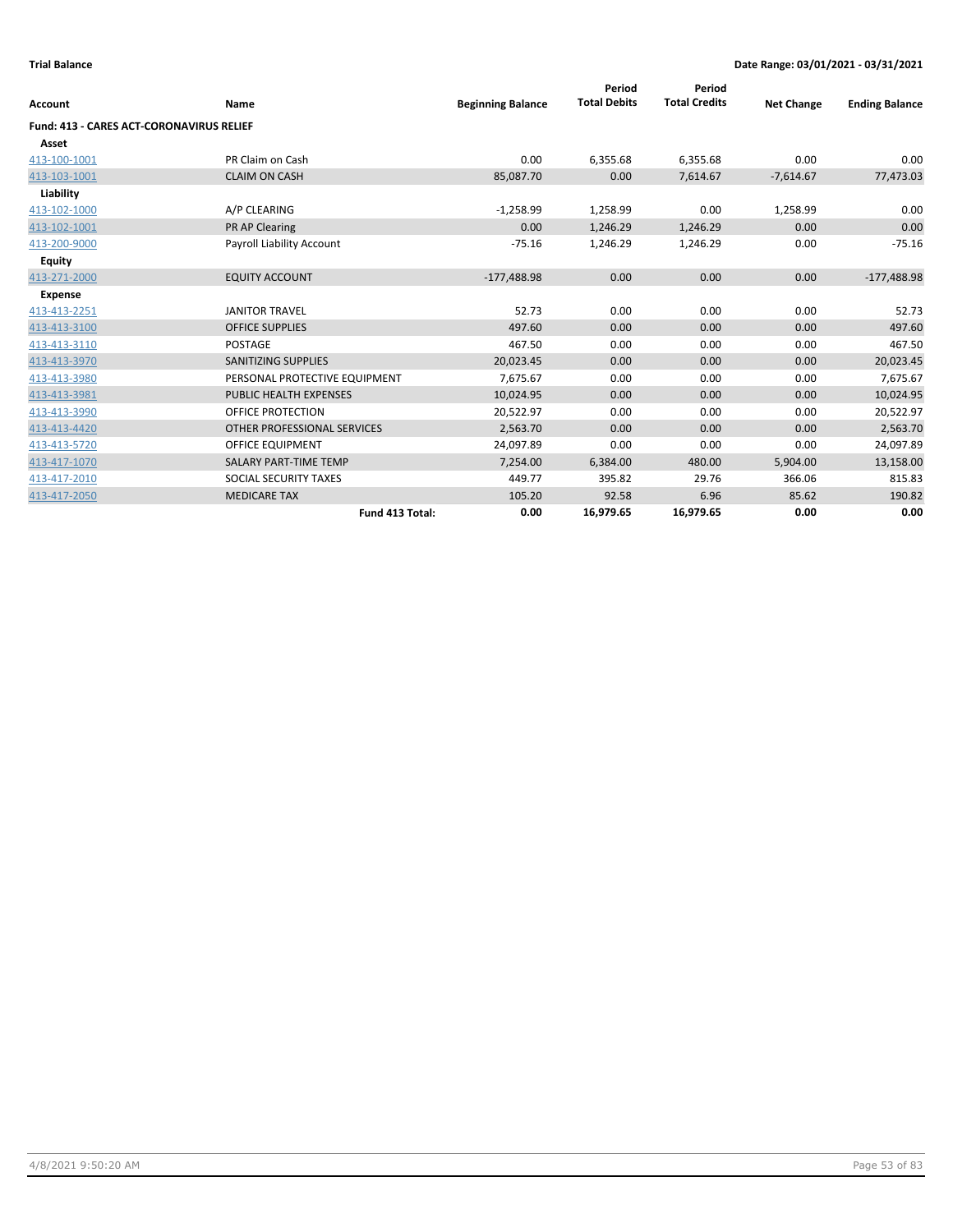**Trial Balance** **Date Range: 03/01/2021 - 03/31/2021**

| Account | Name | Beginning Balance | Period Total Debits | Period Total Credits | Net Change | Ending Balance |
|---|---|---|---|---|---|---|
| **Fund: 413 - CARES ACT-CORONAVIRUS RELIEF** | | | | | | |
| **Asset** | | | | | | |
| 413-100-1001 | PR Claim on Cash | 0.00 | 6,355.68 | 6,355.68 | 0.00 | 0.00 |
| 413-103-1001 | CLAIM ON CASH | 85,087.70 | 0.00 | 7,614.67 | -7,614.67 | 77,473.03 |
| **Liability** | | | | | | |
| 413-102-1000 | A/P CLEARING | -1,258.99 | 1,258.99 | 0.00 | 1,258.99 | 0.00 |
| 413-102-1001 | PR AP Clearing | 0.00 | 1,246.29 | 1,246.29 | 0.00 | 0.00 |
| 413-200-9000 | Payroll Liability Account | -75.16 | 1,246.29 | 1,246.29 | 0.00 | -75.16 |
| **Equity** | | | | | | |
| 413-271-2000 | EQUITY ACCOUNT | -177,488.98 | 0.00 | 0.00 | 0.00 | -177,488.98 |
| **Expense** | | | | | | |
| 413-413-2251 | JANITOR TRAVEL | 52.73 | 0.00 | 0.00 | 0.00 | 52.73 |
| 413-413-3100 | OFFICE SUPPLIES | 497.60 | 0.00 | 0.00 | 0.00 | 497.60 |
| 413-413-3110 | POSTAGE | 467.50 | 0.00 | 0.00 | 0.00 | 467.50 |
| 413-413-3970 | SANITIZING SUPPLIES | 20,023.45 | 0.00 | 0.00 | 0.00 | 20,023.45 |
| 413-413-3980 | PERSONAL PROTECTIVE EQUIPMENT | 7,675.67 | 0.00 | 0.00 | 0.00 | 7,675.67 |
| 413-413-3981 | PUBLIC HEALTH EXPENSES | 10,024.95 | 0.00 | 0.00 | 0.00 | 10,024.95 |
| 413-413-3990 | OFFICE PROTECTION | 20,522.97 | 0.00 | 0.00 | 0.00 | 20,522.97 |
| 413-413-4420 | OTHER PROFESSIONAL SERVICES | 2,563.70 | 0.00 | 0.00 | 0.00 | 2,563.70 |
| 413-413-5720 | OFFICE EQUIPMENT | 24,097.89 | 0.00 | 0.00 | 0.00 | 24,097.89 |
| 413-417-1070 | SALARY PART-TIME TEMP | 7,254.00 | 6,384.00 | 480.00 | 5,904.00 | 13,158.00 |
| 413-417-2010 | SOCIAL SECURITY TAXES | 449.77 | 395.82 | 29.76 | 366.06 | 815.83 |
| 413-417-2050 | MEDICARE TAX | 105.20 | 92.58 | 6.96 | 85.62 | 190.82 |
| | **Fund 413 Total:** | **0.00** | **16,979.65** | **16,979.65** | **0.00** | **0.00** |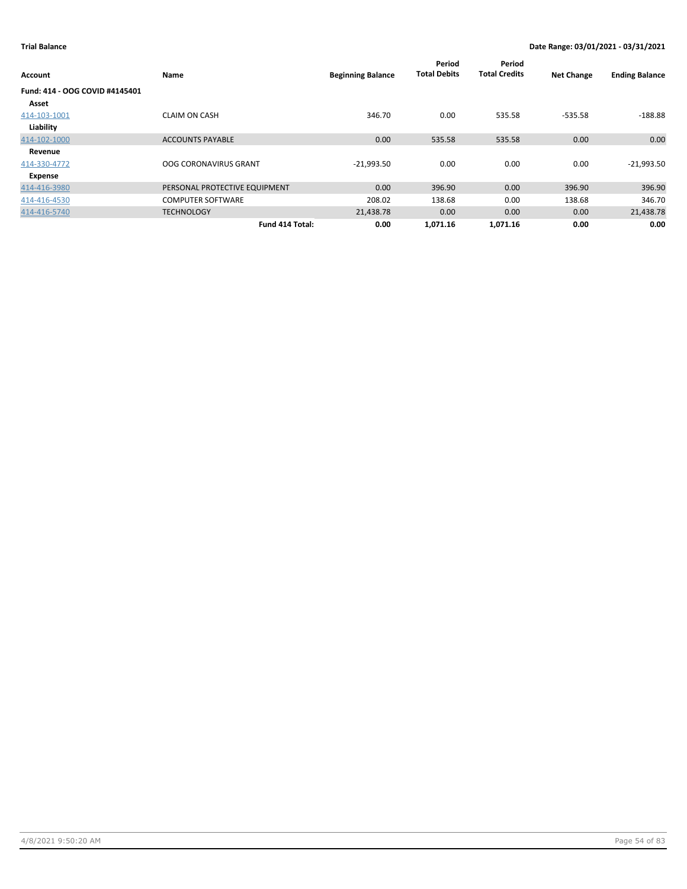**Trial Balance** | **Date Range: 03/01/2021 - 03/31/2021**

| Account | Name | Beginning Balance | Period Total Debits | Period Total Credits | Net Change | Ending Balance |
|---|---|---|---|---|---|---|
| **Fund: 414 - OOG COVID #4145401** | | | | | | |
| **Asset** | | | | | | |
| 414-103-1001 | CLAIM ON CASH | 346.70 | 0.00 | 535.58 | -535.58 | -188.88 |
| **Liability** | | | | | | |
| 414-102-1000 | ACCOUNTS PAYABLE | 0.00 | 535.58 | 535.58 | 0.00 | 0.00 |
| **Revenue** | | | | | | |
| 414-330-4772 | OOG CORONAVIRUS GRANT | -21,993.50 | 0.00 | 0.00 | 0.00 | -21,993.50 |
| **Expense** | | | | | | |
| 414-416-3980 | PERSONAL PROTECTIVE EQUIPMENT | 0.00 | 396.90 | 0.00 | 396.90 | 396.90 |
| 414-416-4530 | COMPUTER SOFTWARE | 208.02 | 138.68 | 0.00 | 138.68 | 346.70 |
| 414-416-5740 | TECHNOLOGY | 21,438.78 | 0.00 | 0.00 | 0.00 | 21,438.78 |
| | **Fund 414 Total:** | **0.00** | **1,071.16** | **1,071.16** | **0.00** | **0.00** |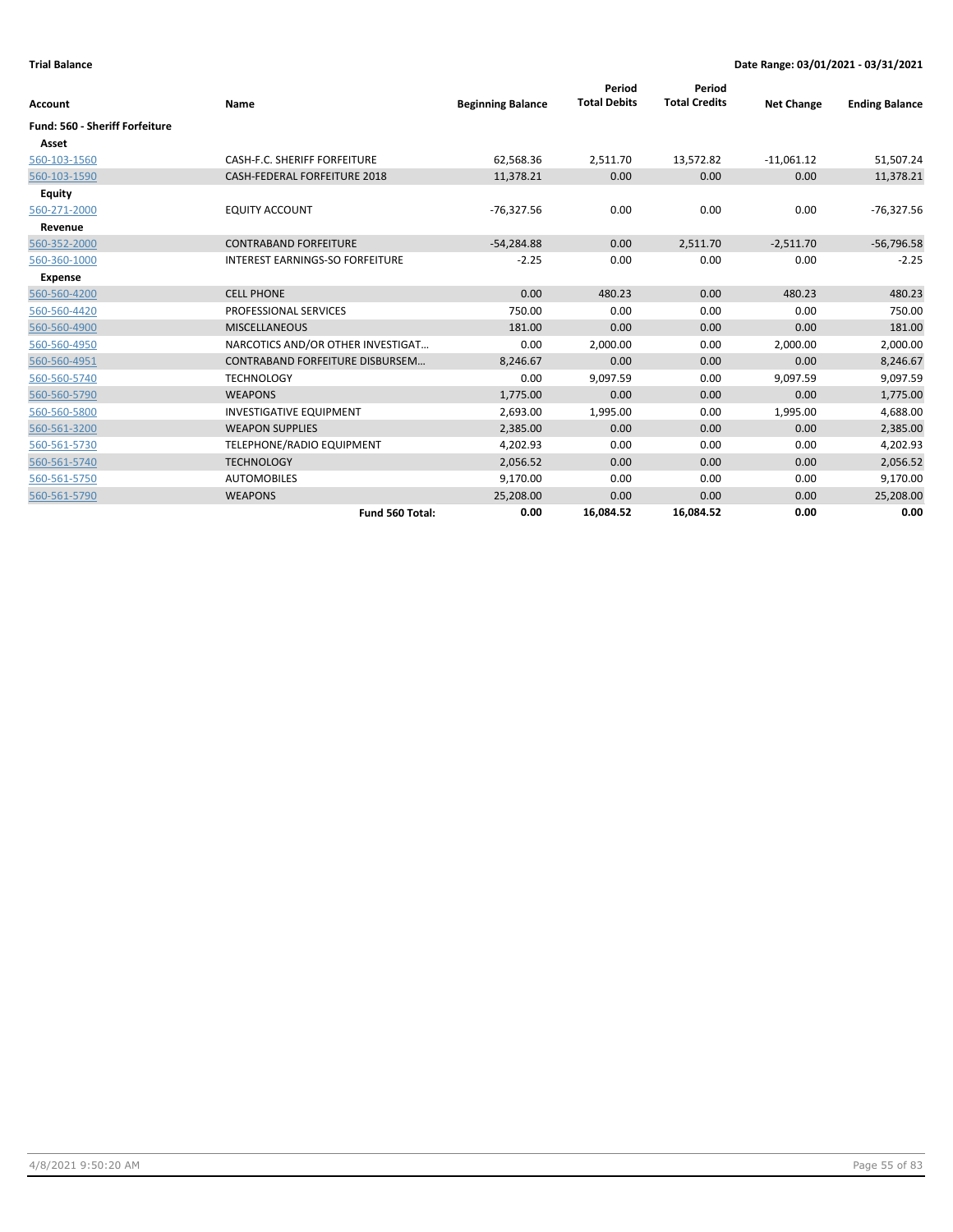**Trial Balance** | **Date Range: 03/01/2021 - 03/31/2021**

| Account | Name | Beginning Balance | Period Total Debits | Period Total Credits | Net Change | Ending Balance |
|---|---|---|---|---|---|---|
| **Fund: 560 - Sheriff Forfeiture** | | | | | | |
| **Asset** | | | | | | |
| 560-103-1560 | CASH-F.C. SHERIFF FORFEITURE | 62,568.36 | 2,511.70 | 13,572.82 | -11,061.12 | 51,507.24 |
| 560-103-1590 | CASH-FEDERAL FORFEITURE 2018 | 11,378.21 | 0.00 | 0.00 | 0.00 | 11,378.21 |
| **Equity** | | | | | | |
| 560-271-2000 | EQUITY ACCOUNT | -76,327.56 | 0.00 | 0.00 | 0.00 | -76,327.56 |
| **Revenue** | | | | | | |
| 560-352-2000 | CONTRABAND FORFEITURE | -54,284.88 | 0.00 | 2,511.70 | -2,511.70 | -56,796.58 |
| 560-360-1000 | INTEREST EARNINGS-SO FORFEITURE | -2.25 | 0.00 | 0.00 | 0.00 | -2.25 |
| **Expense** | | | | | | |
| 560-560-4200 | CELL PHONE | 0.00 | 480.23 | 0.00 | 480.23 | 480.23 |
| 560-560-4420 | PROFESSIONAL SERVICES | 750.00 | 0.00 | 0.00 | 0.00 | 750.00 |
| 560-560-4900 | MISCELLANEOUS | 181.00 | 0.00 | 0.00 | 0.00 | 181.00 |
| 560-560-4950 | NARCOTICS AND/OR OTHER INVESTIGAT… | 0.00 | 2,000.00 | 0.00 | 2,000.00 | 2,000.00 |
| 560-560-4951 | CONTRABAND FORFEITURE DISBURSEM… | 8,246.67 | 0.00 | 0.00 | 0.00 | 8,246.67 |
| 560-560-5740 | TECHNOLOGY | 0.00 | 9,097.59 | 0.00 | 9,097.59 | 9,097.59 |
| 560-560-5790 | WEAPONS | 1,775.00 | 0.00 | 0.00 | 0.00 | 1,775.00 |
| 560-560-5800 | INVESTIGATIVE EQUIPMENT | 2,693.00 | 1,995.00 | 0.00 | 1,995.00 | 4,688.00 |
| 560-561-3200 | WEAPON SUPPLIES | 2,385.00 | 0.00 | 0.00 | 0.00 | 2,385.00 |
| 560-561-5730 | TELEPHONE/RADIO EQUIPMENT | 4,202.93 | 0.00 | 0.00 | 0.00 | 4,202.93 |
| 560-561-5740 | TECHNOLOGY | 2,056.52 | 0.00 | 0.00 | 0.00 | 2,056.52 |
| 560-561-5750 | AUTOMOBILES | 9,170.00 | 0.00 | 0.00 | 0.00 | 9,170.00 |
| 560-561-5790 | WEAPONS | 25,208.00 | 0.00 | 0.00 | 0.00 | 25,208.00 |
| | **Fund 560 Total:** | **0.00** | **16,084.52** | **16,084.52** | **0.00** | **0.00** |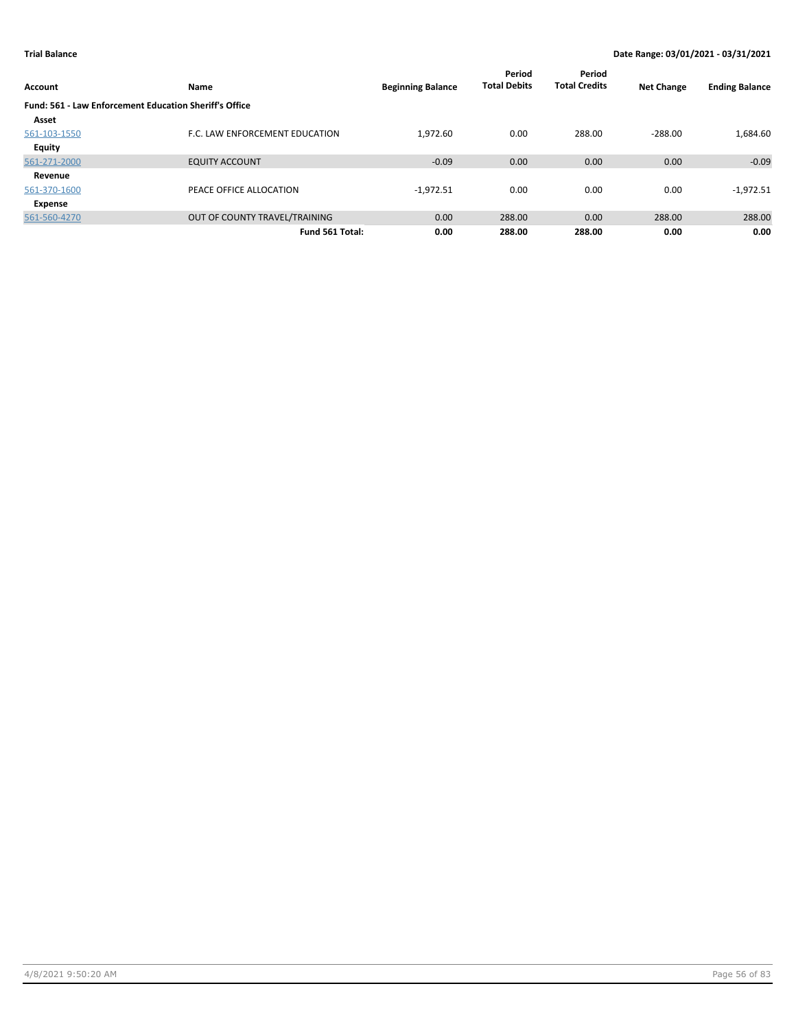**Trial Balance** | **Date Range: 03/01/2021 - 03/31/2021**

| Account | Name | Beginning Balance | Period Total Debits | Period Total Credits | Net Change | Ending Balance |
|---|---|---|---|---|---|---|
| **Fund: 561 - Law Enforcement Education Sheriff's Office** | | | | | | |
| **Asset** | | | | | | |
| 561-103-1550 | F.C. LAW ENFORCEMENT EDUCATION | 1,972.60 | 0.00 | 288.00 | -288.00 | 1,684.60 |
| **Equity** | | | | | | |
| 561-271-2000 | EQUITY ACCOUNT | -0.09 | 0.00 | 0.00 | 0.00 | -0.09 |
| **Revenue** | | | | | | |
| 561-370-1600 | PEACE OFFICE ALLOCATION | -1,972.51 | 0.00 | 0.00 | 0.00 | -1,972.51 |
| **Expense** | | | | | | |
| 561-560-4270 | OUT OF COUNTY TRAVEL/TRAINING | 0.00 | 288.00 | 0.00 | 288.00 | 288.00 |
| | **Fund 561 Total:** | **0.00** | **288.00** | **288.00** | **0.00** | **0.00** |

4/8/2021 9:50:20 AM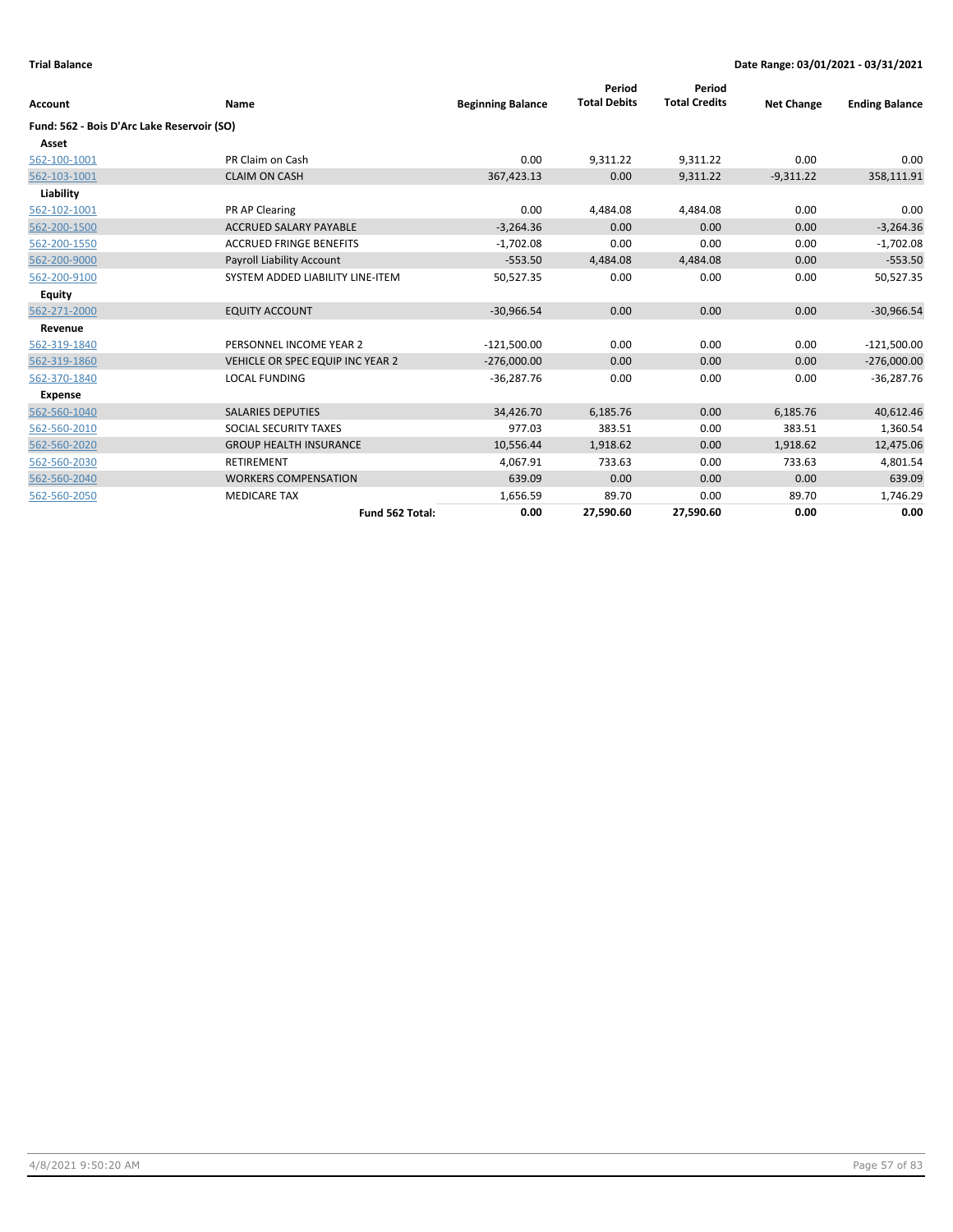**Trial Balance** **Date Range: 03/01/2021 - 03/31/2021**

| Account | Name | Beginning Balance | Period Total Debits | Period Total Credits | Net Change | Ending Balance |
|---|---|---|---|---|---|---|
| **Fund: 562 - Bois D'Arc Lake Reservoir (SO)** | | | | | | |
| **Asset** | | | | | | |
| 562-100-1001 | PR Claim on Cash | 0.00 | 9,311.22 | 9,311.22 | 0.00 | 0.00 |
| 562-103-1001 | CLAIM ON CASH | 367,423.13 | 0.00 | 9,311.22 | -9,311.22 | 358,111.91 |
| **Liability** | | | | | | |
| 562-102-1001 | PR AP Clearing | 0.00 | 4,484.08 | 4,484.08 | 0.00 | 0.00 |
| 562-200-1500 | ACCRUED SALARY PAYABLE | -3,264.36 | 0.00 | 0.00 | 0.00 | -3,264.36 |
| 562-200-1550 | ACCRUED FRINGE BENEFITS | -1,702.08 | 0.00 | 0.00 | 0.00 | -1,702.08 |
| 562-200-9000 | Payroll Liability Account | -553.50 | 4,484.08 | 4,484.08 | 0.00 | -553.50 |
| 562-200-9100 | SYSTEM ADDED LIABILITY LINE-ITEM | 50,527.35 | 0.00 | 0.00 | 0.00 | 50,527.35 |
| **Equity** | | | | | | |
| 562-271-2000 | EQUITY ACCOUNT | -30,966.54 | 0.00 | 0.00 | 0.00 | -30,966.54 |
| **Revenue** | | | | | | |
| 562-319-1840 | PERSONNEL INCOME YEAR 2 | -121,500.00 | 0.00 | 0.00 | 0.00 | -121,500.00 |
| 562-319-1860 | VEHICLE OR SPEC EQUIP INC YEAR 2 | -276,000.00 | 0.00 | 0.00 | 0.00 | -276,000.00 |
| 562-370-1840 | LOCAL FUNDING | -36,287.76 | 0.00 | 0.00 | 0.00 | -36,287.76 |
| **Expense** | | | | | | |
| 562-560-1040 | SALARIES DEPUTIES | 34,426.70 | 6,185.76 | 0.00 | 6,185.76 | 40,612.46 |
| 562-560-2010 | SOCIAL SECURITY TAXES | 977.03 | 383.51 | 0.00 | 383.51 | 1,360.54 |
| 562-560-2020 | GROUP HEALTH INSURANCE | 10,556.44 | 1,918.62 | 0.00 | 1,918.62 | 12,475.06 |
| 562-560-2030 | RETIREMENT | 4,067.91 | 733.63 | 0.00 | 733.63 | 4,801.54 |
| 562-560-2040 | WORKERS COMPENSATION | 639.09 | 0.00 | 0.00 | 0.00 | 639.09 |
| 562-560-2050 | MEDICARE TAX | 1,656.59 | 89.70 | 0.00 | 89.70 | 1,746.29 |
| | **Fund 562 Total:** | **0.00** | **27,590.60** | **27,590.60** | **0.00** | **0.00** |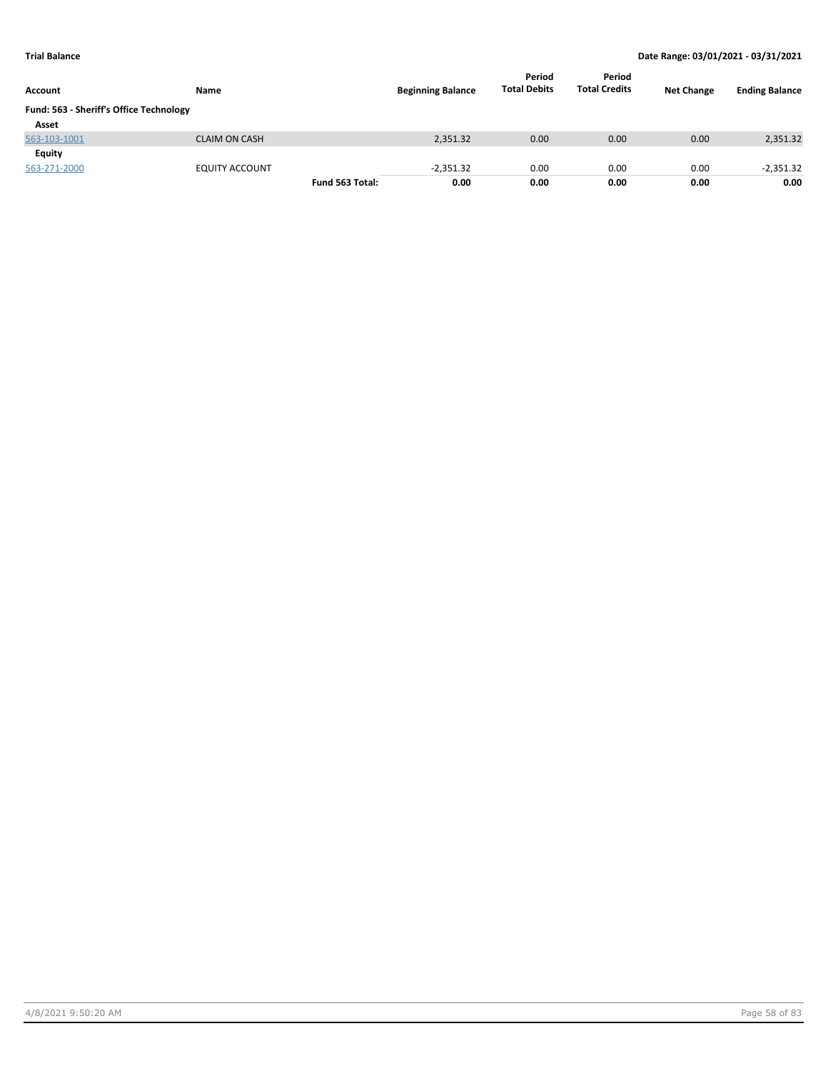**Trial Balance** **Date Range: 03/01/2021 - 03/31/2021**

| Account | Name | | Beginning Balance | Period Total Debits | Period Total Credits | Net Change | Ending Balance |
|---|---|---|---|---|---|---|---|
| **Fund: 563 - Sheriff's Office Technology** | | | | | | | |
| **Asset** | | | | | | | |
| 563-103-1001 | CLAIM ON CASH | | 2,351.32 | 0.00 | 0.00 | 0.00 | 2,351.32 |
| **Equity** | | | | | | | |
| 563-271-2000 | EQUITY ACCOUNT | | -2,351.32 | 0.00 | 0.00 | 0.00 | -2,351.32 |
| | | **Fund 563 Total:** | **0.00** | **0.00** | **0.00** | **0.00** | **0.00** |

4/8/2021 9:50:20 AM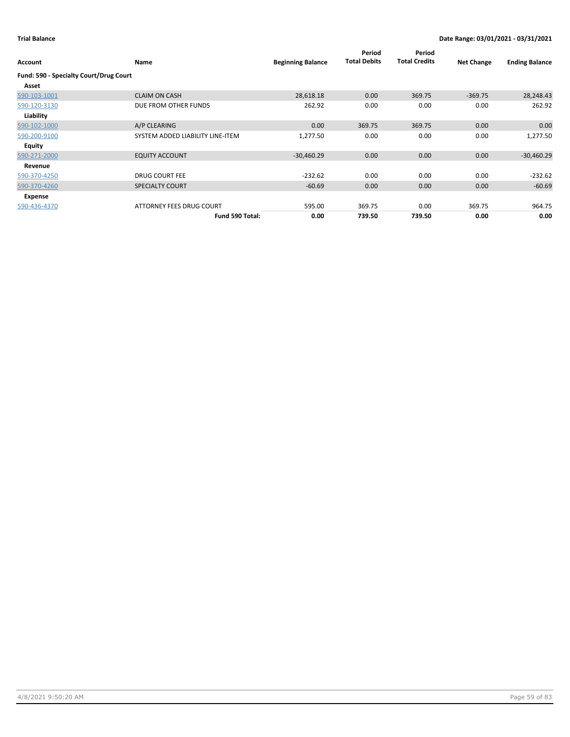**Trial Balance** **Date Range: 03/01/2021 - 03/31/2021**

| Account | Name | Beginning Balance | Period Total Debits | Period Total Credits | Net Change | Ending Balance |
|---|---|---|---|---|---|---|
| **Fund: 590 - Specialty Court/Drug Court** | | | | | | |
| **Asset** | | | | | | |
| 590-103-1001 | CLAIM ON CASH | 28,618.18 | 0.00 | 369.75 | -369.75 | 28,248.43 |
| 590-120-3130 | DUE FROM OTHER FUNDS | 262.92 | 0.00 | 0.00 | 0.00 | 262.92 |
| **Liability** | | | | | | |
| 590-102-1000 | A/P CLEARING | 0.00 | 369.75 | 369.75 | 0.00 | 0.00 |
| 590-200-9100 | SYSTEM ADDED LIABILITY LINE-ITEM | 1,277.50 | 0.00 | 0.00 | 0.00 | 1,277.50 |
| **Equity** | | | | | | |
| 590-271-2000 | EQUITY ACCOUNT | -30,460.29 | 0.00 | 0.00 | 0.00 | -30,460.29 |
| **Revenue** | | | | | | |
| 590-370-4250 | DRUG COURT FEE | -232.62 | 0.00 | 0.00 | 0.00 | -232.62 |
| 590-370-4260 | SPECIALTY COURT | -60.69 | 0.00 | 0.00 | 0.00 | -60.69 |
| **Expense** | | | | | | |
| 590-436-4370 | ATTORNEY FEES DRUG COURT | 595.00 | 369.75 | 0.00 | 369.75 | 964.75 |
| | **Fund 590 Total:** | **0.00** | **739.50** | **739.50** | **0.00** | **0.00** |

4/8/2021 9:50:20 AM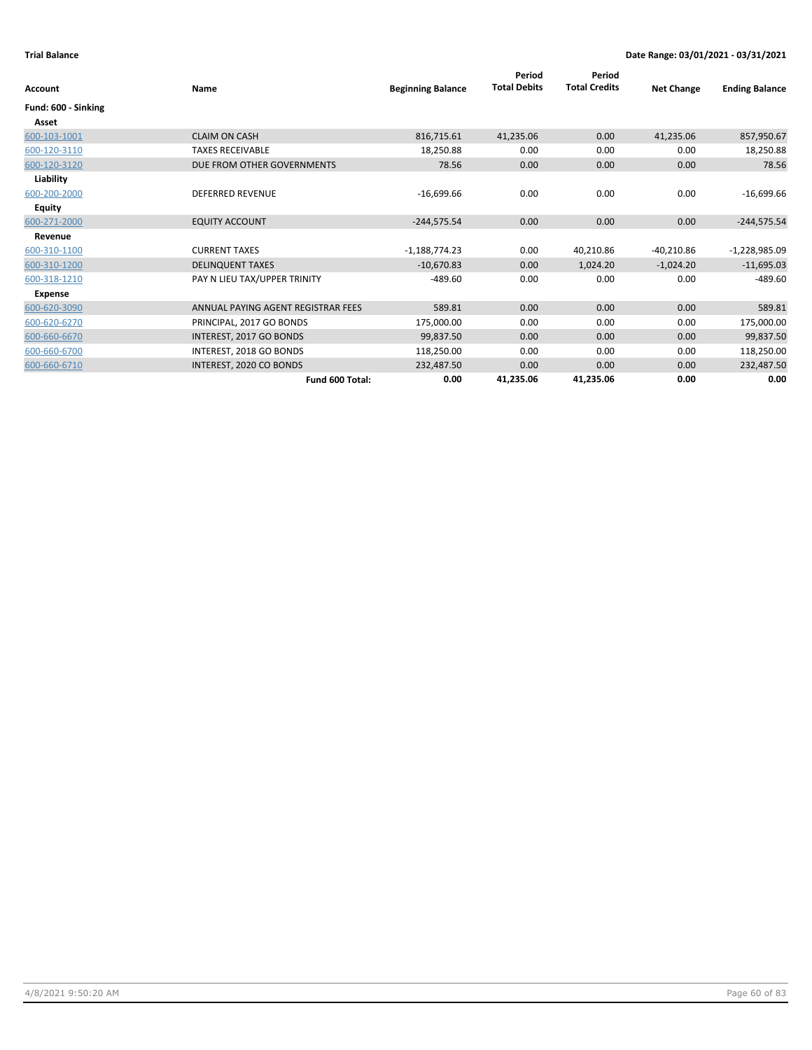**Trial Balance** **Date Range: 03/01/2021 - 03/31/2021**

| Account | Name | Beginning Balance | Period Total Debits | Period Total Credits | Net Change | Ending Balance |
|---|---|---|---|---|---|---|
| **Fund: 600 - Sinking** | | | | | | |
| **Asset** | | | | | | |
| 600-103-1001 | CLAIM ON CASH | 816,715.61 | 41,235.06 | 0.00 | 41,235.06 | 857,950.67 |
| 600-120-3110 | TAXES RECEIVABLE | 18,250.88 | 0.00 | 0.00 | 0.00 | 18,250.88 |
| 600-120-3120 | DUE FROM OTHER GOVERNMENTS | 78.56 | 0.00 | 0.00 | 0.00 | 78.56 |
| **Liability** | | | | | | |
| 600-200-2000 | DEFERRED REVENUE | -16,699.66 | 0.00 | 0.00 | 0.00 | -16,699.66 |
| **Equity** | | | | | | |
| 600-271-2000 | EQUITY ACCOUNT | -244,575.54 | 0.00 | 0.00 | 0.00 | -244,575.54 |
| **Revenue** | | | | | | |
| 600-310-1100 | CURRENT TAXES | -1,188,774.23 | 0.00 | 40,210.86 | -40,210.86 | -1,228,985.09 |
| 600-310-1200 | DELINQUENT TAXES | -10,670.83 | 0.00 | 1,024.20 | -1,024.20 | -11,695.03 |
| 600-318-1210 | PAY N LIEU TAX/UPPER TRINITY | -489.60 | 0.00 | 0.00 | 0.00 | -489.60 |
| **Expense** | | | | | | |
| 600-620-3090 | ANNUAL PAYING AGENT REGISTRAR FEES | 589.81 | 0.00 | 0.00 | 0.00 | 589.81 |
| 600-620-6270 | PRINCIPAL, 2017 GO BONDS | 175,000.00 | 0.00 | 0.00 | 0.00 | 175,000.00 |
| 600-660-6670 | INTEREST, 2017 GO BONDS | 99,837.50 | 0.00 | 0.00 | 0.00 | 99,837.50 |
| 600-660-6700 | INTEREST, 2018 GO BONDS | 118,250.00 | 0.00 | 0.00 | 0.00 | 118,250.00 |
| 600-660-6710 | INTEREST, 2020 CO BONDS | 232,487.50 | 0.00 | 0.00 | 0.00 | 232,487.50 |
| | **Fund 600 Total:** | **0.00** | **41,235.06** | **41,235.06** | **0.00** | **0.00** |

4/8/2021 9:50:20 AM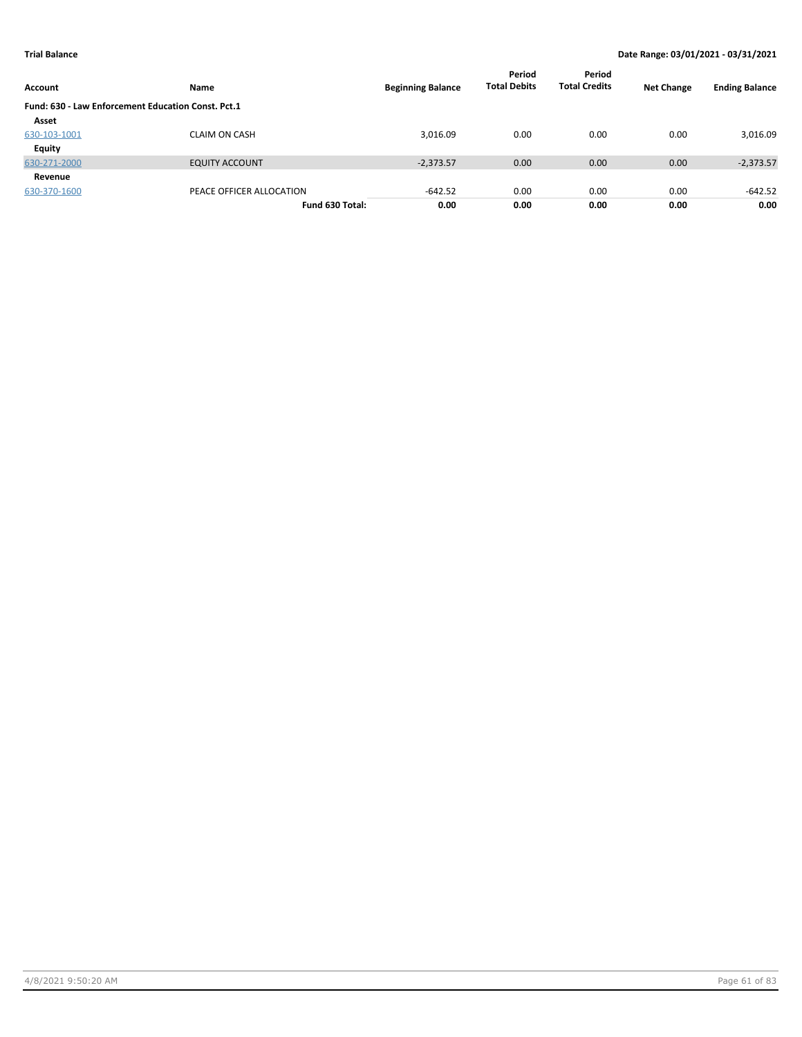**Trial Balance** **Date Range: 03/01/2021 - 03/31/2021**

| Account | Name | Beginning Balance | Period Total Debits | Period Total Credits | Net Change | Ending Balance |
|---|---|---|---|---|---|---|
| **Fund: 630 - Law Enforcement Education Const. Pct.1** | | | | | | |
| **Asset** | | | | | | |
| 630-103-1001 | CLAIM ON CASH | 3,016.09 | 0.00 | 0.00 | 0.00 | 3,016.09 |
| **Equity** | | | | | | |
| 630-271-2000 | EQUITY ACCOUNT | -2,373.57 | 0.00 | 0.00 | 0.00 | -2,373.57 |
| **Revenue** | | | | | | |
| 630-370-1600 | PEACE OFFICER ALLOCATION | -642.52 | 0.00 | 0.00 | 0.00 | -642.52 |
| | **Fund 630 Total:** | **0.00** | **0.00** | **0.00** | **0.00** | **0.00** |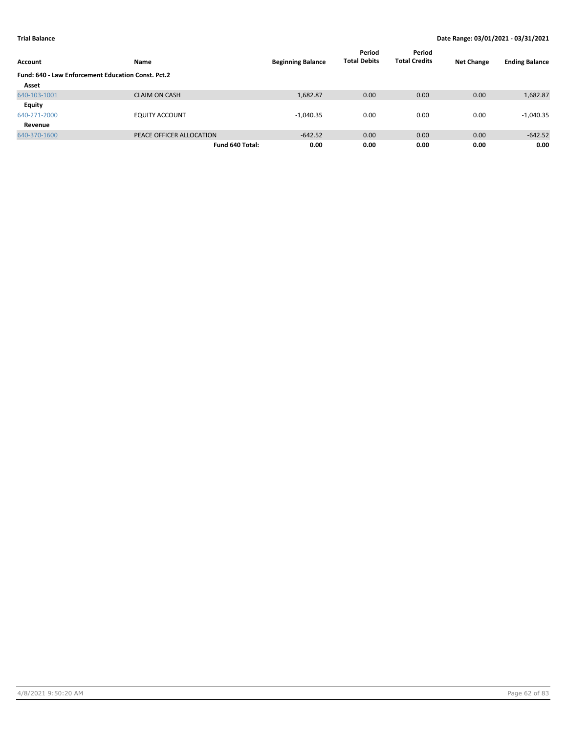**Trial Balance** **Date Range: 03/01/2021 - 03/31/2021**

| Account | Name | Beginning Balance | Period Total Debits | Period Total Credits | Net Change | Ending Balance |
|---|---|---|---|---|---|---|
| **Fund: 640 - Law Enforcement Education Const. Pct.2** | | | | | | |
| **Asset** | | | | | | |
| 640-103-1001 | CLAIM ON CASH | 1,682.87 | 0.00 | 0.00 | 0.00 | 1,682.87 |
| **Equity** | | | | | | |
| 640-271-2000 | EQUITY ACCOUNT | -1,040.35 | 0.00 | 0.00 | 0.00 | -1,040.35 |
| **Revenue** | | | | | | |
| 640-370-1600 | PEACE OFFICER ALLOCATION | -642.52 | 0.00 | 0.00 | 0.00 | -642.52 |
| | **Fund 640 Total:** | **0.00** | **0.00** | **0.00** | **0.00** | **0.00** |

4/8/2021 9:50:20 AM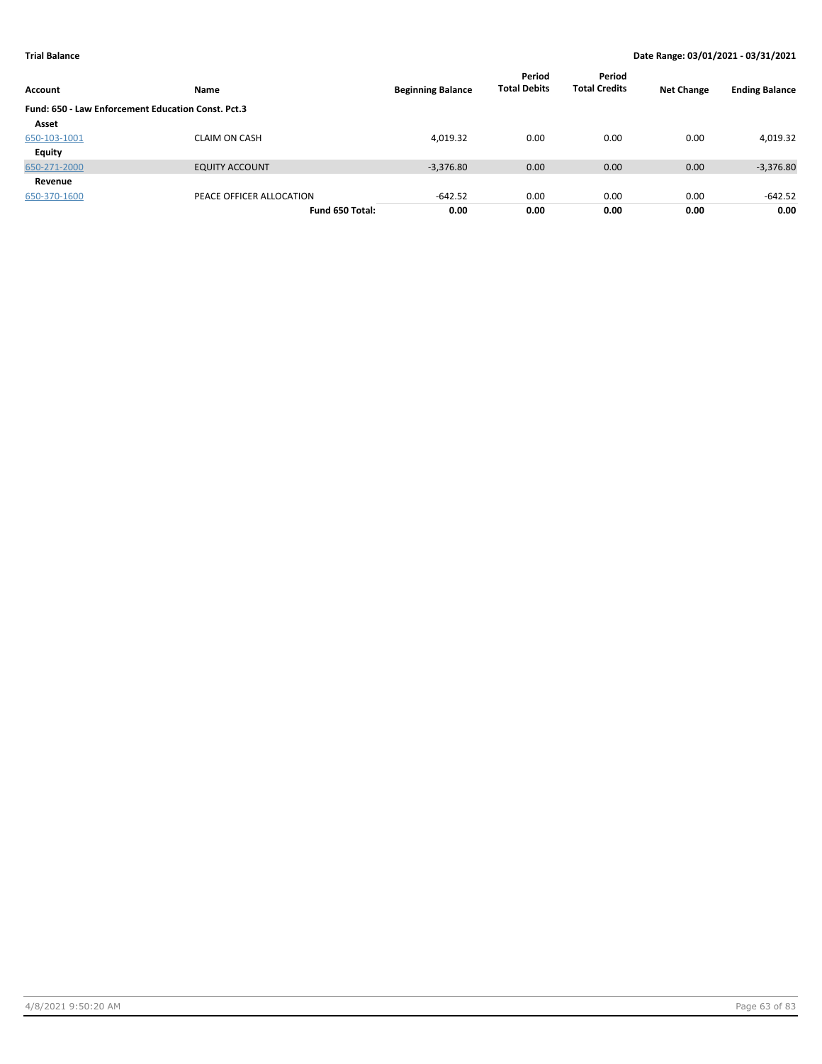**Trial Balance** | **Date Range: 03/01/2021 - 03/31/2021**

| Account | Name | Beginning Balance | Period Total Debits | Period Total Credits | Net Change | Ending Balance |
|---|---|---|---|---|---|---|
| **Fund: 650 - Law Enforcement Education Const. Pct.3** | | | | | | |
| **Asset** | | | | | | |
| 650-103-1001 | CLAIM ON CASH | 4,019.32 | 0.00 | 0.00 | 0.00 | 4,019.32 |
| **Equity** | | | | | | |
| 650-271-2000 | EQUITY ACCOUNT | -3,376.80 | 0.00 | 0.00 | 0.00 | -3,376.80 |
| **Revenue** | | | | | | |
| 650-370-1600 | PEACE OFFICER ALLOCATION | -642.52 | 0.00 | 0.00 | 0.00 | -642.52 |
| | **Fund 650 Total:** | **0.00** | **0.00** | **0.00** | **0.00** | **0.00** |

4/8/2021 9:50:20 AM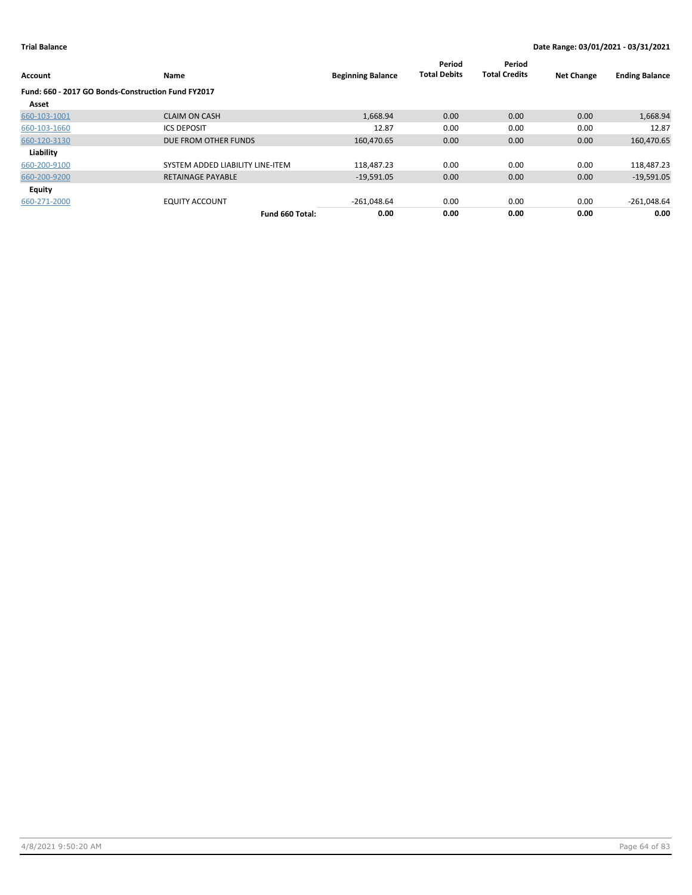**Trial Balance** — Date Range: 03/01/2021 - 03/31/2021

| Account | Name | Beginning Balance | Period Total Debits | Period Total Credits | Net Change | Ending Balance |
|---|---|---|---|---|---|---|
| **Fund: 660 - 2017 GO Bonds-Construction Fund FY2017** | | | | | | |
| **Asset** | | | | | | |
| 660-103-1001 | CLAIM ON CASH | 1,668.94 | 0.00 | 0.00 | 0.00 | 1,668.94 |
| 660-103-1660 | ICS DEPOSIT | 12.87 | 0.00 | 0.00 | 0.00 | 12.87 |
| 660-120-3130 | DUE FROM OTHER FUNDS | 160,470.65 | 0.00 | 0.00 | 0.00 | 160,470.65 |
| **Liability** | | | | | | |
| 660-200-9100 | SYSTEM ADDED LIABILITY LINE-ITEM | 118,487.23 | 0.00 | 0.00 | 0.00 | 118,487.23 |
| 660-200-9200 | RETAINAGE PAYABLE | -19,591.05 | 0.00 | 0.00 | 0.00 | -19,591.05 |
| **Equity** | | | | | | |
| 660-271-2000 | EQUITY ACCOUNT | -261,048.64 | 0.00 | 0.00 | 0.00 | -261,048.64 |
| | **Fund 660 Total:** | **0.00** | **0.00** | **0.00** | **0.00** | **0.00** |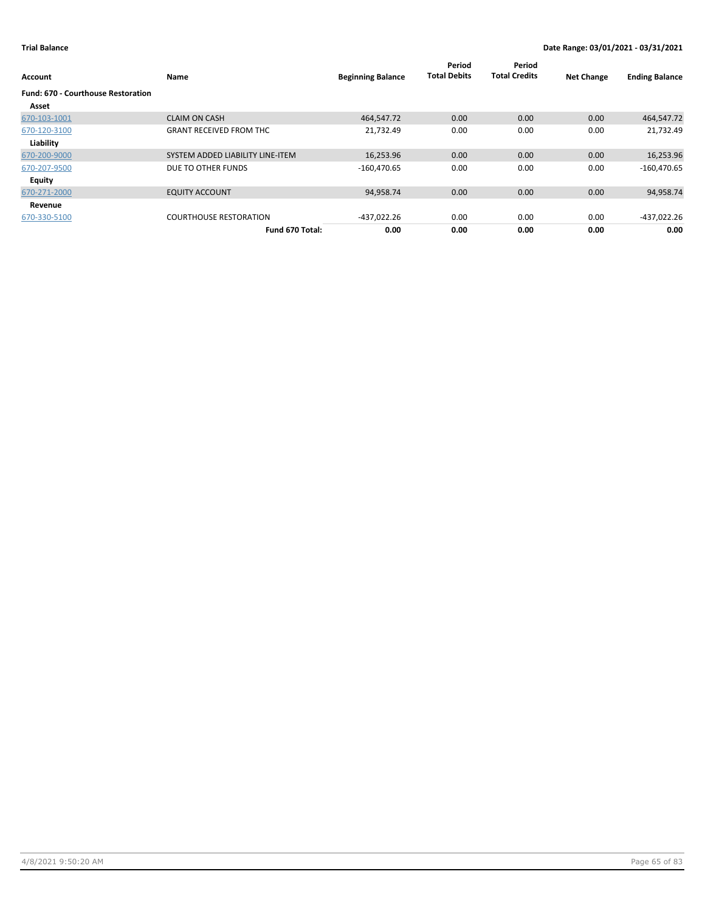**Trial Balance** **Date Range: 03/01/2021 - 03/31/2021**

| Account | Name | Beginning Balance | Period Total Debits | Period Total Credits | Net Change | Ending Balance |
|---|---|---|---|---|---|---|
| **Fund: 670 - Courthouse Restoration** | | | | | | |
| **Asset** | | | | | | |
| 670-103-1001 | CLAIM ON CASH | 464,547.72 | 0.00 | 0.00 | 0.00 | 464,547.72 |
| 670-120-3100 | GRANT RECEIVED FROM THC | 21,732.49 | 0.00 | 0.00 | 0.00 | 21,732.49 |
| **Liability** | | | | | | |
| 670-200-9000 | SYSTEM ADDED LIABILITY LINE-ITEM | 16,253.96 | 0.00 | 0.00 | 0.00 | 16,253.96 |
| 670-207-9500 | DUE TO OTHER FUNDS | -160,470.65 | 0.00 | 0.00 | 0.00 | -160,470.65 |
| **Equity** | | | | | | |
| 670-271-2000 | EQUITY ACCOUNT | 94,958.74 | 0.00 | 0.00 | 0.00 | 94,958.74 |
| **Revenue** | | | | | | |
| 670-330-5100 | COURTHOUSE RESTORATION | -437,022.26 | 0.00 | 0.00 | 0.00 | -437,022.26 |
| | **Fund 670 Total:** | **0.00** | **0.00** | **0.00** | **0.00** | **0.00** |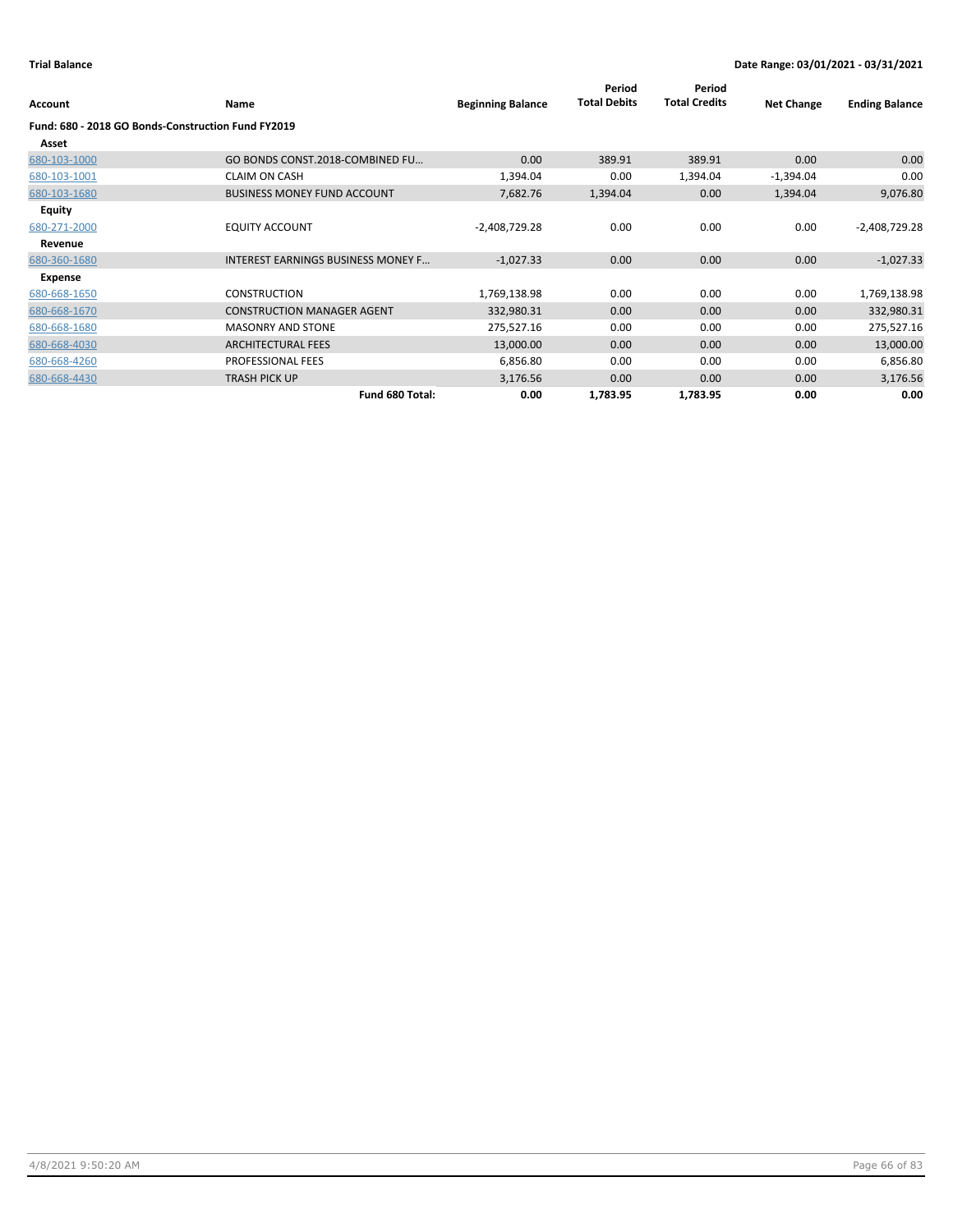**Trial Balance** **Date Range: 03/01/2021 - 03/31/2021**

| Account | Name | Beginning Balance | Period Total Debits | Period Total Credits | Net Change | Ending Balance |
|---|---|---|---|---|---|---|
| **Fund: 680 - 2018 GO Bonds-Construction Fund FY2019** | | | | | | |
| **Asset** | | | | | | |
| 680-103-1000 | GO BONDS CONST.2018-COMBINED FU… | 0.00 | 389.91 | 389.91 | 0.00 | 0.00 |
| 680-103-1001 | CLAIM ON CASH | 1,394.04 | 0.00 | 1,394.04 | -1,394.04 | 0.00 |
| 680-103-1680 | BUSINESS MONEY FUND ACCOUNT | 7,682.76 | 1,394.04 | 0.00 | 1,394.04 | 9,076.80 |
| **Equity** | | | | | | |
| 680-271-2000 | EQUITY ACCOUNT | -2,408,729.28 | 0.00 | 0.00 | 0.00 | -2,408,729.28 |
| **Revenue** | | | | | | |
| 680-360-1680 | INTEREST EARNINGS BUSINESS MONEY F… | -1,027.33 | 0.00 | 0.00 | 0.00 | -1,027.33 |
| **Expense** | | | | | | |
| 680-668-1650 | CONSTRUCTION | 1,769,138.98 | 0.00 | 0.00 | 0.00 | 1,769,138.98 |
| 680-668-1670 | CONSTRUCTION MANAGER AGENT | 332,980.31 | 0.00 | 0.00 | 0.00 | 332,980.31 |
| 680-668-1680 | MASONRY AND STONE | 275,527.16 | 0.00 | 0.00 | 0.00 | 275,527.16 |
| 680-668-4030 | ARCHITECTURAL FEES | 13,000.00 | 0.00 | 0.00 | 0.00 | 13,000.00 |
| 680-668-4260 | PROFESSIONAL FEES | 6,856.80 | 0.00 | 0.00 | 0.00 | 6,856.80 |
| 680-668-4430 | TRASH PICK UP | 3,176.56 | 0.00 | 0.00 | 0.00 | 3,176.56 |
| | **Fund 680 Total:** | **0.00** | **1,783.95** | **1,783.95** | **0.00** | **0.00** |

4/8/2021 9:50:20 AM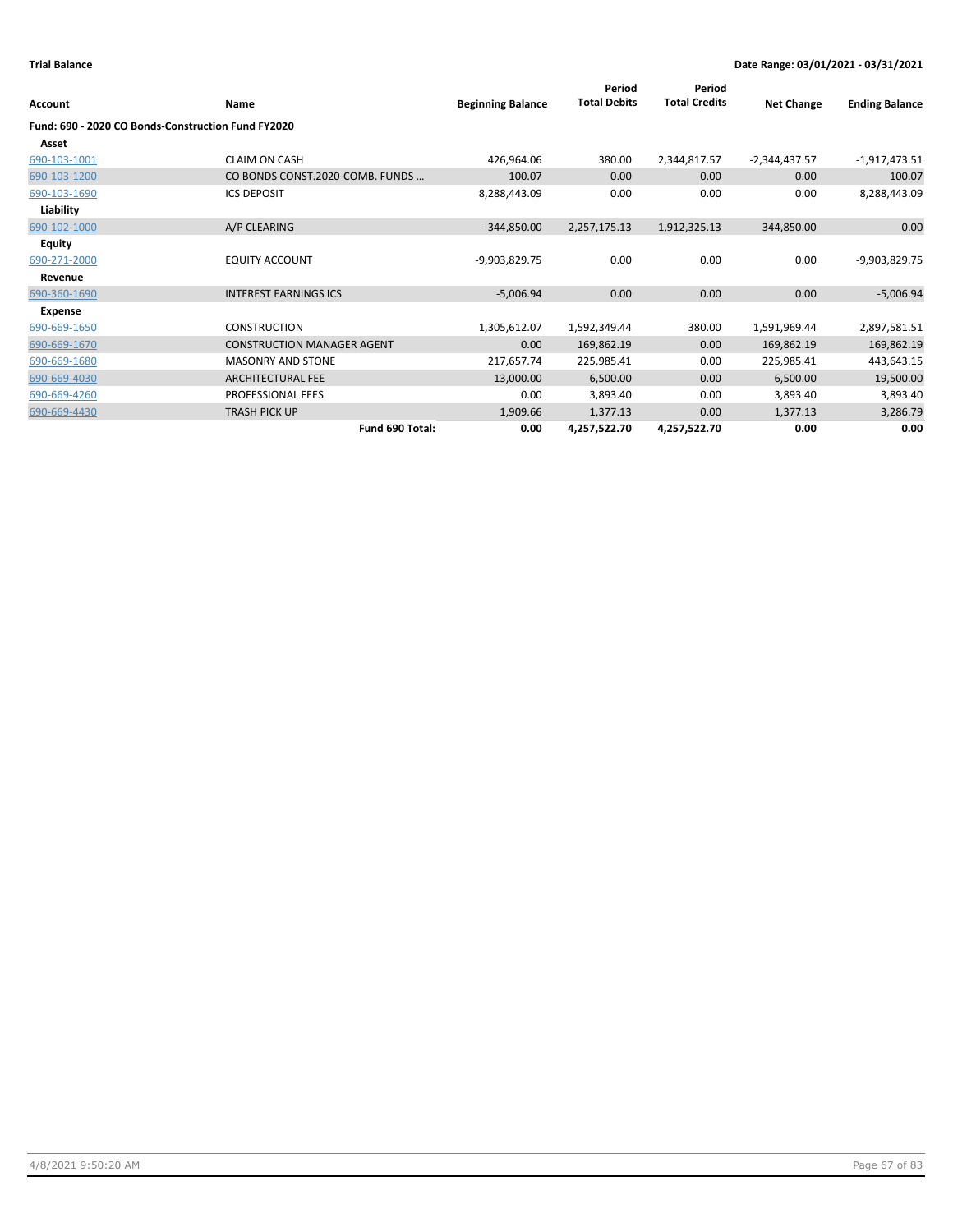**Trial Balance** **Date Range: 03/01/2021 - 03/31/2021**

| Account | Name | Beginning Balance | Period Total Debits | Period Total Credits | Net Change | Ending Balance |
|---|---|---|---|---|---|---|
| **Fund: 690 - 2020 CO Bonds-Construction Fund FY2020** | | | | | | |
| **Asset** | | | | | | |
| 690-103-1001 | CLAIM ON CASH | 426,964.06 | 380.00 | 2,344,817.57 | -2,344,437.57 | -1,917,473.51 |
| 690-103-1200 | CO BONDS CONST.2020-COMB. FUNDS ... | 100.07 | 0.00 | 0.00 | 0.00 | 100.07 |
| 690-103-1690 | ICS DEPOSIT | 8,288,443.09 | 0.00 | 0.00 | 0.00 | 8,288,443.09 |
| **Liability** | | | | | | |
| 690-102-1000 | A/P CLEARING | -344,850.00 | 2,257,175.13 | 1,912,325.13 | 344,850.00 | 0.00 |
| **Equity** | | | | | | |
| 690-271-2000 | EQUITY ACCOUNT | -9,903,829.75 | 0.00 | 0.00 | 0.00 | -9,903,829.75 |
| **Revenue** | | | | | | |
| 690-360-1690 | INTEREST EARNINGS ICS | -5,006.94 | 0.00 | 0.00 | 0.00 | -5,006.94 |
| **Expense** | | | | | | |
| 690-669-1650 | CONSTRUCTION | 1,305,612.07 | 1,592,349.44 | 380.00 | 1,591,969.44 | 2,897,581.51 |
| 690-669-1670 | CONSTRUCTION MANAGER AGENT | 0.00 | 169,862.19 | 0.00 | 169,862.19 | 169,862.19 |
| 690-669-1680 | MASONRY AND STONE | 217,657.74 | 225,985.41 | 0.00 | 225,985.41 | 443,643.15 |
| 690-669-4030 | ARCHITECTURAL FEE | 13,000.00 | 6,500.00 | 0.00 | 6,500.00 | 19,500.00 |
| 690-669-4260 | PROFESSIONAL FEES | 0.00 | 3,893.40 | 0.00 | 3,893.40 | 3,893.40 |
| 690-669-4430 | TRASH PICK UP | 1,909.66 | 1,377.13 | 0.00 | 1,377.13 | 3,286.79 |
| | **Fund 690 Total:** | **0.00** | **4,257,522.70** | **4,257,522.70** | **0.00** | **0.00** |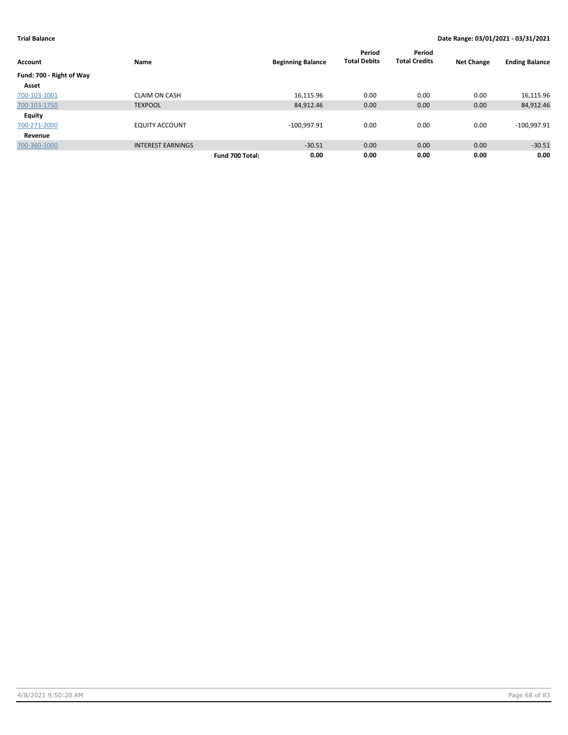**Trial Balance** **Date Range: 03/01/2021 - 03/31/2021**

| Account | Name | | Beginning Balance | Period Total Debits | Period Total Credits | Net Change | Ending Balance |
|---|---|---|---|---|---|---|---|
| **Fund: 700 - Right of Way** | | | | | | | |
| **Asset** | | | | | | | |
| 700-103-1001 | CLAIM ON CASH | | 16,115.96 | 0.00 | 0.00 | 0.00 | 16,115.96 |
| 700-103-1750 | TEXPOOL | | 84,912.46 | 0.00 | 0.00 | 0.00 | 84,912.46 |
| **Equity** | | | | | | | |
| 700-271-2000 | EQUITY ACCOUNT | | -100,997.91 | 0.00 | 0.00 | 0.00 | -100,997.91 |
| **Revenue** | | | | | | | |
| 700-360-1000 | INTEREST EARNINGS | | -30.51 | 0.00 | 0.00 | 0.00 | -30.51 |
| | | **Fund 700 Total:** | **0.00** | **0.00** | **0.00** | **0.00** | **0.00** |

4/8/2021 9:50:20 AM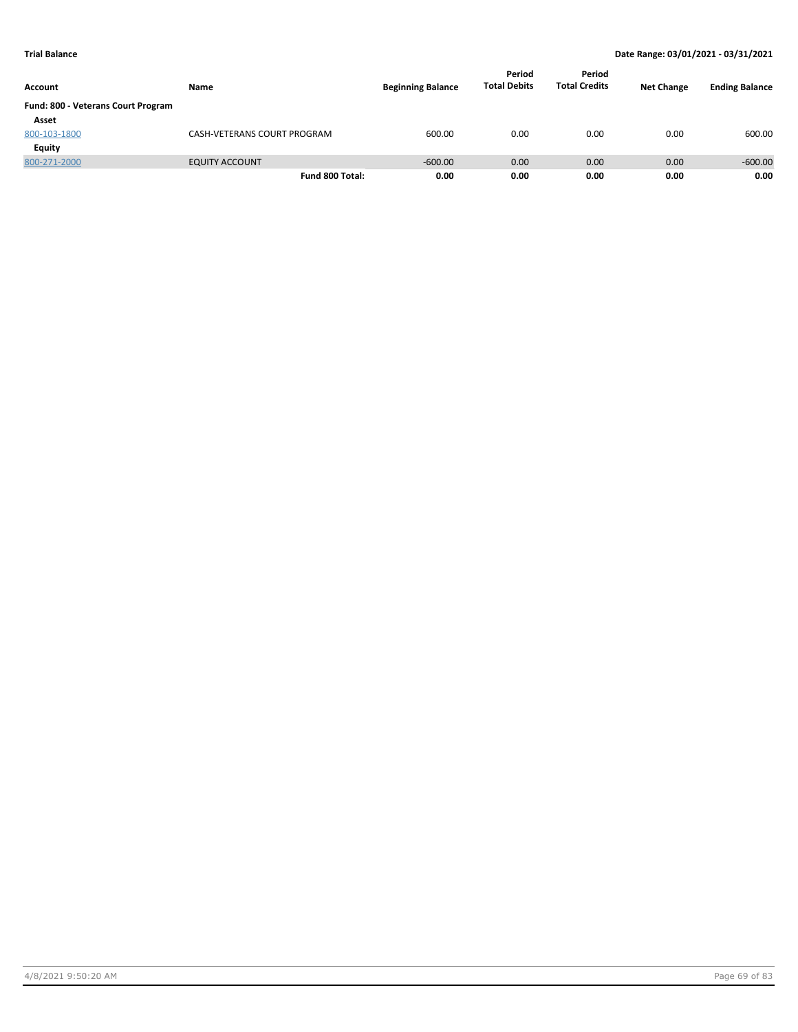**Trial Balance** | **Date Range: 03/01/2021 - 03/31/2021**

| Account | Name | Beginning Balance | Period Total Debits | Period Total Credits | Net Change | Ending Balance |
|---|---|---|---|---|---|---|
| **Fund: 800 - Veterans Court Program** | | | | | | |
| **Asset** | | | | | | |
| 800-103-1800 | CASH-VETERANS COURT PROGRAM | 600.00 | 0.00 | 0.00 | 0.00 | 600.00 |
| **Equity** | | | | | | |
| 800-271-2000 | EQUITY ACCOUNT | -600.00 | 0.00 | 0.00 | 0.00 | -600.00 |
| | **Fund 800 Total:** | **0.00** | **0.00** | **0.00** | **0.00** | **0.00** |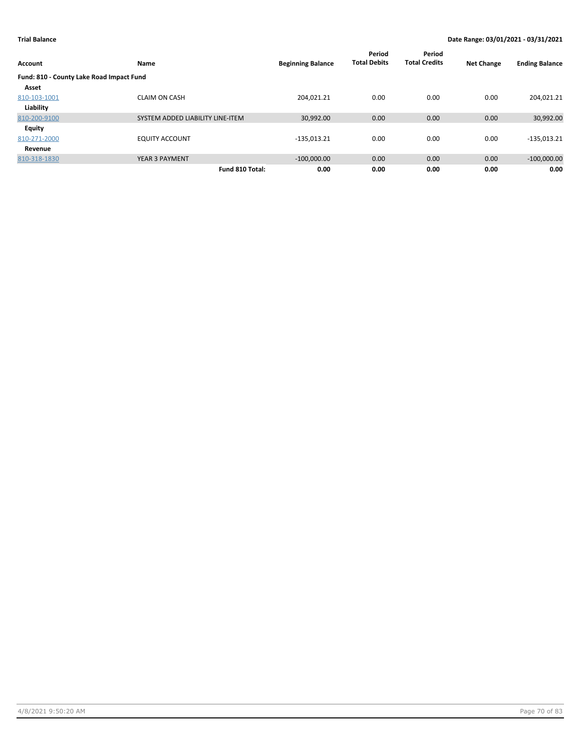**Trial Balance** **Date Range: 03/01/2021 - 03/31/2021**

| Account | Name | Beginning Balance | Period Total Debits | Period Total Credits | Net Change | Ending Balance |
|---|---|---|---|---|---|---|
| **Fund: 810 - County Lake Road Impact Fund** | | | | | | |
| **Asset** | | | | | | |
| 810-103-1001 | CLAIM ON CASH | 204,021.21 | 0.00 | 0.00 | 0.00 | 204,021.21 |
| **Liability** | | | | | | |
| 810-200-9100 | SYSTEM ADDED LIABILITY LINE-ITEM | 30,992.00 | 0.00 | 0.00 | 0.00 | 30,992.00 |
| **Equity** | | | | | | |
| 810-271-2000 | EQUITY ACCOUNT | -135,013.21 | 0.00 | 0.00 | 0.00 | -135,013.21 |
| **Revenue** | | | | | | |
| 810-318-1830 | YEAR 3 PAYMENT | -100,000.00 | 0.00 | 0.00 | 0.00 | -100,000.00 |
| | **Fund 810 Total:** | **0.00** | **0.00** | **0.00** | **0.00** | **0.00** |

4/8/2021 9:50:20 AM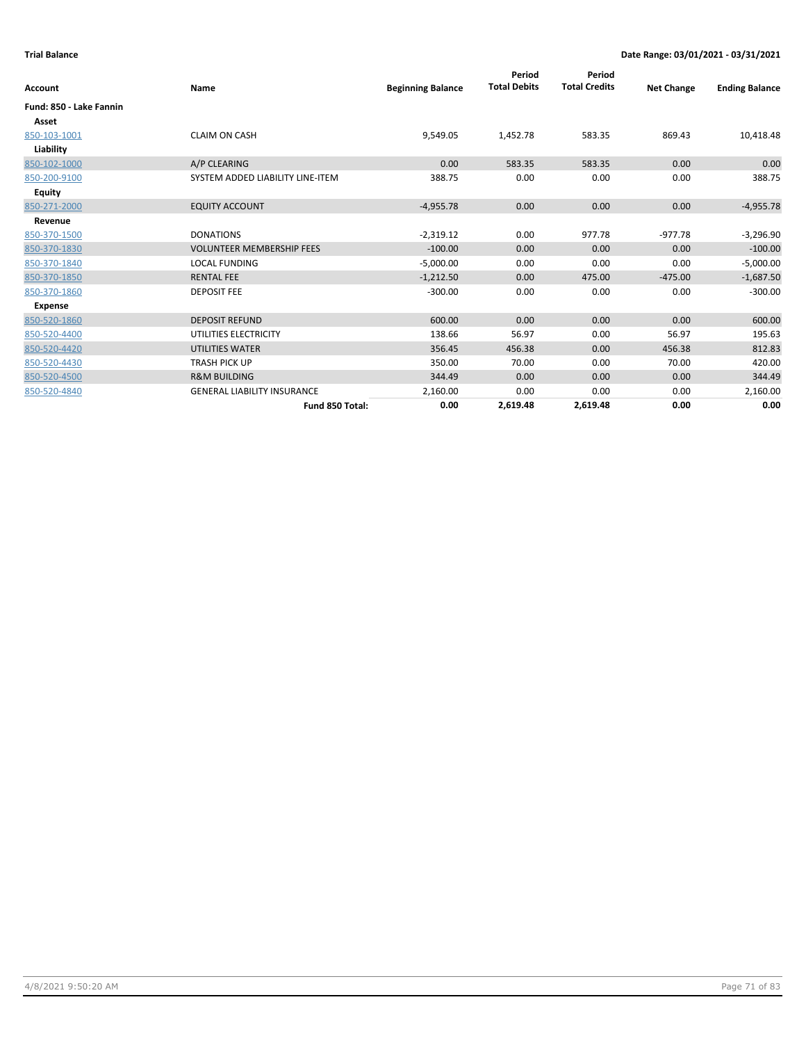**Trial Balance** — **Date Range: 03/01/2021 - 03/31/2021**

| Account | Name | Beginning Balance | Period Total Debits | Period Total Credits | Net Change | Ending Balance |
|---|---|---|---|---|---|---|
| **Fund: 850 - Lake Fannin** | | | | | | |
| **Asset** | | | | | | |
| 850-103-1001 | CLAIM ON CASH | 9,549.05 | 1,452.78 | 583.35 | 869.43 | 10,418.48 |
| **Liability** | | | | | | |
| 850-102-1000 | A/P CLEARING | 0.00 | 583.35 | 583.35 | 0.00 | 0.00 |
| 850-200-9100 | SYSTEM ADDED LIABILITY LINE-ITEM | 388.75 | 0.00 | 0.00 | 0.00 | 388.75 |
| **Equity** | | | | | | |
| 850-271-2000 | EQUITY ACCOUNT | -4,955.78 | 0.00 | 0.00 | 0.00 | -4,955.78 |
| **Revenue** | | | | | | |
| 850-370-1500 | DONATIONS | -2,319.12 | 0.00 | 977.78 | -977.78 | -3,296.90 |
| 850-370-1830 | VOLUNTEER MEMBERSHIP FEES | -100.00 | 0.00 | 0.00 | 0.00 | -100.00 |
| 850-370-1840 | LOCAL FUNDING | -5,000.00 | 0.00 | 0.00 | 0.00 | -5,000.00 |
| 850-370-1850 | RENTAL FEE | -1,212.50 | 0.00 | 475.00 | -475.00 | -1,687.50 |
| 850-370-1860 | DEPOSIT FEE | -300.00 | 0.00 | 0.00 | 0.00 | -300.00 |
| **Expense** | | | | | | |
| 850-520-1860 | DEPOSIT REFUND | 600.00 | 0.00 | 0.00 | 0.00 | 600.00 |
| 850-520-4400 | UTILITIES ELECTRICITY | 138.66 | 56.97 | 0.00 | 56.97 | 195.63 |
| 850-520-4420 | UTILITIES WATER | 356.45 | 456.38 | 0.00 | 456.38 | 812.83 |
| 850-520-4430 | TRASH PICK UP | 350.00 | 70.00 | 0.00 | 70.00 | 420.00 |
| 850-520-4500 | R&M BUILDING | 344.49 | 0.00 | 0.00 | 0.00 | 344.49 |
| 850-520-4840 | GENERAL LIABILITY INSURANCE | 2,160.00 | 0.00 | 0.00 | 0.00 | 2,160.00 |
| | **Fund 850 Total:** | **0.00** | **2,619.48** | **2,619.48** | **0.00** | **0.00** |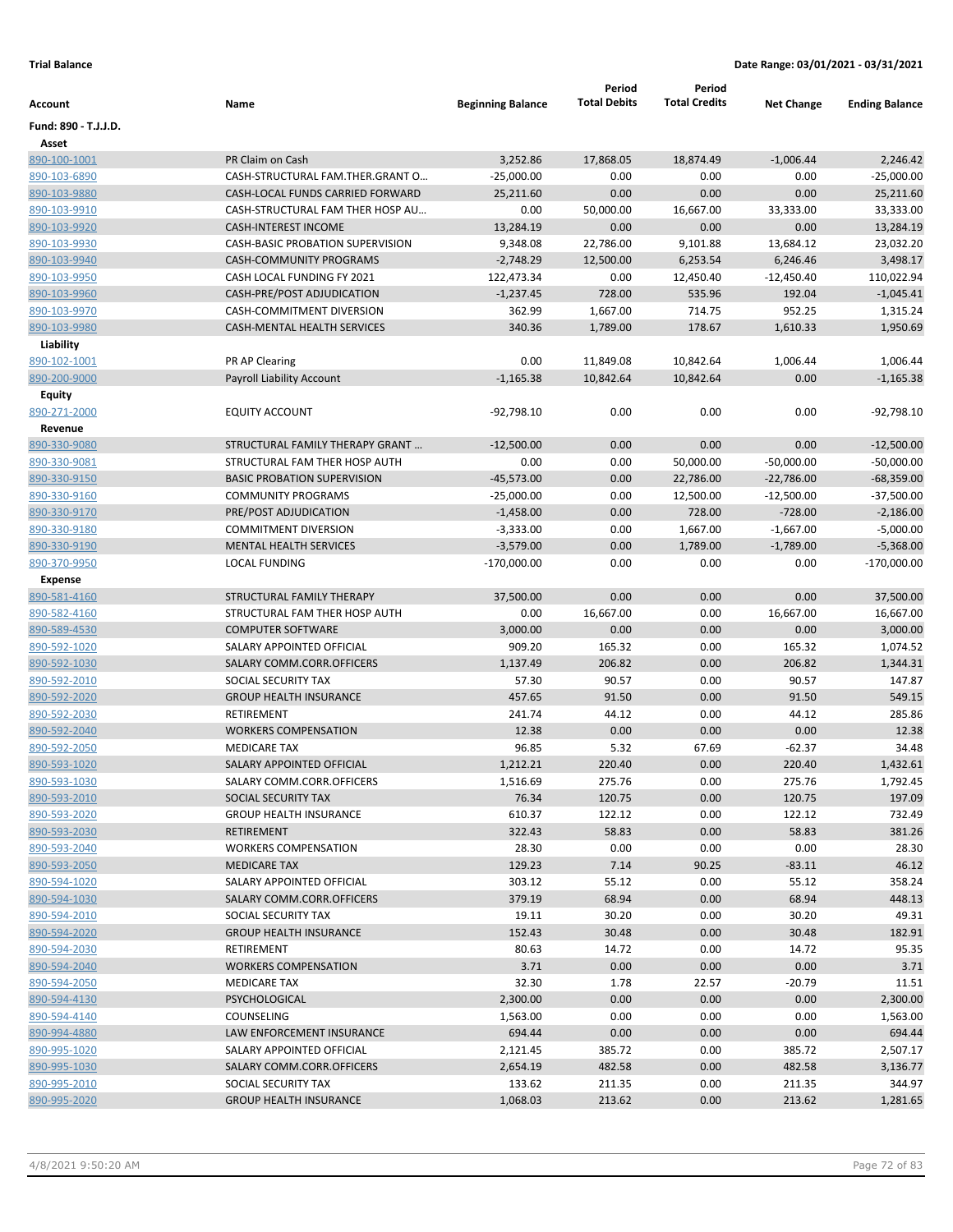**Trial Balance** | **Date Range: 03/01/2021 - 03/31/2021**

| Account | Name | Beginning Balance | Period Total Debits | Period Total Credits | Net Change | Ending Balance |
|---|---|---|---|---|---|---|
| **Fund: 890 - T.J.J.D.** | | | | | | |
| **Asset** | | | | | | |
| 890-100-1001 | PR Claim on Cash | 3,252.86 | 17,868.05 | 18,874.49 | -1,006.44 | 2,246.42 |
| 890-103-6890 | CASH-STRUCTURAL FAM.THER.GRANT O… | -25,000.00 | 0.00 | 0.00 | 0.00 | -25,000.00 |
| 890-103-9880 | CASH-LOCAL FUNDS CARRIED FORWARD | 25,211.60 | 0.00 | 0.00 | 0.00 | 25,211.60 |
| 890-103-9910 | CASH-STRUCTURAL FAM THER HOSP AU… | 0.00 | 50,000.00 | 16,667.00 | 33,333.00 | 33,333.00 |
| 890-103-9920 | CASH-INTEREST INCOME | 13,284.19 | 0.00 | 0.00 | 0.00 | 13,284.19 |
| 890-103-9930 | CASH-BASIC PROBATION SUPERVISION | 9,348.08 | 22,786.00 | 9,101.88 | 13,684.12 | 23,032.20 |
| 890-103-9940 | CASH-COMMUNITY PROGRAMS | -2,748.29 | 12,500.00 | 6,253.54 | 6,246.46 | 3,498.17 |
| 890-103-9950 | CASH LOCAL FUNDING FY 2021 | 122,473.34 | 0.00 | 12,450.40 | -12,450.40 | 110,022.94 |
| 890-103-9960 | CASH-PRE/POST ADJUDICATION | -1,237.45 | 728.00 | 535.96 | 192.04 | -1,045.41 |
| 890-103-9970 | CASH-COMMITMENT DIVERSION | 362.99 | 1,667.00 | 714.75 | 952.25 | 1,315.24 |
| 890-103-9980 | CASH-MENTAL HEALTH SERVICES | 340.36 | 1,789.00 | 178.67 | 1,610.33 | 1,950.69 |
| **Liability** | | | | | | |
| 890-102-1001 | PR AP Clearing | 0.00 | 11,849.08 | 10,842.64 | 1,006.44 | 1,006.44 |
| 890-200-9000 | Payroll Liability Account | -1,165.38 | 10,842.64 | 10,842.64 | 0.00 | -1,165.38 |
| **Equity** | | | | | | |
| 890-271-2000 | EQUITY ACCOUNT | -92,798.10 | 0.00 | 0.00 | 0.00 | -92,798.10 |
| **Revenue** | | | | | | |
| 890-330-9080 | STRUCTURAL FAMILY THERAPY GRANT … | -12,500.00 | 0.00 | 0.00 | 0.00 | -12,500.00 |
| 890-330-9081 | STRUCTURAL FAM THER HOSP AUTH | 0.00 | 0.00 | 50,000.00 | -50,000.00 | -50,000.00 |
| 890-330-9150 | BASIC PROBATION SUPERVISION | -45,573.00 | 0.00 | 22,786.00 | -22,786.00 | -68,359.00 |
| 890-330-9160 | COMMUNITY PROGRAMS | -25,000.00 | 0.00 | 12,500.00 | -12,500.00 | -37,500.00 |
| 890-330-9170 | PRE/POST ADJUDICATION | -1,458.00 | 0.00 | 728.00 | -728.00 | -2,186.00 |
| 890-330-9180 | COMMITMENT DIVERSION | -3,333.00 | 0.00 | 1,667.00 | -1,667.00 | -5,000.00 |
| 890-330-9190 | MENTAL HEALTH SERVICES | -3,579.00 | 0.00 | 1,789.00 | -1,789.00 | -5,368.00 |
| 890-370-9950 | LOCAL FUNDING | -170,000.00 | 0.00 | 0.00 | 0.00 | -170,000.00 |
| **Expense** | | | | | | |
| 890-581-4160 | STRUCTURAL FAMILY THERAPY | 37,500.00 | 0.00 | 0.00 | 0.00 | 37,500.00 |
| 890-582-4160 | STRUCTURAL FAM THER HOSP AUTH | 0.00 | 16,667.00 | 0.00 | 16,667.00 | 16,667.00 |
| 890-589-4530 | COMPUTER SOFTWARE | 3,000.00 | 0.00 | 0.00 | 0.00 | 3,000.00 |
| 890-592-1020 | SALARY APPOINTED OFFICIAL | 909.20 | 165.32 | 0.00 | 165.32 | 1,074.52 |
| 890-592-1030 | SALARY COMM.CORR.OFFICERS | 1,137.49 | 206.82 | 0.00 | 206.82 | 1,344.31 |
| 890-592-2010 | SOCIAL SECURITY TAX | 57.30 | 90.57 | 0.00 | 90.57 | 147.87 |
| 890-592-2020 | GROUP HEALTH INSURANCE | 457.65 | 91.50 | 0.00 | 91.50 | 549.15 |
| 890-592-2030 | RETIREMENT | 241.74 | 44.12 | 0.00 | 44.12 | 285.86 |
| 890-592-2040 | WORKERS COMPENSATION | 12.38 | 0.00 | 0.00 | 0.00 | 12.38 |
| 890-592-2050 | MEDICARE TAX | 96.85 | 5.32 | 67.69 | -62.37 | 34.48 |
| 890-593-1020 | SALARY APPOINTED OFFICIAL | 1,212.21 | 220.40 | 0.00 | 220.40 | 1,432.61 |
| 890-593-1030 | SALARY COMM.CORR.OFFICERS | 1,516.69 | 275.76 | 0.00 | 275.76 | 1,792.45 |
| 890-593-2010 | SOCIAL SECURITY TAX | 76.34 | 120.75 | 0.00 | 120.75 | 197.09 |
| 890-593-2020 | GROUP HEALTH INSURANCE | 610.37 | 122.12 | 0.00 | 122.12 | 732.49 |
| 890-593-2030 | RETIREMENT | 322.43 | 58.83 | 0.00 | 58.83 | 381.26 |
| 890-593-2040 | WORKERS COMPENSATION | 28.30 | 0.00 | 0.00 | 0.00 | 28.30 |
| 890-593-2050 | MEDICARE TAX | 129.23 | 7.14 | 90.25 | -83.11 | 46.12 |
| 890-594-1020 | SALARY APPOINTED OFFICIAL | 303.12 | 55.12 | 0.00 | 55.12 | 358.24 |
| 890-594-1030 | SALARY COMM.CORR.OFFICERS | 379.19 | 68.94 | 0.00 | 68.94 | 448.13 |
| 890-594-2010 | SOCIAL SECURITY TAX | 19.11 | 30.20 | 0.00 | 30.20 | 49.31 |
| 890-594-2020 | GROUP HEALTH INSURANCE | 152.43 | 30.48 | 0.00 | 30.48 | 182.91 |
| 890-594-2030 | RETIREMENT | 80.63 | 14.72 | 0.00 | 14.72 | 95.35 |
| 890-594-2040 | WORKERS COMPENSATION | 3.71 | 0.00 | 0.00 | 0.00 | 3.71 |
| 890-594-2050 | MEDICARE TAX | 32.30 | 1.78 | 22.57 | -20.79 | 11.51 |
| 890-594-4130 | PSYCHOLOGICAL | 2,300.00 | 0.00 | 0.00 | 0.00 | 2,300.00 |
| 890-594-4140 | COUNSELING | 1,563.00 | 0.00 | 0.00 | 0.00 | 1,563.00 |
| 890-994-4880 | LAW ENFORCEMENT INSURANCE | 694.44 | 0.00 | 0.00 | 0.00 | 694.44 |
| 890-995-1020 | SALARY APPOINTED OFFICIAL | 2,121.45 | 385.72 | 0.00 | 385.72 | 2,507.17 |
| 890-995-1030 | SALARY COMM.CORR.OFFICERS | 2,654.19 | 482.58 | 0.00 | 482.58 | 3,136.77 |
| 890-995-2010 | SOCIAL SECURITY TAX | 133.62 | 211.35 | 0.00 | 211.35 | 344.97 |
| 890-995-2020 | GROUP HEALTH INSURANCE | 1,068.03 | 213.62 | 0.00 | 213.62 | 1,281.65 |

4/8/2021 9:50:20 AM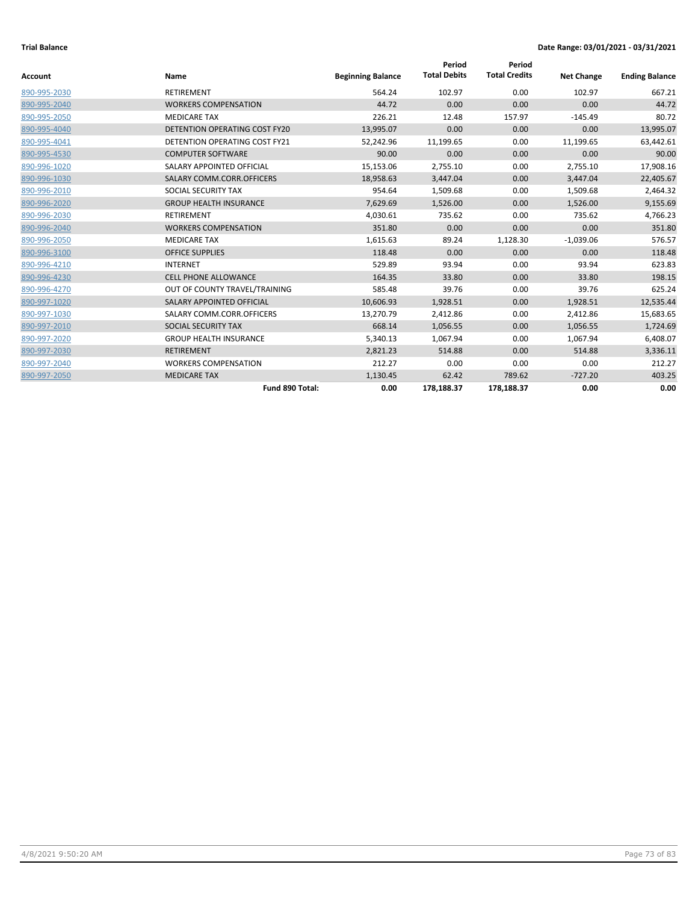**Trial Balance** — **Date Range: 03/01/2021 - 03/31/2021**

| Account | Name | Beginning Balance | Period Total Debits | Period Total Credits | Net Change | Ending Balance |
|---|---|---|---|---|---|---|
| 890-995-2030 | RETIREMENT | 564.24 | 102.97 | 0.00 | 102.97 | 667.21 |
| 890-995-2040 | WORKERS COMPENSATION | 44.72 | 0.00 | 0.00 | 0.00 | 44.72 |
| 890-995-2050 | MEDICARE TAX | 226.21 | 12.48 | 157.97 | -145.49 | 80.72 |
| 890-995-4040 | DETENTION OPERATING COST FY20 | 13,995.07 | 0.00 | 0.00 | 0.00 | 13,995.07 |
| 890-995-4041 | DETENTION OPERATING COST FY21 | 52,242.96 | 11,199.65 | 0.00 | 11,199.65 | 63,442.61 |
| 890-995-4530 | COMPUTER SOFTWARE | 90.00 | 0.00 | 0.00 | 0.00 | 90.00 |
| 890-996-1020 | SALARY APPOINTED OFFICIAL | 15,153.06 | 2,755.10 | 0.00 | 2,755.10 | 17,908.16 |
| 890-996-1030 | SALARY COMM.CORR.OFFICERS | 18,958.63 | 3,447.04 | 0.00 | 3,447.04 | 22,405.67 |
| 890-996-2010 | SOCIAL SECURITY TAX | 954.64 | 1,509.68 | 0.00 | 1,509.68 | 2,464.32 |
| 890-996-2020 | GROUP HEALTH INSURANCE | 7,629.69 | 1,526.00 | 0.00 | 1,526.00 | 9,155.69 |
| 890-996-2030 | RETIREMENT | 4,030.61 | 735.62 | 0.00 | 735.62 | 4,766.23 |
| 890-996-2040 | WORKERS COMPENSATION | 351.80 | 0.00 | 0.00 | 0.00 | 351.80 |
| 890-996-2050 | MEDICARE TAX | 1,615.63 | 89.24 | 1,128.30 | -1,039.06 | 576.57 |
| 890-996-3100 | OFFICE SUPPLIES | 118.48 | 0.00 | 0.00 | 0.00 | 118.48 |
| 890-996-4210 | INTERNET | 529.89 | 93.94 | 0.00 | 93.94 | 623.83 |
| 890-996-4230 | CELL PHONE ALLOWANCE | 164.35 | 33.80 | 0.00 | 33.80 | 198.15 |
| 890-996-4270 | OUT OF COUNTY TRAVEL/TRAINING | 585.48 | 39.76 | 0.00 | 39.76 | 625.24 |
| 890-997-1020 | SALARY APPOINTED OFFICIAL | 10,606.93 | 1,928.51 | 0.00 | 1,928.51 | 12,535.44 |
| 890-997-1030 | SALARY COMM.CORR.OFFICERS | 13,270.79 | 2,412.86 | 0.00 | 2,412.86 | 15,683.65 |
| 890-997-2010 | SOCIAL SECURITY TAX | 668.14 | 1,056.55 | 0.00 | 1,056.55 | 1,724.69 |
| 890-997-2020 | GROUP HEALTH INSURANCE | 5,340.13 | 1,067.94 | 0.00 | 1,067.94 | 6,408.07 |
| 890-997-2030 | RETIREMENT | 2,821.23 | 514.88 | 0.00 | 514.88 | 3,336.11 |
| 890-997-2040 | WORKERS COMPENSATION | 212.27 | 0.00 | 0.00 | 0.00 | 212.27 |
| 890-997-2050 | MEDICARE TAX | 1,130.45 | 62.42 | 789.62 | -727.20 | 403.25 |
| | **Fund 890 Total:** | **0.00** | **178,188.37** | **178,188.37** | **0.00** | **0.00** |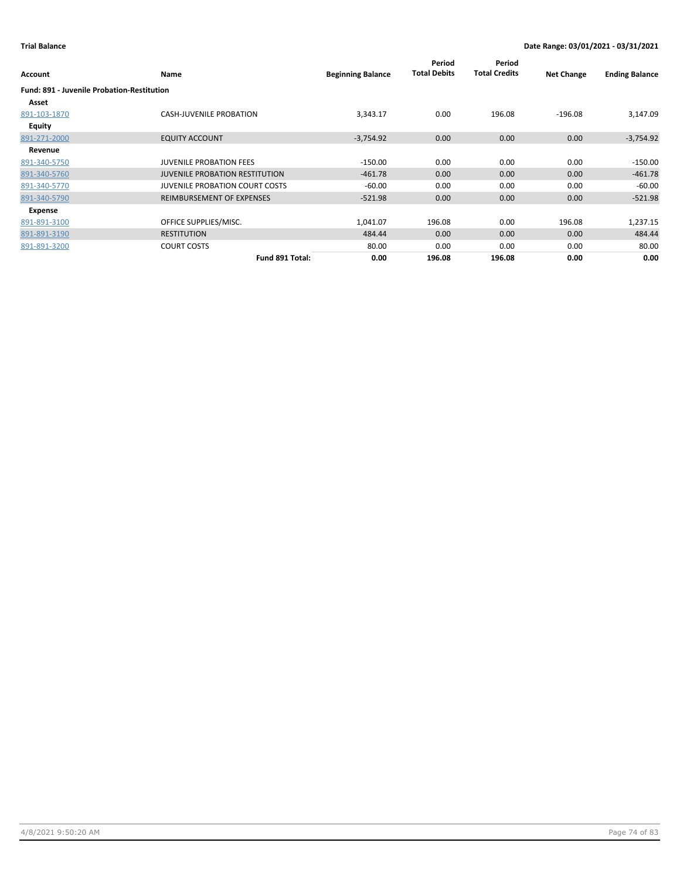**Trial Balance** | **Date Range: 03/01/2021 - 03/31/2021**

| Account | Name | Beginning Balance | Period Total Debits | Period Total Credits | Net Change | Ending Balance |
|---|---|---|---|---|---|---|
| **Fund: 891 - Juvenile Probation-Restitution** | | | | | | |
| **Asset** | | | | | | |
| 891-103-1870 | CASH-JUVENILE PROBATION | 3,343.17 | 0.00 | 196.08 | -196.08 | 3,147.09 |
| **Equity** | | | | | | |
| 891-271-2000 | EQUITY ACCOUNT | -3,754.92 | 0.00 | 0.00 | 0.00 | -3,754.92 |
| **Revenue** | | | | | | |
| 891-340-5750 | JUVENILE PROBATION FEES | -150.00 | 0.00 | 0.00 | 0.00 | -150.00 |
| 891-340-5760 | JUVENILE PROBATION RESTITUTION | -461.78 | 0.00 | 0.00 | 0.00 | -461.78 |
| 891-340-5770 | JUVENILE PROBATION COURT COSTS | -60.00 | 0.00 | 0.00 | 0.00 | -60.00 |
| 891-340-5790 | REIMBURSEMENT OF EXPENSES | -521.98 | 0.00 | 0.00 | 0.00 | -521.98 |
| **Expense** | | | | | | |
| 891-891-3100 | OFFICE SUPPLIES/MISC. | 1,041.07 | 196.08 | 0.00 | 196.08 | 1,237.15 |
| 891-891-3190 | RESTITUTION | 484.44 | 0.00 | 0.00 | 0.00 | 484.44 |
| 891-891-3200 | COURT COSTS | 80.00 | 0.00 | 0.00 | 0.00 | 80.00 |
| | **Fund 891 Total:** | **0.00** | **196.08** | **196.08** | **0.00** | **0.00** |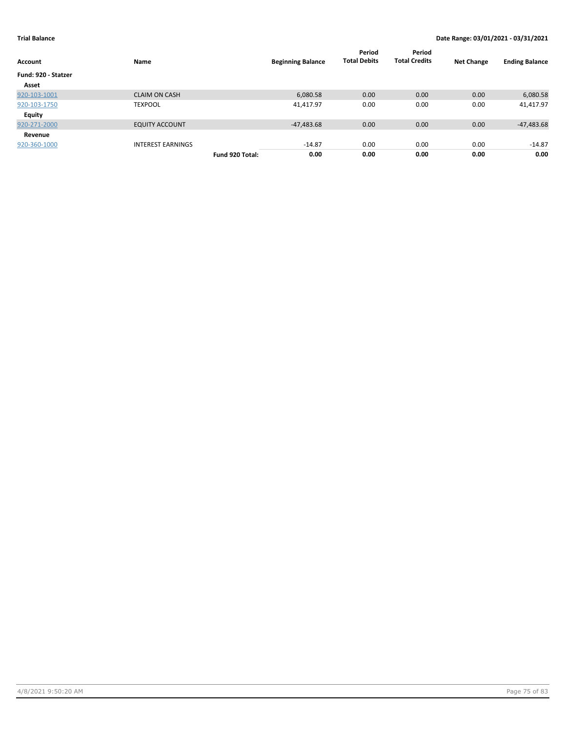**Trial Balance** **Date Range: 03/01/2021 - 03/31/2021**

| Account | Name | | Beginning Balance | Period Total Debits | Period Total Credits | Net Change | Ending Balance |
|---|---|---|---|---|---|---|---|
| **Fund: 920 - Statzer** | | | | | | | |
| **Asset** | | | | | | | |
| 920-103-1001 | CLAIM ON CASH | | 6,080.58 | 0.00 | 0.00 | 0.00 | 6,080.58 |
| 920-103-1750 | TEXPOOL | | 41,417.97 | 0.00 | 0.00 | 0.00 | 41,417.97 |
| **Equity** | | | | | | | |
| 920-271-2000 | EQUITY ACCOUNT | | -47,483.68 | 0.00 | 0.00 | 0.00 | -47,483.68 |
| **Revenue** | | | | | | | |
| 920-360-1000 | INTEREST EARNINGS | | -14.87 | 0.00 | 0.00 | 0.00 | -14.87 |
| | | **Fund 920 Total:** | **0.00** | **0.00** | **0.00** | **0.00** | **0.00** |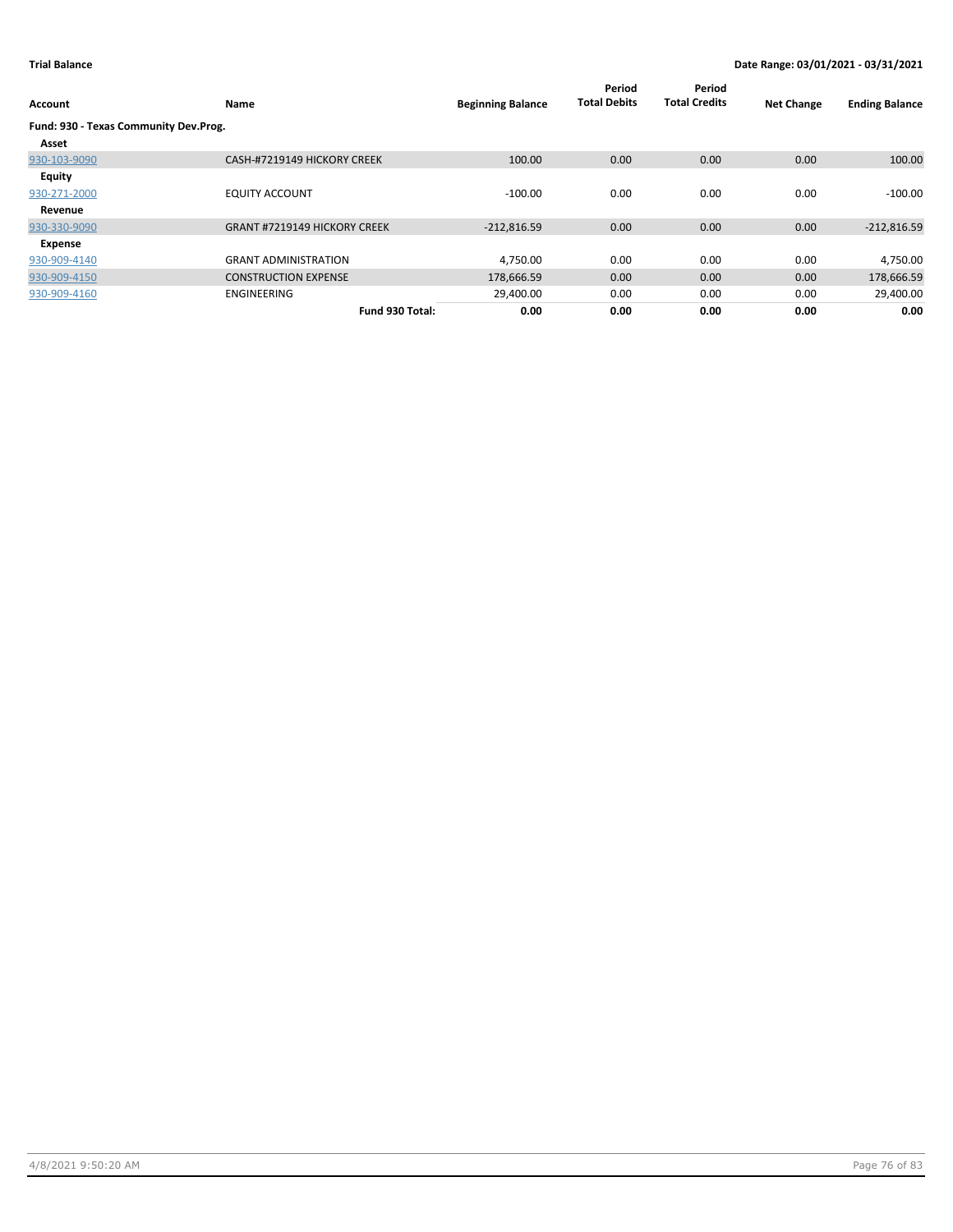**Trial Balance** **Date Range: 03/01/2021 - 03/31/2021**

| Account | Name | Beginning Balance | Period Total Debits | Period Total Credits | Net Change | Ending Balance |
|---|---|---|---|---|---|---|
| **Fund: 930 - Texas Community Dev.Prog.** | | | | | | |
| **Asset** | | | | | | |
| 930-103-9090 | CASH-#7219149 HICKORY CREEK | 100.00 | 0.00 | 0.00 | 0.00 | 100.00 |
| **Equity** | | | | | | |
| 930-271-2000 | EQUITY ACCOUNT | -100.00 | 0.00 | 0.00 | 0.00 | -100.00 |
| **Revenue** | | | | | | |
| 930-330-9090 | GRANT #7219149 HICKORY CREEK | -212,816.59 | 0.00 | 0.00 | 0.00 | -212,816.59 |
| **Expense** | | | | | | |
| 930-909-4140 | GRANT ADMINISTRATION | 4,750.00 | 0.00 | 0.00 | 0.00 | 4,750.00 |
| 930-909-4150 | CONSTRUCTION EXPENSE | 178,666.59 | 0.00 | 0.00 | 0.00 | 178,666.59 |
| 930-909-4160 | ENGINEERING | 29,400.00 | 0.00 | 0.00 | 0.00 | 29,400.00 |
| | **Fund 930 Total:** | **0.00** | **0.00** | **0.00** | **0.00** | **0.00** |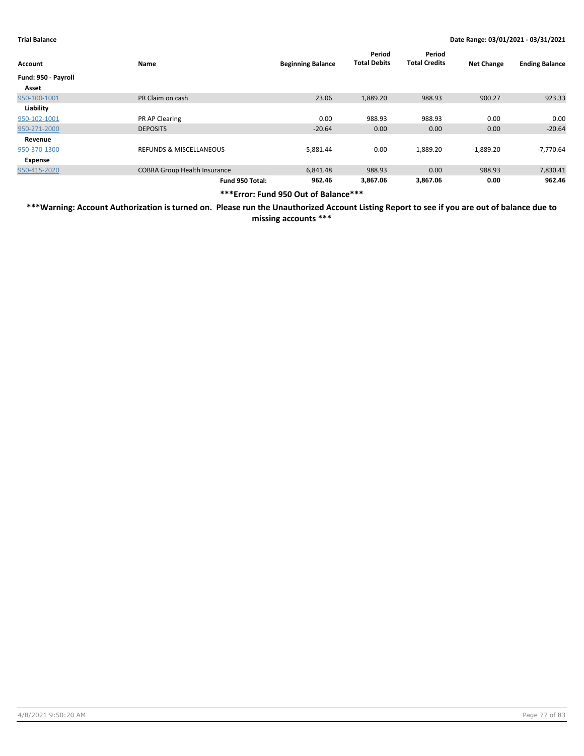**Trial Balance** **Date Range: 03/01/2021 - 03/31/2021**

| Account | Name | Beginning Balance | Period Total Debits | Period Total Credits | Net Change | Ending Balance |
|---|---|---|---|---|---|---|
| **Fund: 950 - Payroll** | | | | | | |
| **Asset** | | | | | | |
| 950-100-1001 | PR Claim on cash | 23.06 | 1,889.20 | 988.93 | 900.27 | 923.33 |
| **Liability** | | | | | | |
| 950-102-1001 | PR AP Clearing | 0.00 | 988.93 | 988.93 | 0.00 | 0.00 |
| 950-271-2000 | DEPOSITS | -20.64 | 0.00 | 0.00 | 0.00 | -20.64 |
| **Revenue** | | | | | | |
| 950-370-1300 | REFUNDS & MISCELLANEOUS | -5,881.44 | 0.00 | 1,889.20 | -1,889.20 | -7,770.64 |
| **Expense** | | | | | | |
| 950-415-2020 | COBRA Group Health Insurance | 6,841.48 | 988.93 | 0.00 | 988.93 | 7,830.41 |
| | **Fund 950 Total:** | **962.46** | **3,867.06** | **3,867.06** | **0.00** | **962.46** |

**\*\*\*Error: Fund 950 Out of Balance\*\*\***

**\*\*\*Warning: Account Authorization is turned on. Please run the Unauthorized Account Listing Report to see if you are out of balance due to missing accounts \*\*\***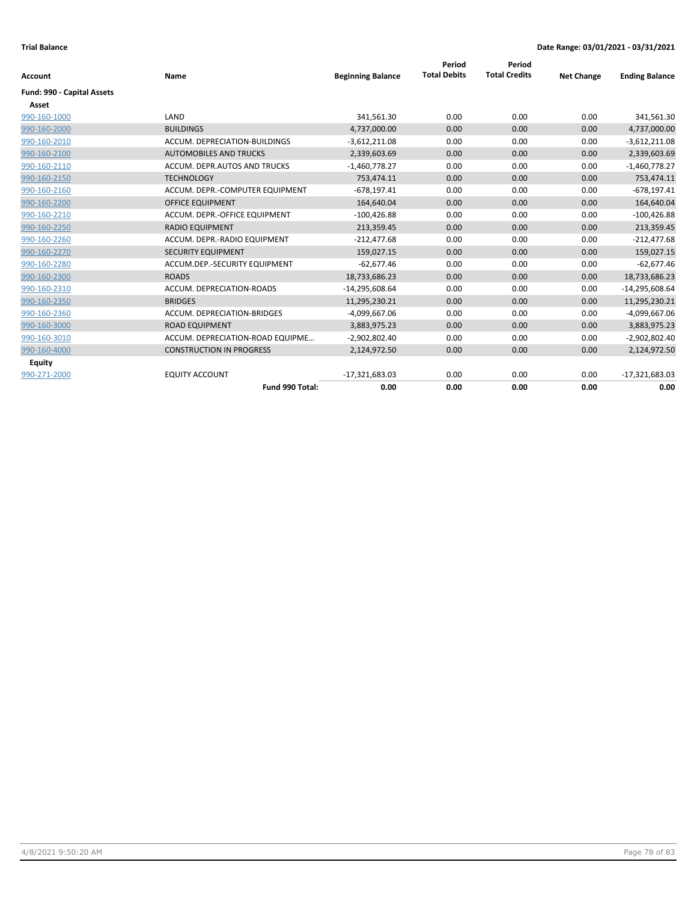**Trial Balance** | **Date Range: 03/01/2021 - 03/31/2021**

| Account | Name | Beginning Balance | Period Total Debits | Period Total Credits | Net Change | Ending Balance |
|---|---|---|---|---|---|---|
| **Fund: 990 - Capital Assets** | | | | | | |
| **Asset** | | | | | | |
| 990-160-1000 | LAND | 341,561.30 | 0.00 | 0.00 | 0.00 | 341,561.30 |
| 990-160-2000 | BUILDINGS | 4,737,000.00 | 0.00 | 0.00 | 0.00 | 4,737,000.00 |
| 990-160-2010 | ACCUM. DEPRECIATION-BUILDINGS | -3,612,211.08 | 0.00 | 0.00 | 0.00 | -3,612,211.08 |
| 990-160-2100 | AUTOMOBILES AND TRUCKS | 2,339,603.69 | 0.00 | 0.00 | 0.00 | 2,339,603.69 |
| 990-160-2110 | ACCUM. DEPR.AUTOS AND TRUCKS | -1,460,778.27 | 0.00 | 0.00 | 0.00 | -1,460,778.27 |
| 990-160-2150 | TECHNOLOGY | 753,474.11 | 0.00 | 0.00 | 0.00 | 753,474.11 |
| 990-160-2160 | ACCUM. DEPR.-COMPUTER EQUIPMENT | -678,197.41 | 0.00 | 0.00 | 0.00 | -678,197.41 |
| 990-160-2200 | OFFICE EQUIPMENT | 164,640.04 | 0.00 | 0.00 | 0.00 | 164,640.04 |
| 990-160-2210 | ACCUM. DEPR.-OFFICE EQUIPMENT | -100,426.88 | 0.00 | 0.00 | 0.00 | -100,426.88 |
| 990-160-2250 | RADIO EQUIPMENT | 213,359.45 | 0.00 | 0.00 | 0.00 | 213,359.45 |
| 990-160-2260 | ACCUM. DEPR.-RADIO EQUIPMENT | -212,477.68 | 0.00 | 0.00 | 0.00 | -212,477.68 |
| 990-160-2270 | SECURITY EQUIPMENT | 159,027.15 | 0.00 | 0.00 | 0.00 | 159,027.15 |
| 990-160-2280 | ACCUM.DEP.-SECURITY EQUIPMENT | -62,677.46 | 0.00 | 0.00 | 0.00 | -62,677.46 |
| 990-160-2300 | ROADS | 18,733,686.23 | 0.00 | 0.00 | 0.00 | 18,733,686.23 |
| 990-160-2310 | ACCUM. DEPRECIATION-ROADS | -14,295,608.64 | 0.00 | 0.00 | 0.00 | -14,295,608.64 |
| 990-160-2350 | BRIDGES | 11,295,230.21 | 0.00 | 0.00 | 0.00 | 11,295,230.21 |
| 990-160-2360 | ACCUM. DEPRECIATION-BRIDGES | -4,099,667.06 | 0.00 | 0.00 | 0.00 | -4,099,667.06 |
| 990-160-3000 | ROAD EQUIPMENT | 3,883,975.23 | 0.00 | 0.00 | 0.00 | 3,883,975.23 |
| 990-160-3010 | ACCUM. DEPRECIATION-ROAD EQUIPME... | -2,902,802.40 | 0.00 | 0.00 | 0.00 | -2,902,802.40 |
| 990-160-4000 | CONSTRUCTION IN PROGRESS | 2,124,972.50 | 0.00 | 0.00 | 0.00 | 2,124,972.50 |
| **Equity** | | | | | | |
| 990-271-2000 | EQUITY ACCOUNT | -17,321,683.03 | 0.00 | 0.00 | 0.00 | -17,321,683.03 |
| | **Fund 990 Total:** | **0.00** | **0.00** | **0.00** | **0.00** | **0.00** |

4/8/2021 9:50:20 AM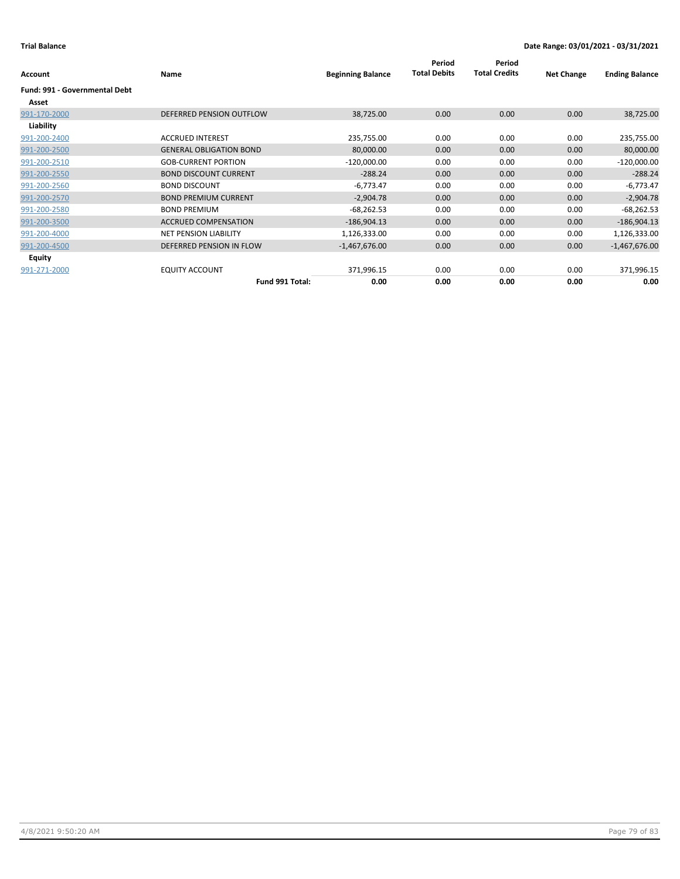**Trial Balance** **Date Range: 03/01/2021 - 03/31/2021**

| Account | Name | Beginning Balance | Period Total Debits | Period Total Credits | Net Change | Ending Balance |
|---|---|---|---|---|---|---|
| **Fund: 991 - Governmental Debt** | | | | | | |
| **Asset** | | | | | | |
| 991-170-2000 | DEFERRED PENSION OUTFLOW | 38,725.00 | 0.00 | 0.00 | 0.00 | 38,725.00 |
| **Liability** | | | | | | |
| 991-200-2400 | ACCRUED INTEREST | 235,755.00 | 0.00 | 0.00 | 0.00 | 235,755.00 |
| 991-200-2500 | GENERAL OBLIGATION BOND | 80,000.00 | 0.00 | 0.00 | 0.00 | 80,000.00 |
| 991-200-2510 | GOB-CURRENT PORTION | -120,000.00 | 0.00 | 0.00 | 0.00 | -120,000.00 |
| 991-200-2550 | BOND DISCOUNT CURRENT | -288.24 | 0.00 | 0.00 | 0.00 | -288.24 |
| 991-200-2560 | BOND DISCOUNT | -6,773.47 | 0.00 | 0.00 | 0.00 | -6,773.47 |
| 991-200-2570 | BOND PREMIUM CURRENT | -2,904.78 | 0.00 | 0.00 | 0.00 | -2,904.78 |
| 991-200-2580 | BOND PREMIUM | -68,262.53 | 0.00 | 0.00 | 0.00 | -68,262.53 |
| 991-200-3500 | ACCRUED COMPENSATION | -186,904.13 | 0.00 | 0.00 | 0.00 | -186,904.13 |
| 991-200-4000 | NET PENSION LIABILITY | 1,126,333.00 | 0.00 | 0.00 | 0.00 | 1,126,333.00 |
| 991-200-4500 | DEFERRED PENSION IN FLOW | -1,467,676.00 | 0.00 | 0.00 | 0.00 | -1,467,676.00 |
| **Equity** | | | | | | |
| 991-271-2000 | EQUITY ACCOUNT | 371,996.15 | 0.00 | 0.00 | 0.00 | 371,996.15 |
| | **Fund 991 Total:** | **0.00** | **0.00** | **0.00** | **0.00** | **0.00** |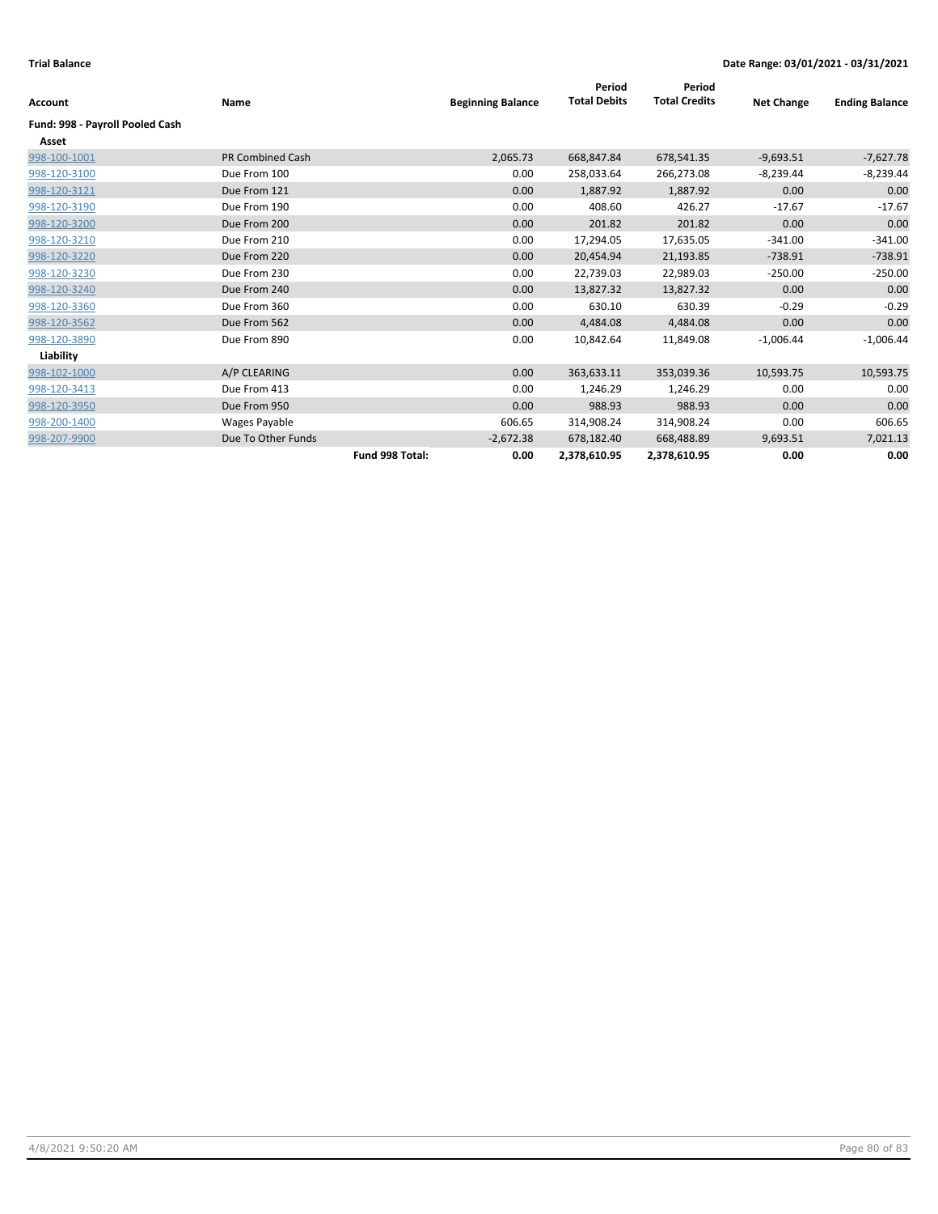**Trial Balance** — **Date Range: 03/01/2021 - 03/31/2021**

| Account | Name | | Beginning Balance | Period Total Debits | Period Total Credits | Net Change | Ending Balance |
|---|---|---|---|---|---|---|---|
| **Fund: 998 - Payroll Pooled Cash** | | | | | | | |
| **Asset** | | | | | | | |
| 998-100-1001 | PR Combined Cash | | 2,065.73 | 668,847.84 | 678,541.35 | -9,693.51 | -7,627.78 |
| 998-120-3100 | Due From 100 | | 0.00 | 258,033.64 | 266,273.08 | -8,239.44 | -8,239.44 |
| 998-120-3121 | Due From 121 | | 0.00 | 1,887.92 | 1,887.92 | 0.00 | 0.00 |
| 998-120-3190 | Due From 190 | | 0.00 | 408.60 | 426.27 | -17.67 | -17.67 |
| 998-120-3200 | Due From 200 | | 0.00 | 201.82 | 201.82 | 0.00 | 0.00 |
| 998-120-3210 | Due From 210 | | 0.00 | 17,294.05 | 17,635.05 | -341.00 | -341.00 |
| 998-120-3220 | Due From 220 | | 0.00 | 20,454.94 | 21,193.85 | -738.91 | -738.91 |
| 998-120-3230 | Due From 230 | | 0.00 | 22,739.03 | 22,989.03 | -250.00 | -250.00 |
| 998-120-3240 | Due From 240 | | 0.00 | 13,827.32 | 13,827.32 | 0.00 | 0.00 |
| 998-120-3360 | Due From 360 | | 0.00 | 630.10 | 630.39 | -0.29 | -0.29 |
| 998-120-3562 | Due From 562 | | 0.00 | 4,484.08 | 4,484.08 | 0.00 | 0.00 |
| 998-120-3890 | Due From 890 | | 0.00 | 10,842.64 | 11,849.08 | -1,006.44 | -1,006.44 |
| **Liability** | | | | | | | |
| 998-102-1000 | A/P CLEARING | | 0.00 | 363,633.11 | 353,039.36 | 10,593.75 | 10,593.75 |
| 998-120-3413 | Due From 413 | | 0.00 | 1,246.29 | 1,246.29 | 0.00 | 0.00 |
| 998-120-3950 | Due From 950 | | 0.00 | 988.93 | 988.93 | 0.00 | 0.00 |
| 998-200-1400 | Wages Payable | | 606.65 | 314,908.24 | 314,908.24 | 0.00 | 606.65 |
| 998-207-9900 | Due To Other Funds | | -2,672.38 | 678,182.40 | 668,488.89 | 9,693.51 | 7,021.13 |
| | | **Fund 998 Total:** | **0.00** | **2,378,610.95** | **2,378,610.95** | **0.00** | **0.00** |

4/8/2021 9:50:20 AM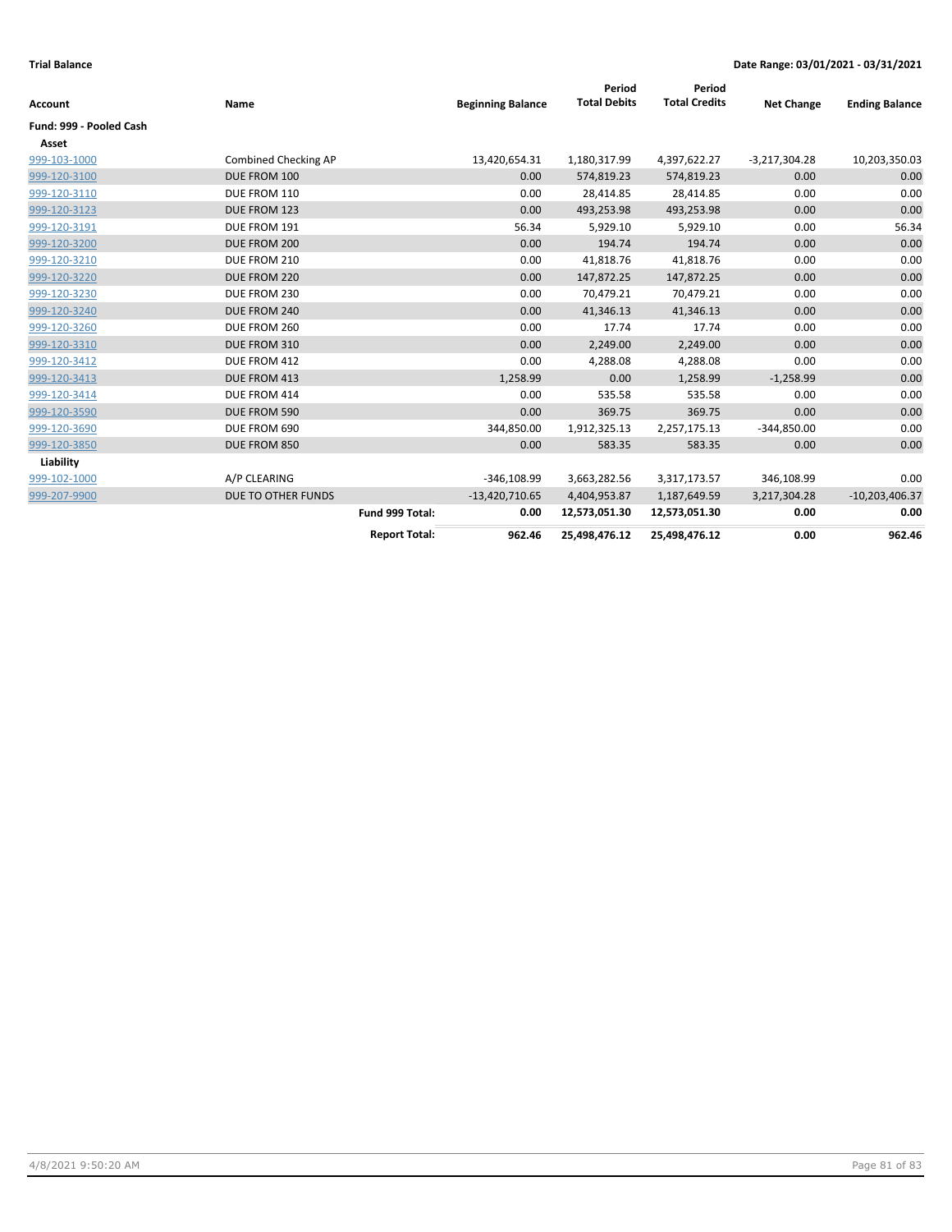**Trial Balance** | **Date Range: 03/01/2021 - 03/31/2021**

| Account | Name | Beginning Balance | Period Total Debits | Period Total Credits | Net Change | Ending Balance |
|---|---|---|---|---|---|---|
| **Fund: 999 - Pooled Cash** | | | | | | |
| **Asset** | | | | | | |
| 999-103-1000 | Combined Checking AP | 13,420,654.31 | 1,180,317.99 | 4,397,622.27 | -3,217,304.28 | 10,203,350.03 |
| 999-120-3100 | DUE FROM 100 | 0.00 | 574,819.23 | 574,819.23 | 0.00 | 0.00 |
| 999-120-3110 | DUE FROM 110 | 0.00 | 28,414.85 | 28,414.85 | 0.00 | 0.00 |
| 999-120-3123 | DUE FROM 123 | 0.00 | 493,253.98 | 493,253.98 | 0.00 | 0.00 |
| 999-120-3191 | DUE FROM 191 | 56.34 | 5,929.10 | 5,929.10 | 0.00 | 56.34 |
| 999-120-3200 | DUE FROM 200 | 0.00 | 194.74 | 194.74 | 0.00 | 0.00 |
| 999-120-3210 | DUE FROM 210 | 0.00 | 41,818.76 | 41,818.76 | 0.00 | 0.00 |
| 999-120-3220 | DUE FROM 220 | 0.00 | 147,872.25 | 147,872.25 | 0.00 | 0.00 |
| 999-120-3230 | DUE FROM 230 | 0.00 | 70,479.21 | 70,479.21 | 0.00 | 0.00 |
| 999-120-3240 | DUE FROM 240 | 0.00 | 41,346.13 | 41,346.13 | 0.00 | 0.00 |
| 999-120-3260 | DUE FROM 260 | 0.00 | 17.74 | 17.74 | 0.00 | 0.00 |
| 999-120-3310 | DUE FROM 310 | 0.00 | 2,249.00 | 2,249.00 | 0.00 | 0.00 |
| 999-120-3412 | DUE FROM 412 | 0.00 | 4,288.08 | 4,288.08 | 0.00 | 0.00 |
| 999-120-3413 | DUE FROM 413 | 1,258.99 | 0.00 | 1,258.99 | -1,258.99 | 0.00 |
| 999-120-3414 | DUE FROM 414 | 0.00 | 535.58 | 535.58 | 0.00 | 0.00 |
| 999-120-3590 | DUE FROM 590 | 0.00 | 369.75 | 369.75 | 0.00 | 0.00 |
| 999-120-3690 | DUE FROM 690 | 344,850.00 | 1,912,325.13 | 2,257,175.13 | -344,850.00 | 0.00 |
| 999-120-3850 | DUE FROM 850 | 0.00 | 583.35 | 583.35 | 0.00 | 0.00 |
| **Liability** | | | | | | |
| 999-102-1000 | A/P CLEARING | -346,108.99 | 3,663,282.56 | 3,317,173.57 | 346,108.99 | 0.00 |
| 999-207-9900 | DUE TO OTHER FUNDS | -13,420,710.65 | 4,404,953.87 | 1,187,649.59 | 3,217,304.28 | -10,203,406.37 |
| | **Fund 999 Total:** | **0.00** | **12,573,051.30** | **12,573,051.30** | **0.00** | **0.00** |
| | **Report Total:** | **962.46** | **25,498,476.12** | **25,498,476.12** | **0.00** | **962.46** |

4/8/2021 9:50:20 AM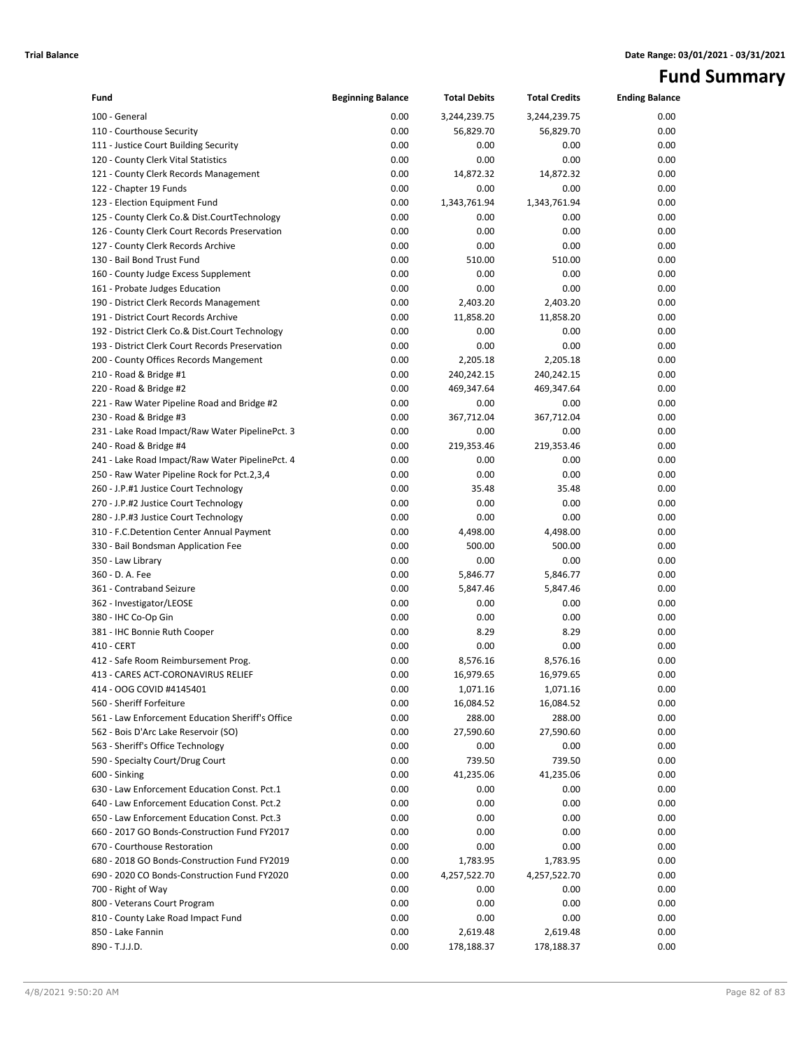# Fund Summary

| Fund | Beginning Balance | Total Debits | Total Credits | Ending Balance |
|---|---|---|---|---|
| 100 - General | 0.00 | 3,244,239.75 | 3,244,239.75 | 0.00 |
| 110 - Courthouse Security | 0.00 | 56,829.70 | 56,829.70 | 0.00 |
| 111 - Justice Court Building Security | 0.00 | 0.00 | 0.00 | 0.00 |
| 120 - County Clerk Vital Statistics | 0.00 | 0.00 | 0.00 | 0.00 |
| 121 - County Clerk Records Management | 0.00 | 14,872.32 | 14,872.32 | 0.00 |
| 122 - Chapter 19 Funds | 0.00 | 0.00 | 0.00 | 0.00 |
| 123 - Election Equipment Fund | 0.00 | 1,343,761.94 | 1,343,761.94 | 0.00 |
| 125 - County Clerk Co.& Dist.CourtTechnology | 0.00 | 0.00 | 0.00 | 0.00 |
| 126 - County Clerk Court Records Preservation | 0.00 | 0.00 | 0.00 | 0.00 |
| 127 - County Clerk Records Archive | 0.00 | 0.00 | 0.00 | 0.00 |
| 130 - Bail Bond Trust Fund | 0.00 | 510.00 | 510.00 | 0.00 |
| 160 - County Judge Excess Supplement | 0.00 | 0.00 | 0.00 | 0.00 |
| 161 - Probate Judges Education | 0.00 | 0.00 | 0.00 | 0.00 |
| 190 - District Clerk Records Management | 0.00 | 2,403.20 | 2,403.20 | 0.00 |
| 191 - District Court Records Archive | 0.00 | 11,858.20 | 11,858.20 | 0.00 |
| 192 - District Clerk Co.& Dist.Court Technology | 0.00 | 0.00 | 0.00 | 0.00 |
| 193 - District Clerk Court Records Preservation | 0.00 | 0.00 | 0.00 | 0.00 |
| 200 - County Offices Records Mangement | 0.00 | 2,205.18 | 2,205.18 | 0.00 |
| 210 - Road & Bridge #1 | 0.00 | 240,242.15 | 240,242.15 | 0.00 |
| 220 - Road & Bridge #2 | 0.00 | 469,347.64 | 469,347.64 | 0.00 |
| 221 - Raw Water Pipeline Road and Bridge #2 | 0.00 | 0.00 | 0.00 | 0.00 |
| 230 - Road & Bridge #3 | 0.00 | 367,712.04 | 367,712.04 | 0.00 |
| 231 - Lake Road Impact/Raw Water PipelinePct. 3 | 0.00 | 0.00 | 0.00 | 0.00 |
| 240 - Road & Bridge #4 | 0.00 | 219,353.46 | 219,353.46 | 0.00 |
| 241 - Lake Road Impact/Raw Water PipelinePct. 4 | 0.00 | 0.00 | 0.00 | 0.00 |
| 250 - Raw Water Pipeline Rock for Pct.2,3,4 | 0.00 | 0.00 | 0.00 | 0.00 |
| 260 - J.P.#1 Justice Court Technology | 0.00 | 35.48 | 35.48 | 0.00 |
| 270 - J.P.#2 Justice Court Technology | 0.00 | 0.00 | 0.00 | 0.00 |
| 280 - J.P.#3 Justice Court Technology | 0.00 | 0.00 | 0.00 | 0.00 |
| 310 - F.C.Detention Center Annual Payment | 0.00 | 4,498.00 | 4,498.00 | 0.00 |
| 330 - Bail Bondsman Application Fee | 0.00 | 500.00 | 500.00 | 0.00 |
| 350 - Law Library | 0.00 | 0.00 | 0.00 | 0.00 |
| 360 - D. A. Fee | 0.00 | 5,846.77 | 5,846.77 | 0.00 |
| 361 - Contraband Seizure | 0.00 | 5,847.46 | 5,847.46 | 0.00 |
| 362 - Investigator/LEOSE | 0.00 | 0.00 | 0.00 | 0.00 |
| 380 - IHC Co-Op Gin | 0.00 | 0.00 | 0.00 | 0.00 |
| 381 - IHC Bonnie Ruth Cooper | 0.00 | 8.29 | 8.29 | 0.00 |
| 410 - CERT | 0.00 | 0.00 | 0.00 | 0.00 |
| 412 - Safe Room Reimbursement Prog. | 0.00 | 8,576.16 | 8,576.16 | 0.00 |
| 413 - CARES ACT-CORONAVIRUS RELIEF | 0.00 | 16,979.65 | 16,979.65 | 0.00 |
| 414 - OOG COVID #4145401 | 0.00 | 1,071.16 | 1,071.16 | 0.00 |
| 560 - Sheriff Forfeiture | 0.00 | 16,084.52 | 16,084.52 | 0.00 |
| 561 - Law Enforcement Education Sheriff's Office | 0.00 | 288.00 | 288.00 | 0.00 |
| 562 - Bois D'Arc Lake Reservoir (SO) | 0.00 | 27,590.60 | 27,590.60 | 0.00 |
| 563 - Sheriff's Office Technology | 0.00 | 0.00 | 0.00 | 0.00 |
| 590 - Specialty Court/Drug Court | 0.00 | 739.50 | 739.50 | 0.00 |
| 600 - Sinking | 0.00 | 41,235.06 | 41,235.06 | 0.00 |
| 630 - Law Enforcement Education Const. Pct.1 | 0.00 | 0.00 | 0.00 | 0.00 |
| 640 - Law Enforcement Education Const. Pct.2 | 0.00 | 0.00 | 0.00 | 0.00 |
| 650 - Law Enforcement Education Const. Pct.3 | 0.00 | 0.00 | 0.00 | 0.00 |
| 660 - 2017 GO Bonds-Construction Fund FY2017 | 0.00 | 0.00 | 0.00 | 0.00 |
| 670 - Courthouse Restoration | 0.00 | 0.00 | 0.00 | 0.00 |
| 680 - 2018 GO Bonds-Construction Fund FY2019 | 0.00 | 1,783.95 | 1,783.95 | 0.00 |
| 690 - 2020 CO Bonds-Construction Fund FY2020 | 0.00 | 4,257,522.70 | 4,257,522.70 | 0.00 |
| 700 - Right of Way | 0.00 | 0.00 | 0.00 | 0.00 |
| 800 - Veterans Court Program | 0.00 | 0.00 | 0.00 | 0.00 |
| 810 - County Lake Road Impact Fund | 0.00 | 0.00 | 0.00 | 0.00 |
| 850 - Lake Fannin | 0.00 | 2,619.48 | 2,619.48 | 0.00 |
| 890 - T.J.J.D. | 0.00 | 178,188.37 | 178,188.37 | 0.00 |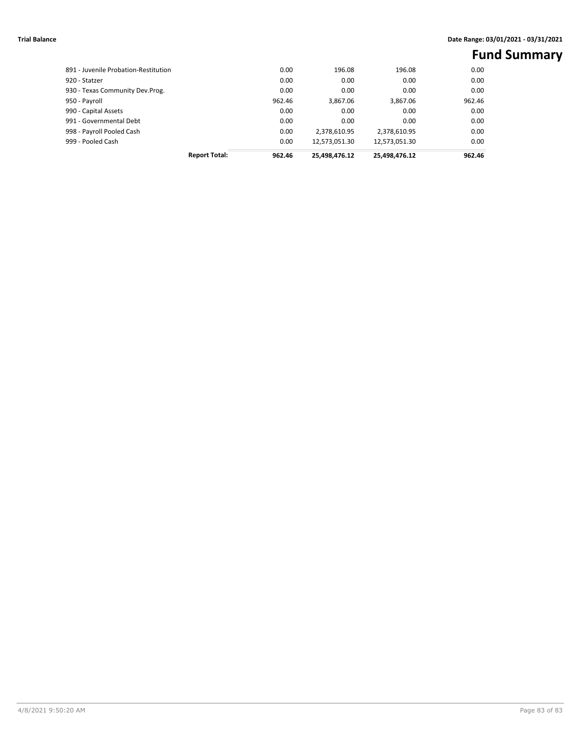# Fund Summary

| | | | | |
|---|---|---|---|---|
| 891 - Juvenile Probation-Restitution | 0.00 | 196.08 | 196.08 | 0.00 |
| 920 - Statzer | 0.00 | 0.00 | 0.00 | 0.00 |
| 930 - Texas Community Dev.Prog. | 0.00 | 0.00 | 0.00 | 0.00 |
| 950 - Payroll | 962.46 | 3,867.06 | 3,867.06 | 962.46 |
| 990 - Capital Assets | 0.00 | 0.00 | 0.00 | 0.00 |
| 991 - Governmental Debt | 0.00 | 0.00 | 0.00 | 0.00 |
| 998 - Payroll Pooled Cash | 0.00 | 2,378,610.95 | 2,378,610.95 | 0.00 |
| 999 - Pooled Cash | 0.00 | 12,573,051.30 | 12,573,051.30 | 0.00 |
| **Report Total:** | **962.46** | **25,498,476.12** | **25,498,476.12** | **962.46** |